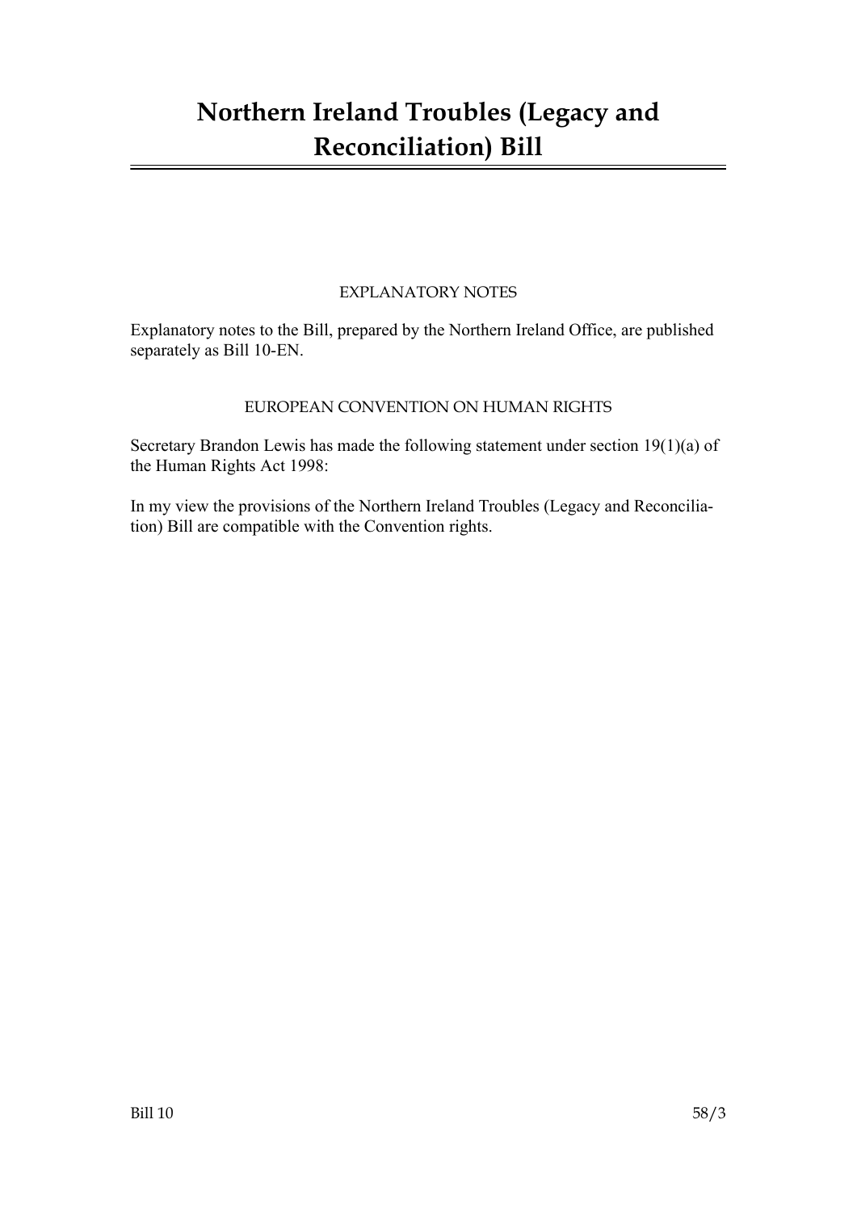# Northern Ireland Troubles (Legacy and Reconciliation) Bill

EXPLANATORY NOTES

Explanatory notes to the Bill, prepared by the Northern Ireland Office, are published separately as Bill 10-EN.

EUROPEAN CONVENTION ON HUMAN RIGHTS

Secretary Brandon Lewis has made the following statement under section 19(1)(a) of the Human Rights Act 1998:

In my view the provisions of the Northern Ireland Troubles (Legacy and Reconciliation) Bill are compatible with the Convention rights.

Bill 10 58/3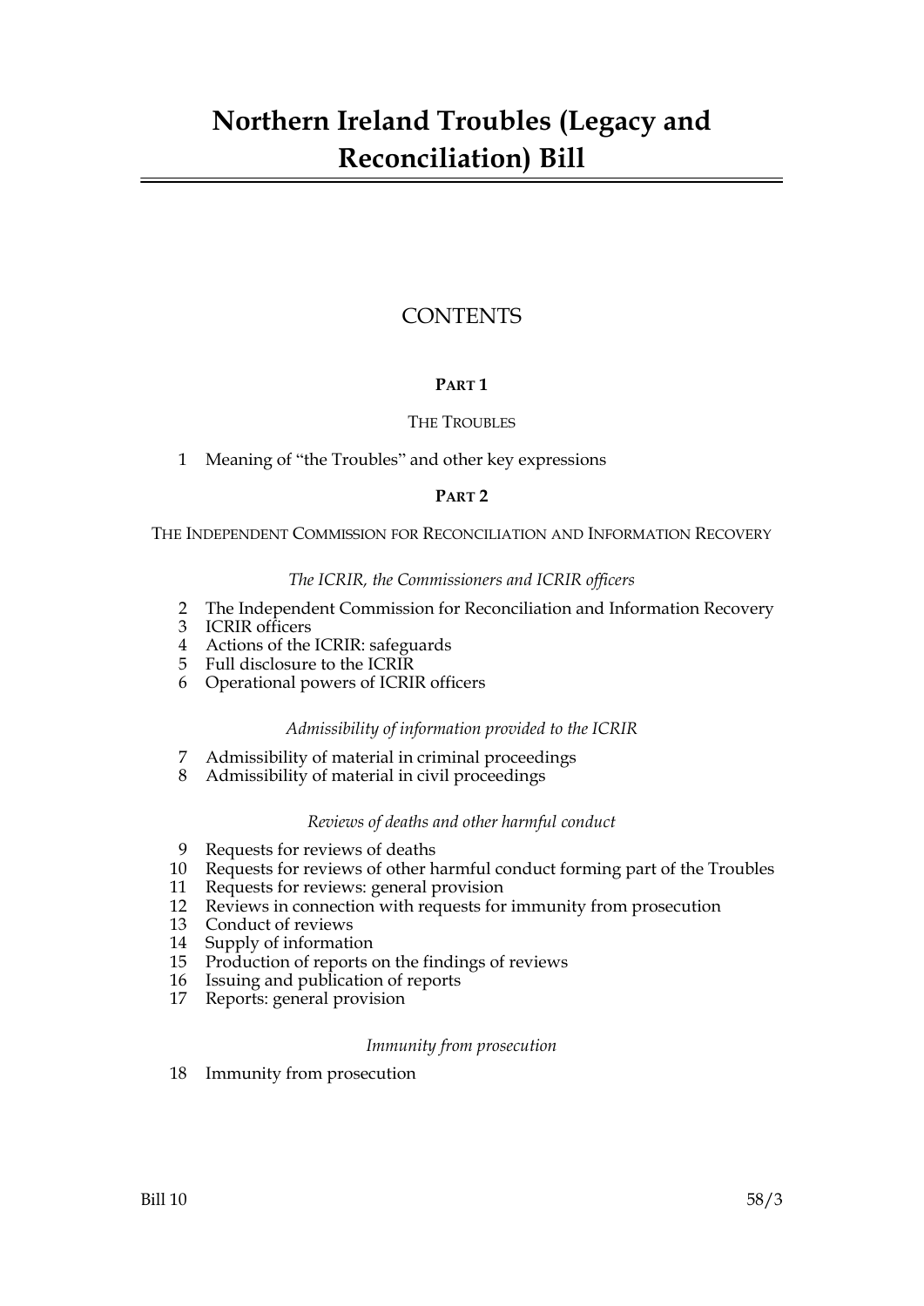# Northern Ireland Troubles (Legacy and Reconciliation) Bill

## CONTENTS

### PART 1

THE TROUBLES

1 Meaning of "the Troubles" and other key expressions

### PART 2

THE INDEPENDENT COMMISSION FOR RECONCILIATION AND INFORMATION RECOVERY

*The ICRIR, the Commissioners and ICRIR officers*

2 The Independent Commission for Reconciliation and Information Recovery
3 ICRIR officers
4 Actions of the ICRIR: safeguards
5 Full disclosure to the ICRIR
6 Operational powers of ICRIR officers

*Admissibility of information provided to the ICRIR*

7 Admissibility of material in criminal proceedings
8 Admissibility of material in civil proceedings

*Reviews of deaths and other harmful conduct*

9 Requests for reviews of deaths
10 Requests for reviews of other harmful conduct forming part of the Troubles
11 Requests for reviews: general provision
12 Reviews in connection with requests for immunity from prosecution
13 Conduct of reviews
14 Supply of information
15 Production of reports on the findings of reviews
16 Issuing and publication of reports
17 Reports: general provision

*Immunity from prosecution*

18 Immunity from prosecution

Bill 10 58/3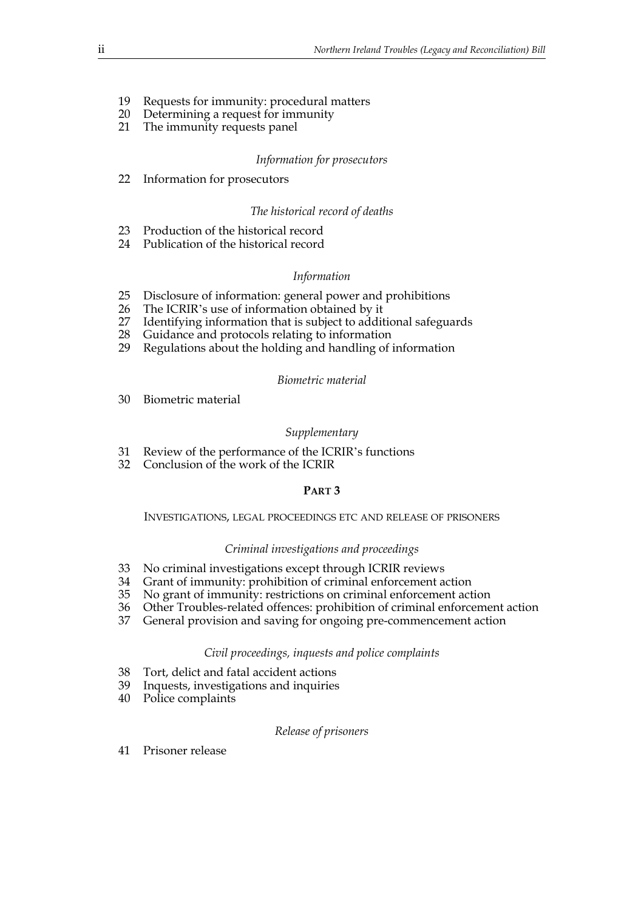19 Requests for immunity: procedural matters
20 Determining a request for immunity
21 The immunity requests panel

*Information for prosecutors*

22 Information for prosecutors

*The historical record of deaths*

23 Production of the historical record
24 Publication of the historical record

*Information*

25 Disclosure of information: general power and prohibitions
26 The ICRIR's use of information obtained by it
27 Identifying information that is subject to additional safeguards
28 Guidance and protocols relating to information
29 Regulations about the holding and handling of information

*Biometric material*

30 Biometric material

*Supplementary*

31 Review of the performance of the ICRIR's functions
32 Conclusion of the work of the ICRIR

## PART 3

INVESTIGATIONS, LEGAL PROCEEDINGS ETC AND RELEASE OF PRISONERS

*Criminal investigations and proceedings*

33 No criminal investigations except through ICRIR reviews
34 Grant of immunity: prohibition of criminal enforcement action
35 No grant of immunity: restrictions on criminal enforcement action
36 Other Troubles-related offences: prohibition of criminal enforcement action
37 General provision and saving for ongoing pre-commencement action

*Civil proceedings, inquests and police complaints*

38 Tort, delict and fatal accident actions
39 Inquests, investigations and inquiries
40 Police complaints

*Release of prisoners*

41 Prisoner release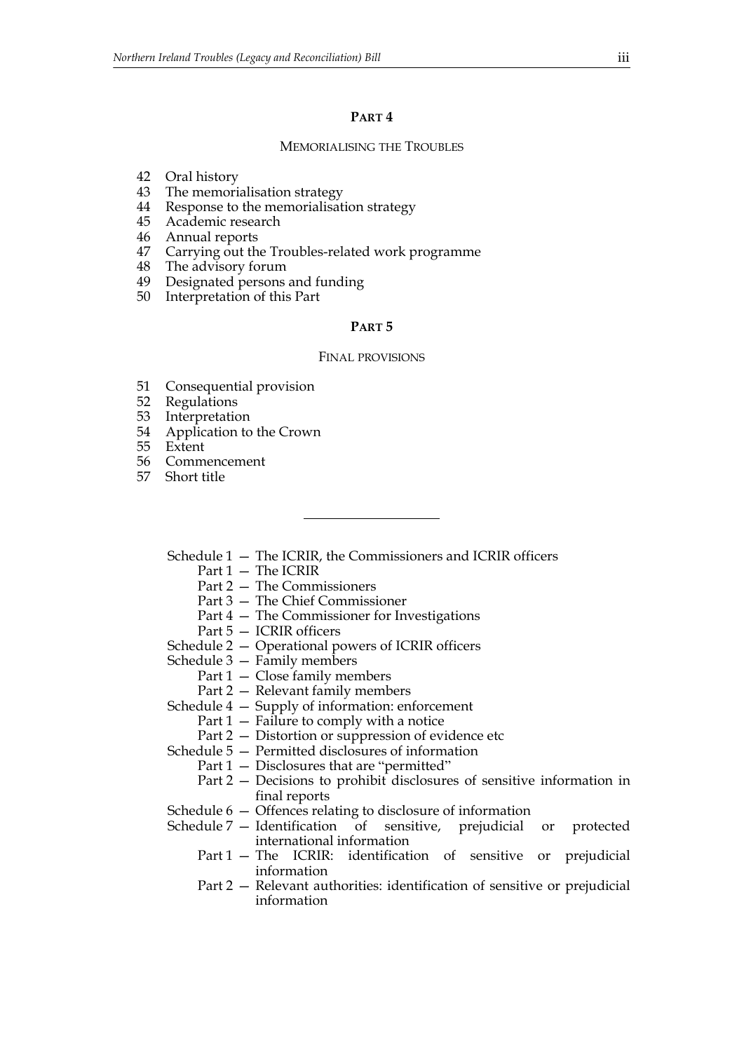## PART 4

### MEMORIALISING THE TROUBLES

42 Oral history
43 The memorialisation strategy
44 Response to the memorialisation strategy
45 Academic research
46 Annual reports
47 Carrying out the Troubles-related work programme
48 The advisory forum
49 Designated persons and funding
50 Interpretation of this Part

## PART 5

### FINAL PROVISIONS

51 Consequential provision
52 Regulations
53 Interpretation
54 Application to the Crown
55 Extent
56 Commencement
57 Short title

---

Schedule 1 — The ICRIR, the Commissioners and ICRIR officers
- Part 1 — The ICRIR
- Part 2 — The Commissioners
- Part 3 — The Chief Commissioner
- Part 4 — The Commissioner for Investigations
- Part 5 — ICRIR officers

Schedule 2 — Operational powers of ICRIR officers

Schedule 3 — Family members
- Part 1 — Close family members
- Part 2 — Relevant family members

Schedule 4 — Supply of information: enforcement
- Part 1 — Failure to comply with a notice
- Part 2 — Distortion or suppression of evidence etc

Schedule 5 — Permitted disclosures of information
- Part 1 — Disclosures that are "permitted"
- Part 2 — Decisions to prohibit disclosures of sensitive information in final reports

Schedule 6 — Offences relating to disclosure of information

Schedule 7 — Identification of sensitive, prejudicial or protected international information
- Part 1 — The ICRIR: identification of sensitive or prejudicial information
- Part 2 — Relevant authorities: identification of sensitive or prejudicial information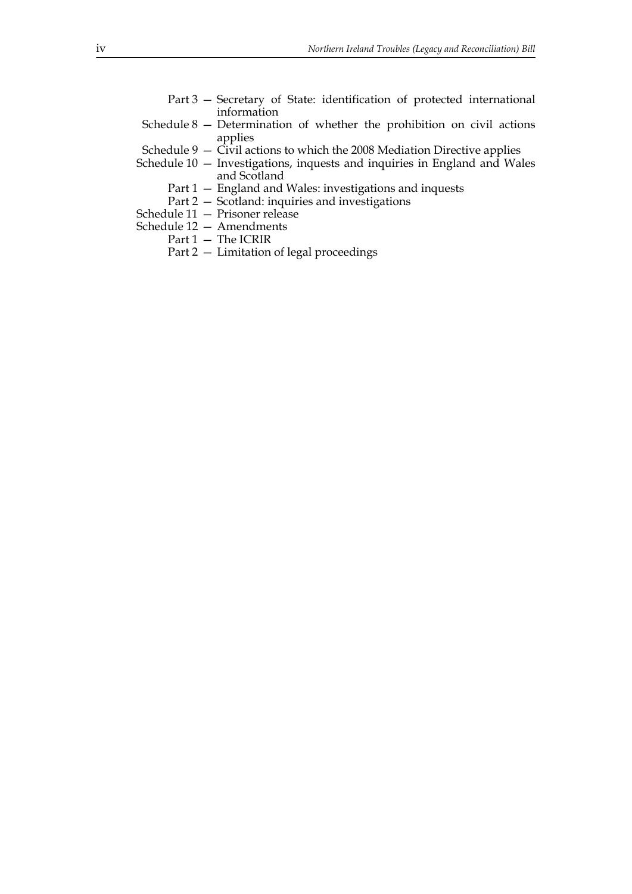Part 3 — Secretary of State: identification of protected international information

Schedule 8 — Determination of whether the prohibition on civil actions applies

Schedule 9 — Civil actions to which the 2008 Mediation Directive applies

Schedule 10 — Investigations, inquests and inquiries in England and Wales and Scotland

Part 1 — England and Wales: investigations and inquests

Part 2 — Scotland: inquiries and investigations

Schedule 11 — Prisoner release

Schedule 12 — Amendments

Part 1 — The ICRIR

Part 2 — Limitation of legal proceedings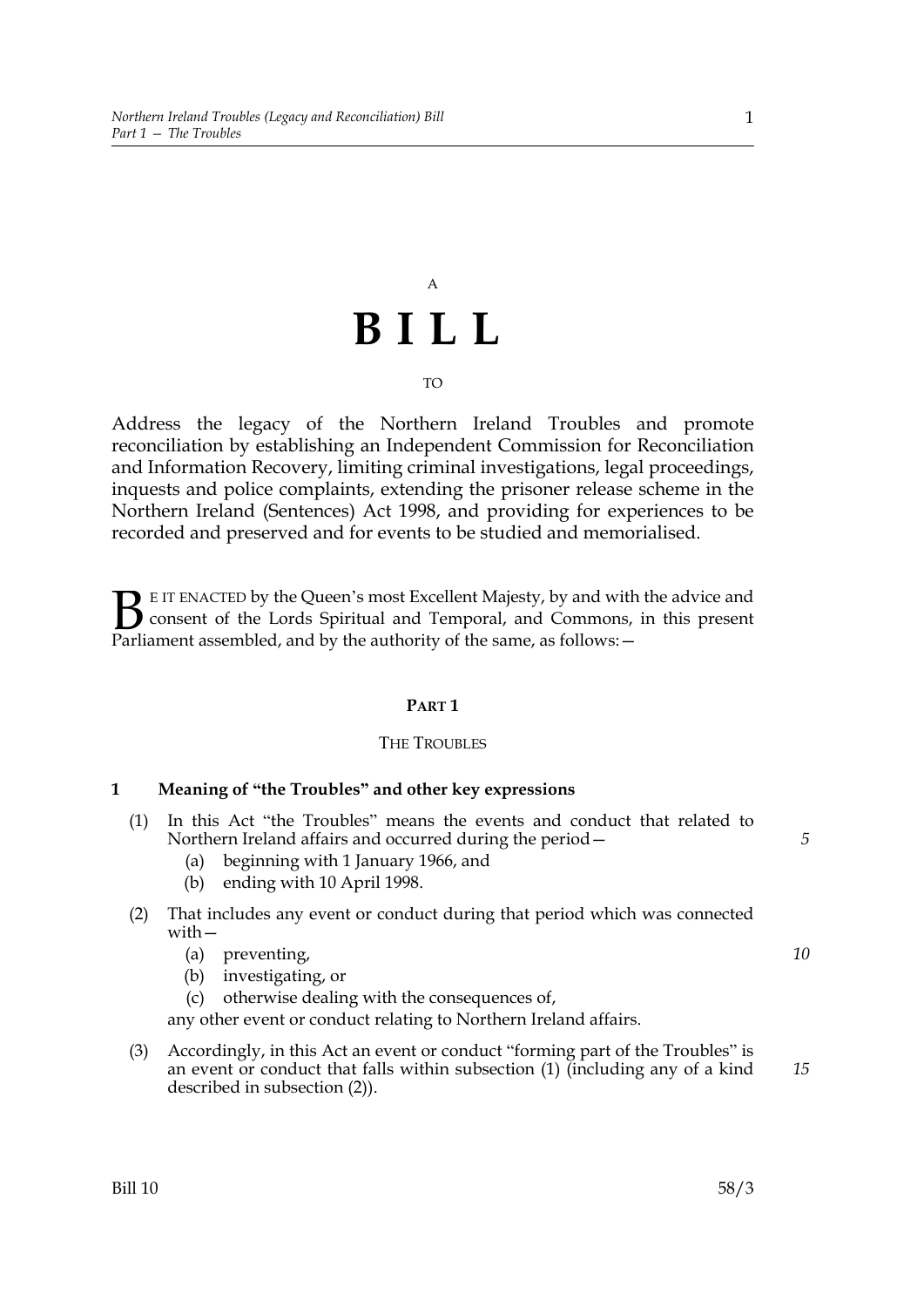A

# BILL

TO

Address the legacy of the Northern Ireland Troubles and promote reconciliation by establishing an Independent Commission for Reconciliation and Information Recovery, limiting criminal investigations, legal proceedings, inquests and police complaints, extending the prisoner release scheme in the Northern Ireland (Sentences) Act 1998, and providing for experiences to be recorded and preserved and for events to be studied and memorialised.

BE IT ENACTED by the Queen's most Excellent Majesty, by and with the advice and consent of the Lords Spiritual and Temporal, and Commons, in this present Parliament assembled, and by the authority of the same, as follows:—

## PART 1

### THE TROUBLES

**1 Meaning of "the Troubles" and other key expressions**

(1) In this Act "the Troubles" means the events and conduct that related to Northern Ireland affairs and occurred during the period—

(a) beginning with 1 January 1966, and

(b) ending with 10 April 1998.

(2) That includes any event or conduct during that period which was connected with—

(a) preventing,

(b) investigating, or

(c) otherwise dealing with the consequences of,

any other event or conduct relating to Northern Ireland affairs.

(3) Accordingly, in this Act an event or conduct "forming part of the Troubles" is an event or conduct that falls within subsection (1) (including any of a kind described in subsection (2)).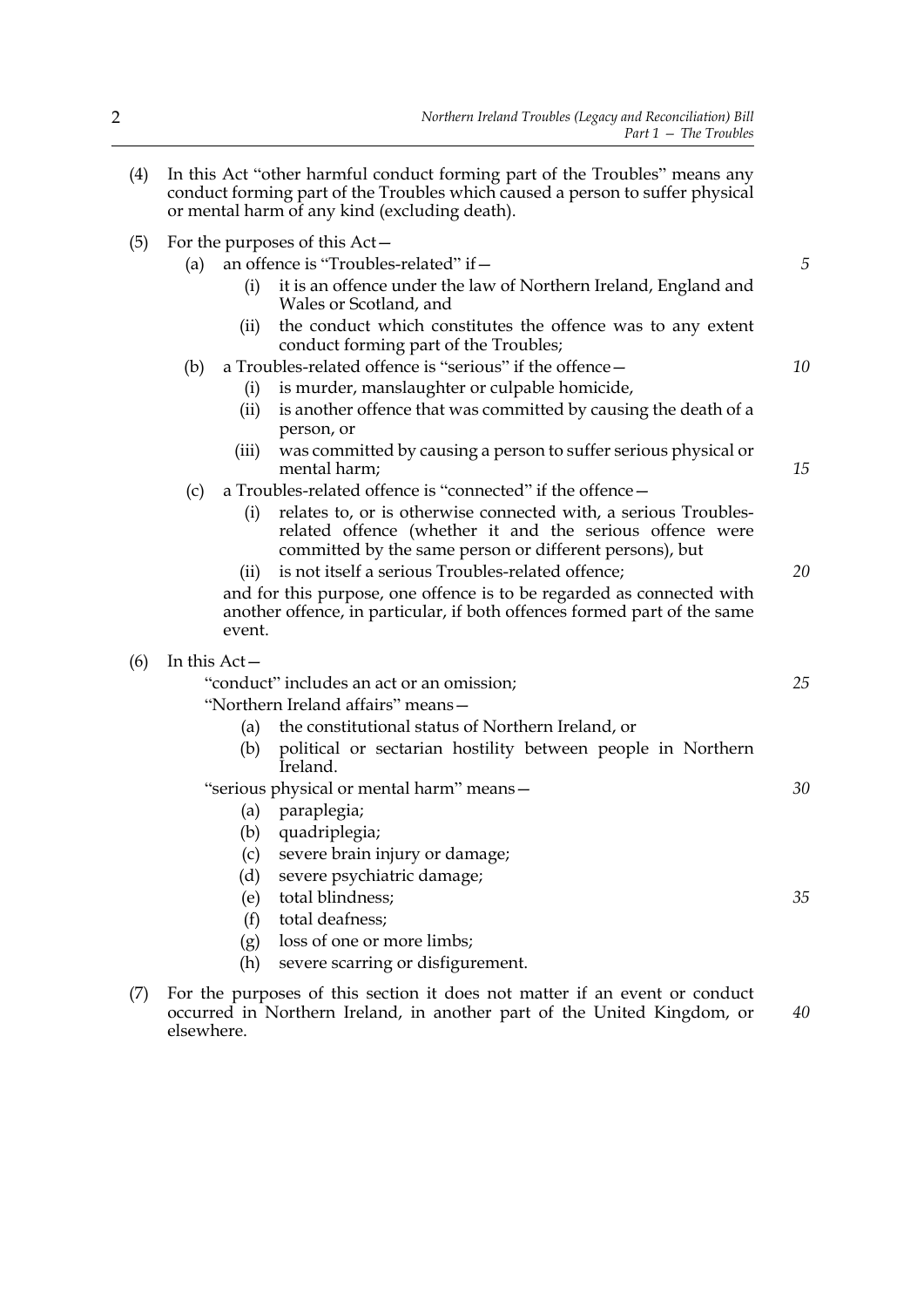(4) In this Act "other harmful conduct forming part of the Troubles" means any conduct forming part of the Troubles which caused a person to suffer physical or mental harm of any kind (excluding death).

(5) For the purposes of this Act—

  (a) an offence is "Troubles-related" if—

    (i) it is an offence under the law of Northern Ireland, England and Wales or Scotland, and

    (ii) the conduct which constitutes the offence was to any extent conduct forming part of the Troubles;

  (b) a Troubles-related offence is "serious" if the offence—

    (i) is murder, manslaughter or culpable homicide,

    (ii) is another offence that was committed by causing the death of a person, or

    (iii) was committed by causing a person to suffer serious physical or mental harm;

  (c) a Troubles-related offence is "connected" if the offence—

    (i) relates to, or is otherwise connected with, a serious Troubles-related offence (whether it and the serious offence were committed by the same person or different persons), but

    (ii) is not itself a serious Troubles-related offence;

  and for this purpose, one offence is to be regarded as connected with another offence, in particular, if both offences formed part of the same event.

(6) In this Act—

  "conduct" includes an act or an omission;

  "Northern Ireland affairs" means—

    (a) the constitutional status of Northern Ireland, or

    (b) political or sectarian hostility between people in Northern Ireland.

  "serious physical or mental harm" means—

    (a) paraplegia;

    (b) quadriplegia;

    (c) severe brain injury or damage;

    (d) severe psychiatric damage;

    (e) total blindness;

    (f) total deafness;

    (g) loss of one or more limbs;

    (h) severe scarring or disfigurement.

(7) For the purposes of this section it does not matter if an event or conduct occurred in Northern Ireland, in another part of the United Kingdom, or elsewhere.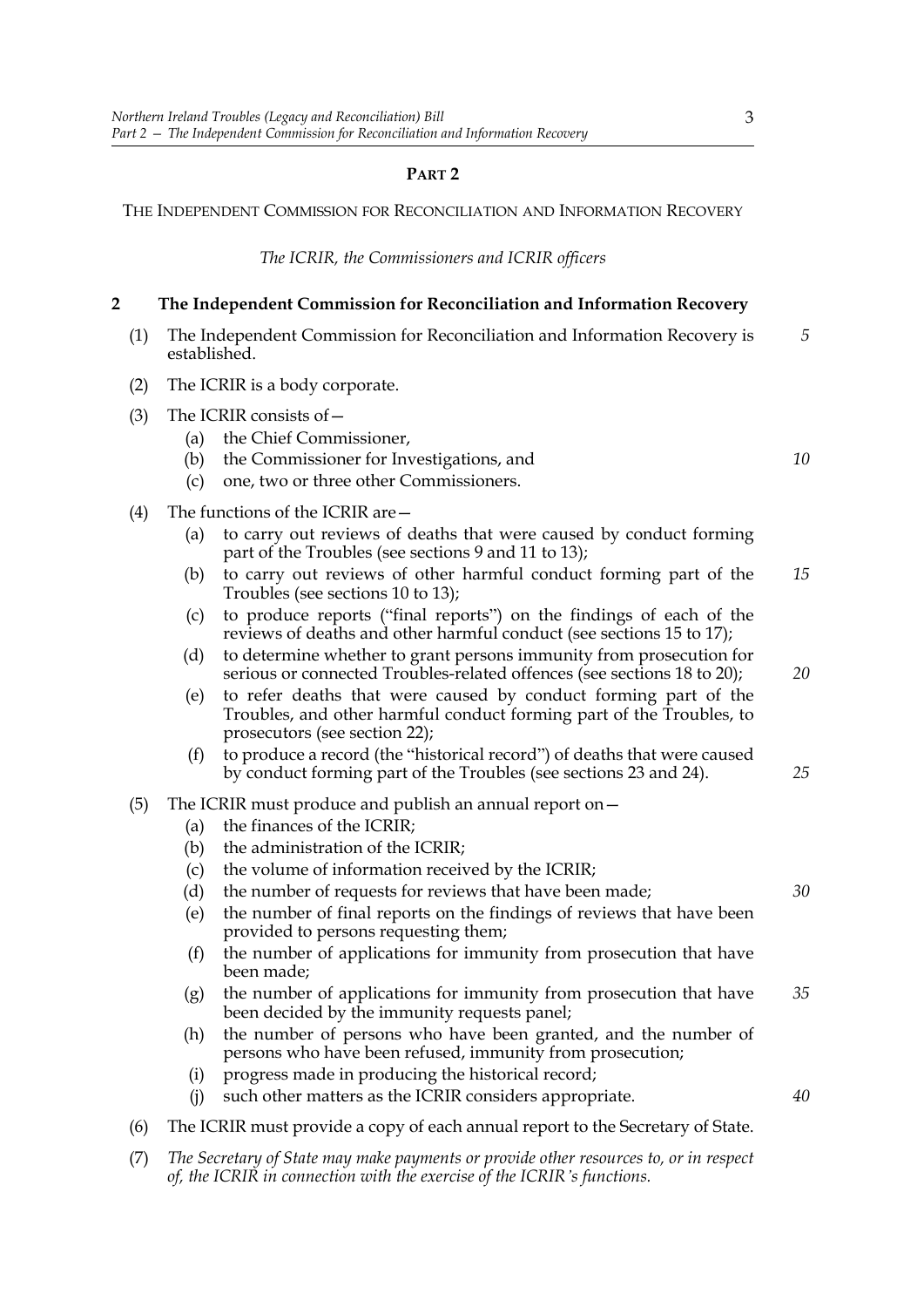## PART 2

THE INDEPENDENT COMMISSION FOR RECONCILIATION AND INFORMATION RECOVERY

*The ICRIR, the Commissioners and ICRIR officers*

### 2 The Independent Commission for Reconciliation and Information Recovery

(1) The Independent Commission for Reconciliation and Information Recovery is established.

(2) The ICRIR is a body corporate.

(3) The ICRIR consists of—

- (a) the Chief Commissioner,
- (b) the Commissioner for Investigations, and
- (c) one, two or three other Commissioners.

(4) The functions of the ICRIR are—

- (a) to carry out reviews of deaths that were caused by conduct forming part of the Troubles (see sections 9 and 11 to 13);
- (b) to carry out reviews of other harmful conduct forming part of the Troubles (see sections 10 to 13);
- (c) to produce reports ("final reports") on the findings of each of the reviews of deaths and other harmful conduct (see sections 15 to 17);
- (d) to determine whether to grant persons immunity from prosecution for serious or connected Troubles-related offences (see sections 18 to 20);
- (e) to refer deaths that were caused by conduct forming part of the Troubles, and other harmful conduct forming part of the Troubles, to prosecutors (see section 22);
- (f) to produce a record (the "historical record") of deaths that were caused by conduct forming part of the Troubles (see sections 23 and 24).

(5) The ICRIR must produce and publish an annual report on—

- (a) the finances of the ICRIR;
- (b) the administration of the ICRIR;
- (c) the volume of information received by the ICRIR;
- (d) the number of requests for reviews that have been made;
- (e) the number of final reports on the findings of reviews that have been provided to persons requesting them;
- (f) the number of applications for immunity from prosecution that have been made;
- (g) the number of applications for immunity from prosecution that have been decided by the immunity requests panel;
- (h) the number of persons who have been granted, and the number of persons who have been refused, immunity from prosecution;
- (i) progress made in producing the historical record;
- (j) such other matters as the ICRIR considers appropriate.

(6) The ICRIR must provide a copy of each annual report to the Secretary of State.

(7) *The Secretary of State may make payments or provide other resources to, or in respect of, the ICRIR in connection with the exercise of the ICRIR's functions.*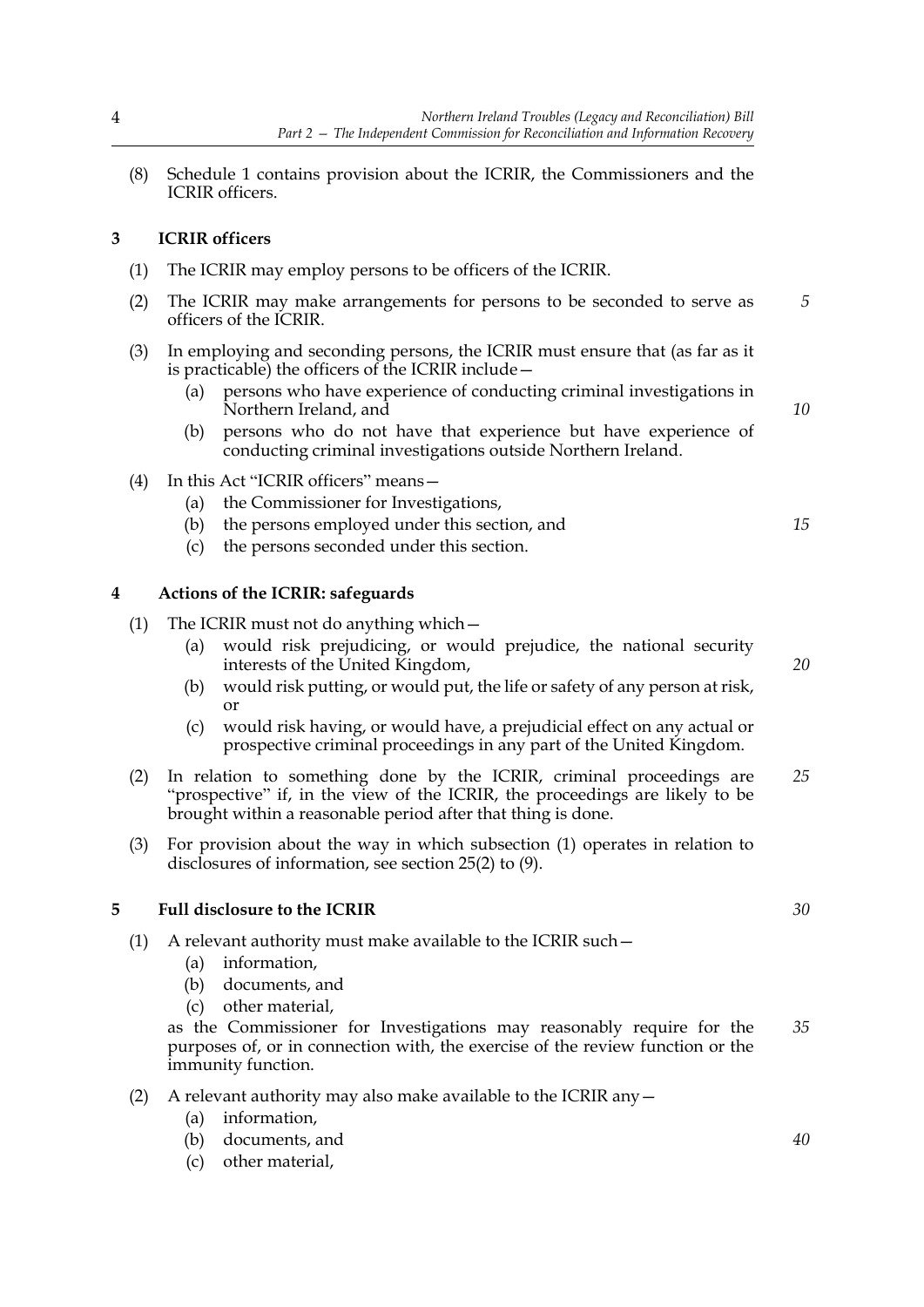(8) Schedule 1 contains provision about the ICRIR, the Commissioners and the ICRIR officers.

## 3 ICRIR officers

(1) The ICRIR may employ persons to be officers of the ICRIR.

(2) The ICRIR may make arrangements for persons to be seconded to serve as officers of the ICRIR.

(3) In employing and seconding persons, the ICRIR must ensure that (as far as it is practicable) the officers of the ICRIR include—

- (a) persons who have experience of conducting criminal investigations in Northern Ireland, and
- (b) persons who do not have that experience but have experience of conducting criminal investigations outside Northern Ireland.

(4) In this Act "ICRIR officers" means—

- (a) the Commissioner for Investigations,
- (b) the persons employed under this section, and
- (c) the persons seconded under this section.

## 4 Actions of the ICRIR: safeguards

(1) The ICRIR must not do anything which—

- (a) would risk prejudicing, or would prejudice, the national security interests of the United Kingdom,
- (b) would risk putting, or would put, the life or safety of any person at risk, or
- (c) would risk having, or would have, a prejudicial effect on any actual or prospective criminal proceedings in any part of the United Kingdom.

(2) In relation to something done by the ICRIR, criminal proceedings are "prospective" if, in the view of the ICRIR, the proceedings are likely to be brought within a reasonable period after that thing is done.

(3) For provision about the way in which subsection (1) operates in relation to disclosures of information, see section 25(2) to (9).

## 5 Full disclosure to the ICRIR

(1) A relevant authority must make available to the ICRIR such—

- (a) information,
- (b) documents, and
- (c) other material,

as the Commissioner for Investigations may reasonably require for the purposes of, or in connection with, the exercise of the review function or the immunity function.

(2) A relevant authority may also make available to the ICRIR any—

- (a) information,
- (b) documents, and
- (c) other material,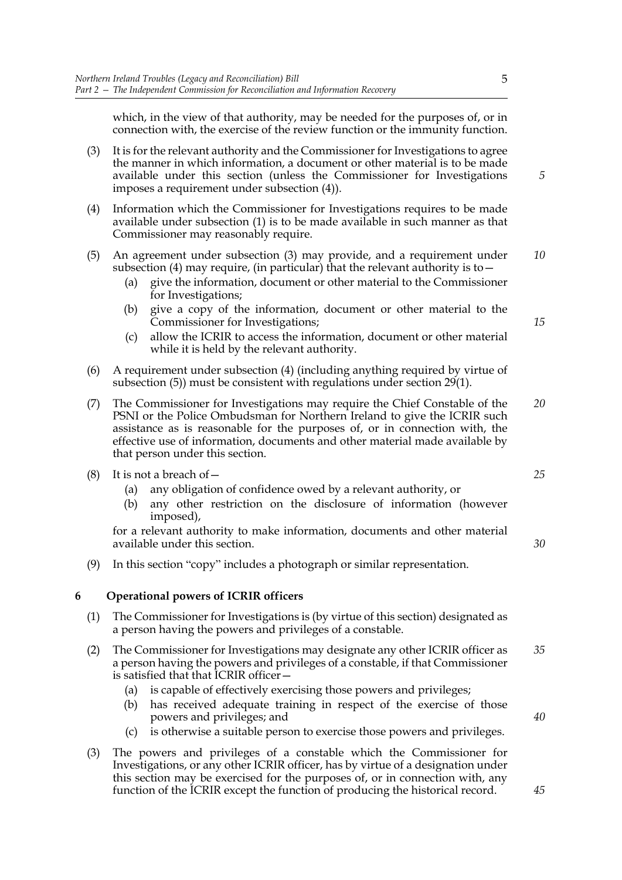which, in the view of that authority, may be needed for the purposes of, or in connection with, the exercise of the review function or the immunity function.

(3) It is for the relevant authority and the Commissioner for Investigations to agree the manner in which information, a document or other material is to be made available under this section (unless the Commissioner for Investigations imposes a requirement under subsection (4)).

(4) Information which the Commissioner for Investigations requires to be made available under subsection (1) is to be made available in such manner as that Commissioner may reasonably require.

(5) An agreement under subsection (3) may provide, and a requirement under subsection (4) may require, (in particular) that the relevant authority is to—

- (a) give the information, document or other material to the Commissioner for Investigations;
- (b) give a copy of the information, document or other material to the Commissioner for Investigations;
- (c) allow the ICRIR to access the information, document or other material while it is held by the relevant authority.

(6) A requirement under subsection (4) (including anything required by virtue of subsection (5)) must be consistent with regulations under section 29(1).

(7) The Commissioner for Investigations may require the Chief Constable of the PSNI or the Police Ombudsman for Northern Ireland to give the ICRIR such assistance as is reasonable for the purposes of, or in connection with, the effective use of information, documents and other material made available by that person under this section.

(8) It is not a breach of—

- (a) any obligation of confidence owed by a relevant authority, or
- (b) any other restriction on the disclosure of information (however imposed),

for a relevant authority to make information, documents and other material available under this section.

(9) In this section "copy" includes a photograph or similar representation.

## 6 Operational powers of ICRIR officers

(1) The Commissioner for Investigations is (by virtue of this section) designated as a person having the powers and privileges of a constable.

(2) The Commissioner for Investigations may designate any other ICRIR officer as a person having the powers and privileges of a constable, if that Commissioner is satisfied that that ICRIR officer—

- (a) is capable of effectively exercising those powers and privileges;
- (b) has received adequate training in respect of the exercise of those powers and privileges; and
- (c) is otherwise a suitable person to exercise those powers and privileges.

(3) The powers and privileges of a constable which the Commissioner for Investigations, or any other ICRIR officer, has by virtue of a designation under this section may be exercised for the purposes of, or in connection with, any function of the ICRIR except the function of producing the historical record.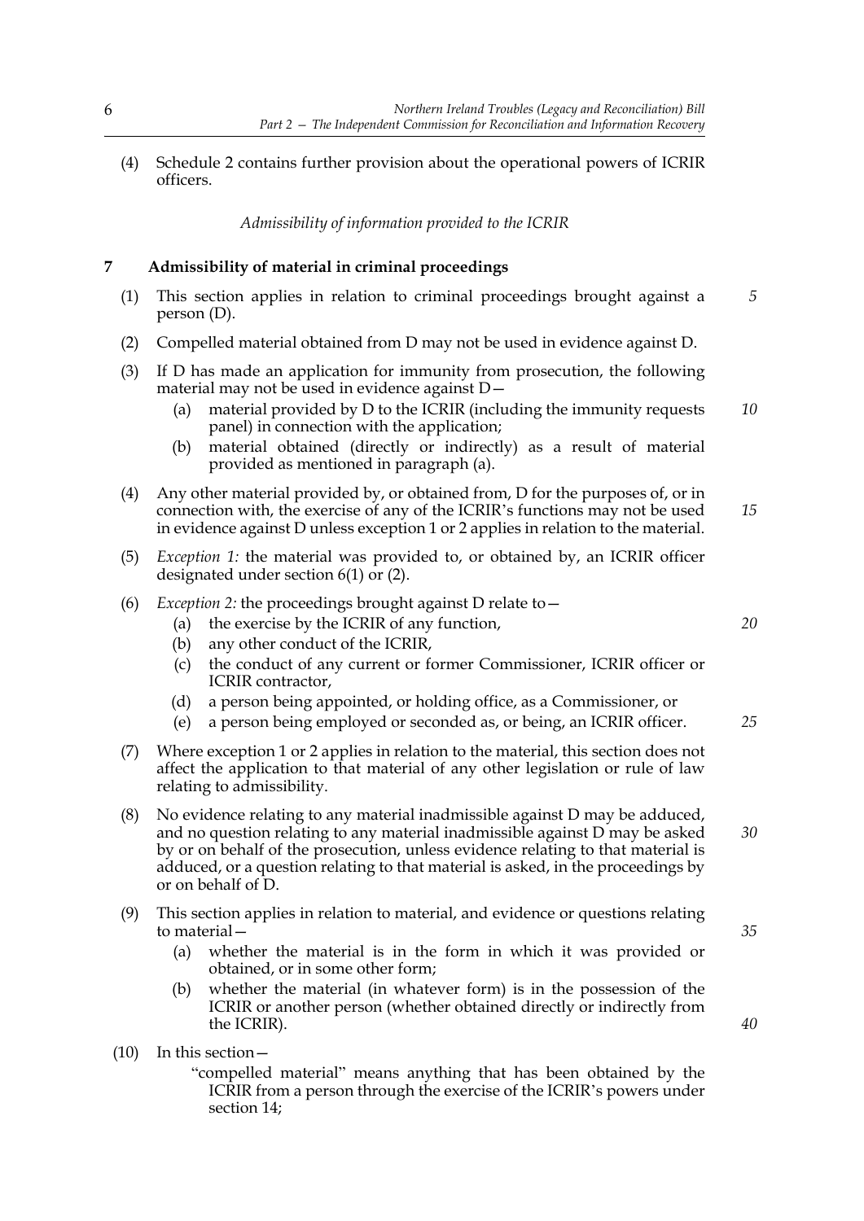(4) Schedule 2 contains further provision about the operational powers of ICRIR officers.

*Admissibility of information provided to the ICRIR*

## 7 Admissibility of material in criminal proceedings

(1) This section applies in relation to criminal proceedings brought against a person (D).

(2) Compelled material obtained from D may not be used in evidence against D.

(3) If D has made an application for immunity from prosecution, the following material may not be used in evidence against D—

- (a) material provided by D to the ICRIR (including the immunity requests panel) in connection with the application;
- (b) material obtained (directly or indirectly) as a result of material provided as mentioned in paragraph (a).

(4) Any other material provided by, or obtained from, D for the purposes of, or in connection with, the exercise of any of the ICRIR's functions may not be used in evidence against D unless exception 1 or 2 applies in relation to the material.

(5) *Exception 1:* the material was provided to, or obtained by, an ICRIR officer designated under section 6(1) or (2).

(6) *Exception 2:* the proceedings brought against D relate to—

- (a) the exercise by the ICRIR of any function,
- (b) any other conduct of the ICRIR,
- (c) the conduct of any current or former Commissioner, ICRIR officer or ICRIR contractor,
- (d) a person being appointed, or holding office, as a Commissioner, or
- (e) a person being employed or seconded as, or being, an ICRIR officer.

(7) Where exception 1 or 2 applies in relation to the material, this section does not affect the application to that material of any other legislation or rule of law relating to admissibility.

(8) No evidence relating to any material inadmissible against D may be adduced, and no question relating to any material inadmissible against D may be asked by or on behalf of the prosecution, unless evidence relating to that material is adduced, or a question relating to that material is asked, in the proceedings by or on behalf of D.

(9) This section applies in relation to material, and evidence or questions relating to material—

- (a) whether the material is in the form in which it was provided or obtained, or in some other form;
- (b) whether the material (in whatever form) is in the possession of the ICRIR or another person (whether obtained directly or indirectly from the ICRIR).

(10) In this section—

"compelled material" means anything that has been obtained by the ICRIR from a person through the exercise of the ICRIR's powers under section 14;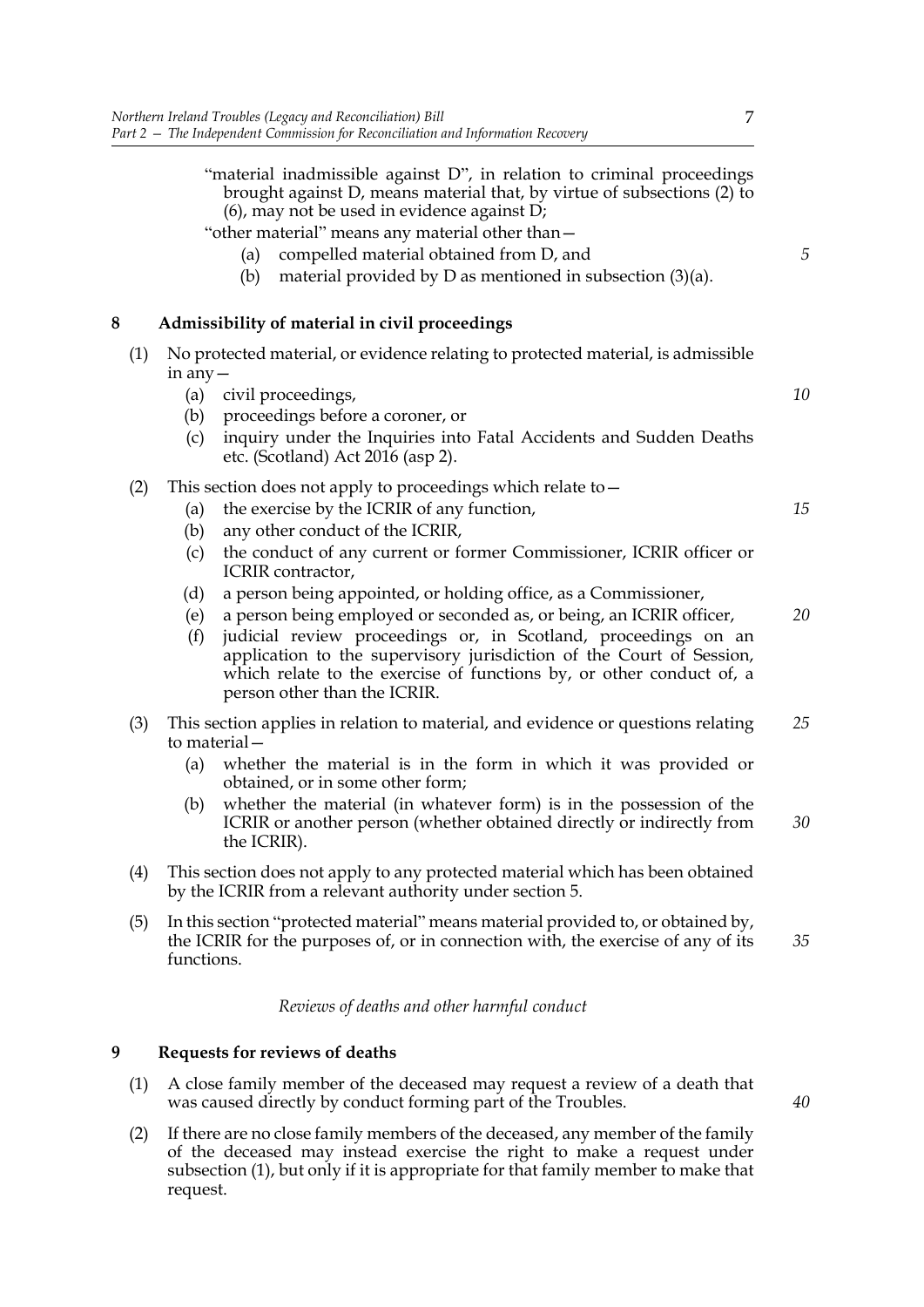"material inadmissible against D", in relation to criminal proceedings brought against D, means material that, by virtue of subsections (2) to (6), may not be used in evidence against D;

"other material" means any material other than—

(a) compelled material obtained from D, and

(b) material provided by D as mentioned in subsection (3)(a).

## 8 Admissibility of material in civil proceedings

(1) No protected material, or evidence relating to protected material, is admissible in any—

(a) civil proceedings,

(b) proceedings before a coroner, or

(c) inquiry under the Inquiries into Fatal Accidents and Sudden Deaths etc. (Scotland) Act 2016 (asp 2).

(2) This section does not apply to proceedings which relate to—

(a) the exercise by the ICRIR of any function,

(b) any other conduct of the ICRIR,

(c) the conduct of any current or former Commissioner, ICRIR officer or ICRIR contractor,

(d) a person being appointed, or holding office, as a Commissioner,

(e) a person being employed or seconded as, or being, an ICRIR officer,

(f) judicial review proceedings or, in Scotland, proceedings on an application to the supervisory jurisdiction of the Court of Session, which relate to the exercise of functions by, or other conduct of, a person other than the ICRIR.

(3) This section applies in relation to material, and evidence or questions relating to material—

(a) whether the material is in the form in which it was provided or obtained, or in some other form;

(b) whether the material (in whatever form) is in the possession of the ICRIR or another person (whether obtained directly or indirectly from the ICRIR).

(4) This section does not apply to any protected material which has been obtained by the ICRIR from a relevant authority under section 5.

(5) In this section "protected material" means material provided to, or obtained by, the ICRIR for the purposes of, or in connection with, the exercise of any of its functions.

*Reviews of deaths and other harmful conduct*

## 9 Requests for reviews of deaths

(1) A close family member of the deceased may request a review of a death that was caused directly by conduct forming part of the Troubles.

(2) If there are no close family members of the deceased, any member of the family of the deceased may instead exercise the right to make a request under subsection (1), but only if it is appropriate for that family member to make that request.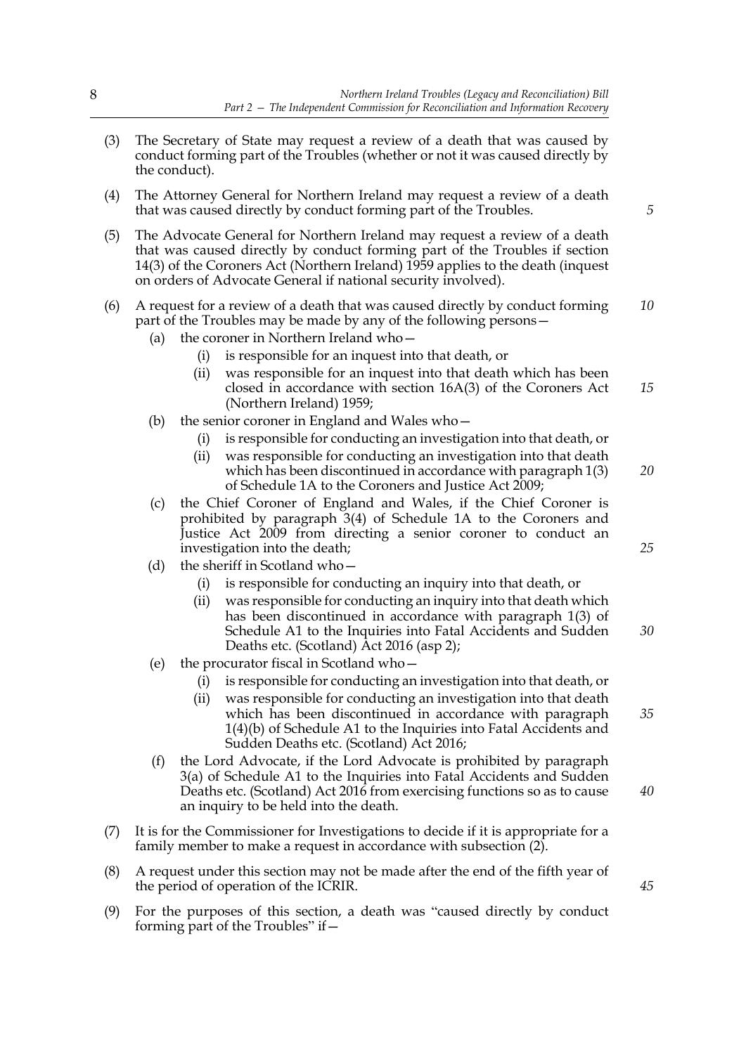(3) The Secretary of State may request a review of a death that was caused by conduct forming part of the Troubles (whether or not it was caused directly by the conduct).

(4) The Attorney General for Northern Ireland may request a review of a death that was caused directly by conduct forming part of the Troubles.

(5) The Advocate General for Northern Ireland may request a review of a death that was caused directly by conduct forming part of the Troubles if section 14(3) of the Coroners Act (Northern Ireland) 1959 applies to the death (inquest on orders of Advocate General if national security involved).

(6) A request for a review of a death that was caused directly by conduct forming part of the Troubles may be made by any of the following persons—

- (a) the coroner in Northern Ireland who—
  - (i) is responsible for an inquest into that death, or
  - (ii) was responsible for an inquest into that death which has been closed in accordance with section 16A(3) of the Coroners Act (Northern Ireland) 1959;
- (b) the senior coroner in England and Wales who—
  - (i) is responsible for conducting an investigation into that death, or
  - (ii) was responsible for conducting an investigation into that death which has been discontinued in accordance with paragraph 1(3) of Schedule 1A to the Coroners and Justice Act 2009;
- (c) the Chief Coroner of England and Wales, if the Chief Coroner is prohibited by paragraph 3(4) of Schedule 1A to the Coroners and Justice Act 2009 from directing a senior coroner to conduct an investigation into the death;
- (d) the sheriff in Scotland who—
  - (i) is responsible for conducting an inquiry into that death, or
  - (ii) was responsible for conducting an inquiry into that death which has been discontinued in accordance with paragraph 1(3) of Schedule A1 to the Inquiries into Fatal Accidents and Sudden Deaths etc. (Scotland) Act 2016 (asp 2);
- (e) the procurator fiscal in Scotland who—
  - (i) is responsible for conducting an investigation into that death, or
  - (ii) was responsible for conducting an investigation into that death which has been discontinued in accordance with paragraph 1(4)(b) of Schedule A1 to the Inquiries into Fatal Accidents and Sudden Deaths etc. (Scotland) Act 2016;
- (f) the Lord Advocate, if the Lord Advocate is prohibited by paragraph 3(a) of Schedule A1 to the Inquiries into Fatal Accidents and Sudden Deaths etc. (Scotland) Act 2016 from exercising functions so as to cause an inquiry to be held into the death.

(7) It is for the Commissioner for Investigations to decide if it is appropriate for a family member to make a request in accordance with subsection (2).

(8) A request under this section may not be made after the end of the fifth year of the period of operation of the ICRIR.

(9) For the purposes of this section, a death was "caused directly by conduct forming part of the Troubles" if—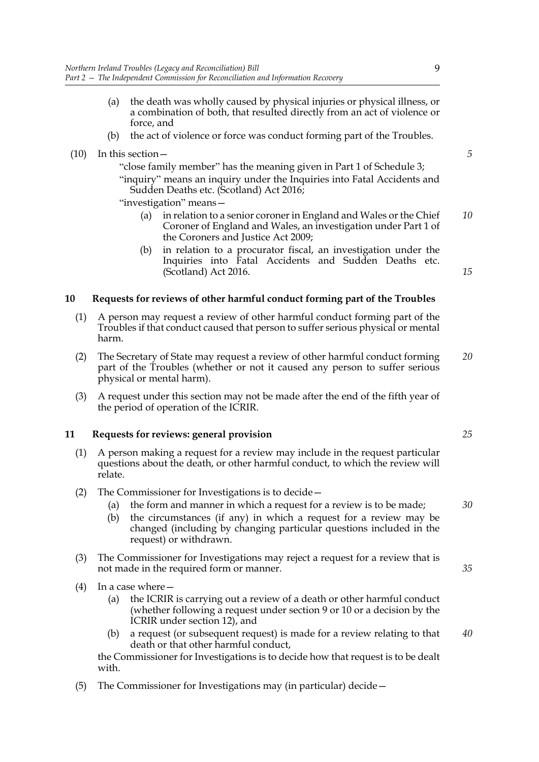(a) the death was wholly caused by physical injuries or physical illness, or a combination of both, that resulted directly from an act of violence or force, and

(b) the act of violence or force was conduct forming part of the Troubles.

(10) In this section—

"close family member" has the meaning given in Part 1 of Schedule 3;

"inquiry" means an inquiry under the Inquiries into Fatal Accidents and Sudden Deaths etc. (Scotland) Act 2016;

"investigation" means—

(a) in relation to a senior coroner in England and Wales or the Chief Coroner of England and Wales, an investigation under Part 1 of the Coroners and Justice Act 2009;

(b) in relation to a procurator fiscal, an investigation under the Inquiries into Fatal Accidents and Sudden Deaths etc. (Scotland) Act 2016.

## 10 Requests for reviews of other harmful conduct forming part of the Troubles

(1) A person may request a review of other harmful conduct forming part of the Troubles if that conduct caused that person to suffer serious physical or mental harm.

(2) The Secretary of State may request a review of other harmful conduct forming part of the Troubles (whether or not it caused any person to suffer serious physical or mental harm).

(3) A request under this section may not be made after the end of the fifth year of the period of operation of the ICRIR.

## 11 Requests for reviews: general provision

(1) A person making a request for a review may include in the request particular questions about the death, or other harmful conduct, to which the review will relate.

(2) The Commissioner for Investigations is to decide—

(a) the form and manner in which a request for a review is to be made;

(b) the circumstances (if any) in which a request for a review may be changed (including by changing particular questions included in the request) or withdrawn.

(3) The Commissioner for Investigations may reject a request for a review that is not made in the required form or manner.

(4) In a case where—

(a) the ICRIR is carrying out a review of a death or other harmful conduct (whether following a request under section 9 or 10 or a decision by the ICRIR under section 12), and

(b) a request (or subsequent request) is made for a review relating to that death or that other harmful conduct,

the Commissioner for Investigations is to decide how that request is to be dealt with.

(5) The Commissioner for Investigations may (in particular) decide—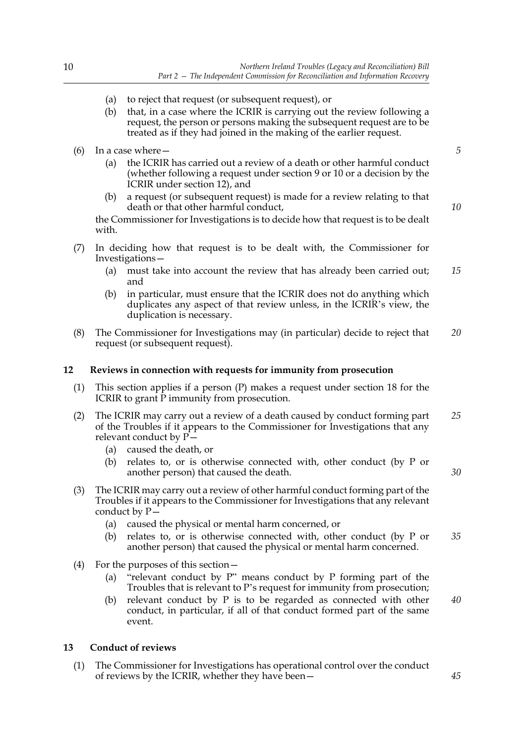(a) to reject that request (or subsequent request), or

(b) that, in a case where the ICRIR is carrying out the review following a request, the person or persons making the subsequent request are to be treated as if they had joined in the making of the earlier request.

(6) In a case where—

(a) the ICRIR has carried out a review of a death or other harmful conduct (whether following a request under section 9 or 10 or a decision by the ICRIR under section 12), and

(b) a request (or subsequent request) is made for a review relating to that death or that other harmful conduct,

the Commissioner for Investigations is to decide how that request is to be dealt with.

(7) In deciding how that request is to be dealt with, the Commissioner for Investigations—

(a) must take into account the review that has already been carried out; and

(b) in particular, must ensure that the ICRIR does not do anything which duplicates any aspect of that review unless, in the ICRIR's view, the duplication is necessary.

(8) The Commissioner for Investigations may (in particular) decide to reject that request (or subsequent request).

## 12 Reviews in connection with requests for immunity from prosecution

(1) This section applies if a person (P) makes a request under section 18 for the ICRIR to grant P immunity from prosecution.

(2) The ICRIR may carry out a review of a death caused by conduct forming part of the Troubles if it appears to the Commissioner for Investigations that any relevant conduct by P—

(a) caused the death, or

(b) relates to, or is otherwise connected with, other conduct (by P or another person) that caused the death.

(3) The ICRIR may carry out a review of other harmful conduct forming part of the Troubles if it appears to the Commissioner for Investigations that any relevant conduct by P—

(a) caused the physical or mental harm concerned, or

(b) relates to, or is otherwise connected with, other conduct (by P or another person) that caused the physical or mental harm concerned.

(4) For the purposes of this section—

(a) "relevant conduct by P" means conduct by P forming part of the Troubles that is relevant to P's request for immunity from prosecution;

(b) relevant conduct by P is to be regarded as connected with other conduct, in particular, if all of that conduct formed part of the same event.

## 13 Conduct of reviews

(1) The Commissioner for Investigations has operational control over the conduct of reviews by the ICRIR, whether they have been—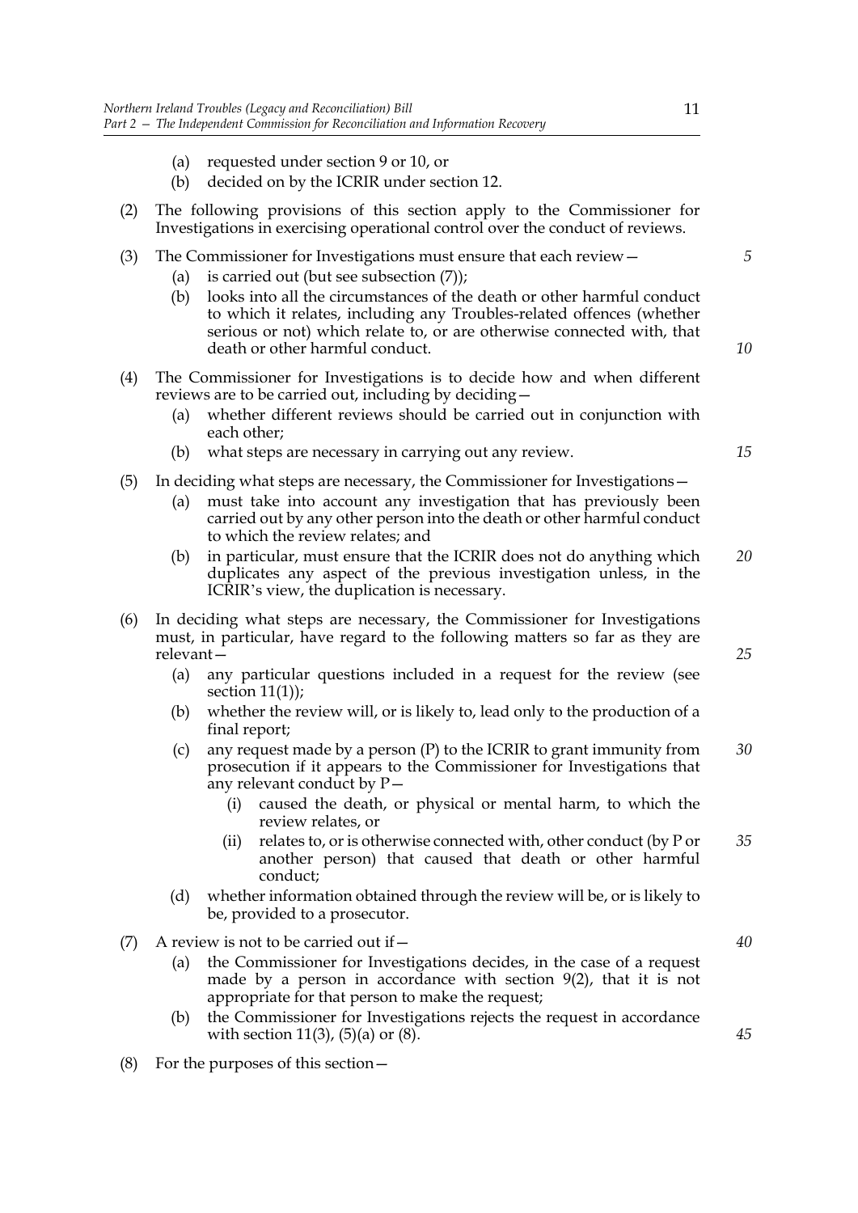(a) requested under section 9 or 10, or

(b) decided on by the ICRIR under section 12.

(2) The following provisions of this section apply to the Commissioner for Investigations in exercising operational control over the conduct of reviews.

(3) The Commissioner for Investigations must ensure that each review—

(a) is carried out (but see subsection (7));

(b) looks into all the circumstances of the death or other harmful conduct to which it relates, including any Troubles-related offences (whether serious or not) which relate to, or are otherwise connected with, that death or other harmful conduct.

(4) The Commissioner for Investigations is to decide how and when different reviews are to be carried out, including by deciding—

(a) whether different reviews should be carried out in conjunction with each other;

(b) what steps are necessary in carrying out any review.

(5) In deciding what steps are necessary, the Commissioner for Investigations—

(a) must take into account any investigation that has previously been carried out by any other person into the death or other harmful conduct to which the review relates; and

(b) in particular, must ensure that the ICRIR does not do anything which duplicates any aspect of the previous investigation unless, in the ICRIR's view, the duplication is necessary.

(6) In deciding what steps are necessary, the Commissioner for Investigations must, in particular, have regard to the following matters so far as they are relevant—

(a) any particular questions included in a request for the review (see section 11(1));

(b) whether the review will, or is likely to, lead only to the production of a final report;

(c) any request made by a person (P) to the ICRIR to grant immunity from prosecution if it appears to the Commissioner for Investigations that any relevant conduct by P—

(i) caused the death, or physical or mental harm, to which the review relates, or

(ii) relates to, or is otherwise connected with, other conduct (by P or another person) that caused that death or other harmful conduct;

(d) whether information obtained through the review will be, or is likely to be, provided to a prosecutor.

(7) A review is not to be carried out if—

(a) the Commissioner for Investigations decides, in the case of a request made by a person in accordance with section 9(2), that it is not appropriate for that person to make the request;

(b) the Commissioner for Investigations rejects the request in accordance with section 11(3), (5)(a) or (8).

(8) For the purposes of this section—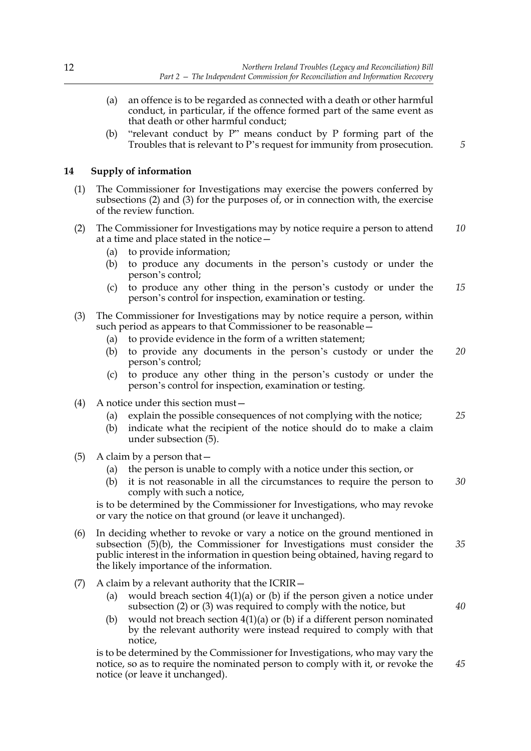(a) an offence is to be regarded as connected with a death or other harmful conduct, in particular, if the offence formed part of the same event as that death or other harmful conduct;

(b) "relevant conduct by P" means conduct by P forming part of the Troubles that is relevant to P's request for immunity from prosecution.

## 14 Supply of information

(1) The Commissioner for Investigations may exercise the powers conferred by subsections (2) and (3) for the purposes of, or in connection with, the exercise of the review function.

(2) The Commissioner for Investigations may by notice require a person to attend at a time and place stated in the notice—

(a) to provide information;

(b) to produce any documents in the person's custody or under the person's control;

(c) to produce any other thing in the person's custody or under the person's control for inspection, examination or testing.

(3) The Commissioner for Investigations may by notice require a person, within such period as appears to that Commissioner to be reasonable—

(a) to provide evidence in the form of a written statement;

(b) to provide any documents in the person's custody or under the person's control;

(c) to produce any other thing in the person's custody or under the person's control for inspection, examination or testing.

(4) A notice under this section must—

(a) explain the possible consequences of not complying with the notice;

(b) indicate what the recipient of the notice should do to make a claim under subsection (5).

(5) A claim by a person that—

(a) the person is unable to comply with a notice under this section, or

(b) it is not reasonable in all the circumstances to require the person to comply with such a notice,

is to be determined by the Commissioner for Investigations, who may revoke or vary the notice on that ground (or leave it unchanged).

(6) In deciding whether to revoke or vary a notice on the ground mentioned in subsection (5)(b), the Commissioner for Investigations must consider the public interest in the information in question being obtained, having regard to the likely importance of the information.

(7) A claim by a relevant authority that the ICRIR—

(a) would breach section 4(1)(a) or (b) if the person given a notice under subsection (2) or (3) was required to comply with the notice, but

(b) would not breach section 4(1)(a) or (b) if a different person nominated by the relevant authority were instead required to comply with that notice,

is to be determined by the Commissioner for Investigations, who may vary the notice, so as to require the nominated person to comply with it, or revoke the notice (or leave it unchanged).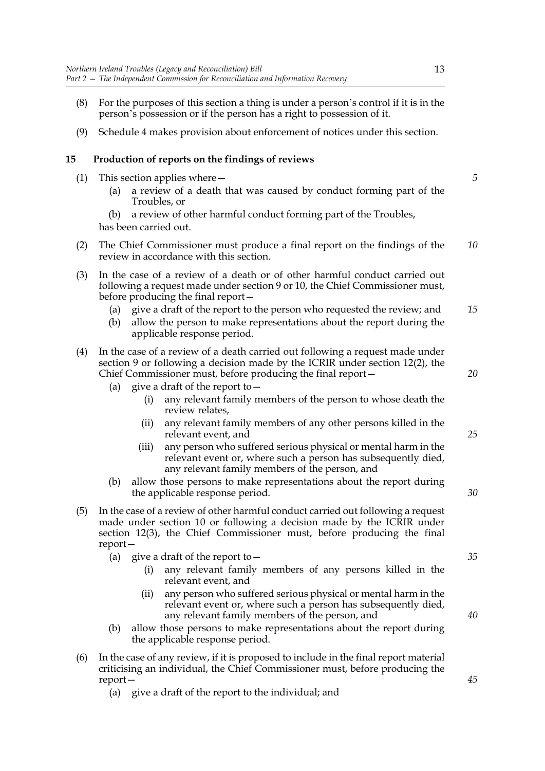(8) For the purposes of this section a thing is under a person's control if it is in the person's possession or if the person has a right to possession of it.

(9) Schedule 4 makes provision about enforcement of notices under this section.

### 15 Production of reports on the findings of reviews

(1) This section applies where—

  (a) a review of a death that was caused by conduct forming part of the Troubles, or

  (b) a review of other harmful conduct forming part of the Troubles,

has been carried out.

(2) The Chief Commissioner must produce a final report on the findings of the review in accordance with this section.

(3) In the case of a review of a death or of other harmful conduct carried out following a request made under section 9 or 10, the Chief Commissioner must, before producing the final report—

  (a) give a draft of the report to the person who requested the review; and

  (b) allow the person to make representations about the report during the applicable response period.

(4) In the case of a review of a death carried out following a request made under section 9 or following a decision made by the ICRIR under section 12(2), the Chief Commissioner must, before producing the final report—

  (a) give a draft of the report to—

    (i) any relevant family members of the person to whose death the review relates,

    (ii) any relevant family members of any other persons killed in the relevant event, and

    (iii) any person who suffered serious physical or mental harm in the relevant event or, where such a person has subsequently died, any relevant family members of the person, and

  (b) allow those persons to make representations about the report during the applicable response period.

(5) In the case of a review of other harmful conduct carried out following a request made under section 10 or following a decision made by the ICRIR under section 12(3), the Chief Commissioner must, before producing the final report—

  (a) give a draft of the report to—

    (i) any relevant family members of any persons killed in the relevant event, and

    (ii) any person who suffered serious physical or mental harm in the relevant event or, where such a person has subsequently died, any relevant family members of the person, and

  (b) allow those persons to make representations about the report during the applicable response period.

(6) In the case of any review, if it is proposed to include in the final report material criticising an individual, the Chief Commissioner must, before producing the report—

  (a) give a draft of the report to the individual; and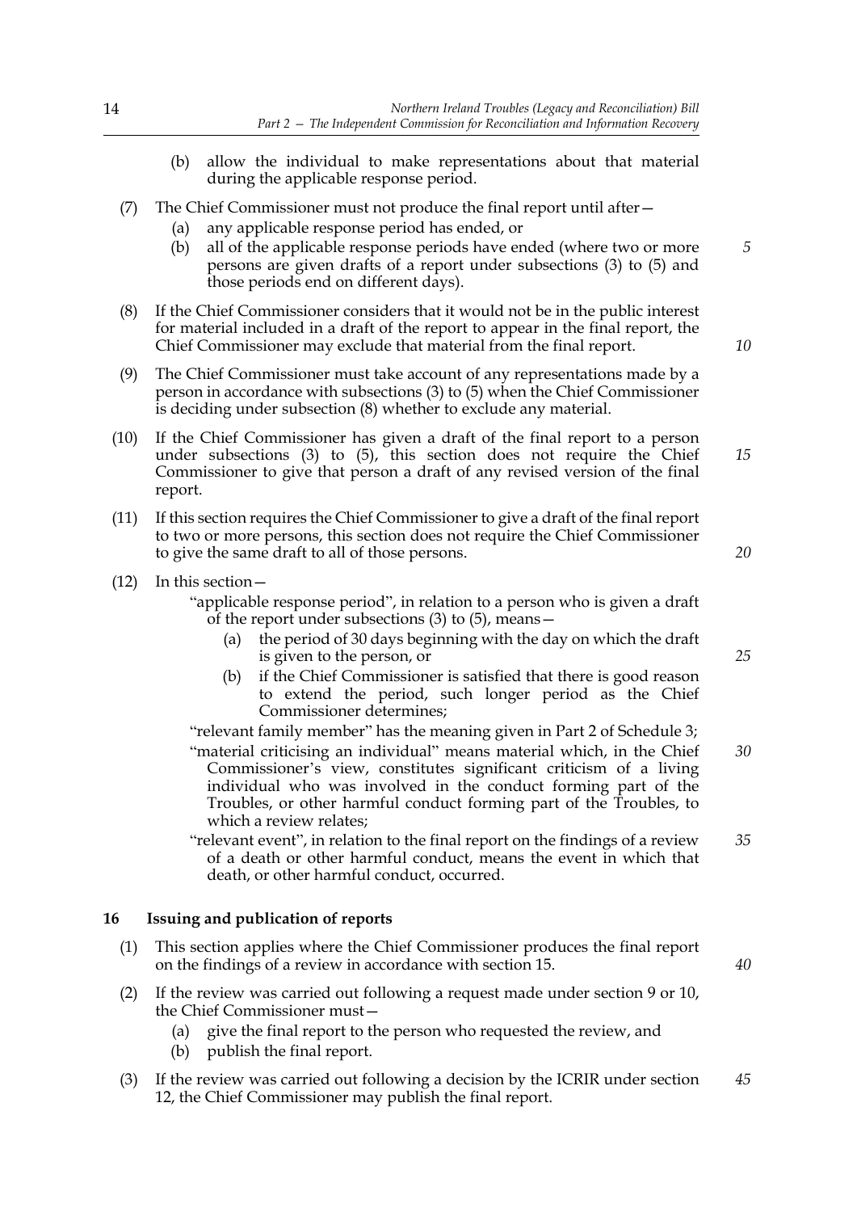(b) allow the individual to make representations about that material during the applicable response period.

(7) The Chief Commissioner must not produce the final report until after—

(a) any applicable response period has ended, or

(b) all of the applicable response periods have ended (where two or more persons are given drafts of a report under subsections (3) to (5) and those periods end on different days).

(8) If the Chief Commissioner considers that it would not be in the public interest for material included in a draft of the report to appear in the final report, the Chief Commissioner may exclude that material from the final report.

(9) The Chief Commissioner must take account of any representations made by a person in accordance with subsections (3) to (5) when the Chief Commissioner is deciding under subsection (8) whether to exclude any material.

(10) If the Chief Commissioner has given a draft of the final report to a person under subsections (3) to (5), this section does not require the Chief Commissioner to give that person a draft of any revised version of the final report.

(11) If this section requires the Chief Commissioner to give a draft of the final report to two or more persons, this section does not require the Chief Commissioner to give the same draft to all of those persons.

(12) In this section—

"applicable response period", in relation to a person who is given a draft of the report under subsections (3) to (5), means—

(a) the period of 30 days beginning with the day on which the draft is given to the person, or

(b) if the Chief Commissioner is satisfied that there is good reason to extend the period, such longer period as the Chief Commissioner determines;

"relevant family member" has the meaning given in Part 2 of Schedule 3;

"material criticising an individual" means material which, in the Chief Commissioner's view, constitutes significant criticism of a living individual who was involved in the conduct forming part of the Troubles, or other harmful conduct forming part of the Troubles, to which a review relates;

"relevant event", in relation to the final report on the findings of a review of a death or other harmful conduct, means the event in which that death, or other harmful conduct, occurred.

## 16 Issuing and publication of reports

(1) This section applies where the Chief Commissioner produces the final report on the findings of a review in accordance with section 15.

(2) If the review was carried out following a request made under section 9 or 10, the Chief Commissioner must—

(a) give the final report to the person who requested the review, and

(b) publish the final report.

(3) If the review was carried out following a decision by the ICRIR under section 12, the Chief Commissioner may publish the final report.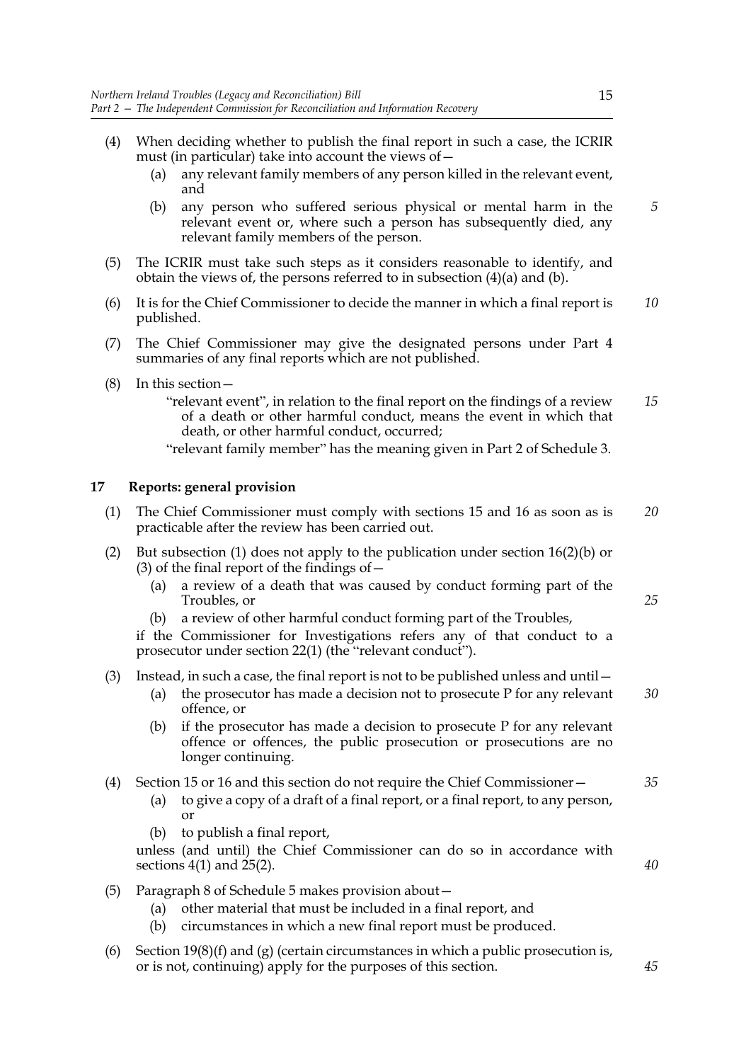(4) When deciding whether to publish the final report in such a case, the ICRIR must (in particular) take into account the views of—

  (a) any relevant family members of any person killed in the relevant event, and

  (b) any person who suffered serious physical or mental harm in the relevant event or, where such a person has subsequently died, any relevant family members of the person.

(5) The ICRIR must take such steps as it considers reasonable to identify, and obtain the views of, the persons referred to in subsection (4)(a) and (b).

(6) It is for the Chief Commissioner to decide the manner in which a final report is published.

(7) The Chief Commissioner may give the designated persons under Part 4 summaries of any final reports which are not published.

(8) In this section—

  "relevant event", in relation to the final report on the findings of a review of a death or other harmful conduct, means the event in which that death, or other harmful conduct, occurred;

  "relevant family member" has the meaning given in Part 2 of Schedule 3.

## 17 Reports: general provision

(1) The Chief Commissioner must comply with sections 15 and 16 as soon as is practicable after the review has been carried out.

(2) But subsection (1) does not apply to the publication under section 16(2)(b) or (3) of the final report of the findings of—

  (a) a review of a death that was caused by conduct forming part of the Troubles, or

  (b) a review of other harmful conduct forming part of the Troubles,

if the Commissioner for Investigations refers any of that conduct to a prosecutor under section 22(1) (the "relevant conduct").

(3) Instead, in such a case, the final report is not to be published unless and until—

  (a) the prosecutor has made a decision not to prosecute P for any relevant offence, or

  (b) if the prosecutor has made a decision to prosecute P for any relevant offence or offences, the public prosecution or prosecutions are no longer continuing.

(4) Section 15 or 16 and this section do not require the Chief Commissioner—

  (a) to give a copy of a draft of a final report, or a final report, to any person, or

  (b) to publish a final report,

unless (and until) the Chief Commissioner can do so in accordance with sections 4(1) and 25(2).

(5) Paragraph 8 of Schedule 5 makes provision about—

  (a) other material that must be included in a final report, and

  (b) circumstances in which a new final report must be produced.

(6) Section 19(8)(f) and (g) (certain circumstances in which a public prosecution is, or is not, continuing) apply for the purposes of this section.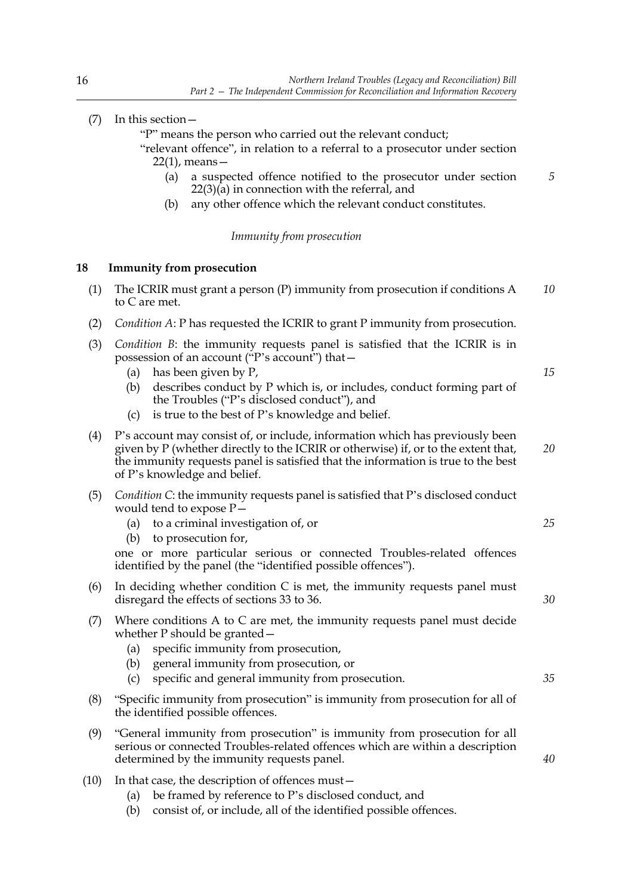(7) In this section—

"P" means the person who carried out the relevant conduct;

"relevant offence", in relation to a referral to a prosecutor under section 22(1), means—

(a) a suspected offence notified to the prosecutor under section 22(3)(a) in connection with the referral, and

(b) any other offence which the relevant conduct constitutes.

*Immunity from prosecution*

**18 Immunity from prosecution**

(1) The ICRIR must grant a person (P) immunity from prosecution if conditions A to C are met.

(2) *Condition A*: P has requested the ICRIR to grant P immunity from prosecution.

(3) *Condition B*: the immunity requests panel is satisfied that the ICRIR is in possession of an account ("P's account") that—

(a) has been given by P,

(b) describes conduct by P which is, or includes, conduct forming part of the Troubles ("P's disclosed conduct"), and

(c) is true to the best of P's knowledge and belief.

(4) P's account may consist of, or include, information which has previously been given by P (whether directly to the ICRIR or otherwise) if, or to the extent that, the immunity requests panel is satisfied that the information is true to the best of P's knowledge and belief.

(5) *Condition C*: the immunity requests panel is satisfied that P's disclosed conduct would tend to expose P—

(a) to a criminal investigation of, or

(b) to prosecution for,

one or more particular serious or connected Troubles-related offences identified by the panel (the "identified possible offences").

(6) In deciding whether condition C is met, the immunity requests panel must disregard the effects of sections 33 to 36.

(7) Where conditions A to C are met, the immunity requests panel must decide whether P should be granted—

(a) specific immunity from prosecution,

(b) general immunity from prosecution, or

(c) specific and general immunity from prosecution.

(8) "Specific immunity from prosecution" is immunity from prosecution for all of the identified possible offences.

(9) "General immunity from prosecution" is immunity from prosecution for all serious or connected Troubles-related offences which are within a description determined by the immunity requests panel.

(10) In that case, the description of offences must—

(a) be framed by reference to P's disclosed conduct, and

(b) consist of, or include, all of the identified possible offences.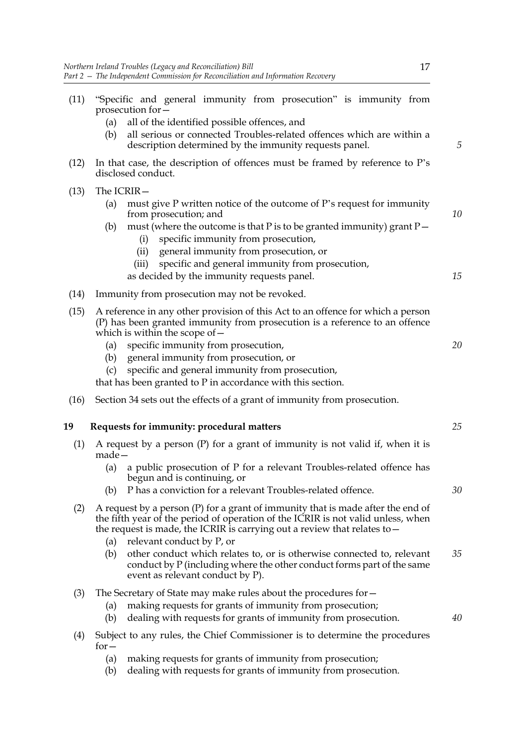(11) "Specific and general immunity from prosecution" is immunity from prosecution for—

  (a) all of the identified possible offences, and

  (b) all serious or connected Troubles-related offences which are within a description determined by the immunity requests panel.

(12) In that case, the description of offences must be framed by reference to P's disclosed conduct.

(13) The ICRIR—

  (a) must give P written notice of the outcome of P's request for immunity from prosecution; and

  (b) must (where the outcome is that P is to be granted immunity) grant P—

    (i) specific immunity from prosecution,

    (ii) general immunity from prosecution, or

    (iii) specific and general immunity from prosecution,

  as decided by the immunity requests panel.

(14) Immunity from prosecution may not be revoked.

(15) A reference in any other provision of this Act to an offence for which a person (P) has been granted immunity from prosecution is a reference to an offence which is within the scope of—

  (a) specific immunity from prosecution,

  (b) general immunity from prosecution, or

  (c) specific and general immunity from prosecution,

that has been granted to P in accordance with this section.

(16) Section 34 sets out the effects of a grant of immunity from prosecution.

## 19 Requests for immunity: procedural matters

(1) A request by a person (P) for a grant of immunity is not valid if, when it is made—

  (a) a public prosecution of P for a relevant Troubles-related offence has begun and is continuing, or

  (b) P has a conviction for a relevant Troubles-related offence.

(2) A request by a person (P) for a grant of immunity that is made after the end of the fifth year of the period of operation of the ICRIR is not valid unless, when the request is made, the ICRIR is carrying out a review that relates to—

  (a) relevant conduct by P, or

  (b) other conduct which relates to, or is otherwise connected to, relevant conduct by P (including where the other conduct forms part of the same event as relevant conduct by P).

(3) The Secretary of State may make rules about the procedures for—

  (a) making requests for grants of immunity from prosecution;

  (b) dealing with requests for grants of immunity from prosecution.

(4) Subject to any rules, the Chief Commissioner is to determine the procedures for—

  (a) making requests for grants of immunity from prosecution;

  (b) dealing with requests for grants of immunity from prosecution.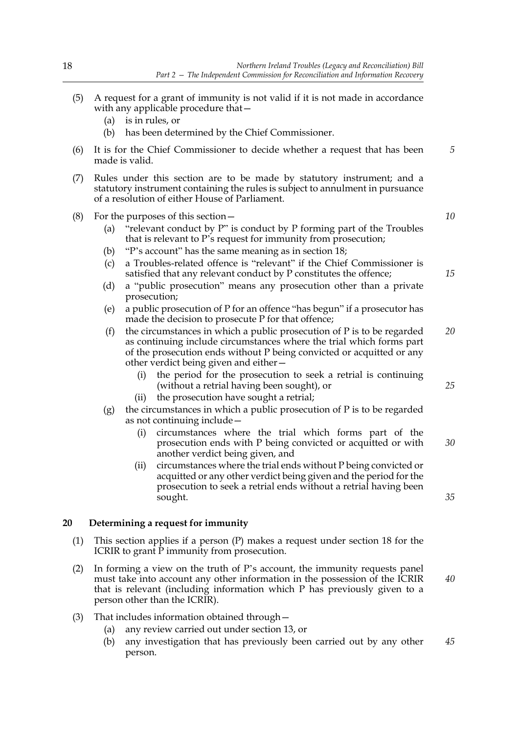(5) A request for a grant of immunity is not valid if it is not made in accordance with any applicable procedure that—

   (a) is in rules, or

   (b) has been determined by the Chief Commissioner.

(6) It is for the Chief Commissioner to decide whether a request that has been made is valid.

(7) Rules under this section are to be made by statutory instrument; and a statutory instrument containing the rules is subject to annulment in pursuance of a resolution of either House of Parliament.

(8) For the purposes of this section—

   (a) "relevant conduct by P" is conduct by P forming part of the Troubles that is relevant to P's request for immunity from prosecution;

   (b) "P's account" has the same meaning as in section 18;

   (c) a Troubles-related offence is "relevant" if the Chief Commissioner is satisfied that any relevant conduct by P constitutes the offence;

   (d) a "public prosecution" means any prosecution other than a private prosecution;

   (e) a public prosecution of P for an offence "has begun" if a prosecutor has made the decision to prosecute P for that offence;

   (f) the circumstances in which a public prosecution of P is to be regarded as continuing include circumstances where the trial which forms part of the prosecution ends without P being convicted or acquitted or any other verdict being given and either—

      (i) the period for the prosecution to seek a retrial is continuing (without a retrial having been sought), or

      (ii) the prosecution have sought a retrial;

   (g) the circumstances in which a public prosecution of P is to be regarded as not continuing include—

      (i) circumstances where the trial which forms part of the prosecution ends with P being convicted or acquitted or with another verdict being given, and

      (ii) circumstances where the trial ends without P being convicted or acquitted or any other verdict being given and the period for the prosecution to seek a retrial ends without a retrial having been sought.

## 20 Determining a request for immunity

(1) This section applies if a person (P) makes a request under section 18 for the ICRIR to grant P immunity from prosecution.

(2) In forming a view on the truth of P's account, the immunity requests panel must take into account any other information in the possession of the ICRIR that is relevant (including information which P has previously given to a person other than the ICRIR).

(3) That includes information obtained through—

   (a) any review carried out under section 13, or

   (b) any investigation that has previously been carried out by any other person.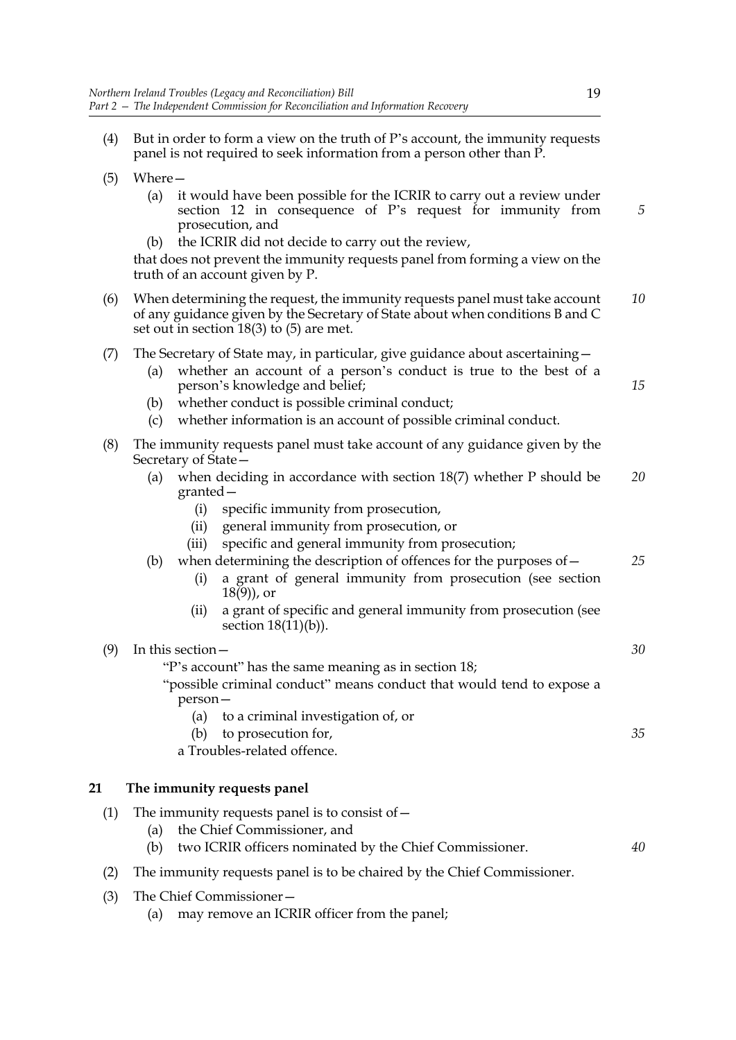(4) But in order to form a view on the truth of P's account, the immunity requests panel is not required to seek information from a person other than P.

(5) Where—

(a) it would have been possible for the ICRIR to carry out a review under section 12 in consequence of P's request for immunity from prosecution, and

(b) the ICRIR did not decide to carry out the review,

that does not prevent the immunity requests panel from forming a view on the truth of an account given by P.

(6) When determining the request, the immunity requests panel must take account of any guidance given by the Secretary of State about when conditions B and C set out in section 18(3) to (5) are met.

(7) The Secretary of State may, in particular, give guidance about ascertaining—

(a) whether an account of a person's conduct is true to the best of a person's knowledge and belief;

(b) whether conduct is possible criminal conduct;

(c) whether information is an account of possible criminal conduct.

(8) The immunity requests panel must take account of any guidance given by the Secretary of State—

(a) when deciding in accordance with section 18(7) whether P should be granted—

(i) specific immunity from prosecution,

(ii) general immunity from prosecution, or

(iii) specific and general immunity from prosecution;

(b) when determining the description of offences for the purposes of—

(i) a grant of general immunity from prosecution (see section 18(9)), or

(ii) a grant of specific and general immunity from prosecution (see section 18(11)(b)).

(9) In this section—

"P's account" has the same meaning as in section 18;

"possible criminal conduct" means conduct that would tend to expose a person—

(a) to a criminal investigation of, or

(b) to prosecution for,

a Troubles-related offence.

## 21 The immunity requests panel

(1) The immunity requests panel is to consist of—

(a) the Chief Commissioner, and

(b) two ICRIR officers nominated by the Chief Commissioner.

(2) The immunity requests panel is to be chaired by the Chief Commissioner.

(3) The Chief Commissioner—

(a) may remove an ICRIR officer from the panel;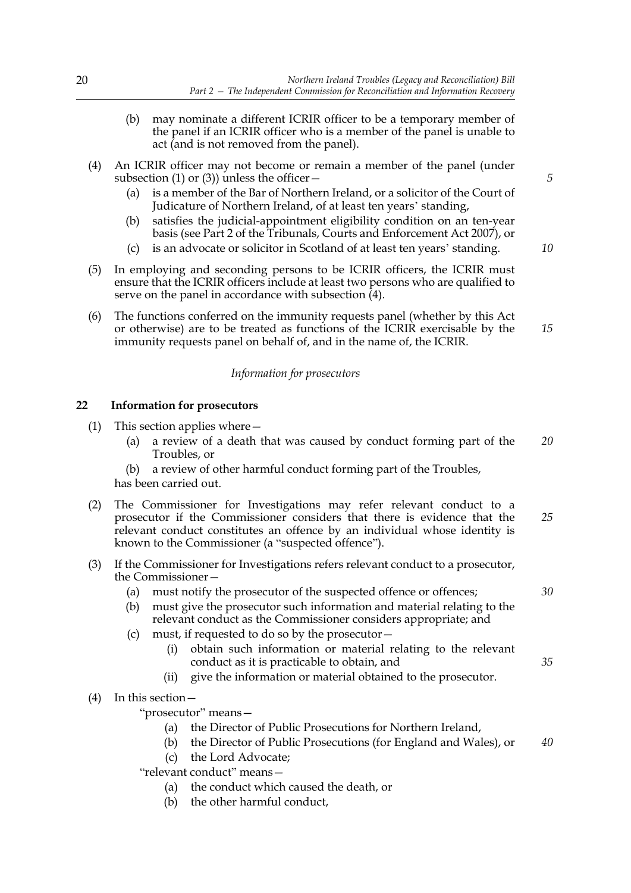(b) may nominate a different ICRIR officer to be a temporary member of the panel if an ICRIR officer who is a member of the panel is unable to act (and is not removed from the panel).

(4) An ICRIR officer may not become or remain a member of the panel (under subsection (1) or (3)) unless the officer—

(a) is a member of the Bar of Northern Ireland, or a solicitor of the Court of Judicature of Northern Ireland, of at least ten years' standing,

(b) satisfies the judicial-appointment eligibility condition on an ten-year basis (see Part 2 of the Tribunals, Courts and Enforcement Act 2007), or

(c) is an advocate or solicitor in Scotland of at least ten years' standing.

(5) In employing and seconding persons to be ICRIR officers, the ICRIR must ensure that the ICRIR officers include at least two persons who are qualified to serve on the panel in accordance with subsection (4).

(6) The functions conferred on the immunity requests panel (whether by this Act or otherwise) are to be treated as functions of the ICRIR exercisable by the immunity requests panel on behalf of, and in the name of, the ICRIR.

*Information for prosecutors*

## 22 Information for prosecutors

(1) This section applies where—

(a) a review of a death that was caused by conduct forming part of the Troubles, or

(b) a review of other harmful conduct forming part of the Troubles,

has been carried out.

(2) The Commissioner for Investigations may refer relevant conduct to a prosecutor if the Commissioner considers that there is evidence that the relevant conduct constitutes an offence by an individual whose identity is known to the Commissioner (a "suspected offence").

(3) If the Commissioner for Investigations refers relevant conduct to a prosecutor, the Commissioner—

(a) must notify the prosecutor of the suspected offence or offences;

(b) must give the prosecutor such information and material relating to the relevant conduct as the Commissioner considers appropriate; and

(c) must, if requested to do so by the prosecutor—

(i) obtain such information or material relating to the relevant conduct as it is practicable to obtain, and

(ii) give the information or material obtained to the prosecutor.

(4) In this section—

"prosecutor" means—

(a) the Director of Public Prosecutions for Northern Ireland,

(b) the Director of Public Prosecutions (for England and Wales), or

(c) the Lord Advocate;

"relevant conduct" means—

(a) the conduct which caused the death, or

(b) the other harmful conduct,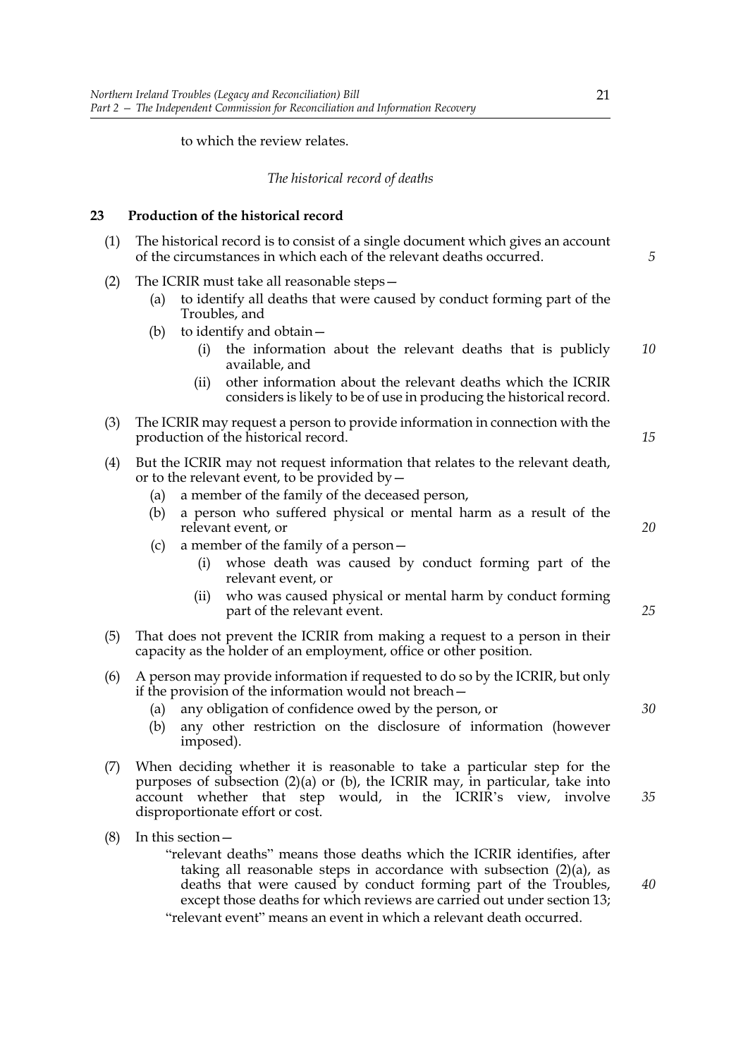to which the review relates.

*The historical record of deaths*

**23 Production of the historical record**

(1) The historical record is to consist of a single document which gives an account of the circumstances in which each of the relevant deaths occurred.

(2) The ICRIR must take all reasonable steps—

  (a) to identify all deaths that were caused by conduct forming part of the Troubles, and

  (b) to identify and obtain—

    (i) the information about the relevant deaths that is publicly available, and

    (ii) other information about the relevant deaths which the ICRIR considers is likely to be of use in producing the historical record.

(3) The ICRIR may request a person to provide information in connection with the production of the historical record.

(4) But the ICRIR may not request information that relates to the relevant death, or to the relevant event, to be provided by—

  (a) a member of the family of the deceased person,

  (b) a person who suffered physical or mental harm as a result of the relevant event, or

  (c) a member of the family of a person—

    (i) whose death was caused by conduct forming part of the relevant event, or

    (ii) who was caused physical or mental harm by conduct forming part of the relevant event.

(5) That does not prevent the ICRIR from making a request to a person in their capacity as the holder of an employment, office or other position.

(6) A person may provide information if requested to do so by the ICRIR, but only if the provision of the information would not breach—

  (a) any obligation of confidence owed by the person, or

  (b) any other restriction on the disclosure of information (however imposed).

(7) When deciding whether it is reasonable to take a particular step for the purposes of subsection (2)(a) or (b), the ICRIR may, in particular, take into account whether that step would, in the ICRIR's view, involve disproportionate effort or cost.

(8) In this section—

"relevant deaths" means those deaths which the ICRIR identifies, after taking all reasonable steps in accordance with subsection (2)(a), as deaths that were caused by conduct forming part of the Troubles, except those deaths for which reviews are carried out under section 13;

"relevant event" means an event in which a relevant death occurred.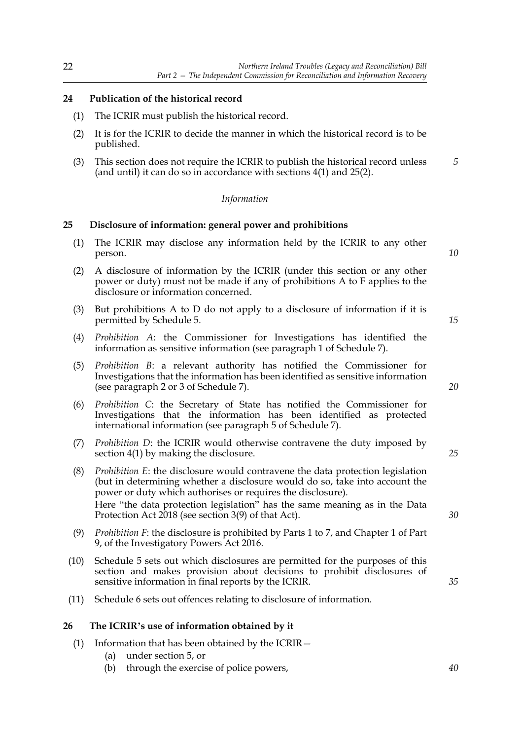## 24 Publication of the historical record

(1) The ICRIR must publish the historical record.

(2) It is for the ICRIR to decide the manner in which the historical record is to be published.

(3) This section does not require the ICRIR to publish the historical record unless (and until) it can do so in accordance with sections 4(1) and 25(2).

*Information*

## 25 Disclosure of information: general power and prohibitions

(1) The ICRIR may disclose any information held by the ICRIR to any other person.

(2) A disclosure of information by the ICRIR (under this section or any other power or duty) must not be made if any of prohibitions A to F applies to the disclosure or information concerned.

(3) But prohibitions A to D do not apply to a disclosure of information if it is permitted by Schedule 5.

(4) *Prohibition A*: the Commissioner for Investigations has identified the information as sensitive information (see paragraph 1 of Schedule 7).

(5) *Prohibition B*: a relevant authority has notified the Commissioner for Investigations that the information has been identified as sensitive information (see paragraph 2 or 3 of Schedule 7).

(6) *Prohibition C*: the Secretary of State has notified the Commissioner for Investigations that the information has been identified as protected international information (see paragraph 5 of Schedule 7).

(7) *Prohibition D*: the ICRIR would otherwise contravene the duty imposed by section 4(1) by making the disclosure.

(8) *Prohibition E*: the disclosure would contravene the data protection legislation (but in determining whether a disclosure would do so, take into account the power or duty which authorises or requires the disclosure).
Here "the data protection legislation" has the same meaning as in the Data Protection Act 2018 (see section 3(9) of that Act).

(9) *Prohibition F*: the disclosure is prohibited by Parts 1 to 7, and Chapter 1 of Part 9, of the Investigatory Powers Act 2016.

(10) Schedule 5 sets out which disclosures are permitted for the purposes of this section and makes provision about decisions to prohibit disclosures of sensitive information in final reports by the ICRIR.

(11) Schedule 6 sets out offences relating to disclosure of information.

## 26 The ICRIR's use of information obtained by it

(1) Information that has been obtained by the ICRIR—

(a) under section 5, or

(b) through the exercise of police powers,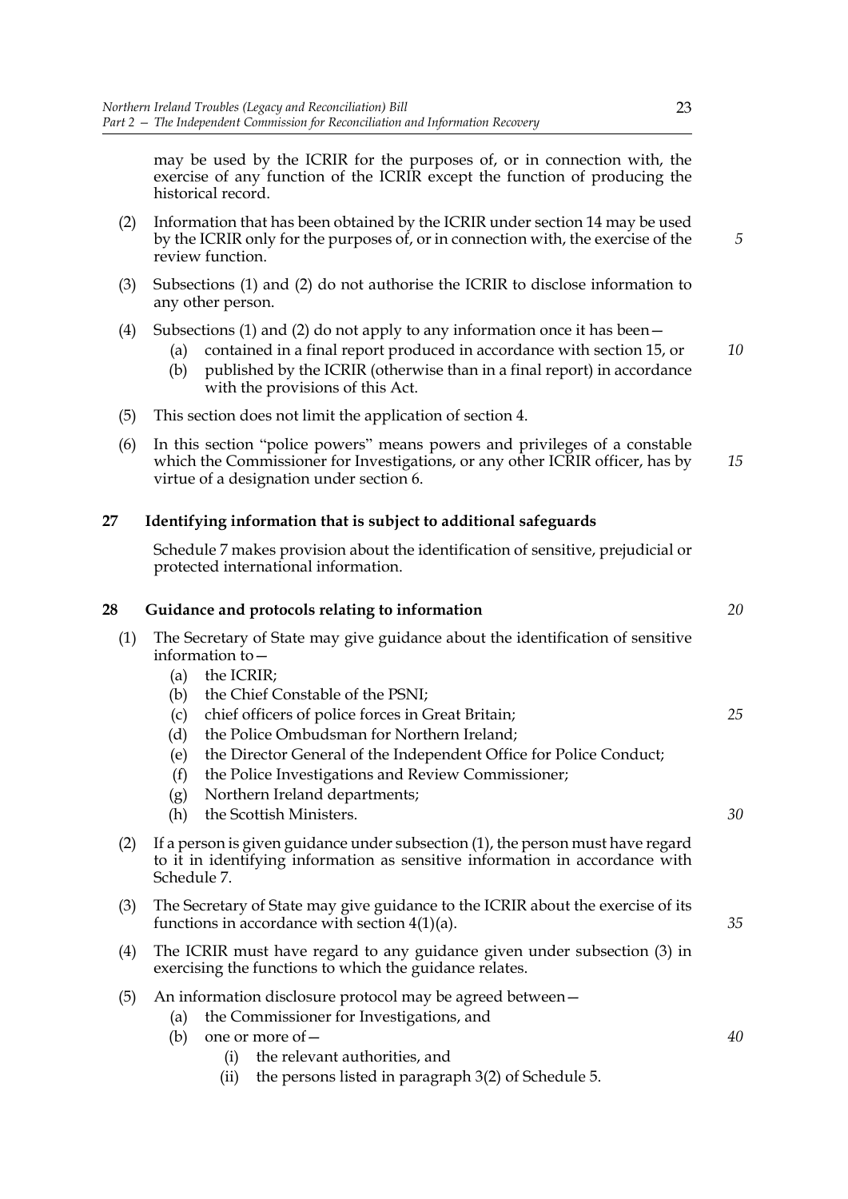may be used by the ICRIR for the purposes of, or in connection with, the exercise of any function of the ICRIR except the function of producing the historical record.

(2) Information that has been obtained by the ICRIR under section 14 may be used by the ICRIR only for the purposes of, or in connection with, the exercise of the review function.

(3) Subsections (1) and (2) do not authorise the ICRIR to disclose information to any other person.

(4) Subsections (1) and (2) do not apply to any information once it has been—

   (a) contained in a final report produced in accordance with section 15, or

   (b) published by the ICRIR (otherwise than in a final report) in accordance with the provisions of this Act.

(5) This section does not limit the application of section 4.

(6) In this section "police powers" means powers and privileges of a constable which the Commissioner for Investigations, or any other ICRIR officer, has by virtue of a designation under section 6.

## 27 Identifying information that is subject to additional safeguards

Schedule 7 makes provision about the identification of sensitive, prejudicial or protected international information.

## 28 Guidance and protocols relating to information

(1) The Secretary of State may give guidance about the identification of sensitive information to—

   (a) the ICRIR;

   (b) the Chief Constable of the PSNI;

   (c) chief officers of police forces in Great Britain;

   (d) the Police Ombudsman for Northern Ireland;

   (e) the Director General of the Independent Office for Police Conduct;

   (f) the Police Investigations and Review Commissioner;

   (g) Northern Ireland departments;

   (h) the Scottish Ministers.

(2) If a person is given guidance under subsection (1), the person must have regard to it in identifying information as sensitive information in accordance with Schedule 7.

(3) The Secretary of State may give guidance to the ICRIR about the exercise of its functions in accordance with section 4(1)(a).

(4) The ICRIR must have regard to any guidance given under subsection (3) in exercising the functions to which the guidance relates.

(5) An information disclosure protocol may be agreed between—

   (a) the Commissioner for Investigations, and

   (b) one or more of—

      (i) the relevant authorities, and

      (ii) the persons listed in paragraph 3(2) of Schedule 5.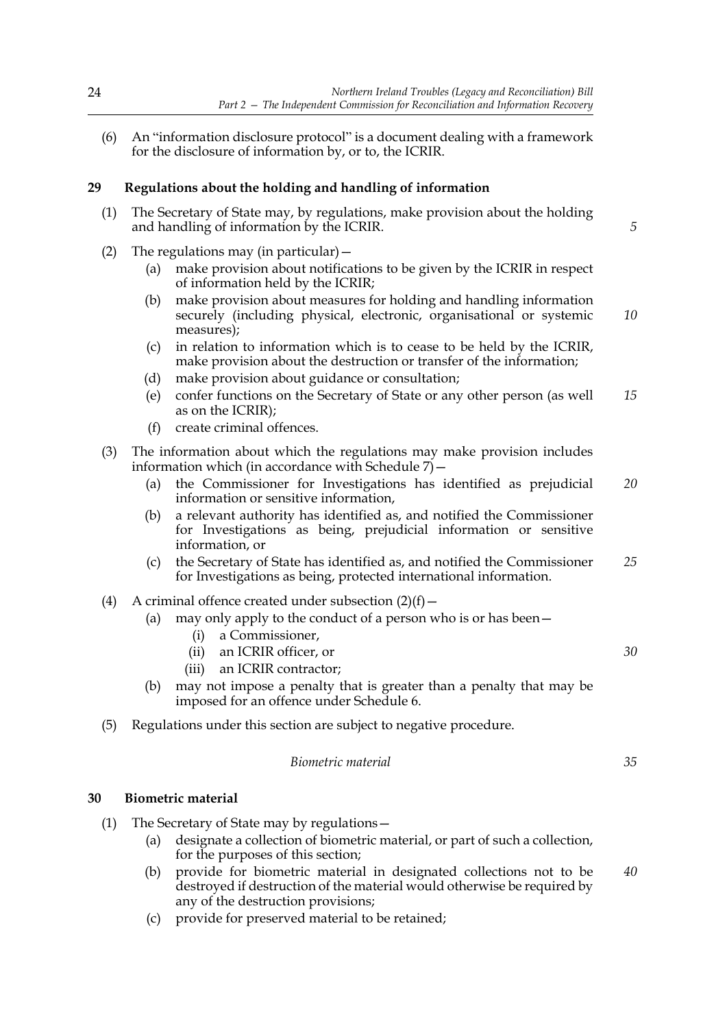(6) An "information disclosure protocol" is a document dealing with a framework for the disclosure of information by, or to, the ICRIR.

## 29 Regulations about the holding and handling of information

(1) The Secretary of State may, by regulations, make provision about the holding and handling of information by the ICRIR.

(2) The regulations may (in particular)—

- (a) make provision about notifications to be given by the ICRIR in respect of information held by the ICRIR;
- (b) make provision about measures for holding and handling information securely (including physical, electronic, organisational or systemic measures);
- (c) in relation to information which is to cease to be held by the ICRIR, make provision about the destruction or transfer of the information;
- (d) make provision about guidance or consultation;
- (e) confer functions on the Secretary of State or any other person (as well as on the ICRIR);
- (f) create criminal offences.

(3) The information about which the regulations may make provision includes information which (in accordance with Schedule 7)—

- (a) the Commissioner for Investigations has identified as prejudicial information or sensitive information,
- (b) a relevant authority has identified as, and notified the Commissioner for Investigations as being, prejudicial information or sensitive information, or
- (c) the Secretary of State has identified as, and notified the Commissioner for Investigations as being, protected international information.

(4) A criminal offence created under subsection (2)(f)—

- (a) may only apply to the conduct of a person who is or has been—
  - (i) a Commissioner,
  - (ii) an ICRIR officer, or
  - (iii) an ICRIR contractor;
- (b) may not impose a penalty that is greater than a penalty that may be imposed for an offence under Schedule 6.

(5) Regulations under this section are subject to negative procedure.

*Biometric material*

## 30 Biometric material

(1) The Secretary of State may by regulations—

- (a) designate a collection of biometric material, or part of such a collection, for the purposes of this section;
- (b) provide for biometric material in designated collections not to be destroyed if destruction of the material would otherwise be required by any of the destruction provisions;
- (c) provide for preserved material to be retained;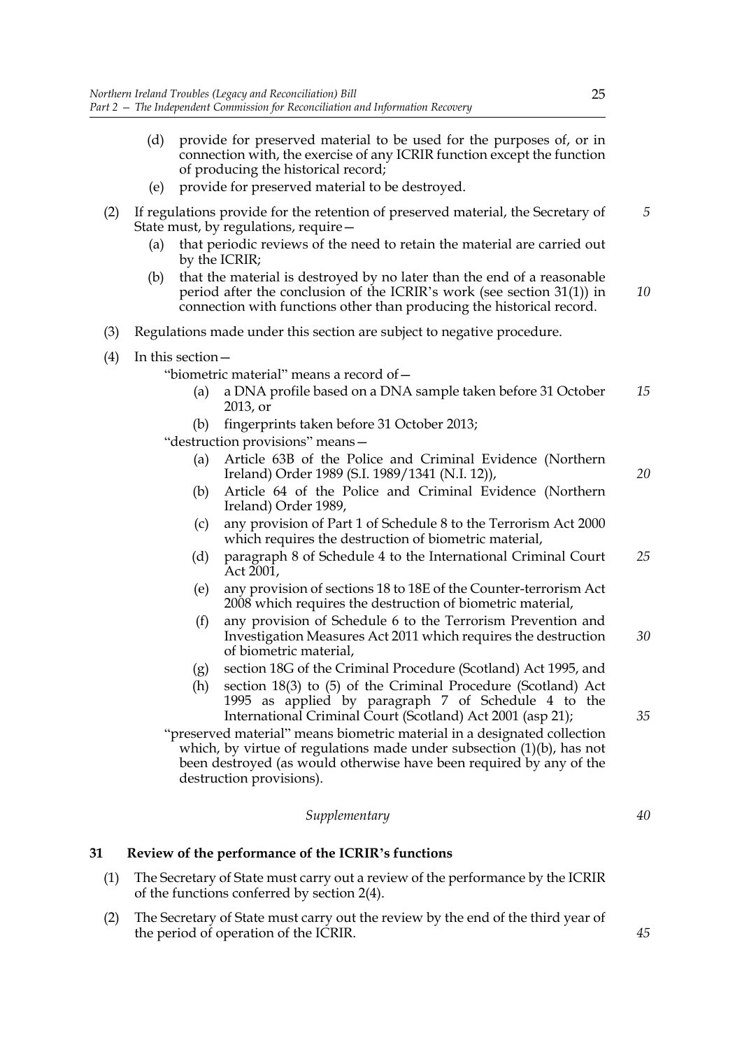(d) provide for preserved material to be used for the purposes of, or in connection with, the exercise of any ICRIR function except the function of producing the historical record;

(e) provide for preserved material to be destroyed.

(2) If regulations provide for the retention of preserved material, the Secretary of State must, by regulations, require—

(a) that periodic reviews of the need to retain the material are carried out by the ICRIR;

(b) that the material is destroyed by no later than the end of a reasonable period after the conclusion of the ICRIR's work (see section 31(1)) in connection with functions other than producing the historical record.

(3) Regulations made under this section are subject to negative procedure.

(4) In this section—

"biometric material" means a record of—

(a) a DNA profile based on a DNA sample taken before 31 October 2013, or

(b) fingerprints taken before 31 October 2013;

"destruction provisions" means—

(a) Article 63B of the Police and Criminal Evidence (Northern Ireland) Order 1989 (S.I. 1989/1341 (N.I. 12)),

(b) Article 64 of the Police and Criminal Evidence (Northern Ireland) Order 1989,

(c) any provision of Part 1 of Schedule 8 to the Terrorism Act 2000 which requires the destruction of biometric material,

(d) paragraph 8 of Schedule 4 to the International Criminal Court Act 2001,

(e) any provision of sections 18 to 18E of the Counter-terrorism Act 2008 which requires the destruction of biometric material,

(f) any provision of Schedule 6 to the Terrorism Prevention and Investigation Measures Act 2011 which requires the destruction of biometric material,

(g) section 18G of the Criminal Procedure (Scotland) Act 1995, and

(h) section 18(3) to (5) of the Criminal Procedure (Scotland) Act 1995 as applied by paragraph 7 of Schedule 4 to the International Criminal Court (Scotland) Act 2001 (asp 21);

"preserved material" means biometric material in a designated collection which, by virtue of regulations made under subsection (1)(b), has not been destroyed (as would otherwise have been required by any of the destruction provisions).

*Supplementary*

**31 Review of the performance of the ICRIR's functions**

(1) The Secretary of State must carry out a review of the performance by the ICRIR of the functions conferred by section 2(4).

(2) The Secretary of State must carry out the review by the end of the third year of the period of operation of the ICRIR.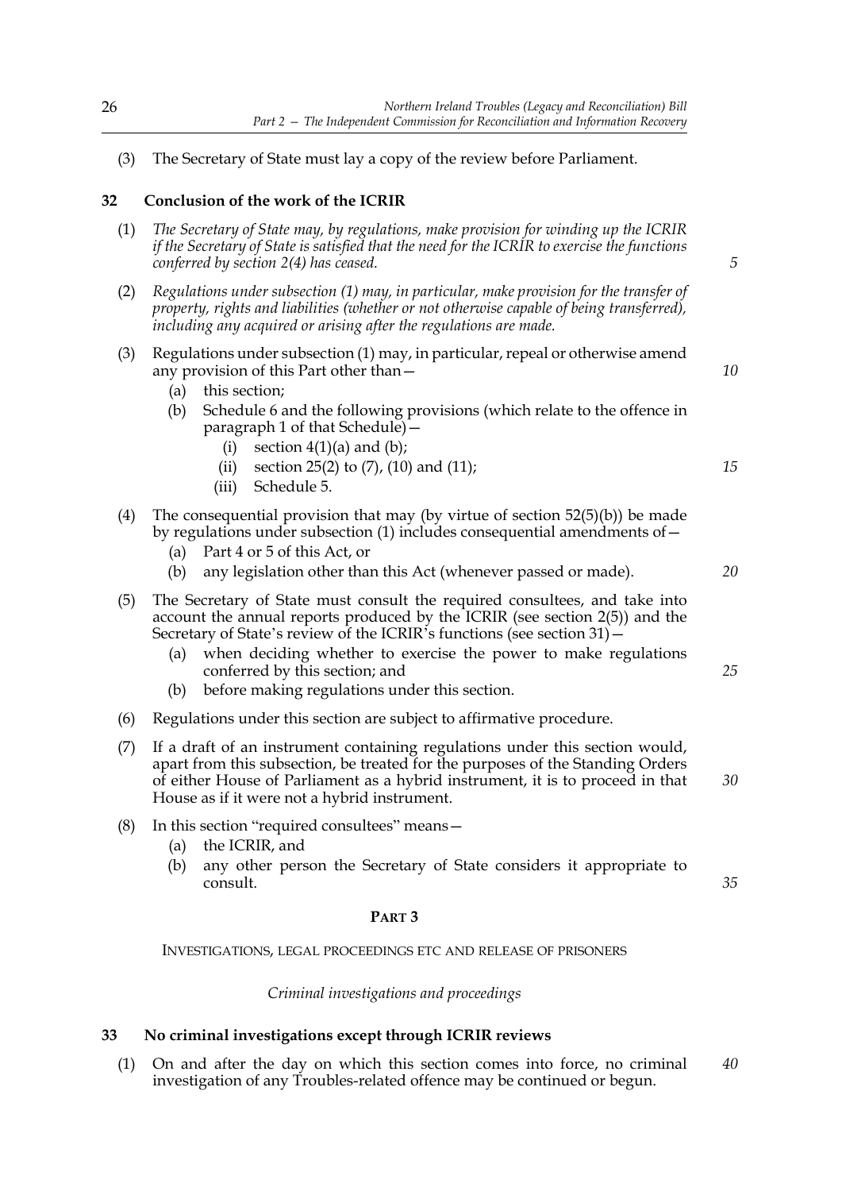(3) The Secretary of State must lay a copy of the review before Parliament.

## 32 Conclusion of the work of the ICRIR

(1) *The Secretary of State may, by regulations, make provision for winding up the ICRIR if the Secretary of State is satisfied that the need for the ICRIR to exercise the functions conferred by section 2(4) has ceased.*

(2) *Regulations under subsection (1) may, in particular, make provision for the transfer of property, rights and liabilities (whether or not otherwise capable of being transferred), including any acquired or arising after the regulations are made.*

(3) Regulations under subsection (1) may, in particular, repeal or otherwise amend any provision of this Part other than—
   - (a) this section;
   - (b) Schedule 6 and the following provisions (which relate to the offence in paragraph 1 of that Schedule)—
     - (i) section 4(1)(a) and (b);
     - (ii) section 25(2) to (7), (10) and (11);
     - (iii) Schedule 5.

(4) The consequential provision that may (by virtue of section 52(5)(b)) be made by regulations under subsection (1) includes consequential amendments of—
   - (a) Part 4 or 5 of this Act, or
   - (b) any legislation other than this Act (whenever passed or made).

(5) The Secretary of State must consult the required consultees, and take into account the annual reports produced by the ICRIR (see section 2(5)) and the Secretary of State's review of the ICRIR's functions (see section 31)—
   - (a) when deciding whether to exercise the power to make regulations conferred by this section; and
   - (b) before making regulations under this section.

(6) Regulations under this section are subject to affirmative procedure.

(7) If a draft of an instrument containing regulations under this section would, apart from this subsection, be treated for the purposes of the Standing Orders of either House of Parliament as a hybrid instrument, it is to proceed in that House as if it were not a hybrid instrument.

(8) In this section "required consultees" means—
   - (a) the ICRIR, and
   - (b) any other person the Secretary of State considers it appropriate to consult.

# PART 3

## INVESTIGATIONS, LEGAL PROCEEDINGS ETC AND RELEASE OF PRISONERS

*Criminal investigations and proceedings*

## 33 No criminal investigations except through ICRIR reviews

(1) On and after the day on which this section comes into force, no criminal investigation of any Troubles-related offence may be continued or begun.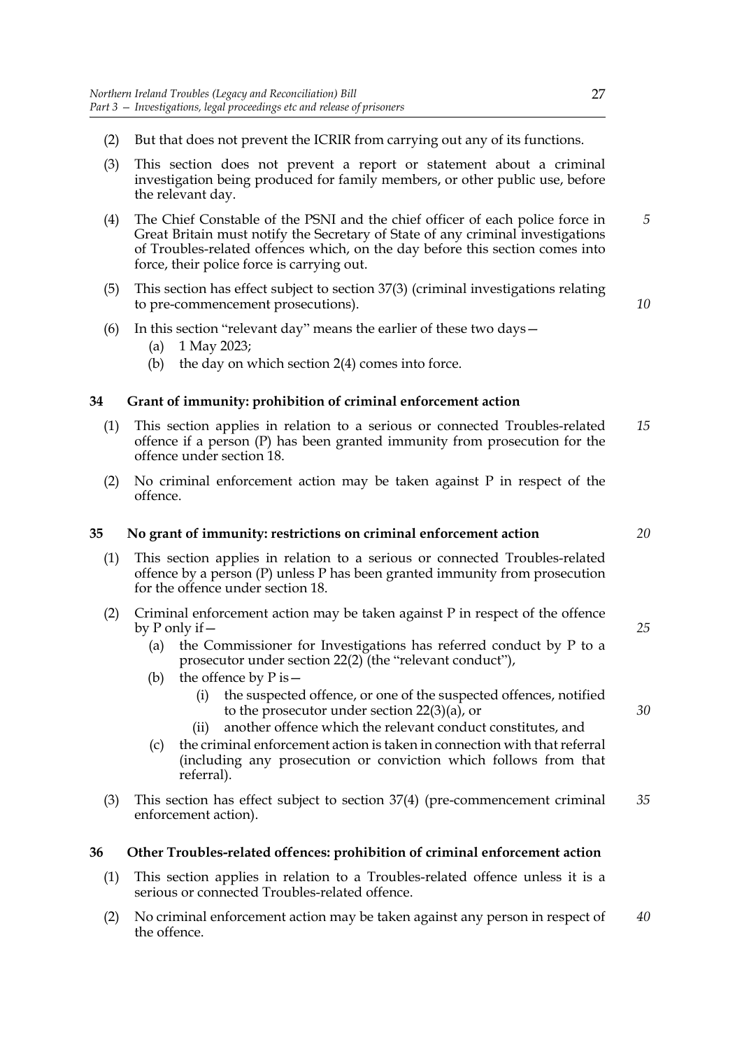(2) But that does not prevent the ICRIR from carrying out any of its functions.

(3) This section does not prevent a report or statement about a criminal investigation being produced for family members, or other public use, before the relevant day.

(4) The Chief Constable of the PSNI and the chief officer of each police force in Great Britain must notify the Secretary of State of any criminal investigations of Troubles-related offences which, on the day before this section comes into force, their police force is carrying out.

(5) This section has effect subject to section 37(3) (criminal investigations relating to pre-commencement prosecutions).

(6) In this section "relevant day" means the earlier of these two days—

- (a) 1 May 2023;
- (b) the day on which section 2(4) comes into force.

### 34 Grant of immunity: prohibition of criminal enforcement action

(1) This section applies in relation to a serious or connected Troubles-related offence if a person (P) has been granted immunity from prosecution for the offence under section 18.

(2) No criminal enforcement action may be taken against P in respect of the offence.

### 35 No grant of immunity: restrictions on criminal enforcement action

(1) This section applies in relation to a serious or connected Troubles-related offence by a person (P) unless P has been granted immunity from prosecution for the offence under section 18.

(2) Criminal enforcement action may be taken against P in respect of the offence by P only if—

- (a) the Commissioner for Investigations has referred conduct by P to a prosecutor under section 22(2) (the "relevant conduct"),
- (b) the offence by P is—
  - (i) the suspected offence, or one of the suspected offences, notified to the prosecutor under section 22(3)(a), or
  - (ii) another offence which the relevant conduct constitutes, and
- (c) the criminal enforcement action is taken in connection with that referral (including any prosecution or conviction which follows from that referral).

(3) This section has effect subject to section 37(4) (pre-commencement criminal enforcement action).

### 36 Other Troubles-related offences: prohibition of criminal enforcement action

(1) This section applies in relation to a Troubles-related offence unless it is a serious or connected Troubles-related offence.

(2) No criminal enforcement action may be taken against any person in respect of the offence.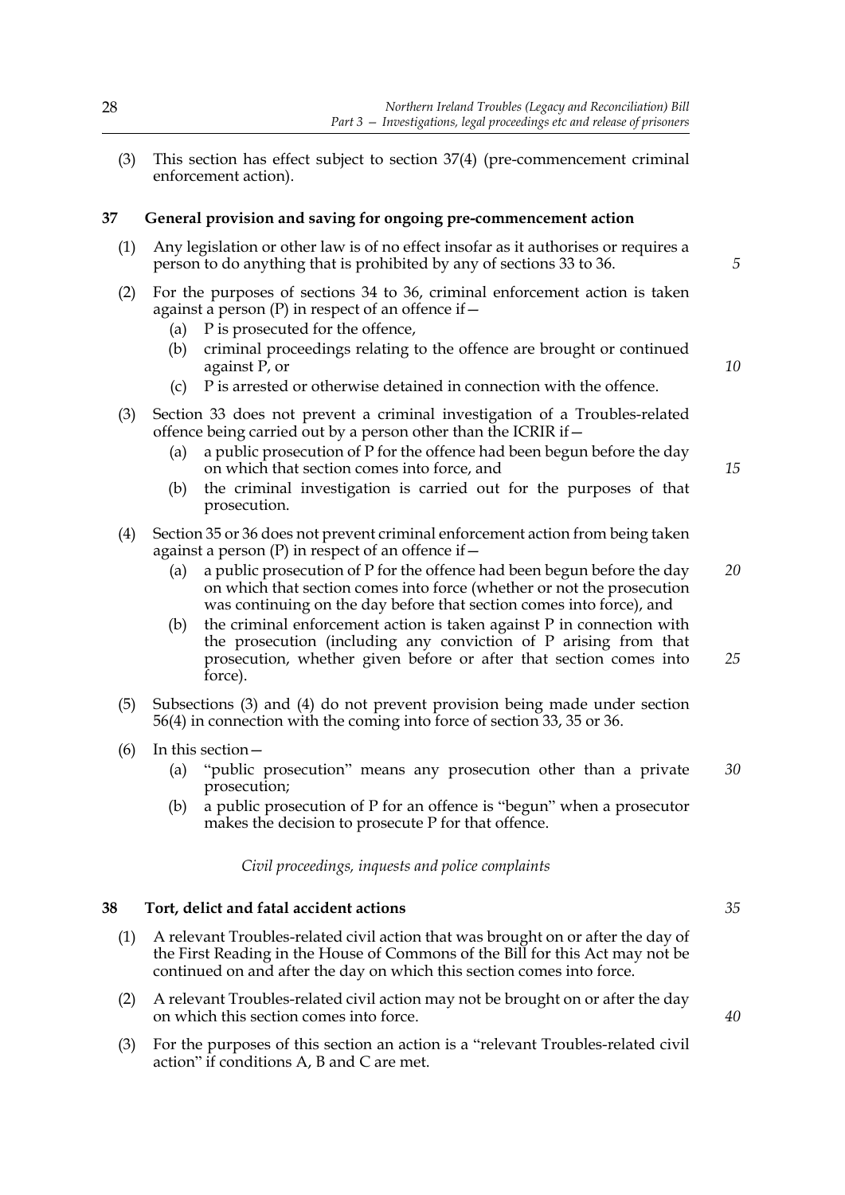(3) This section has effect subject to section 37(4) (pre-commencement criminal enforcement action).

### 37 General provision and saving for ongoing pre-commencement action

(1) Any legislation or other law is of no effect insofar as it authorises or requires a person to do anything that is prohibited by any of sections 33 to 36.

(2) For the purposes of sections 34 to 36, criminal enforcement action is taken against a person (P) in respect of an offence if—

- (a) P is prosecuted for the offence,
- (b) criminal proceedings relating to the offence are brought or continued against P, or
- (c) P is arrested or otherwise detained in connection with the offence.

(3) Section 33 does not prevent a criminal investigation of a Troubles-related offence being carried out by a person other than the ICRIR if—

- (a) a public prosecution of P for the offence had been begun before the day on which that section comes into force, and
- (b) the criminal investigation is carried out for the purposes of that prosecution.

(4) Section 35 or 36 does not prevent criminal enforcement action from being taken against a person (P) in respect of an offence if—

- (a) a public prosecution of P for the offence had been begun before the day on which that section comes into force (whether or not the prosecution was continuing on the day before that section comes into force), and
- (b) the criminal enforcement action is taken against P in connection with the prosecution (including any conviction of P arising from that prosecution, whether given before or after that section comes into force).

(5) Subsections (3) and (4) do not prevent provision being made under section 56(4) in connection with the coming into force of section 33, 35 or 36.

(6) In this section—

- (a) "public prosecution" means any prosecution other than a private prosecution;
- (b) a public prosecution of P for an offence is "begun" when a prosecutor makes the decision to prosecute P for that offence.

*Civil proceedings, inquests and police complaints*

### 38 Tort, delict and fatal accident actions

(1) A relevant Troubles-related civil action that was brought on or after the day of the First Reading in the House of Commons of the Bill for this Act may not be continued on and after the day on which this section comes into force.

(2) A relevant Troubles-related civil action may not be brought on or after the day on which this section comes into force.

(3) For the purposes of this section an action is a "relevant Troubles-related civil action" if conditions A, B and C are met.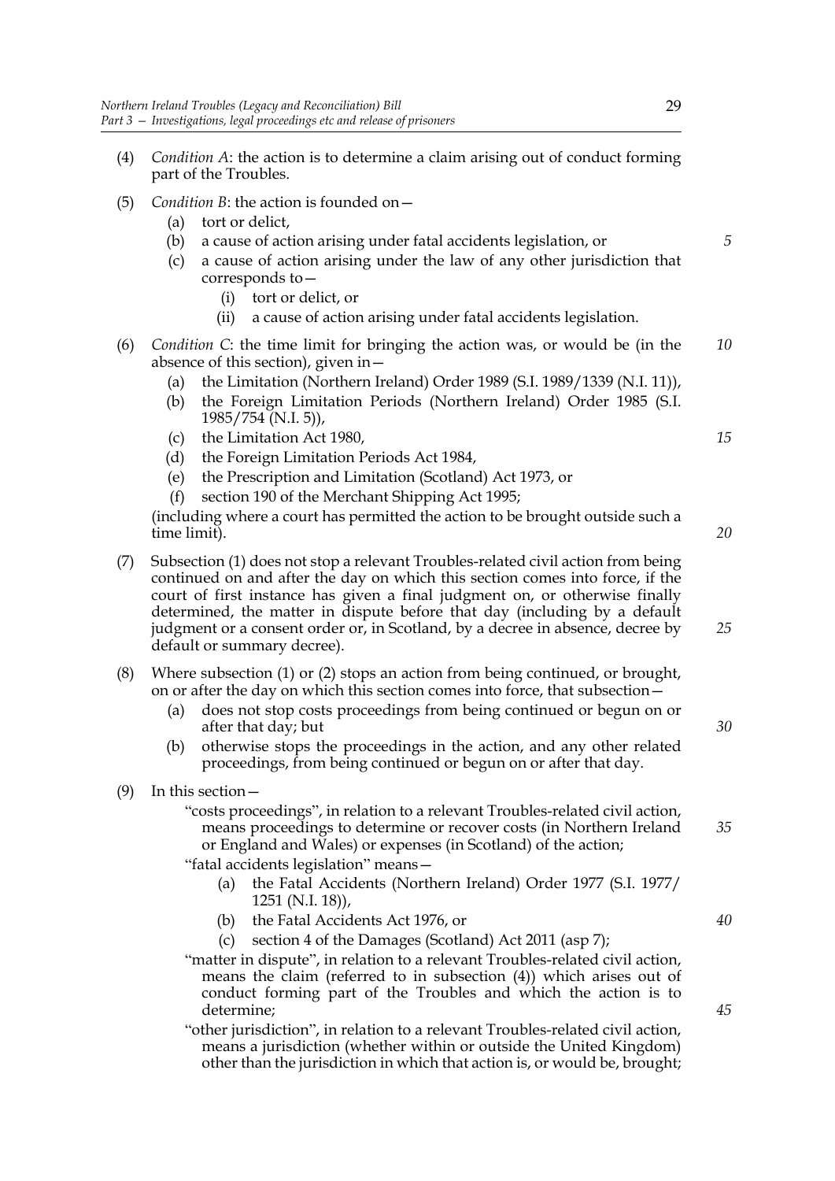(4) *Condition A*: the action is to determine a claim arising out of conduct forming part of the Troubles.

(5) *Condition B*: the action is founded on—

  (a) tort or delict,

  (b) a cause of action arising under fatal accidents legislation, or

  (c) a cause of action arising under the law of any other jurisdiction that corresponds to—

    (i) tort or delict, or

    (ii) a cause of action arising under fatal accidents legislation.

(6) *Condition C*: the time limit for bringing the action was, or would be (in the absence of this section), given in—

  (a) the Limitation (Northern Ireland) Order 1989 (S.I. 1989/1339 (N.I. 11)),

  (b) the Foreign Limitation Periods (Northern Ireland) Order 1985 (S.I. 1985/754 (N.I. 5)),

  (c) the Limitation Act 1980,

  (d) the Foreign Limitation Periods Act 1984,

  (e) the Prescription and Limitation (Scotland) Act 1973, or

  (f) section 190 of the Merchant Shipping Act 1995;

(including where a court has permitted the action to be brought outside such a time limit).

(7) Subsection (1) does not stop a relevant Troubles-related civil action from being continued on and after the day on which this section comes into force, if the court of first instance has given a final judgment on, or otherwise finally determined, the matter in dispute before that day (including by a default judgment or a consent order or, in Scotland, by a decree in absence, decree by default or summary decree).

(8) Where subsection (1) or (2) stops an action from being continued, or brought, on or after the day on which this section comes into force, that subsection—

  (a) does not stop costs proceedings from being continued or begun on or after that day; but

  (b) otherwise stops the proceedings in the action, and any other related proceedings, from being continued or begun on or after that day.

(9) In this section—

"costs proceedings", in relation to a relevant Troubles-related civil action, means proceedings to determine or recover costs (in Northern Ireland or England and Wales) or expenses (in Scotland) of the action;

"fatal accidents legislation" means—

  (a) the Fatal Accidents (Northern Ireland) Order 1977 (S.I. 1977/1251 (N.I. 18)),

  (b) the Fatal Accidents Act 1976, or

  (c) section 4 of the Damages (Scotland) Act 2011 (asp 7);

"matter in dispute", in relation to a relevant Troubles-related civil action, means the claim (referred to in subsection (4)) which arises out of conduct forming part of the Troubles and which the action is to determine;

"other jurisdiction", in relation to a relevant Troubles-related civil action, means a jurisdiction (whether within or outside the United Kingdom) other than the jurisdiction in which that action is, or would be, brought;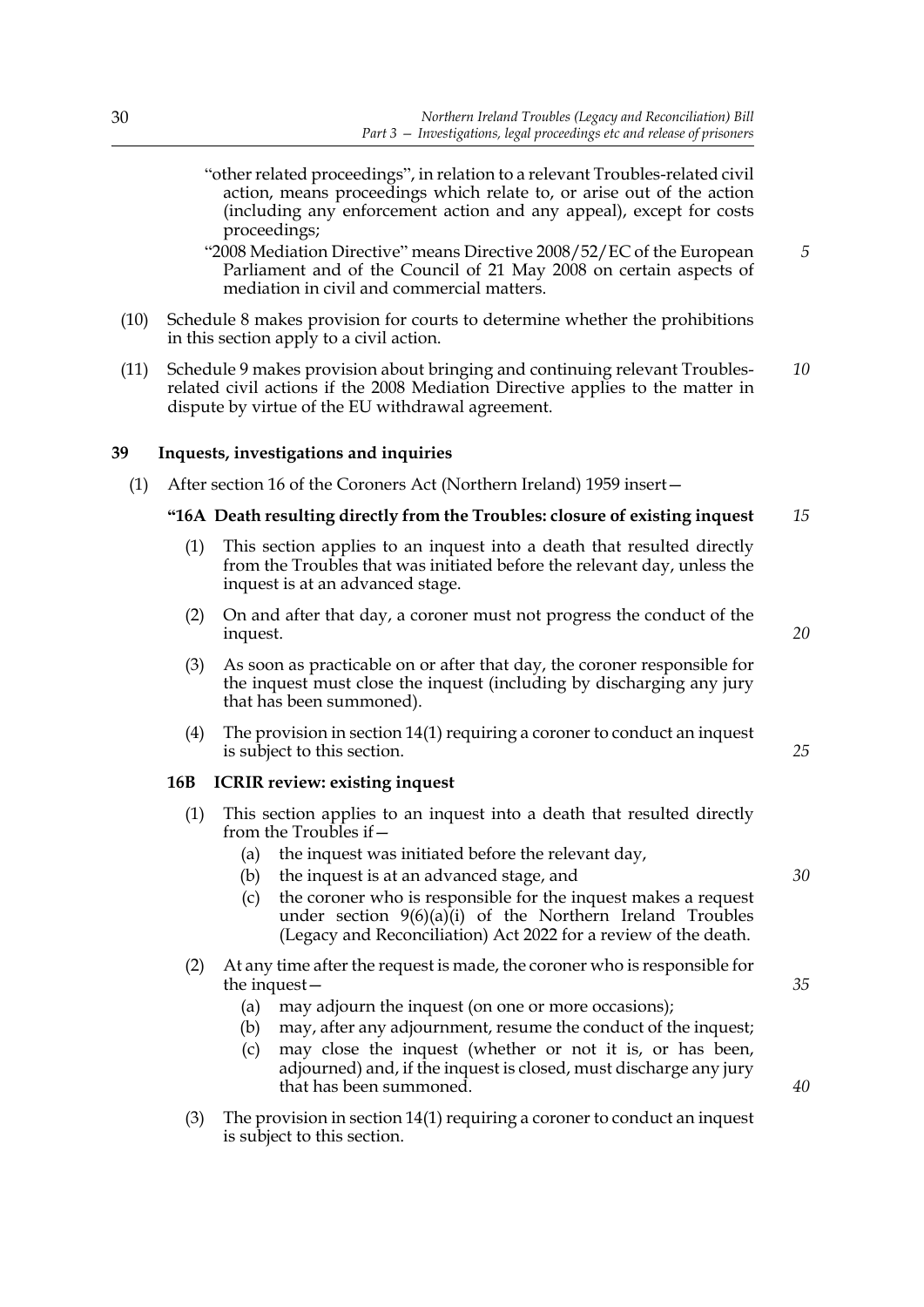"other related proceedings", in relation to a relevant Troubles-related civil action, means proceedings which relate to, or arise out of the action (including any enforcement action and any appeal), except for costs proceedings;

"2008 Mediation Directive" means Directive 2008/52/EC of the European Parliament and of the Council of 21 May 2008 on certain aspects of mediation in civil and commercial matters.

(10) Schedule 8 makes provision for courts to determine whether the prohibitions in this section apply to a civil action.

(11) Schedule 9 makes provision about bringing and continuing relevant Troubles-related civil actions if the 2008 Mediation Directive applies to the matter in dispute by virtue of the EU withdrawal agreement.

## 39 Inquests, investigations and inquiries

(1) After section 16 of the Coroners Act (Northern Ireland) 1959 insert—

### "16A Death resulting directly from the Troubles: closure of existing inquest

(1) This section applies to an inquest into a death that resulted directly from the Troubles that was initiated before the relevant day, unless the inquest is at an advanced stage.

(2) On and after that day, a coroner must not progress the conduct of the inquest.

(3) As soon as practicable on or after that day, the coroner responsible for the inquest must close the inquest (including by discharging any jury that has been summoned).

(4) The provision in section 14(1) requiring a coroner to conduct an inquest is subject to this section.

### 16B ICRIR review: existing inquest

(1) This section applies to an inquest into a death that resulted directly from the Troubles if—

- (a) the inquest was initiated before the relevant day,
- (b) the inquest is at an advanced stage, and
- (c) the coroner who is responsible for the inquest makes a request under section 9(6)(a)(i) of the Northern Ireland Troubles (Legacy and Reconciliation) Act 2022 for a review of the death.

(2) At any time after the request is made, the coroner who is responsible for the inquest—

- (a) may adjourn the inquest (on one or more occasions);
- (b) may, after any adjournment, resume the conduct of the inquest;
- (c) may close the inquest (whether or not it is, or has been, adjourned) and, if the inquest is closed, must discharge any jury that has been summoned.

(3) The provision in section 14(1) requiring a coroner to conduct an inquest is subject to this section.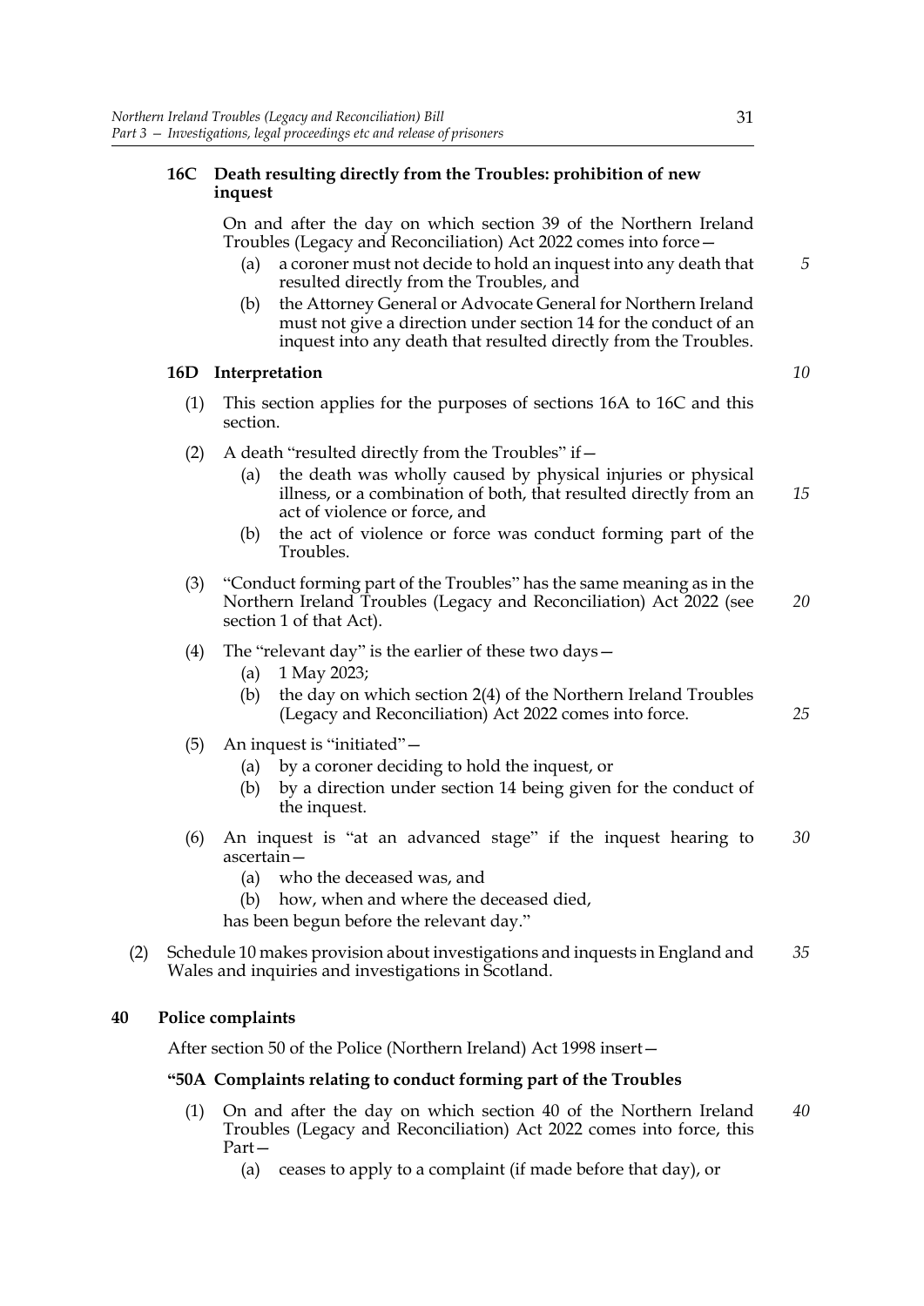**16C Death resulting directly from the Troubles: prohibition of new inquest**

On and after the day on which section 39 of the Northern Ireland Troubles (Legacy and Reconciliation) Act 2022 comes into force—

- (a) a coroner must not decide to hold an inquest into any death that resulted directly from the Troubles, and
- (b) the Attorney General or Advocate General for Northern Ireland must not give a direction under section 14 for the conduct of an inquest into any death that resulted directly from the Troubles.

**16D Interpretation**

(1) This section applies for the purposes of sections 16A to 16C and this section.

(2) A death "resulted directly from the Troubles" if—

- (a) the death was wholly caused by physical injuries or physical illness, or a combination of both, that resulted directly from an act of violence or force, and
- (b) the act of violence or force was conduct forming part of the Troubles.

(3) "Conduct forming part of the Troubles" has the same meaning as in the Northern Ireland Troubles (Legacy and Reconciliation) Act 2022 (see section 1 of that Act).

(4) The "relevant day" is the earlier of these two days—

- (a) 1 May 2023;
- (b) the day on which section 2(4) of the Northern Ireland Troubles (Legacy and Reconciliation) Act 2022 comes into force.

(5) An inquest is "initiated"—

- (a) by a coroner deciding to hold the inquest, or
- (b) by a direction under section 14 being given for the conduct of the inquest.

(6) An inquest is "at an advanced stage" if the inquest hearing to ascertain—

- (a) who the deceased was, and
- (b) how, when and where the deceased died,

has been begun before the relevant day."

(2) Schedule 10 makes provision about investigations and inquests in England and Wales and inquiries and investigations in Scotland.

## 40 Police complaints

After section 50 of the Police (Northern Ireland) Act 1998 insert—

**"50A Complaints relating to conduct forming part of the Troubles**

(1) On and after the day on which section 40 of the Northern Ireland Troubles (Legacy and Reconciliation) Act 2022 comes into force, this Part—

- (a) ceases to apply to a complaint (if made before that day), or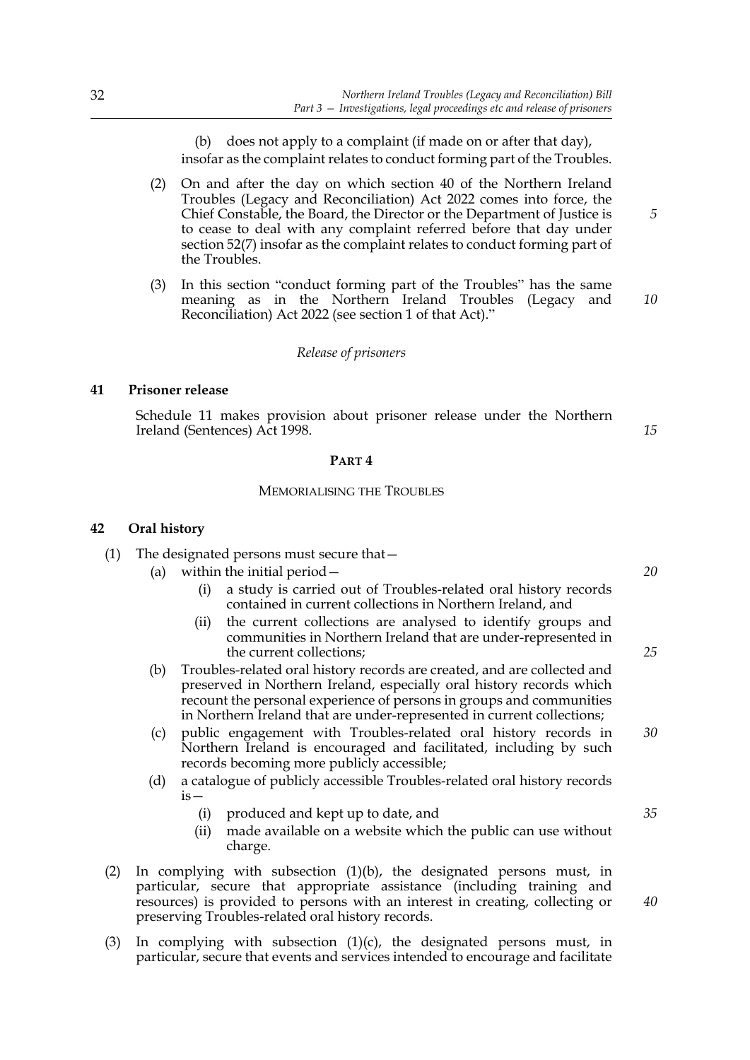(b) does not apply to a complaint (if made on or after that day),

insofar as the complaint relates to conduct forming part of the Troubles.

(2) On and after the day on which section 40 of the Northern Ireland Troubles (Legacy and Reconciliation) Act 2022 comes into force, the Chief Constable, the Board, the Director or the Department of Justice is to cease to deal with any complaint referred before that day under section 52(7) insofar as the complaint relates to conduct forming part of the Troubles.

(3) In this section "conduct forming part of the Troubles" has the same meaning as in the Northern Ireland Troubles (Legacy and Reconciliation) Act 2022 (see section 1 of that Act)."

*Release of prisoners*

### 41 Prisoner release

Schedule 11 makes provision about prisoner release under the Northern Ireland (Sentences) Act 1998.

## PART 4

## MEMORIALISING THE TROUBLES

### 42 Oral history

(1) The designated persons must secure that—

(a) within the initial period—

(i) a study is carried out of Troubles-related oral history records contained in current collections in Northern Ireland, and

(ii) the current collections are analysed to identify groups and communities in Northern Ireland that are under-represented in the current collections;

(b) Troubles-related oral history records are created, and are collected and preserved in Northern Ireland, especially oral history records which recount the personal experience of persons in groups and communities in Northern Ireland that are under-represented in current collections;

(c) public engagement with Troubles-related oral history records in Northern Ireland is encouraged and facilitated, including by such records becoming more publicly accessible;

(d) a catalogue of publicly accessible Troubles-related oral history records is—

(i) produced and kept up to date, and

(ii) made available on a website which the public can use without charge.

(2) In complying with subsection (1)(b), the designated persons must, in particular, secure that appropriate assistance (including training and resources) is provided to persons with an interest in creating, collecting or preserving Troubles-related oral history records.

(3) In complying with subsection (1)(c), the designated persons must, in particular, secure that events and services intended to encourage and facilitate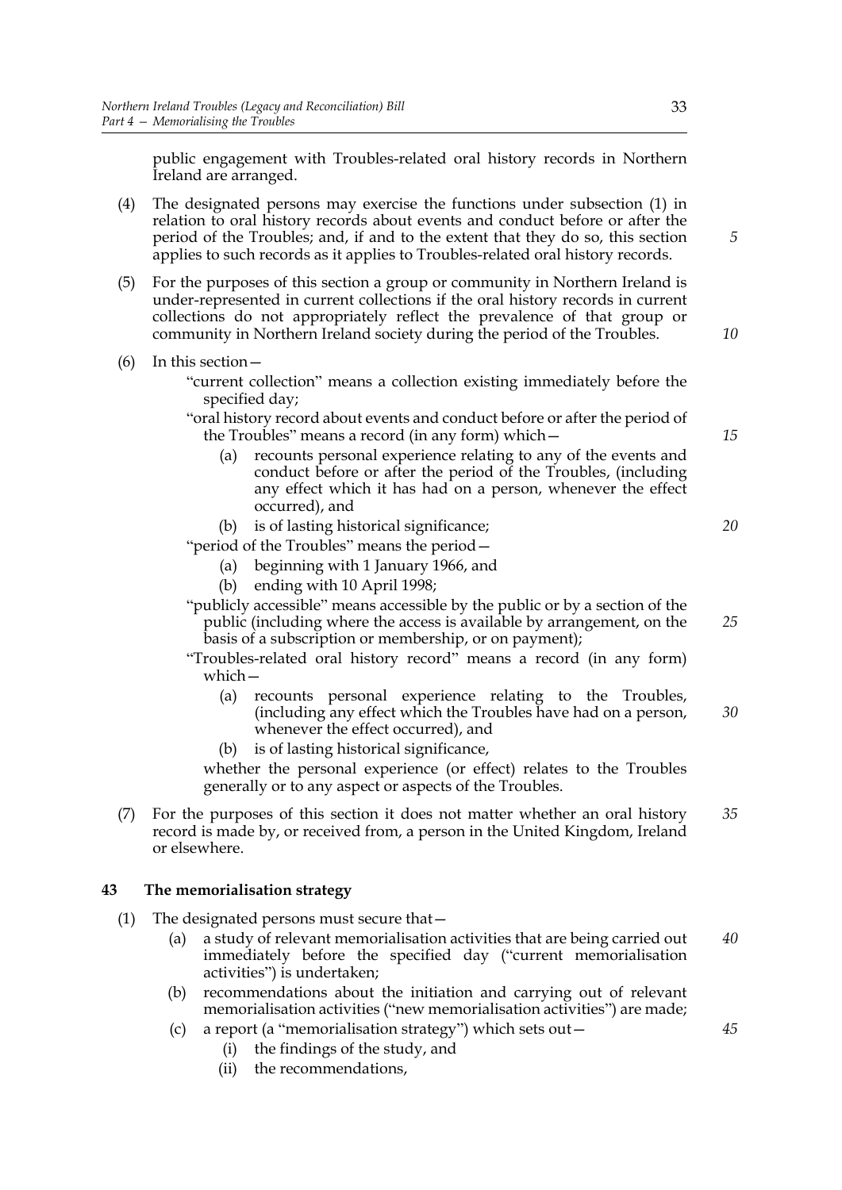public engagement with Troubles-related oral history records in Northern Ireland are arranged.

(4) The designated persons may exercise the functions under subsection (1) in relation to oral history records about events and conduct before or after the period of the Troubles; and, if and to the extent that they do so, this section applies to such records as it applies to Troubles-related oral history records.

(5) For the purposes of this section a group or community in Northern Ireland is under-represented in current collections if the oral history records in current collections do not appropriately reflect the prevalence of that group or community in Northern Ireland society during the period of the Troubles.

(6) In this section—

"current collection" means a collection existing immediately before the specified day;

"oral history record about events and conduct before or after the period of the Troubles" means a record (in any form) which—

- (a) recounts personal experience relating to any of the events and conduct before or after the period of the Troubles, (including any effect which it has had on a person, whenever the effect occurred), and
- (b) is of lasting historical significance;

"period of the Troubles" means the period—

- (a) beginning with 1 January 1966, and
- (b) ending with 10 April 1998;

"publicly accessible" means accessible by the public or by a section of the public (including where the access is available by arrangement, on the basis of a subscription or membership, or on payment);

"Troubles-related oral history record" means a record (in any form) which—

- (a) recounts personal experience relating to the Troubles, (including any effect which the Troubles have had on a person, whenever the effect occurred), and
- (b) is of lasting historical significance,

whether the personal experience (or effect) relates to the Troubles generally or to any aspect or aspects of the Troubles.

(7) For the purposes of this section it does not matter whether an oral history record is made by, or received from, a person in the United Kingdom, Ireland or elsewhere.

## 43 The memorialisation strategy

(1) The designated persons must secure that—

- (a) a study of relevant memorialisation activities that are being carried out immediately before the specified day ("current memorialisation activities") is undertaken;
- (b) recommendations about the initiation and carrying out of relevant memorialisation activities ("new memorialisation activities") are made;
- (c) a report (a "memorialisation strategy") which sets out—
  - (i) the findings of the study, and
  - (ii) the recommendations,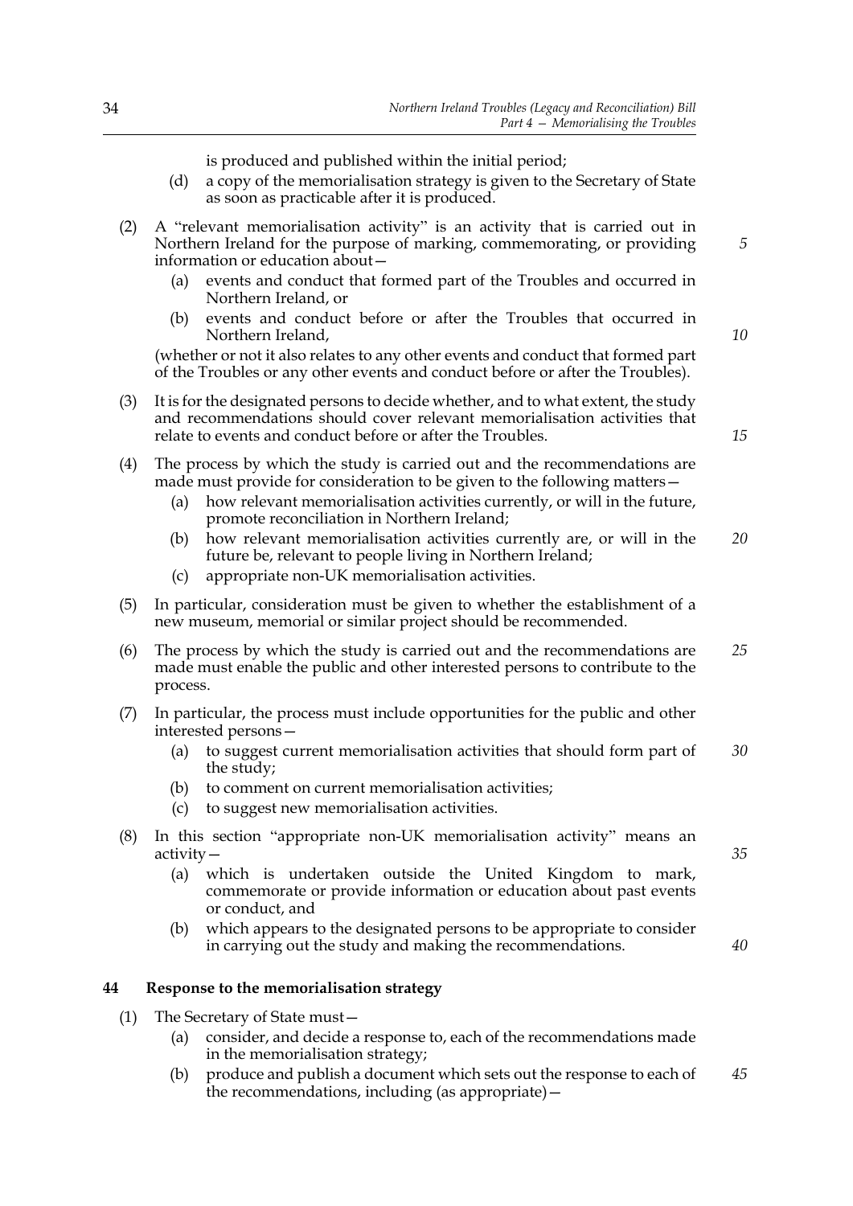is produced and published within the initial period;

(d) a copy of the memorialisation strategy is given to the Secretary of State as soon as practicable after it is produced.

(2) A "relevant memorialisation activity" is an activity that is carried out in Northern Ireland for the purpose of marking, commemorating, or providing information or education about—

(a) events and conduct that formed part of the Troubles and occurred in Northern Ireland, or

(b) events and conduct before or after the Troubles that occurred in Northern Ireland,

(whether or not it also relates to any other events and conduct that formed part of the Troubles or any other events and conduct before or after the Troubles).

(3) It is for the designated persons to decide whether, and to what extent, the study and recommendations should cover relevant memorialisation activities that relate to events and conduct before or after the Troubles.

(4) The process by which the study is carried out and the recommendations are made must provide for consideration to be given to the following matters—

(a) how relevant memorialisation activities currently, or will in the future, promote reconciliation in Northern Ireland;

(b) how relevant memorialisation activities currently are, or will in the future be, relevant to people living in Northern Ireland;

(c) appropriate non-UK memorialisation activities.

(5) In particular, consideration must be given to whether the establishment of a new museum, memorial or similar project should be recommended.

(6) The process by which the study is carried out and the recommendations are made must enable the public and other interested persons to contribute to the process.

(7) In particular, the process must include opportunities for the public and other interested persons—

(a) to suggest current memorialisation activities that should form part of the study;

(b) to comment on current memorialisation activities;

(c) to suggest new memorialisation activities.

(8) In this section "appropriate non-UK memorialisation activity" means an activity—

(a) which is undertaken outside the United Kingdom to mark, commemorate or provide information or education about past events or conduct, and

(b) which appears to the designated persons to be appropriate to consider in carrying out the study and making the recommendations.

**44 Response to the memorialisation strategy**

(1) The Secretary of State must—

(a) consider, and decide a response to, each of the recommendations made in the memorialisation strategy;

(b) produce and publish a document which sets out the response to each of the recommendations, including (as appropriate)—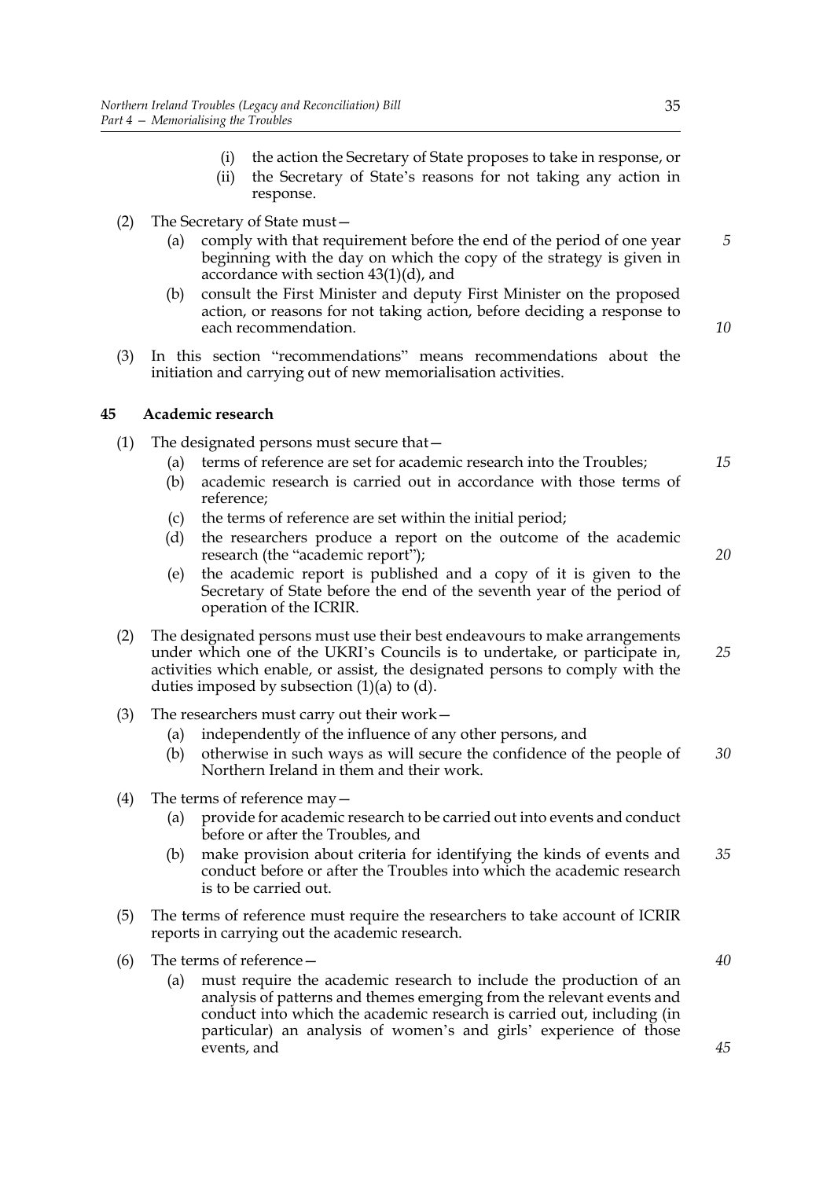(i) the action the Secretary of State proposes to take in response, or

(ii) the Secretary of State's reasons for not taking any action in response.

(2) The Secretary of State must—

(a) comply with that requirement before the end of the period of one year beginning with the day on which the copy of the strategy is given in accordance with section 43(1)(d), and

(b) consult the First Minister and deputy First Minister on the proposed action, or reasons for not taking action, before deciding a response to each recommendation.

(3) In this section "recommendations" means recommendations about the initiation and carrying out of new memorialisation activities.

## 45 Academic research

(1) The designated persons must secure that—

(a) terms of reference are set for academic research into the Troubles;

(b) academic research is carried out in accordance with those terms of reference;

(c) the terms of reference are set within the initial period;

(d) the researchers produce a report on the outcome of the academic research (the "academic report");

(e) the academic report is published and a copy of it is given to the Secretary of State before the end of the seventh year of the period of operation of the ICRIR.

(2) The designated persons must use their best endeavours to make arrangements under which one of the UKRI's Councils is to undertake, or participate in, activities which enable, or assist, the designated persons to comply with the duties imposed by subsection (1)(a) to (d).

(3) The researchers must carry out their work—

(a) independently of the influence of any other persons, and

(b) otherwise in such ways as will secure the confidence of the people of Northern Ireland in them and their work.

(4) The terms of reference may—

(a) provide for academic research to be carried out into events and conduct before or after the Troubles, and

(b) make provision about criteria for identifying the kinds of events and conduct before or after the Troubles into which the academic research is to be carried out.

(5) The terms of reference must require the researchers to take account of ICRIR reports in carrying out the academic research.

(6) The terms of reference—

(a) must require the academic research to include the production of an analysis of patterns and themes emerging from the relevant events and conduct into which the academic research is carried out, including (in particular) an analysis of women's and girls' experience of those events, and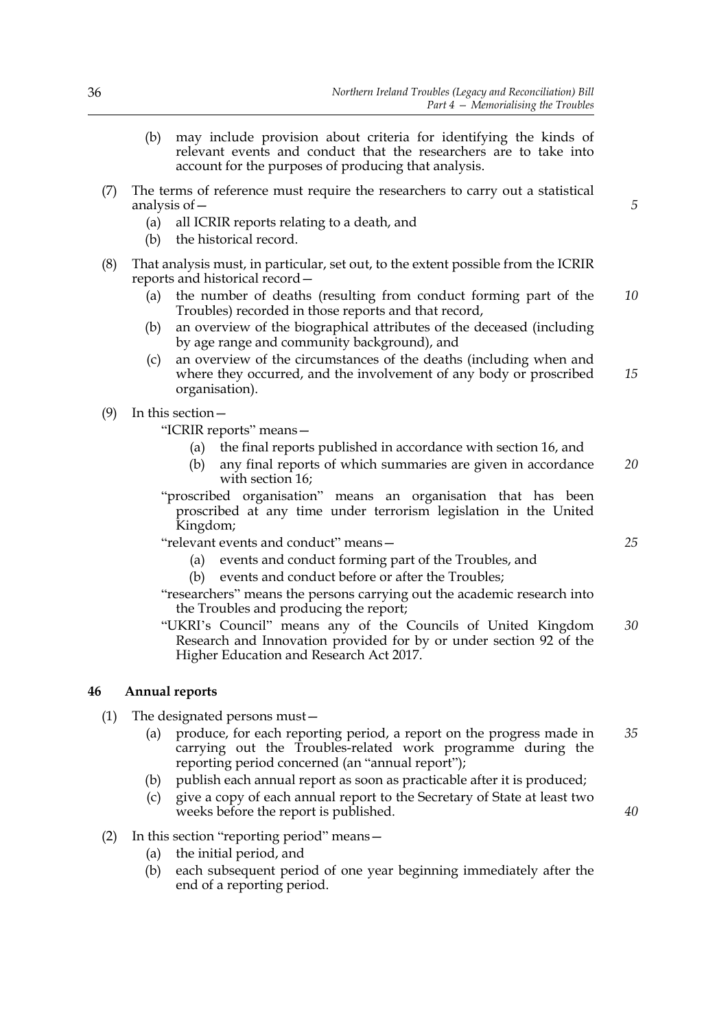(b) may include provision about criteria for identifying the kinds of relevant events and conduct that the researchers are to take into account for the purposes of producing that analysis.

(7) The terms of reference must require the researchers to carry out a statistical analysis of—

(a) all ICRIR reports relating to a death, and

(b) the historical record.

(8) That analysis must, in particular, set out, to the extent possible from the ICRIR reports and historical record—

(a) the number of deaths (resulting from conduct forming part of the Troubles) recorded in those reports and that record,

(b) an overview of the biographical attributes of the deceased (including by age range and community background), and

(c) an overview of the circumstances of the deaths (including when and where they occurred, and the involvement of any body or proscribed organisation).

(9) In this section—

"ICRIR reports" means—

(a) the final reports published in accordance with section 16, and

(b) any final reports of which summaries are given in accordance with section 16;

"proscribed organisation" means an organisation that has been proscribed at any time under terrorism legislation in the United Kingdom;

"relevant events and conduct" means—

(a) events and conduct forming part of the Troubles, and

(b) events and conduct before or after the Troubles;

"researchers" means the persons carrying out the academic research into the Troubles and producing the report;

"UKRI's Council" means any of the Councils of United Kingdom Research and Innovation provided for by or under section 92 of the Higher Education and Research Act 2017.

### 46 Annual reports

(1) The designated persons must—

(a) produce, for each reporting period, a report on the progress made in carrying out the Troubles-related work programme during the reporting period concerned (an "annual report");

(b) publish each annual report as soon as practicable after it is produced;

(c) give a copy of each annual report to the Secretary of State at least two weeks before the report is published.

(2) In this section "reporting period" means—

(a) the initial period, and

(b) each subsequent period of one year beginning immediately after the end of a reporting period.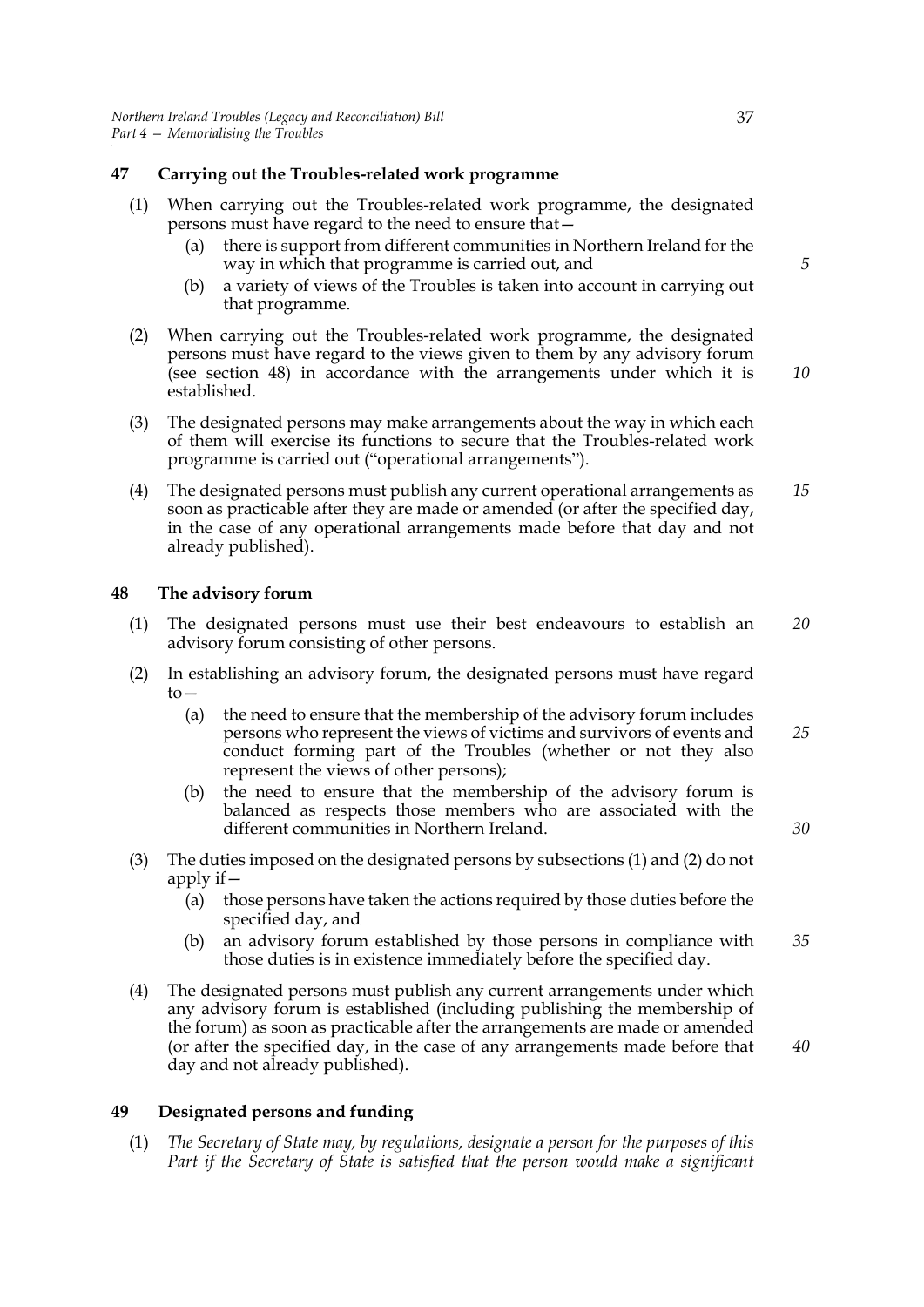## 47 Carrying out the Troubles-related work programme

(1) When carrying out the Troubles-related work programme, the designated persons must have regard to the need to ensure that—

(a) there is support from different communities in Northern Ireland for the way in which that programme is carried out, and

(b) a variety of views of the Troubles is taken into account in carrying out that programme.

(2) When carrying out the Troubles-related work programme, the designated persons must have regard to the views given to them by any advisory forum (see section 48) in accordance with the arrangements under which it is established.

(3) The designated persons may make arrangements about the way in which each of them will exercise its functions to secure that the Troubles-related work programme is carried out ("operational arrangements").

(4) The designated persons must publish any current operational arrangements as soon as practicable after they are made or amended (or after the specified day, in the case of any operational arrangements made before that day and not already published).

## 48 The advisory forum

(1) The designated persons must use their best endeavours to establish an advisory forum consisting of other persons.

(2) In establishing an advisory forum, the designated persons must have regard to—

(a) the need to ensure that the membership of the advisory forum includes persons who represent the views of victims and survivors of events and conduct forming part of the Troubles (whether or not they also represent the views of other persons);

(b) the need to ensure that the membership of the advisory forum is balanced as respects those members who are associated with the different communities in Northern Ireland.

(3) The duties imposed on the designated persons by subsections (1) and (2) do not apply if—

(a) those persons have taken the actions required by those duties before the specified day, and

(b) an advisory forum established by those persons in compliance with those duties is in existence immediately before the specified day.

(4) The designated persons must publish any current arrangements under which any advisory forum is established (including publishing the membership of the forum) as soon as practicable after the arrangements are made or amended (or after the specified day, in the case of any arrangements made before that day and not already published).

## 49 Designated persons and funding

(1) *The Secretary of State may, by regulations, designate a person for the purposes of this Part if the Secretary of State is satisfied that the person would make a significant*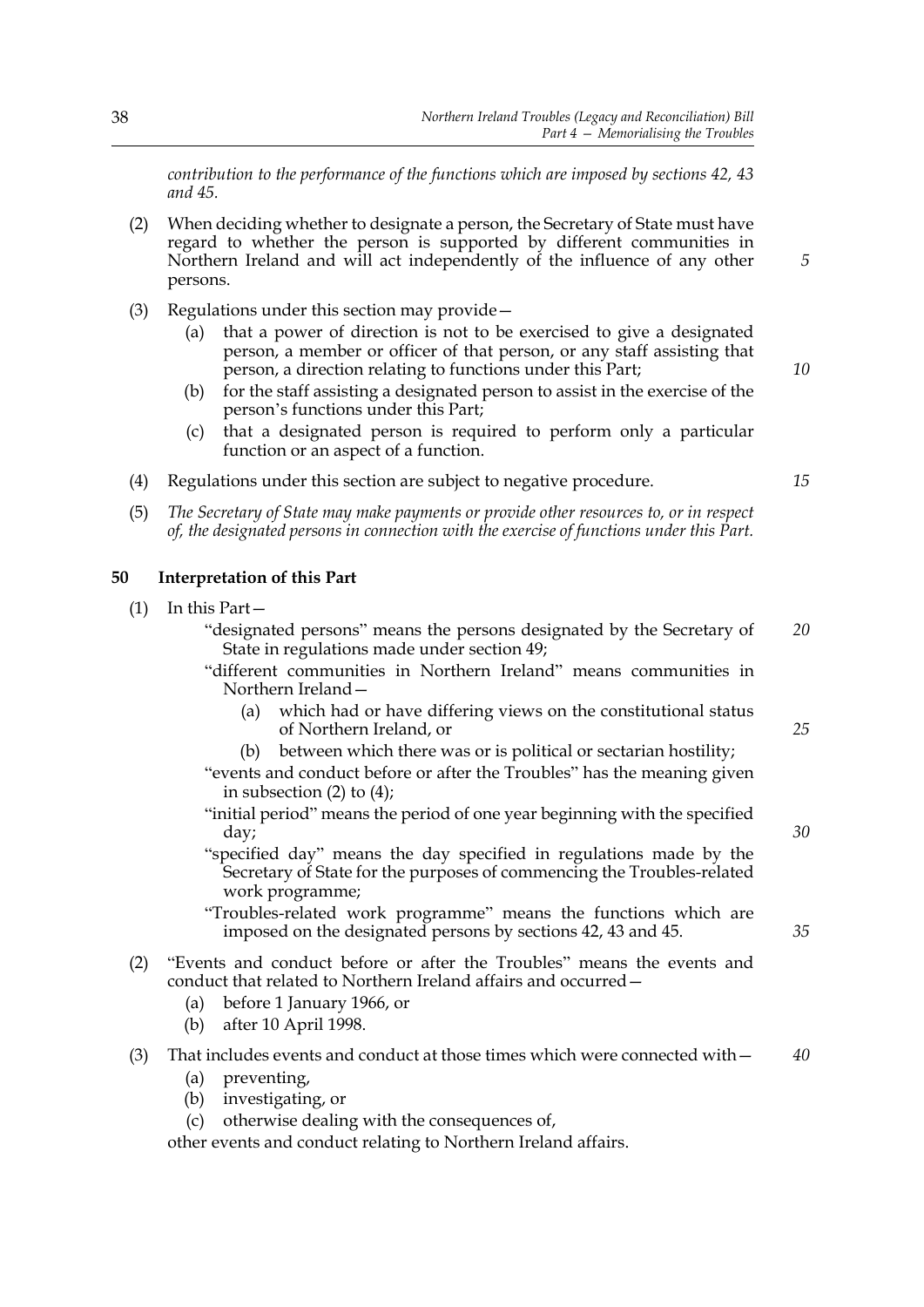*contribution to the performance of the functions which are imposed by sections 42, 43 and 45.*

(2) When deciding whether to designate a person, the Secretary of State must have regard to whether the person is supported by different communities in Northern Ireland and will act independently of the influence of any other persons.

(3) Regulations under this section may provide—

- (a) that a power of direction is not to be exercised to give a designated person, a member or officer of that person, or any staff assisting that person, a direction relating to functions under this Part;
- (b) for the staff assisting a designated person to assist in the exercise of the person's functions under this Part;
- (c) that a designated person is required to perform only a particular function or an aspect of a function.

(4) Regulations under this section are subject to negative procedure.

(5) *The Secretary of State may make payments or provide other resources to, or in respect of, the designated persons in connection with the exercise of functions under this Part.*

## 50 Interpretation of this Part

(1) In this Part—

"designated persons" means the persons designated by the Secretary of State in regulations made under section 49;

"different communities in Northern Ireland" means communities in Northern Ireland—

- (a) which had or have differing views on the constitutional status of Northern Ireland, or
- (b) between which there was or is political or sectarian hostility;

"events and conduct before or after the Troubles" has the meaning given in subsection (2) to (4);

"initial period" means the period of one year beginning with the specified day;

"specified day" means the day specified in regulations made by the Secretary of State for the purposes of commencing the Troubles-related work programme;

"Troubles-related work programme" means the functions which are imposed on the designated persons by sections 42, 43 and 45.

(2) "Events and conduct before or after the Troubles" means the events and conduct that related to Northern Ireland affairs and occurred—

- (a) before 1 January 1966, or
- (b) after 10 April 1998.

(3) That includes events and conduct at those times which were connected with—

- (a) preventing,
- (b) investigating, or
- (c) otherwise dealing with the consequences of,

other events and conduct relating to Northern Ireland affairs.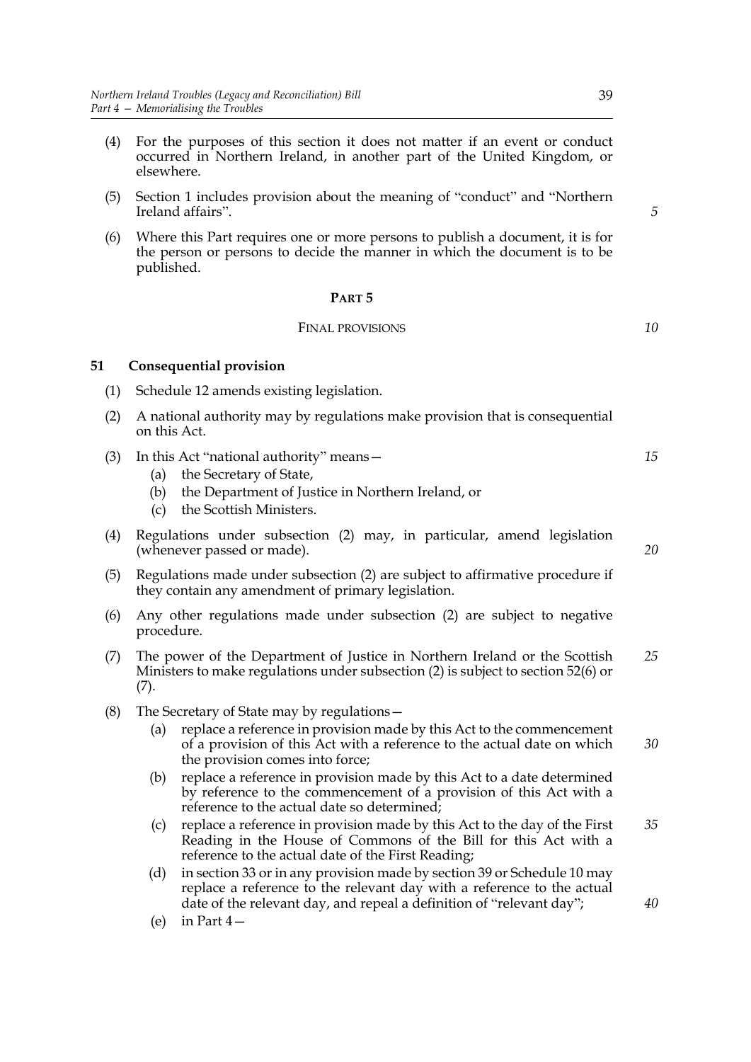(4) For the purposes of this section it does not matter if an event or conduct occurred in Northern Ireland, in another part of the United Kingdom, or elsewhere.

(5) Section 1 includes provision about the meaning of "conduct" and "Northern Ireland affairs".

(6) Where this Part requires one or more persons to publish a document, it is for the person or persons to decide the manner in which the document is to be published.

## PART 5

### FINAL PROVISIONS

**51 Consequential provision**

(1) Schedule 12 amends existing legislation.

(2) A national authority may by regulations make provision that is consequential on this Act.

(3) In this Act "national authority" means—
  (a) the Secretary of State,
  (b) the Department of Justice in Northern Ireland, or
  (c) the Scottish Ministers.

(4) Regulations under subsection (2) may, in particular, amend legislation (whenever passed or made).

(5) Regulations made under subsection (2) are subject to affirmative procedure if they contain any amendment of primary legislation.

(6) Any other regulations made under subsection (2) are subject to negative procedure.

(7) The power of the Department of Justice in Northern Ireland or the Scottish Ministers to make regulations under subsection (2) is subject to section 52(6) or (7).

(8) The Secretary of State may by regulations—
  (a) replace a reference in provision made by this Act to the commencement of a provision of this Act with a reference to the actual date on which the provision comes into force;
  (b) replace a reference in provision made by this Act to a date determined by reference to the commencement of a provision of this Act with a reference to the actual date so determined;
  (c) replace a reference in provision made by this Act to the day of the First Reading in the House of Commons of the Bill for this Act with a reference to the actual date of the First Reading;
  (d) in section 33 or in any provision made by section 39 or Schedule 10 may replace a reference to the relevant day with a reference to the actual date of the relevant day, and repeal a definition of "relevant day";
  (e) in Part 4—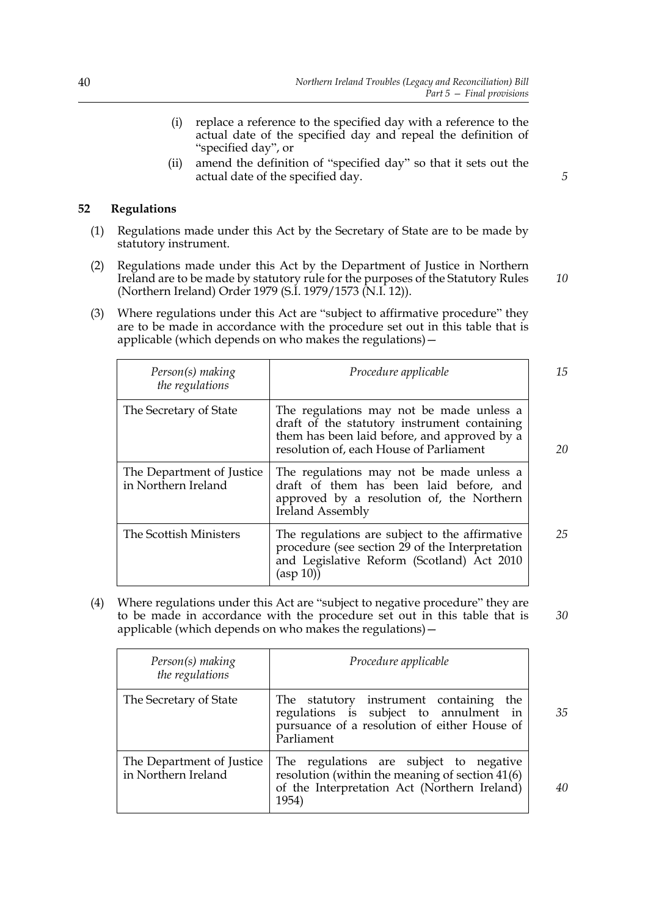(i) replace a reference to the specified day with a reference to the actual date of the specified day and repeal the definition of "specified day", or

(ii) amend the definition of "specified day" so that it sets out the actual date of the specified day.

**52 Regulations**

(1) Regulations made under this Act by the Secretary of State are to be made by statutory instrument.

(2) Regulations made under this Act by the Department of Justice in Northern Ireland are to be made by statutory rule for the purposes of the Statutory Rules (Northern Ireland) Order 1979 (S.I. 1979/1573 (N.I. 12)).

(3) Where regulations under this Act are "subject to affirmative procedure" they are to be made in accordance with the procedure set out in this table that is applicable (which depends on who makes the regulations)—

| *Person(s) making the regulations* | *Procedure applicable* |
|---|---|
| The Secretary of State | The regulations may not be made unless a draft of the statutory instrument containing them has been laid before, and approved by a resolution of, each House of Parliament |
| The Department of Justice in Northern Ireland | The regulations may not be made unless a draft of them has been laid before, and approved by a resolution of, the Northern Ireland Assembly |
| The Scottish Ministers | The regulations are subject to the affirmative procedure (see section 29 of the Interpretation and Legislative Reform (Scotland) Act 2010 (asp 10)) |

(4) Where regulations under this Act are "subject to negative procedure" they are to be made in accordance with the procedure set out in this table that is applicable (which depends on who makes the regulations)—

| *Person(s) making the regulations* | *Procedure applicable* |
|---|---|
| The Secretary of State | The statutory instrument containing the regulations is subject to annulment in pursuance of a resolution of either House of Parliament |
| The Department of Justice in Northern Ireland | The regulations are subject to negative resolution (within the meaning of section 41(6) of the Interpretation Act (Northern Ireland) 1954) |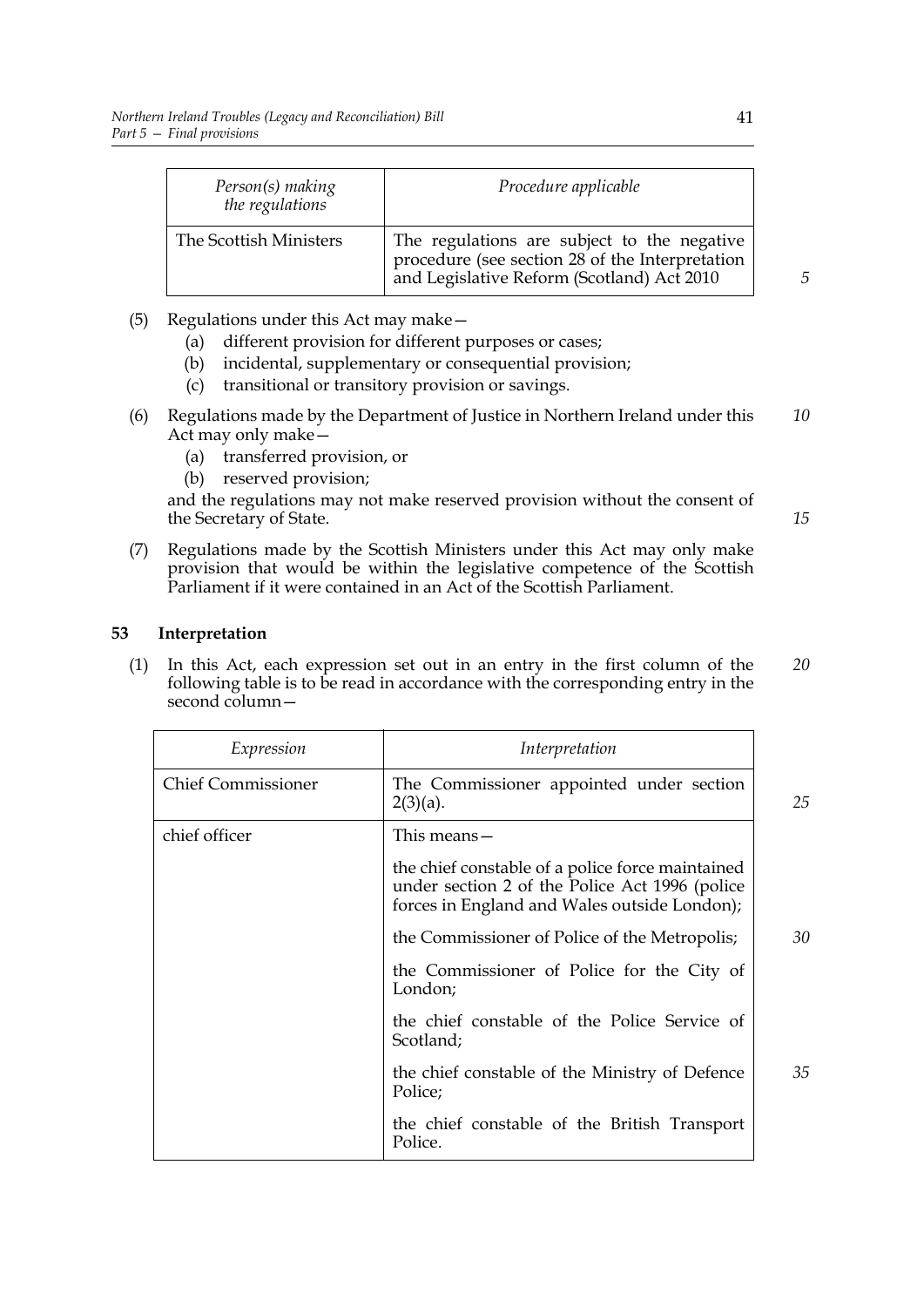| Person(s) making the regulations | Procedure applicable |
| --- | --- |
| The Scottish Ministers | The regulations are subject to the negative procedure (see section 28 of the Interpretation and Legislative Reform (Scotland) Act 2010 |

(5) Regulations under this Act may make—
  (a) different provision for different purposes or cases;
  (b) incidental, supplementary or consequential provision;
  (c) transitional or transitory provision or savings.

(6) Regulations made by the Department of Justice in Northern Ireland under this Act may only make—
  (a) transferred provision, or
  (b) reserved provision;

and the regulations may not make reserved provision without the consent of the Secretary of State.

(7) Regulations made by the Scottish Ministers under this Act may only make provision that would be within the legislative competence of the Scottish Parliament if it were contained in an Act of the Scottish Parliament.

## 53 Interpretation

(1) In this Act, each expression set out in an entry in the first column of the following table is to be read in accordance with the corresponding entry in the second column—

| Expression | Interpretation |
| --- | --- |
| Chief Commissioner | The Commissioner appointed under section 2(3)(a). |
| chief officer | This means—<br><br>the chief constable of a police force maintained under section 2 of the Police Act 1996 (police forces in England and Wales outside London);<br><br>the Commissioner of Police of the Metropolis;<br><br>the Commissioner of Police for the City of London;<br><br>the chief constable of the Police Service of Scotland;<br><br>the chief constable of the Ministry of Defence Police;<br><br>the chief constable of the British Transport Police. |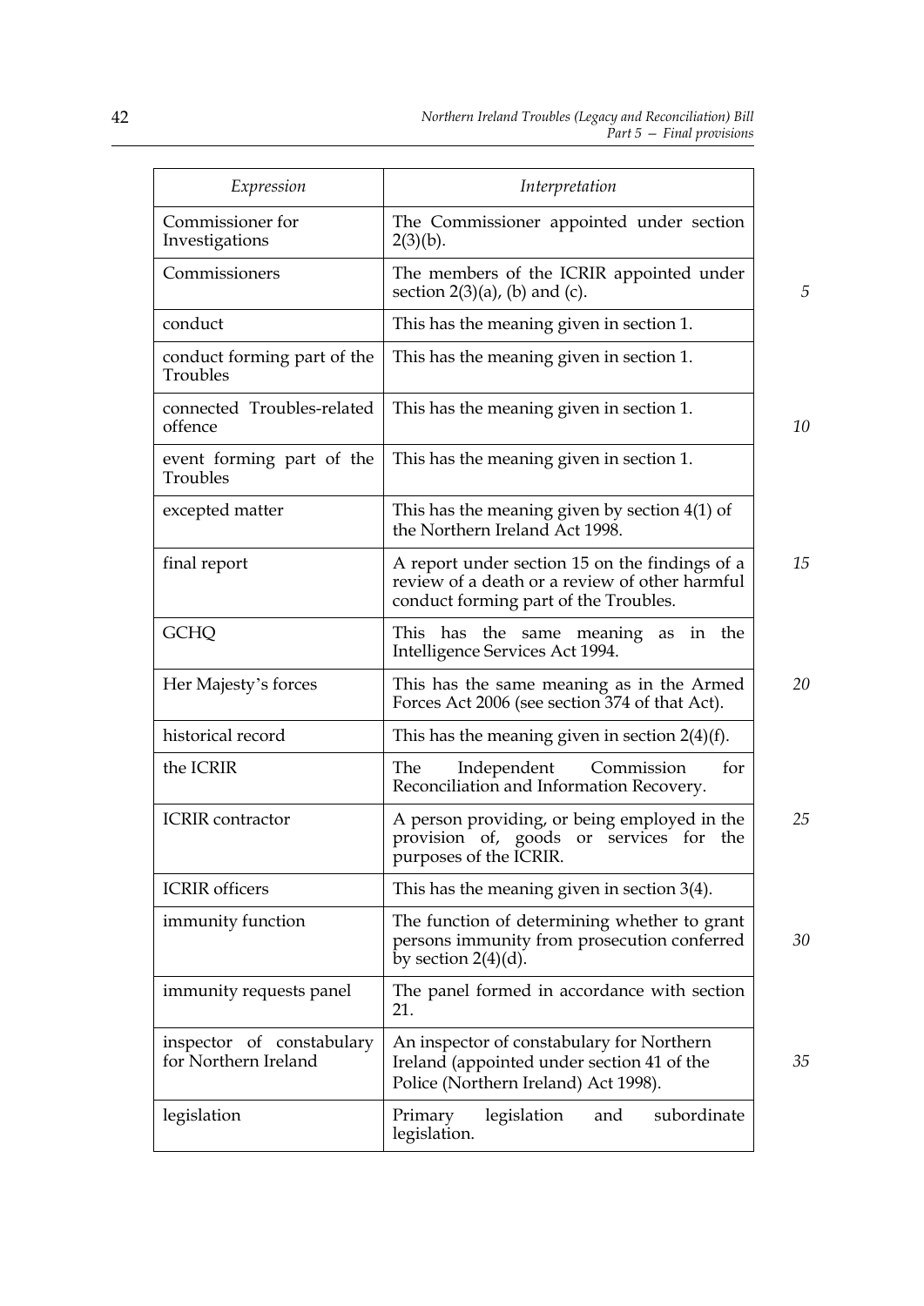| *Expression* | *Interpretation* |
|---|---|
| Commissioner for Investigations | The Commissioner appointed under section 2(3)(b). |
| Commissioners | The members of the ICRIR appointed under section 2(3)(a), (b) and (c). |
| conduct | This has the meaning given in section 1. |
| conduct forming part of the Troubles | This has the meaning given in section 1. |
| connected Troubles-related offence | This has the meaning given in section 1. |
| event forming part of the Troubles | This has the meaning given in section 1. |
| excepted matter | This has the meaning given by section 4(1) of the Northern Ireland Act 1998. |
| final report | A report under section 15 on the findings of a review of a death or a review of other harmful conduct forming part of the Troubles. |
| GCHQ | This has the same meaning as in the Intelligence Services Act 1994. |
| Her Majesty's forces | This has the same meaning as in the Armed Forces Act 2006 (see section 374 of that Act). |
| historical record | This has the meaning given in section 2(4)(f). |
| the ICRIR | The Independent Commission for Reconciliation and Information Recovery. |
| ICRIR contractor | A person providing, or being employed in the provision of, goods or services for the purposes of the ICRIR. |
| ICRIR officers | This has the meaning given in section 3(4). |
| immunity function | The function of determining whether to grant persons immunity from prosecution conferred by section 2(4)(d). |
| immunity requests panel | The panel formed in accordance with section 21. |
| inspector of constabulary for Northern Ireland | An inspector of constabulary for Northern Ireland (appointed under section 41 of the Police (Northern Ireland) Act 1998). |
| legislation | Primary legislation and subordinate legislation. |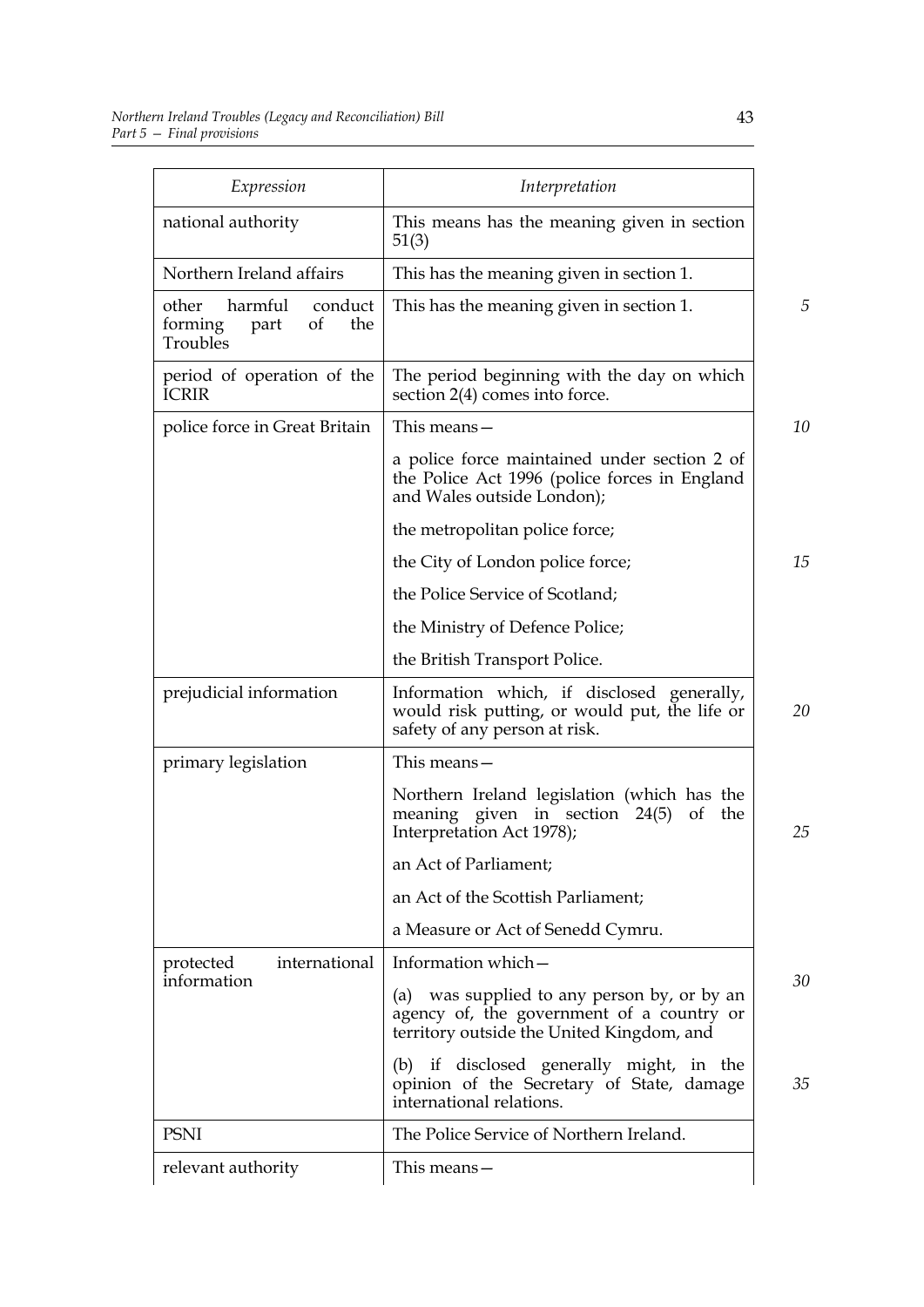| *Expression* | *Interpretation* |
|---|---|
| national authority | This means has the meaning given in section 51(3) |
| Northern Ireland affairs | This has the meaning given in section 1. |
| other harmful conduct forming part of the Troubles | This has the meaning given in section 1. |
| period of operation of the ICRIR | The period beginning with the day on which section 2(4) comes into force. |
| police force in Great Britain | This means— |
| | a police force maintained under section 2 of the Police Act 1996 (police forces in England and Wales outside London); |
| | the metropolitan police force; |
| | the City of London police force; |
| | the Police Service of Scotland; |
| | the Ministry of Defence Police; |
| | the British Transport Police. |
| prejudicial information | Information which, if disclosed generally, would risk putting, or would put, the life or safety of any person at risk. |
| primary legislation | This means— |
| | Northern Ireland legislation (which has the meaning given in section 24(5) of the Interpretation Act 1978); |
| | an Act of Parliament; |
| | an Act of the Scottish Parliament; |
| | a Measure or Act of Senedd Cymru. |
| protected international information | Information which— |
| | (a) was supplied to any person by, or by an agency of, the government of a country or territory outside the United Kingdom, and |
| | (b) if disclosed generally might, in the opinion of the Secretary of State, damage international relations. |
| PSNI | The Police Service of Northern Ireland. |
| relevant authority | This means— |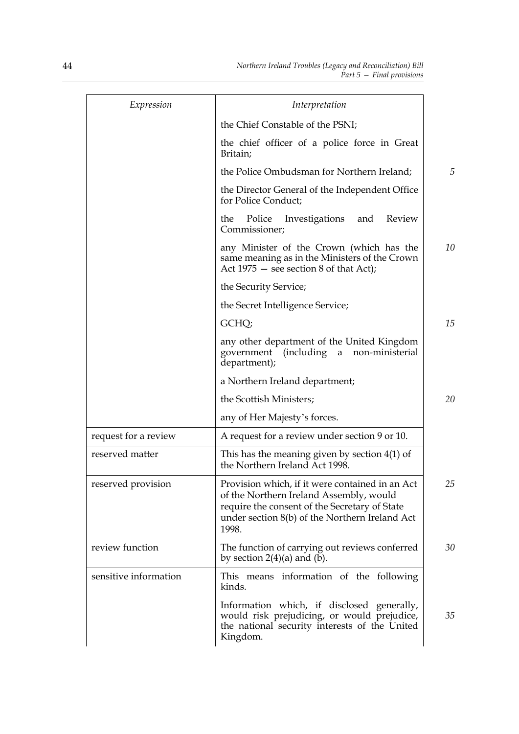| Expression | Interpretation |
|---|---|
| | the Chief Constable of the PSNI; |
| | the chief officer of a police force in Great Britain; |
| | the Police Ombudsman for Northern Ireland; |
| | the Director General of the Independent Office for Police Conduct; |
| | the Police Investigations and Review Commissioner; |
| | any Minister of the Crown (which has the same meaning as in the Ministers of the Crown Act 1975 — see section 8 of that Act); |
| | the Security Service; |
| | the Secret Intelligence Service; |
| | GCHQ; |
| | any other department of the United Kingdom government (including a non-ministerial department); |
| | a Northern Ireland department; |
| | the Scottish Ministers; |
| | any of Her Majesty's forces. |
| request for a review | A request for a review under section 9 or 10. |
| reserved matter | This has the meaning given by section 4(1) of the Northern Ireland Act 1998. |
| reserved provision | Provision which, if it were contained in an Act of the Northern Ireland Assembly, would require the consent of the Secretary of State under section 8(b) of the Northern Ireland Act 1998. |
| review function | The function of carrying out reviews conferred by section 2(4)(a) and (b). |
| sensitive information | This means information of the following kinds. |
| | Information which, if disclosed generally, would risk prejudicing, or would prejudice, the national security interests of the United Kingdom. |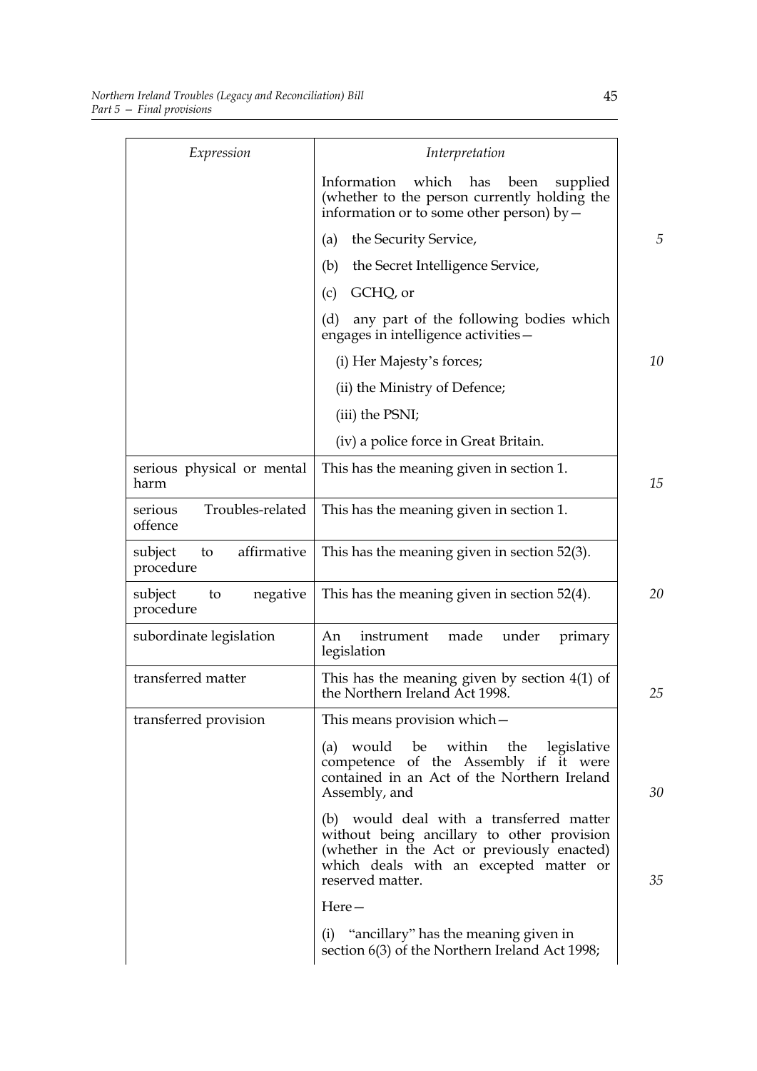| Expression | Interpretation |
| --- | --- |
| | Information which has been supplied (whether to the person currently holding the information or to some other person) by—<br>(a) the Security Service,<br>(b) the Secret Intelligence Service,<br>(c) GCHQ, or<br>(d) any part of the following bodies which engages in intelligence activities—<br>(i) Her Majesty's forces;<br>(ii) the Ministry of Defence;<br>(iii) the PSNI;<br>(iv) a police force in Great Britain. |
| serious physical or mental harm | This has the meaning given in section 1. |
| serious Troubles-related offence | This has the meaning given in section 1. |
| subject to affirmative procedure | This has the meaning given in section 52(3). |
| subject to negative procedure | This has the meaning given in section 52(4). |
| subordinate legislation | An instrument made under primary legislation |
| transferred matter | This has the meaning given by section 4(1) of the Northern Ireland Act 1998. |
| transferred provision | This means provision which—<br>(a) would be within the legislative competence of the Assembly if it were contained in an Act of the Northern Ireland Assembly, and<br>(b) would deal with a transferred matter without being ancillary to other provision (whether in the Act or previously enacted) which deals with an excepted matter or reserved matter.<br>Here—<br>(i) "ancillary" has the meaning given in section 6(3) of the Northern Ireland Act 1998; |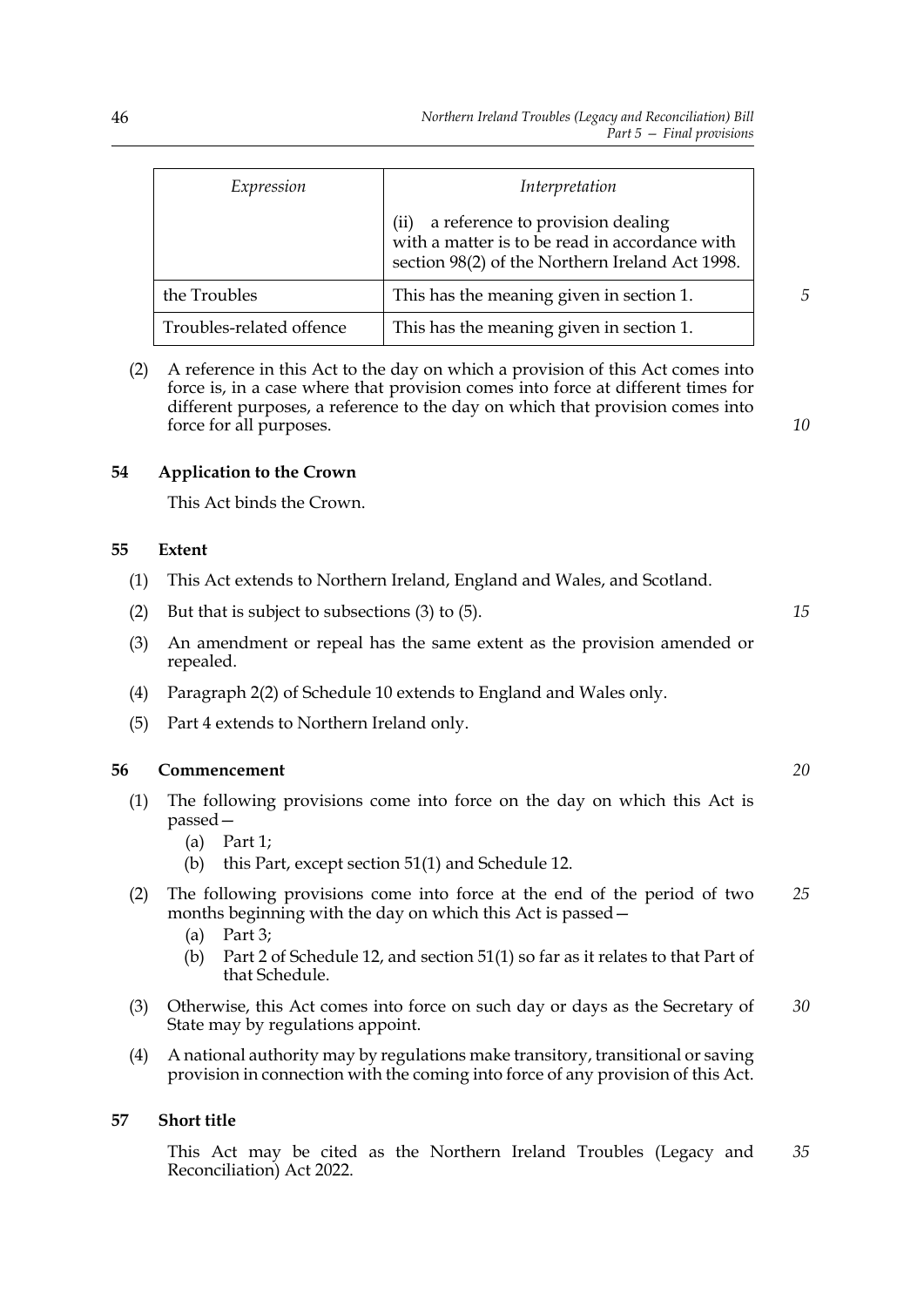| Expression | Interpretation |
| --- | --- |
| | (ii) a reference to provision dealing with a matter is to be read in accordance with section 98(2) of the Northern Ireland Act 1998. |
| the Troubles | This has the meaning given in section 1. |
| Troubles-related offence | This has the meaning given in section 1. |

(2) A reference in this Act to the day on which a provision of this Act comes into force is, in a case where that provision comes into force at different times for different purposes, a reference to the day on which that provision comes into force for all purposes.

### 54 Application to the Crown

This Act binds the Crown.

### 55 Extent

(1) This Act extends to Northern Ireland, England and Wales, and Scotland.

(2) But that is subject to subsections (3) to (5).

(3) An amendment or repeal has the same extent as the provision amended or repealed.

(4) Paragraph 2(2) of Schedule 10 extends to England and Wales only.

(5) Part 4 extends to Northern Ireland only.

### 56 Commencement

(1) The following provisions come into force on the day on which this Act is passed—

- (a) Part 1;
- (b) this Part, except section 51(1) and Schedule 12.

(2) The following provisions come into force at the end of the period of two months beginning with the day on which this Act is passed—

- (a) Part 3;
- (b) Part 2 of Schedule 12, and section 51(1) so far as it relates to that Part of that Schedule.

(3) Otherwise, this Act comes into force on such day or days as the Secretary of State may by regulations appoint.

(4) A national authority may by regulations make transitory, transitional or saving provision in connection with the coming into force of any provision of this Act.

### 57 Short title

This Act may be cited as the Northern Ireland Troubles (Legacy and Reconciliation) Act 2022.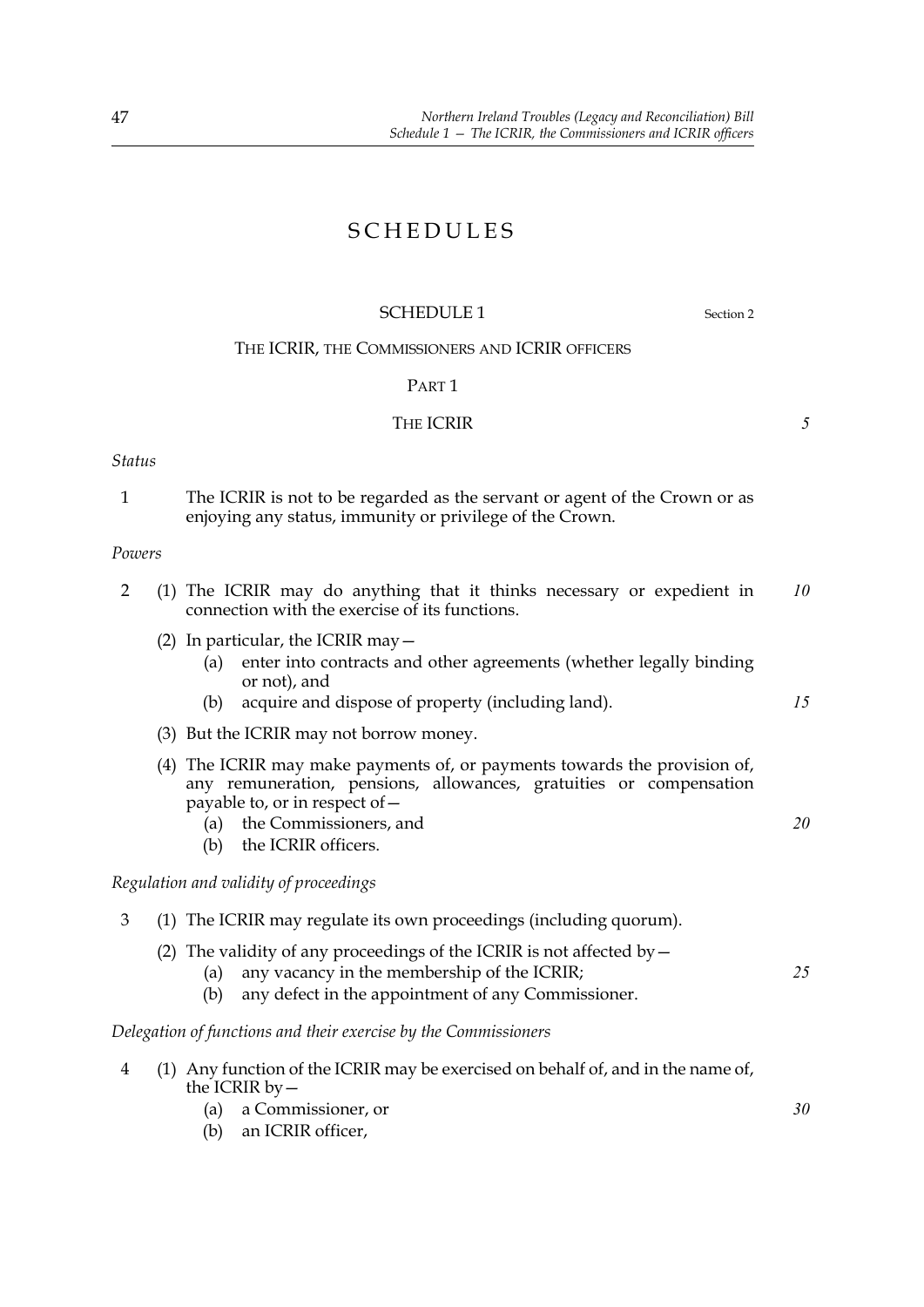# SCHEDULES

## SCHEDULE 1

Section 2

### THE ICRIR, THE COMMISSIONERS AND ICRIR OFFICERS

#### PART 1

#### THE ICRIR

*Status*

1 The ICRIR is not to be regarded as the servant or agent of the Crown or as enjoying any status, immunity or privilege of the Crown.

*Powers*

2 (1) The ICRIR may do anything that it thinks necessary or expedient in connection with the exercise of its functions.

(2) In particular, the ICRIR may—

(a) enter into contracts and other agreements (whether legally binding or not), and

(b) acquire and dispose of property (including land).

(3) But the ICRIR may not borrow money.

(4) The ICRIR may make payments of, or payments towards the provision of, any remuneration, pensions, allowances, gratuities or compensation payable to, or in respect of—

(a) the Commissioners, and

(b) the ICRIR officers.

*Regulation and validity of proceedings*

3 (1) The ICRIR may regulate its own proceedings (including quorum).

(2) The validity of any proceedings of the ICRIR is not affected by—

(a) any vacancy in the membership of the ICRIR;

(b) any defect in the appointment of any Commissioner.

*Delegation of functions and their exercise by the Commissioners*

4 (1) Any function of the ICRIR may be exercised on behalf of, and in the name of, the ICRIR by—

(a) a Commissioner, or

(b) an ICRIR officer,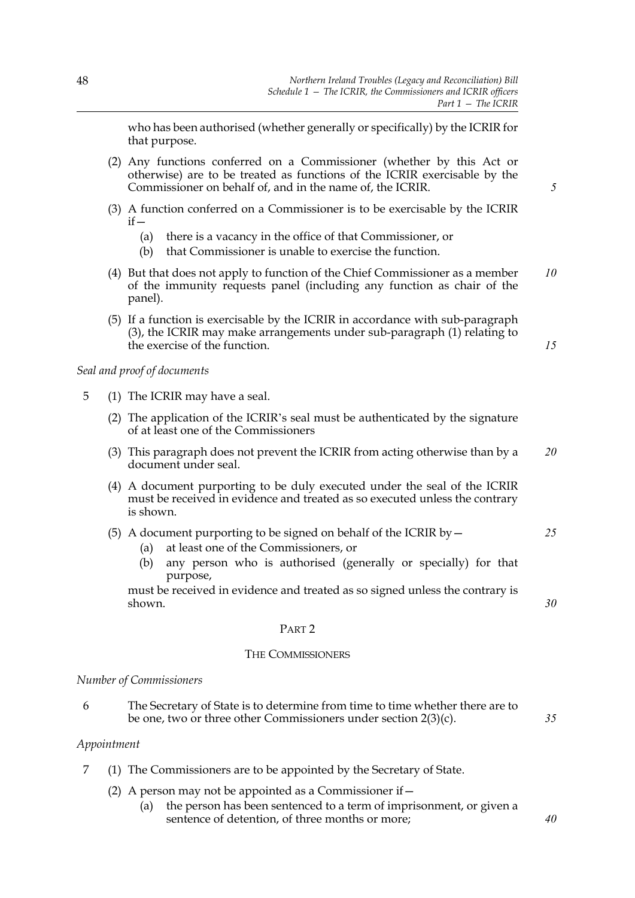who has been authorised (whether generally or specifically) by the ICRIR for that purpose.

(2) Any functions conferred on a Commissioner (whether by this Act or otherwise) are to be treated as functions of the ICRIR exercisable by the Commissioner on behalf of, and in the name of, the ICRIR.

(3) A function conferred on a Commissioner is to be exercisable by the ICRIR if—

(a) there is a vacancy in the office of that Commissioner, or

(b) that Commissioner is unable to exercise the function.

(4) But that does not apply to function of the Chief Commissioner as a member of the immunity requests panel (including any function as chair of the panel).

(5) If a function is exercisable by the ICRIR in accordance with sub-paragraph (3), the ICRIR may make arrangements under sub-paragraph (1) relating to the exercise of the function.

*Seal and proof of documents*

5 (1) The ICRIR may have a seal.

(2) The application of the ICRIR's seal must be authenticated by the signature of at least one of the Commissioners

(3) This paragraph does not prevent the ICRIR from acting otherwise than by a document under seal.

(4) A document purporting to be duly executed under the seal of the ICRIR must be received in evidence and treated as so executed unless the contrary is shown.

(5) A document purporting to be signed on behalf of the ICRIR by—

(a) at least one of the Commissioners, or

(b) any person who is authorised (generally or specially) for that purpose,

must be received in evidence and treated as so signed unless the contrary is shown.

## PART 2

## THE COMMISSIONERS

*Number of Commissioners*

6 The Secretary of State is to determine from time to time whether there are to be one, two or three other Commissioners under section 2(3)(c).

*Appointment*

7 (1) The Commissioners are to be appointed by the Secretary of State.

(2) A person may not be appointed as a Commissioner if—

(a) the person has been sentenced to a term of imprisonment, or given a sentence of detention, of three months or more;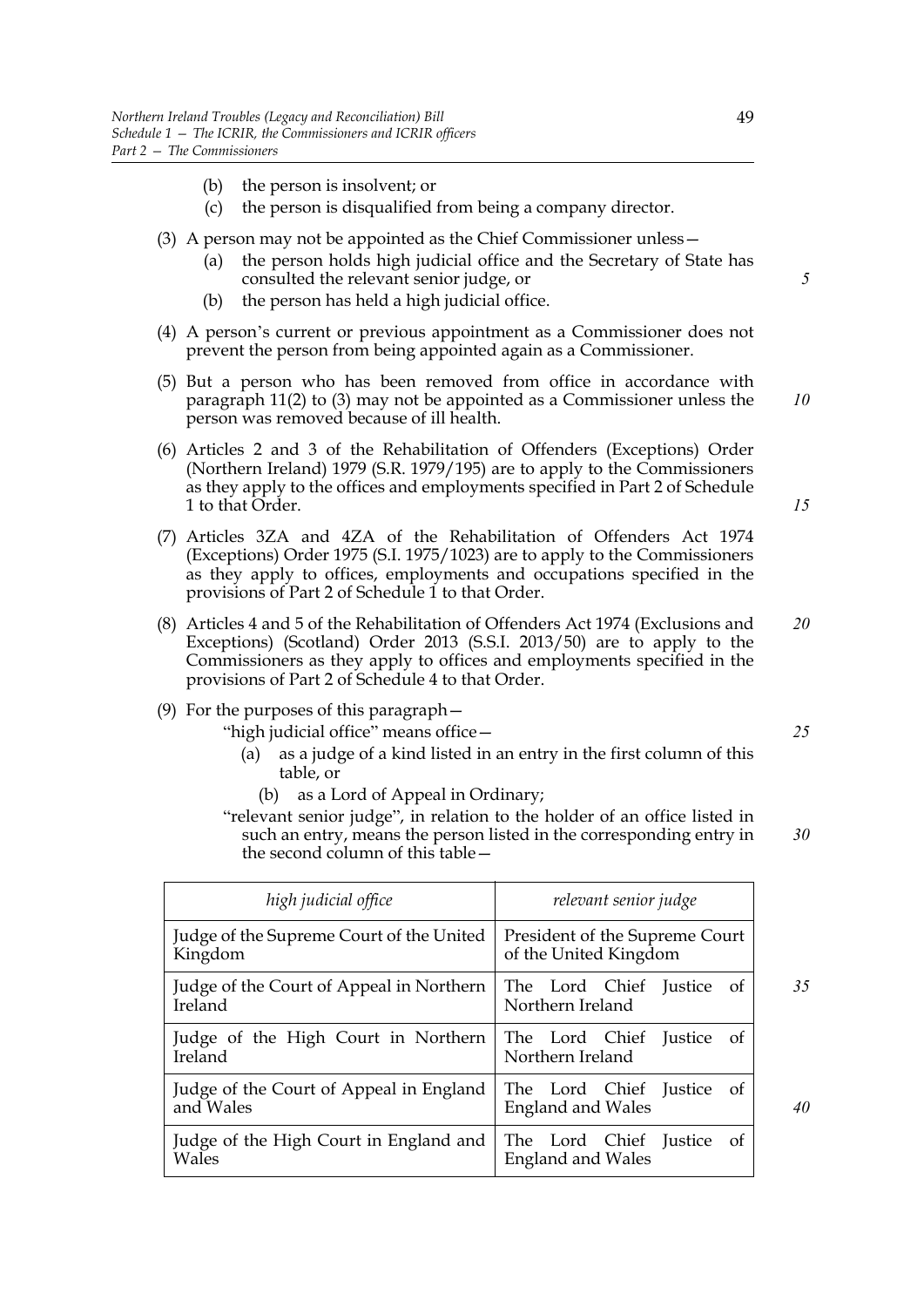(b) the person is insolvent; or

(c) the person is disqualified from being a company director.

(3) A person may not be appointed as the Chief Commissioner unless—

(a) the person holds high judicial office and the Secretary of State has consulted the relevant senior judge, or

(b) the person has held a high judicial office.

(4) A person's current or previous appointment as a Commissioner does not prevent the person from being appointed again as a Commissioner.

(5) But a person who has been removed from office in accordance with paragraph 11(2) to (3) may not be appointed as a Commissioner unless the person was removed because of ill health.

(6) Articles 2 and 3 of the Rehabilitation of Offenders (Exceptions) Order (Northern Ireland) 1979 (S.R. 1979/195) are to apply to the Commissioners as they apply to the offices and employments specified in Part 2 of Schedule 1 to that Order.

(7) Articles 3ZA and 4ZA of the Rehabilitation of Offenders Act 1974 (Exceptions) Order 1975 (S.I. 1975/1023) are to apply to the Commissioners as they apply to offices, employments and occupations specified in the provisions of Part 2 of Schedule 1 to that Order.

(8) Articles 4 and 5 of the Rehabilitation of Offenders Act 1974 (Exclusions and Exceptions) (Scotland) Order 2013 (S.S.I. 2013/50) are to apply to the Commissioners as they apply to offices and employments specified in the provisions of Part 2 of Schedule 4 to that Order.

(9) For the purposes of this paragraph—

"high judicial office" means office—

(a) as a judge of a kind listed in an entry in the first column of this table, or

(b) as a Lord of Appeal in Ordinary;

"relevant senior judge", in relation to the holder of an office listed in such an entry, means the person listed in the corresponding entry in the second column of this table—

| *high judicial office* | *relevant senior judge* |
|---|---|
| Judge of the Supreme Court of the United Kingdom | President of the Supreme Court of the United Kingdom |
| Judge of the Court of Appeal in Northern Ireland | The Lord Chief Justice of Northern Ireland |
| Judge of the High Court in Northern Ireland | The Lord Chief Justice of Northern Ireland |
| Judge of the Court of Appeal in England and Wales | The Lord Chief Justice of England and Wales |
| Judge of the High Court in England and Wales | The Lord Chief Justice of England and Wales |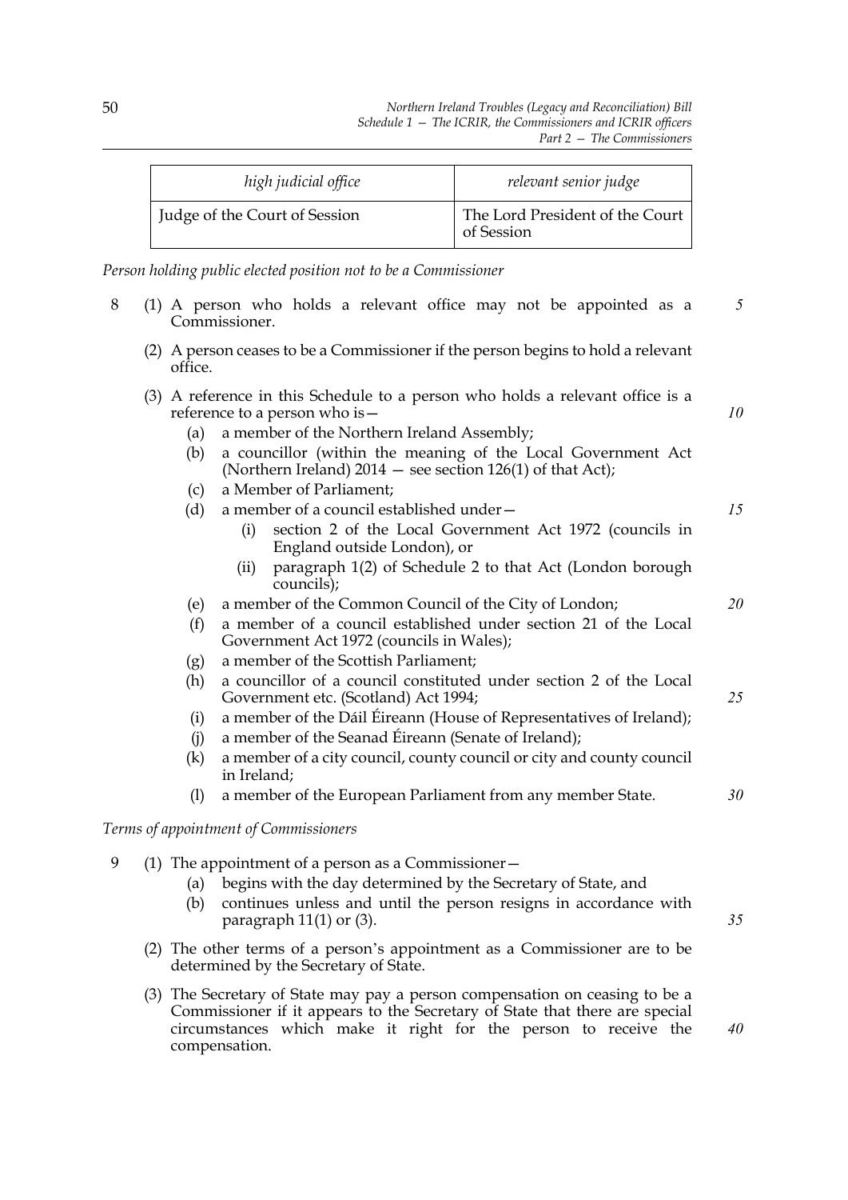| *high judicial office* | *relevant senior judge* |
| --- | --- |
| Judge of the Court of Session | The Lord President of the Court of Session |

*Person holding public elected position not to be a Commissioner*

8 (1) A person who holds a relevant office may not be appointed as a Commissioner.

(2) A person ceases to be a Commissioner if the person begins to hold a relevant office.

(3) A reference in this Schedule to a person who holds a relevant office is a reference to a person who is—

(a) a member of the Northern Ireland Assembly;

(b) a councillor (within the meaning of the Local Government Act (Northern Ireland) 2014 — see section 126(1) of that Act);

(c) a Member of Parliament;

(d) a member of a council established under—

(i) section 2 of the Local Government Act 1972 (councils in England outside London), or

(ii) paragraph 1(2) of Schedule 2 to that Act (London borough councils);

(e) a member of the Common Council of the City of London;

(f) a member of a council established under section 21 of the Local Government Act 1972 (councils in Wales);

(g) a member of the Scottish Parliament;

(h) a councillor of a council constituted under section 2 of the Local Government etc. (Scotland) Act 1994;

(i) a member of the Dáil Éireann (House of Representatives of Ireland);

(j) a member of the Seanad Éireann (Senate of Ireland);

(k) a member of a city council, county council or city and county council in Ireland;

(l) a member of the European Parliament from any member State.

*Terms of appointment of Commissioners*

9 (1) The appointment of a person as a Commissioner—

(a) begins with the day determined by the Secretary of State, and

(b) continues unless and until the person resigns in accordance with paragraph 11(1) or (3).

(2) The other terms of a person's appointment as a Commissioner are to be determined by the Secretary of State.

(3) The Secretary of State may pay a person compensation on ceasing to be a Commissioner if it appears to the Secretary of State that there are special circumstances which make it right for the person to receive the compensation.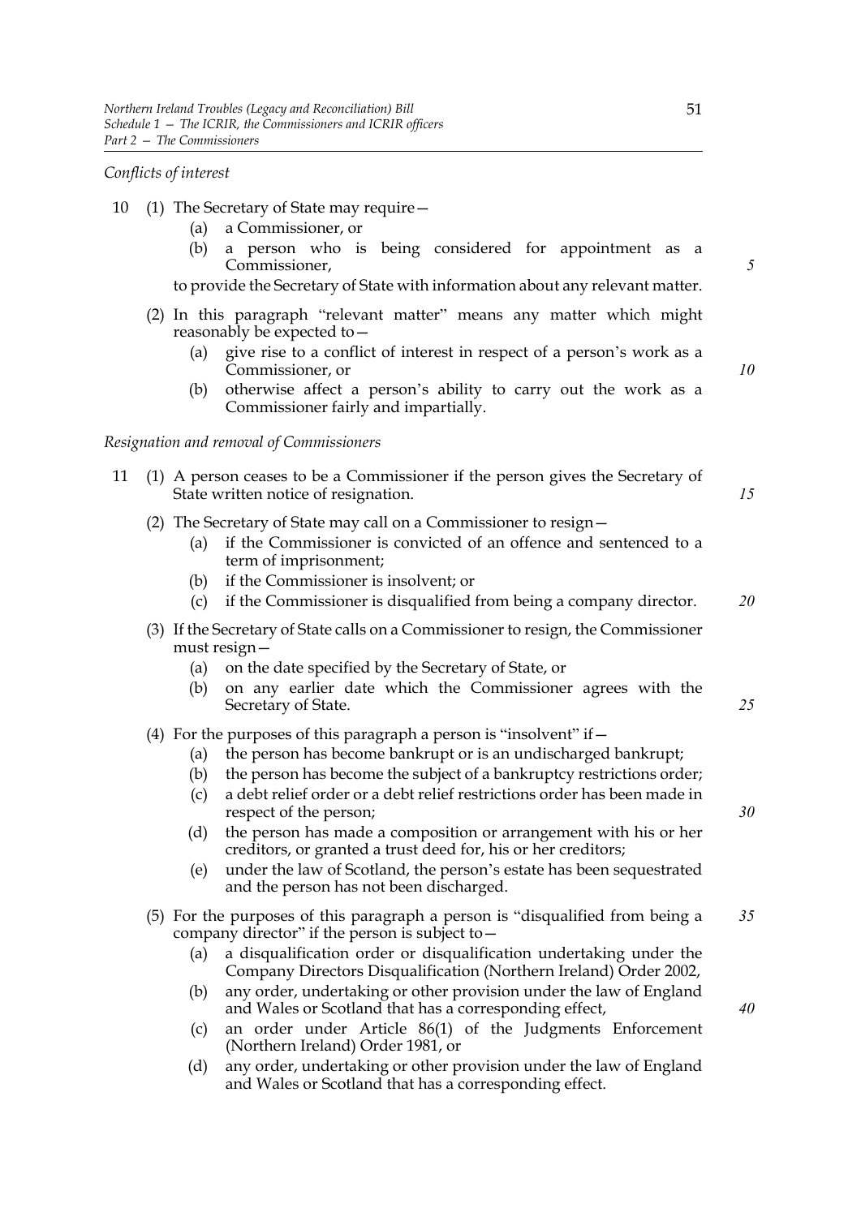*Conflicts of interest*

10 (1) The Secretary of State may require—

  (a) a Commissioner, or

  (b) a person who is being considered for appointment as a Commissioner,

 to provide the Secretary of State with information about any relevant matter.

 (2) In this paragraph "relevant matter" means any matter which might reasonably be expected to—

  (a) give rise to a conflict of interest in respect of a person's work as a Commissioner, or

  (b) otherwise affect a person's ability to carry out the work as a Commissioner fairly and impartially.

*Resignation and removal of Commissioners*

11 (1) A person ceases to be a Commissioner if the person gives the Secretary of State written notice of resignation.

 (2) The Secretary of State may call on a Commissioner to resign—

  (a) if the Commissioner is convicted of an offence and sentenced to a term of imprisonment;

  (b) if the Commissioner is insolvent; or

  (c) if the Commissioner is disqualified from being a company director.

 (3) If the Secretary of State calls on a Commissioner to resign, the Commissioner must resign—

  (a) on the date specified by the Secretary of State, or

  (b) on any earlier date which the Commissioner agrees with the Secretary of State.

 (4) For the purposes of this paragraph a person is "insolvent" if—

  (a) the person has become bankrupt or is an undischarged bankrupt;

  (b) the person has become the subject of a bankruptcy restrictions order;

  (c) a debt relief order or a debt relief restrictions order has been made in respect of the person;

  (d) the person has made a composition or arrangement with his or her creditors, or granted a trust deed for, his or her creditors;

  (e) under the law of Scotland, the person's estate has been sequestrated and the person has not been discharged.

 (5) For the purposes of this paragraph a person is "disqualified from being a company director" if the person is subject to—

  (a) a disqualification order or disqualification undertaking under the Company Directors Disqualification (Northern Ireland) Order 2002,

  (b) any order, undertaking or other provision under the law of England and Wales or Scotland that has a corresponding effect,

  (c) an order under Article 86(1) of the Judgments Enforcement (Northern Ireland) Order 1981, or

  (d) any order, undertaking or other provision under the law of England and Wales or Scotland that has a corresponding effect.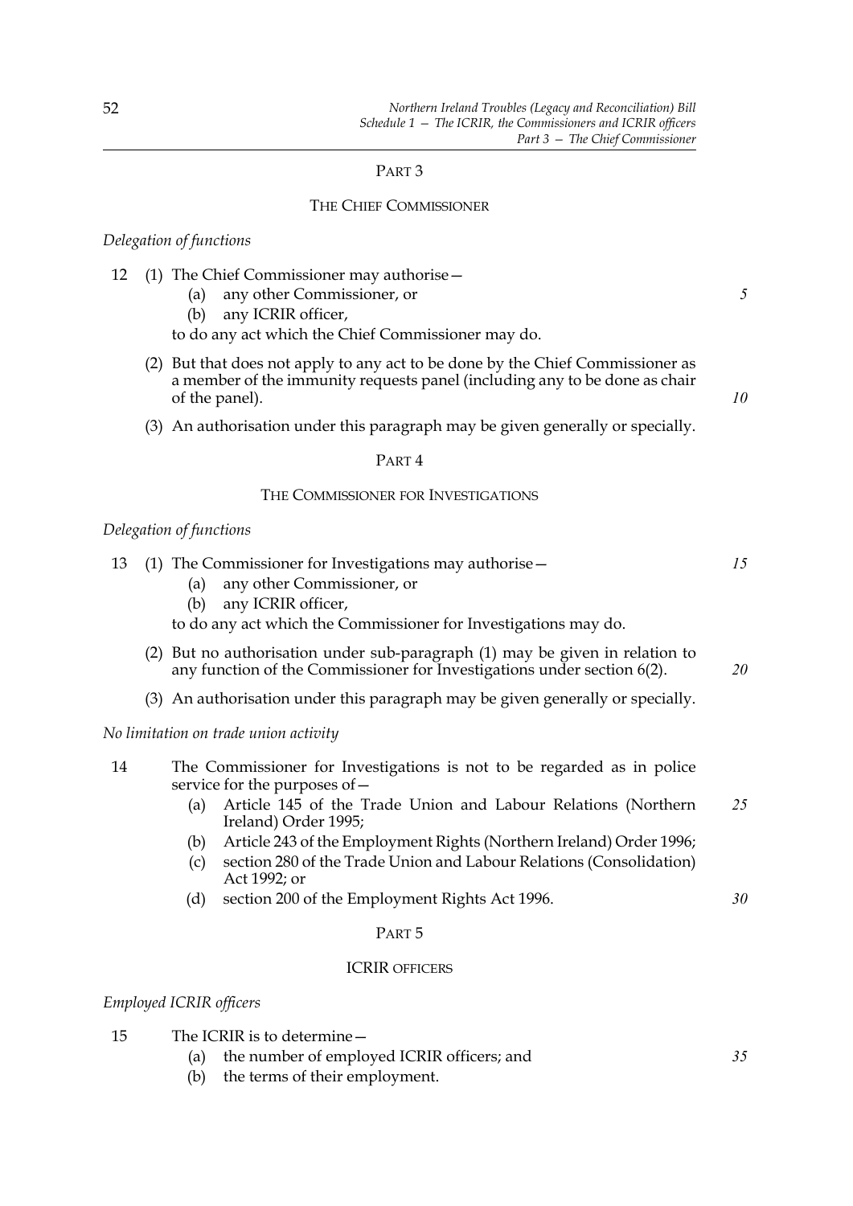PART 3

THE CHIEF COMMISSIONER

*Delegation of functions*

12 (1) The Chief Commissioner may authorise—

(a) any other Commissioner, or

(b) any ICRIR officer,

to do any act which the Chief Commissioner may do.

(2) But that does not apply to any act to be done by the Chief Commissioner as a member of the immunity requests panel (including any to be done as chair of the panel).

(3) An authorisation under this paragraph may be given generally or specially.

PART 4

THE COMMISSIONER FOR INVESTIGATIONS

*Delegation of functions*

13 (1) The Commissioner for Investigations may authorise—

(a) any other Commissioner, or

(b) any ICRIR officer,

to do any act which the Commissioner for Investigations may do.

(2) But no authorisation under sub-paragraph (1) may be given in relation to any function of the Commissioner for Investigations under section 6(2).

(3) An authorisation under this paragraph may be given generally or specially.

*No limitation on trade union activity*

14 The Commissioner for Investigations is not to be regarded as in police service for the purposes of—

(a) Article 145 of the Trade Union and Labour Relations (Northern Ireland) Order 1995;

(b) Article 243 of the Employment Rights (Northern Ireland) Order 1996;

(c) section 280 of the Trade Union and Labour Relations (Consolidation) Act 1992; or

(d) section 200 of the Employment Rights Act 1996.

PART 5

ICRIR OFFICERS

*Employed ICRIR officers*

15 The ICRIR is to determine—

(a) the number of employed ICRIR officers; and

(b) the terms of their employment.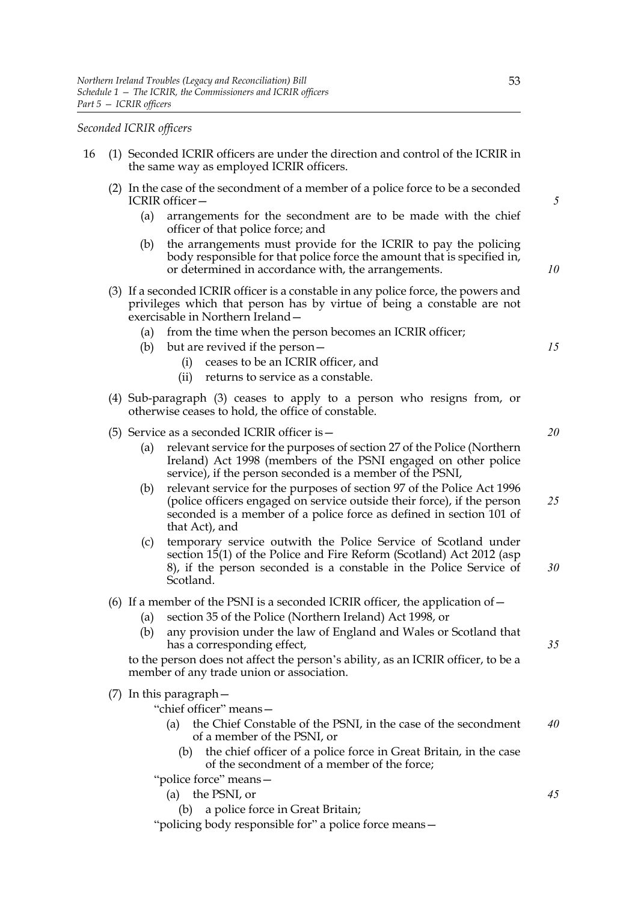*Seconded ICRIR officers*

16 (1) Seconded ICRIR officers are under the direction and control of the ICRIR in the same way as employed ICRIR officers.

(2) In the case of the secondment of a member of a police force to be a seconded ICRIR officer—

- (a) arrangements for the secondment are to be made with the chief officer of that police force; and
- (b) the arrangements must provide for the ICRIR to pay the policing body responsible for that police force the amount that is specified in, or determined in accordance with, the arrangements.

(3) If a seconded ICRIR officer is a constable in any police force, the powers and privileges which that person has by virtue of being a constable are not exercisable in Northern Ireland—

- (a) from the time when the person becomes an ICRIR officer;
- (b) but are revived if the person—
  - (i) ceases to be an ICRIR officer, and
  - (ii) returns to service as a constable.

(4) Sub-paragraph (3) ceases to apply to a person who resigns from, or otherwise ceases to hold, the office of constable.

(5) Service as a seconded ICRIR officer is—

- (a) relevant service for the purposes of section 27 of the Police (Northern Ireland) Act 1998 (members of the PSNI engaged on other police service), if the person seconded is a member of the PSNI,
- (b) relevant service for the purposes of section 97 of the Police Act 1996 (police officers engaged on service outside their force), if the person seconded is a member of a police force as defined in section 101 of that Act), and
- (c) temporary service outwith the Police Service of Scotland under section 15(1) of the Police and Fire Reform (Scotland) Act 2012 (asp 8), if the person seconded is a constable in the Police Service of Scotland.

(6) If a member of the PSNI is a seconded ICRIR officer, the application of—

- (a) section 35 of the Police (Northern Ireland) Act 1998, or
- (b) any provision under the law of England and Wales or Scotland that has a corresponding effect,

to the person does not affect the person's ability, as an ICRIR officer, to be a member of any trade union or association.

(7) In this paragraph—

"chief officer" means—

- (a) the Chief Constable of the PSNI, in the case of the secondment of a member of the PSNI, or
- (b) the chief officer of a police force in Great Britain, in the case of the secondment of a member of the force;

"police force" means—

- (a) the PSNI, or
- (b) a police force in Great Britain;

"policing body responsible for" a police force means—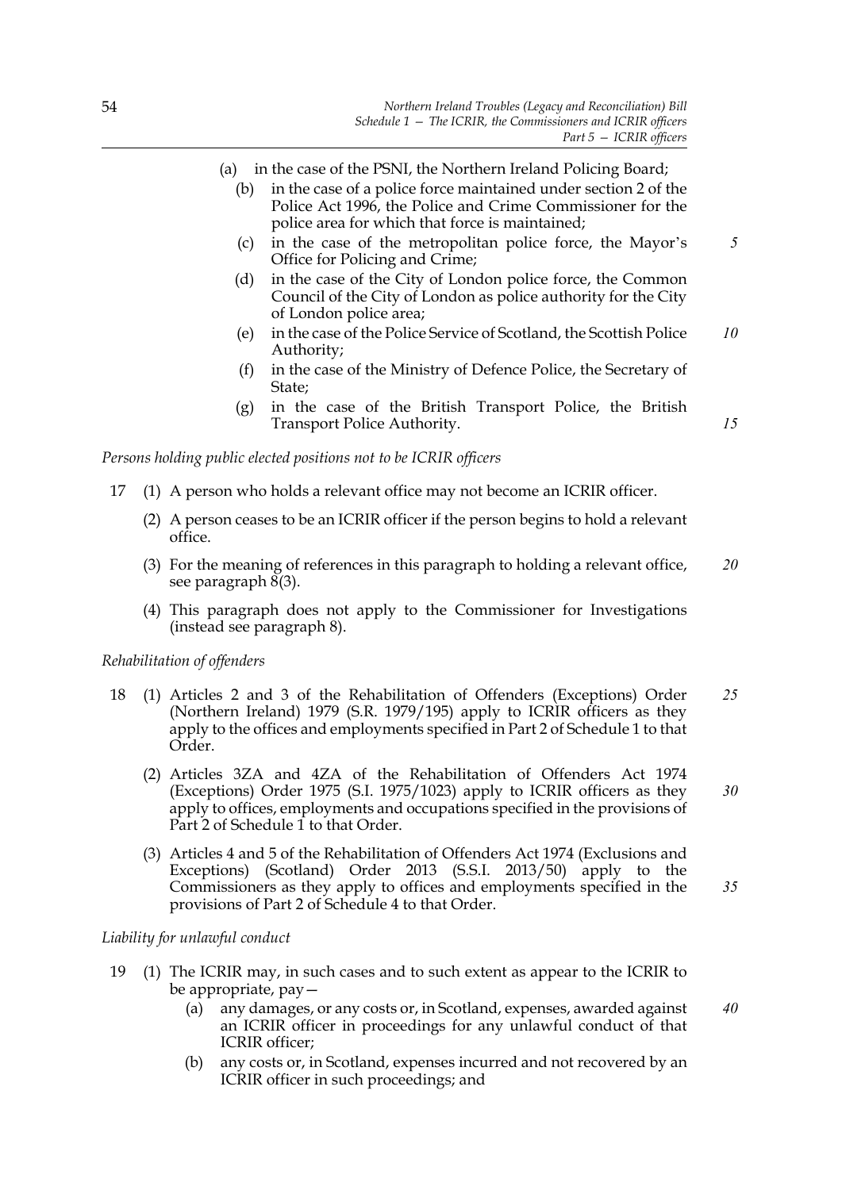(a) in the case of the PSNI, the Northern Ireland Policing Board;

(b) in the case of a police force maintained under section 2 of the Police Act 1996, the Police and Crime Commissioner for the police area for which that force is maintained;

(c) in the case of the metropolitan police force, the Mayor's Office for Policing and Crime;

(d) in the case of the City of London police force, the Common Council of the City of London as police authority for the City of London police area;

(e) in the case of the Police Service of Scotland, the Scottish Police Authority;

(f) in the case of the Ministry of Defence Police, the Secretary of State;

(g) in the case of the British Transport Police, the British Transport Police Authority.

*Persons holding public elected positions not to be ICRIR officers*

17 (1) A person who holds a relevant office may not become an ICRIR officer.

(2) A person ceases to be an ICRIR officer if the person begins to hold a relevant office.

(3) For the meaning of references in this paragraph to holding a relevant office, see paragraph 8(3).

(4) This paragraph does not apply to the Commissioner for Investigations (instead see paragraph 8).

*Rehabilitation of offenders*

18 (1) Articles 2 and 3 of the Rehabilitation of Offenders (Exceptions) Order (Northern Ireland) 1979 (S.R. 1979/195) apply to ICRIR officers as they apply to the offices and employments specified in Part 2 of Schedule 1 to that Order.

(2) Articles 3ZA and 4ZA of the Rehabilitation of Offenders Act 1974 (Exceptions) Order 1975 (S.I. 1975/1023) apply to ICRIR officers as they apply to offices, employments and occupations specified in the provisions of Part 2 of Schedule 1 to that Order.

(3) Articles 4 and 5 of the Rehabilitation of Offenders Act 1974 (Exclusions and Exceptions) (Scotland) Order 2013 (S.S.I. 2013/50) apply to the Commissioners as they apply to offices and employments specified in the provisions of Part 2 of Schedule 4 to that Order.

*Liability for unlawful conduct*

19 (1) The ICRIR may, in such cases and to such extent as appear to the ICRIR to be appropriate, pay—

(a) any damages, or any costs or, in Scotland, expenses, awarded against an ICRIR officer in proceedings for any unlawful conduct of that ICRIR officer;

(b) any costs or, in Scotland, expenses incurred and not recovered by an ICRIR officer in such proceedings; and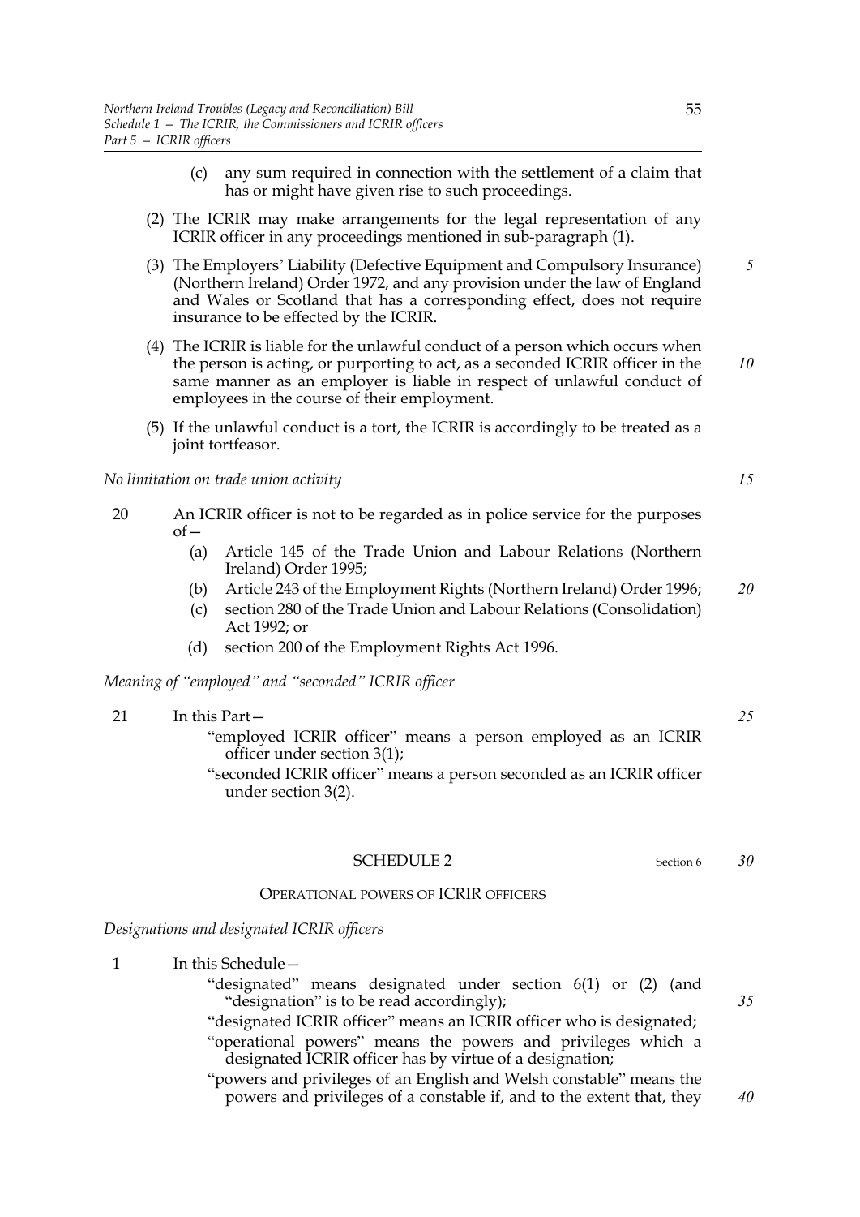(c) any sum required in connection with the settlement of a claim that has or might have given rise to such proceedings.

(2) The ICRIR may make arrangements for the legal representation of any ICRIR officer in any proceedings mentioned in sub-paragraph (1).

(3) The Employers' Liability (Defective Equipment and Compulsory Insurance) (Northern Ireland) Order 1972, and any provision under the law of England and Wales or Scotland that has a corresponding effect, does not require insurance to be effected by the ICRIR.

(4) The ICRIR is liable for the unlawful conduct of a person which occurs when the person is acting, or purporting to act, as a seconded ICRIR officer in the same manner as an employer is liable in respect of unlawful conduct of employees in the course of their employment.

(5) If the unlawful conduct is a tort, the ICRIR is accordingly to be treated as a joint tortfeasor.

*No limitation on trade union activity*

20 An ICRIR officer is not to be regarded as in police service for the purposes of—

(a) Article 145 of the Trade Union and Labour Relations (Northern Ireland) Order 1995;

(b) Article 243 of the Employment Rights (Northern Ireland) Order 1996;

(c) section 280 of the Trade Union and Labour Relations (Consolidation) Act 1992; or

(d) section 200 of the Employment Rights Act 1996.

*Meaning of "employed" and "seconded" ICRIR officer*

21 In this Part—

"employed ICRIR officer" means a person employed as an ICRIR officer under section 3(1);

"seconded ICRIR officer" means a person seconded as an ICRIR officer under section 3(2).

## SCHEDULE 2

Section 6

### OPERATIONAL POWERS OF ICRIR OFFICERS

*Designations and designated ICRIR officers*

1 In this Schedule—

"designated" means designated under section 6(1) or (2) (and "designation" is to be read accordingly);

"designated ICRIR officer" means an ICRIR officer who is designated;

"operational powers" means the powers and privileges which a designated ICRIR officer has by virtue of a designation;

"powers and privileges of an English and Welsh constable" means the powers and privileges of a constable if, and to the extent that, they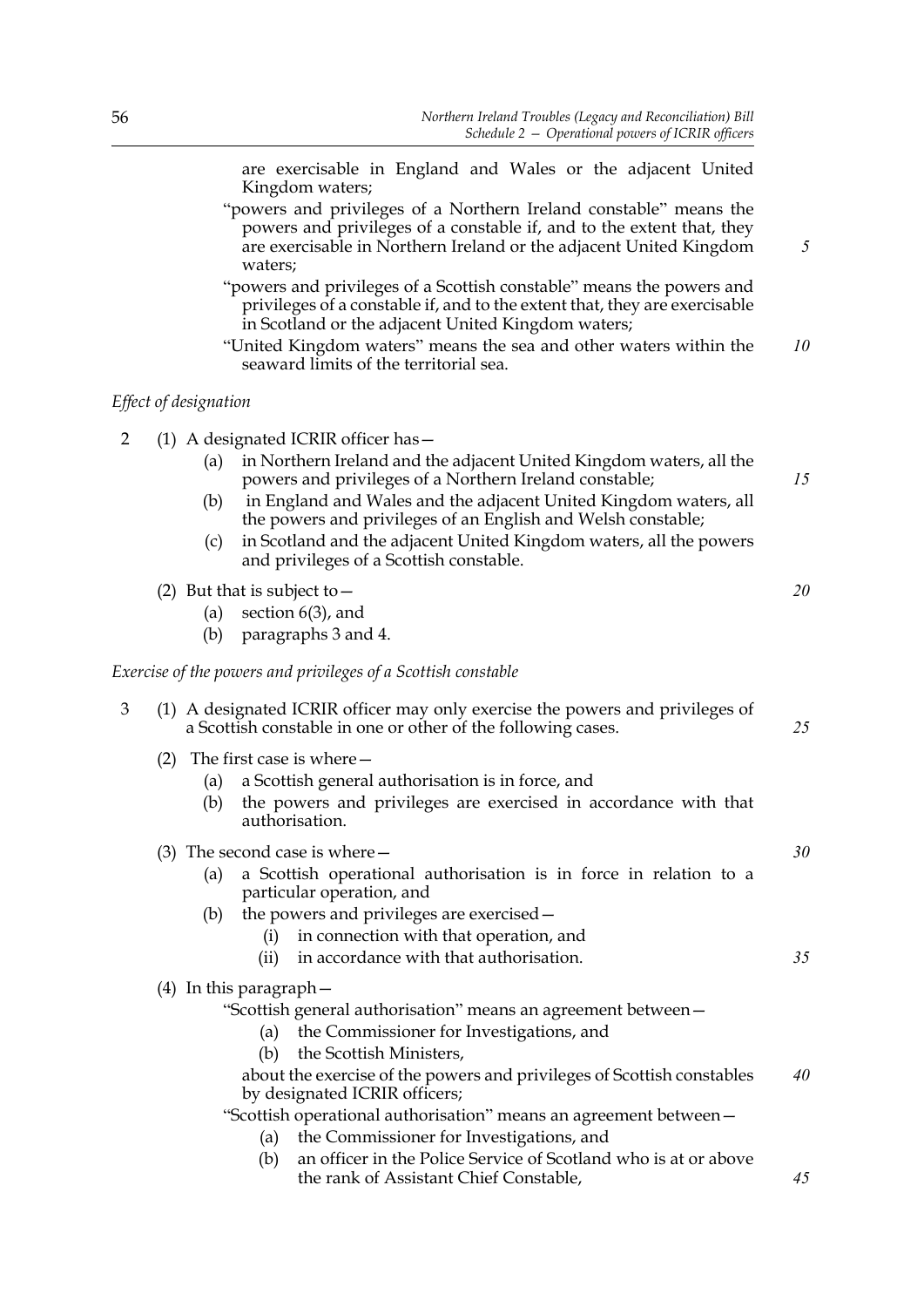are exercisable in England and Wales or the adjacent United Kingdom waters;

"powers and privileges of a Northern Ireland constable" means the powers and privileges of a constable if, and to the extent that, they are exercisable in Northern Ireland or the adjacent United Kingdom waters;

"powers and privileges of a Scottish constable" means the powers and privileges of a constable if, and to the extent that, they are exercisable in Scotland or the adjacent United Kingdom waters;

"United Kingdom waters" means the sea and other waters within the seaward limits of the territorial sea.

*Effect of designation*

2 (1) A designated ICRIR officer has—

(a) in Northern Ireland and the adjacent United Kingdom waters, all the powers and privileges of a Northern Ireland constable;

(b) in England and Wales and the adjacent United Kingdom waters, all the powers and privileges of an English and Welsh constable;

(c) in Scotland and the adjacent United Kingdom waters, all the powers and privileges of a Scottish constable.

(2) But that is subject to—

(a) section 6(3), and

(b) paragraphs 3 and 4.

*Exercise of the powers and privileges of a Scottish constable*

3 (1) A designated ICRIR officer may only exercise the powers and privileges of a Scottish constable in one or other of the following cases.

(2) The first case is where—

(a) a Scottish general authorisation is in force, and

(b) the powers and privileges are exercised in accordance with that authorisation.

(3) The second case is where—

(a) a Scottish operational authorisation is in force in relation to a particular operation, and

(b) the powers and privileges are exercised—

(i) in connection with that operation, and

(ii) in accordance with that authorisation.

(4) In this paragraph—

"Scottish general authorisation" means an agreement between—

(a) the Commissioner for Investigations, and

(b) the Scottish Ministers,

about the exercise of the powers and privileges of Scottish constables by designated ICRIR officers;

"Scottish operational authorisation" means an agreement between—

(a) the Commissioner for Investigations, and

(b) an officer in the Police Service of Scotland who is at or above the rank of Assistant Chief Constable,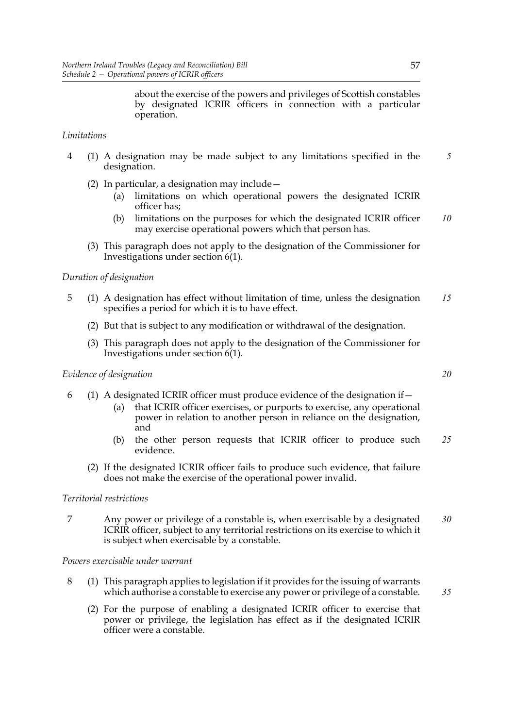about the exercise of the powers and privileges of Scottish constables by designated ICRIR officers in connection with a particular operation.

*Limitations*

4 (1) A designation may be made subject to any limitations specified in the designation.

(2) In particular, a designation may include—

(a) limitations on which operational powers the designated ICRIR officer has;

(b) limitations on the purposes for which the designated ICRIR officer may exercise operational powers which that person has.

(3) This paragraph does not apply to the designation of the Commissioner for Investigations under section 6(1).

*Duration of designation*

5 (1) A designation has effect without limitation of time, unless the designation specifies a period for which it is to have effect.

(2) But that is subject to any modification or withdrawal of the designation.

(3) This paragraph does not apply to the designation of the Commissioner for Investigations under section 6(1).

*Evidence of designation*

6 (1) A designated ICRIR officer must produce evidence of the designation if—

(a) that ICRIR officer exercises, or purports to exercise, any operational power in relation to another person in reliance on the designation, and

(b) the other person requests that ICRIR officer to produce such evidence.

(2) If the designated ICRIR officer fails to produce such evidence, that failure does not make the exercise of the operational power invalid.

*Territorial restrictions*

7 Any power or privilege of a constable is, when exercisable by a designated ICRIR officer, subject to any territorial restrictions on its exercise to which it is subject when exercisable by a constable.

*Powers exercisable under warrant*

8 (1) This paragraph applies to legislation if it provides for the issuing of warrants which authorise a constable to exercise any power or privilege of a constable.

(2) For the purpose of enabling a designated ICRIR officer to exercise that power or privilege, the legislation has effect as if the designated ICRIR officer were a constable.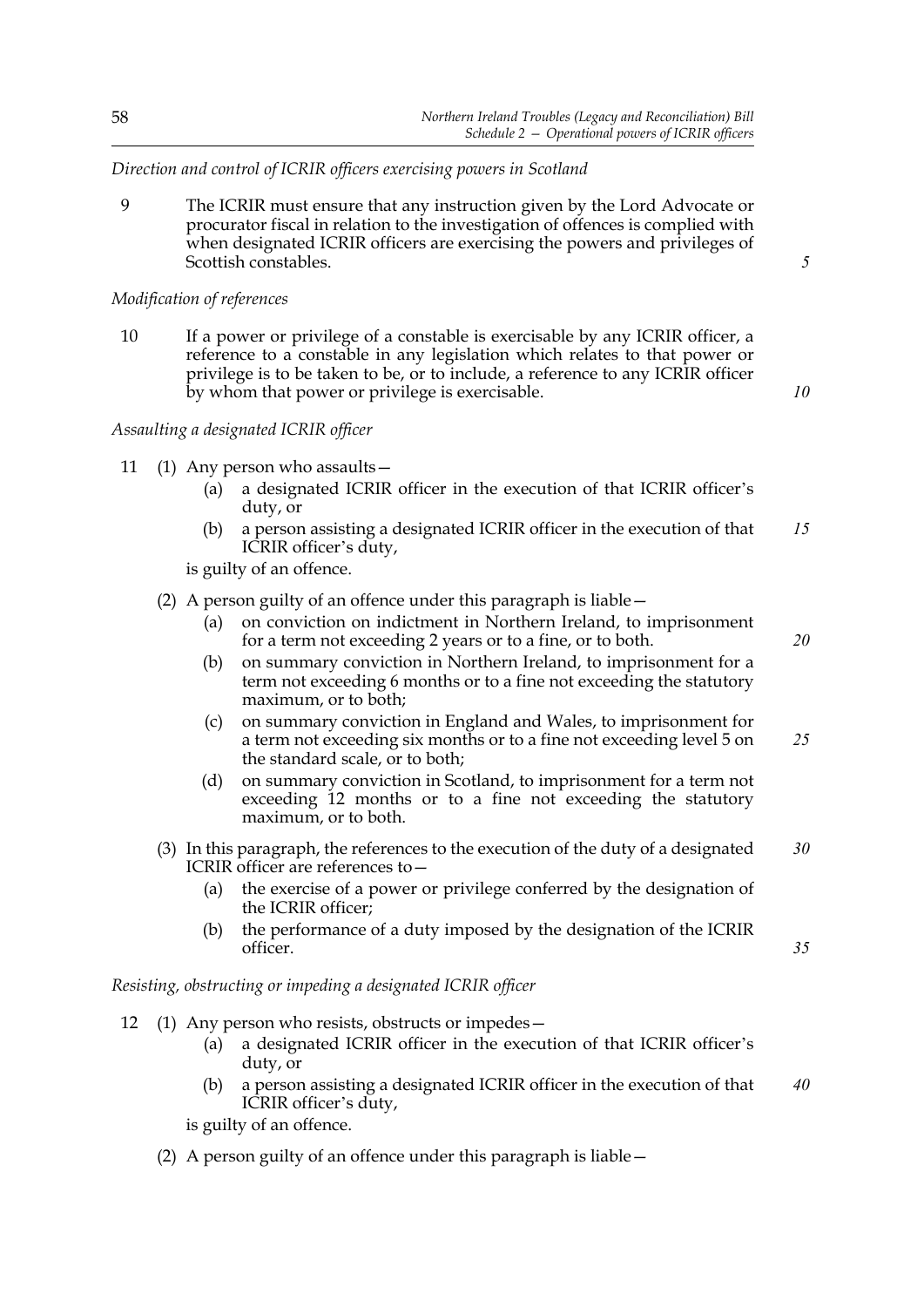*Direction and control of ICRIR officers exercising powers in Scotland*

9 The ICRIR must ensure that any instruction given by the Lord Advocate or procurator fiscal in relation to the investigation of offences is complied with when designated ICRIR officers are exercising the powers and privileges of Scottish constables.

*Modification of references*

10 If a power or privilege of a constable is exercisable by any ICRIR officer, a reference to a constable in any legislation which relates to that power or privilege is to be taken to be, or to include, a reference to any ICRIR officer by whom that power or privilege is exercisable.

*Assaulting a designated ICRIR officer*

11 (1) Any person who assaults—
   - (a) a designated ICRIR officer in the execution of that ICRIR officer's duty, or
   - (b) a person assisting a designated ICRIR officer in the execution of that ICRIR officer's duty,

   is guilty of an offence.

(2) A person guilty of an offence under this paragraph is liable—
   - (a) on conviction on indictment in Northern Ireland, to imprisonment for a term not exceeding 2 years or to a fine, or to both.
   - (b) on summary conviction in Northern Ireland, to imprisonment for a term not exceeding 6 months or to a fine not exceeding the statutory maximum, or to both;
   - (c) on summary conviction in England and Wales, to imprisonment for a term not exceeding six months or to a fine not exceeding level 5 on the standard scale, or to both;
   - (d) on summary conviction in Scotland, to imprisonment for a term not exceeding 12 months or to a fine not exceeding the statutory maximum, or to both.

(3) In this paragraph, the references to the execution of the duty of a designated ICRIR officer are references to—
   - (a) the exercise of a power or privilege conferred by the designation of the ICRIR officer;
   - (b) the performance of a duty imposed by the designation of the ICRIR officer.

*Resisting, obstructing or impeding a designated ICRIR officer*

12 (1) Any person who resists, obstructs or impedes—
   - (a) a designated ICRIR officer in the execution of that ICRIR officer's duty, or
   - (b) a person assisting a designated ICRIR officer in the execution of that ICRIR officer's duty,

   is guilty of an offence.

(2) A person guilty of an offence under this paragraph is liable—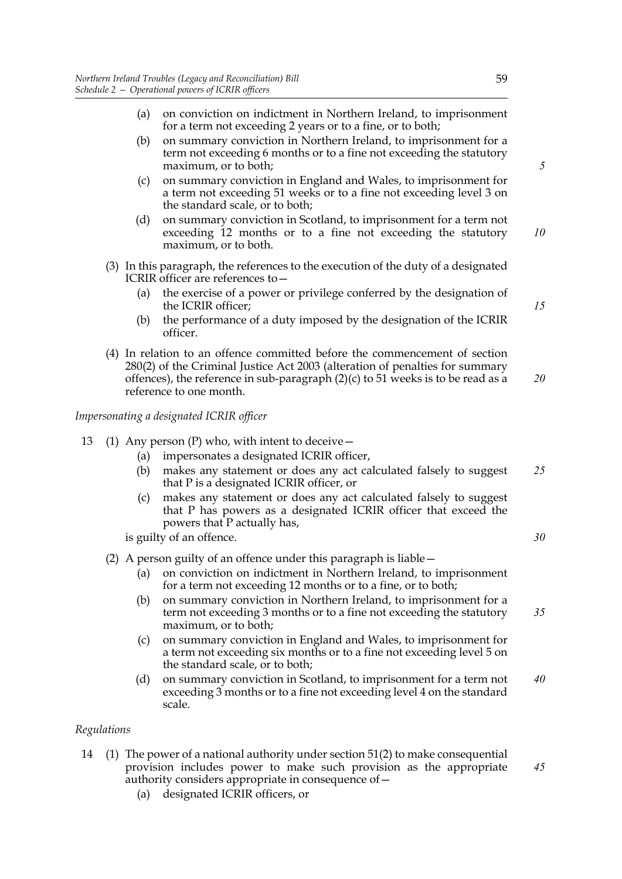(a) on conviction on indictment in Northern Ireland, to imprisonment for a term not exceeding 2 years or to a fine, or to both;

(b) on summary conviction in Northern Ireland, to imprisonment for a term not exceeding 6 months or to a fine not exceeding the statutory maximum, or to both;

(c) on summary conviction in England and Wales, to imprisonment for a term not exceeding 51 weeks or to a fine not exceeding level 3 on the standard scale, or to both;

(d) on summary conviction in Scotland, to imprisonment for a term not exceeding 12 months or to a fine not exceeding the statutory maximum, or to both.

(3) In this paragraph, the references to the execution of the duty of a designated ICRIR officer are references to—

(a) the exercise of a power or privilege conferred by the designation of the ICRIR officer;

(b) the performance of a duty imposed by the designation of the ICRIR officer.

(4) In relation to an offence committed before the commencement of section 280(2) of the Criminal Justice Act 2003 (alteration of penalties for summary offences), the reference in sub-paragraph (2)(c) to 51 weeks is to be read as a reference to one month.

*Impersonating a designated ICRIR officer*

13 (1) Any person (P) who, with intent to deceive—

(a) impersonates a designated ICRIR officer,

(b) makes any statement or does any act calculated falsely to suggest that P is a designated ICRIR officer, or

(c) makes any statement or does any act calculated falsely to suggest that P has powers as a designated ICRIR officer that exceed the powers that P actually has,

is guilty of an offence.

(2) A person guilty of an offence under this paragraph is liable—

(a) on conviction on indictment in Northern Ireland, to imprisonment for a term not exceeding 12 months or to a fine, or to both;

(b) on summary conviction in Northern Ireland, to imprisonment for a term not exceeding 3 months or to a fine not exceeding the statutory maximum, or to both;

(c) on summary conviction in England and Wales, to imprisonment for a term not exceeding six months or to a fine not exceeding level 5 on the standard scale, or to both;

(d) on summary conviction in Scotland, to imprisonment for a term not exceeding 3 months or to a fine not exceeding level 4 on the standard scale.

*Regulations*

14 (1) The power of a national authority under section 51(2) to make consequential provision includes power to make such provision as the appropriate authority considers appropriate in consequence of—

(a) designated ICRIR officers, or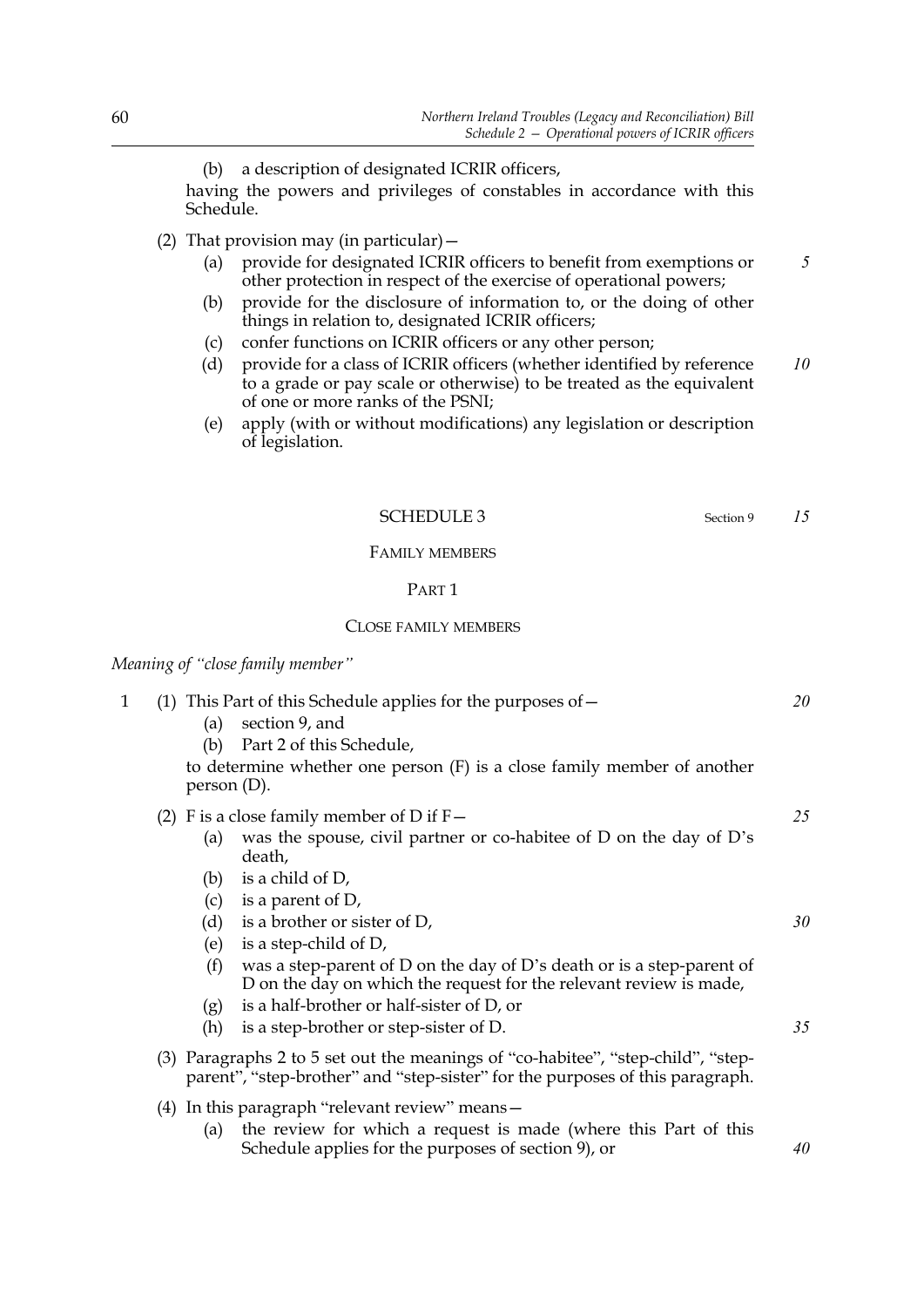(b) a description of designated ICRIR officers,

having the powers and privileges of constables in accordance with this Schedule.

(2) That provision may (in particular)—

(a) provide for designated ICRIR officers to benefit from exemptions or other protection in respect of the exercise of operational powers;

(b) provide for the disclosure of information to, or the doing of other things in relation to, designated ICRIR officers;

(c) confer functions on ICRIR officers or any other person;

(d) provide for a class of ICRIR officers (whether identified by reference to a grade or pay scale or otherwise) to be treated as the equivalent of one or more ranks of the PSNI;

(e) apply (with or without modifications) any legislation or description of legislation.

## SCHEDULE 3

Section 9

### FAMILY MEMBERS

#### PART 1

#### CLOSE FAMILY MEMBERS

*Meaning of "close family member"*

1 (1) This Part of this Schedule applies for the purposes of—

(a) section 9, and

(b) Part 2 of this Schedule,

to determine whether one person (F) is a close family member of another person (D).

(2) F is a close family member of D if F—

(a) was the spouse, civil partner or co-habitee of D on the day of D's death,

(b) is a child of D,

(c) is a parent of D,

(d) is a brother or sister of D,

(e) is a step-child of D,

(f) was a step-parent of D on the day of D's death or is a step-parent of D on the day on which the request for the relevant review is made,

(g) is a half-brother or half-sister of D, or

(h) is a step-brother or step-sister of D.

(3) Paragraphs 2 to 5 set out the meanings of "co-habitee", "step-child", "step-parent", "step-brother" and "step-sister" for the purposes of this paragraph.

(4) In this paragraph "relevant review" means—

(a) the review for which a request is made (where this Part of this Schedule applies for the purposes of section 9), or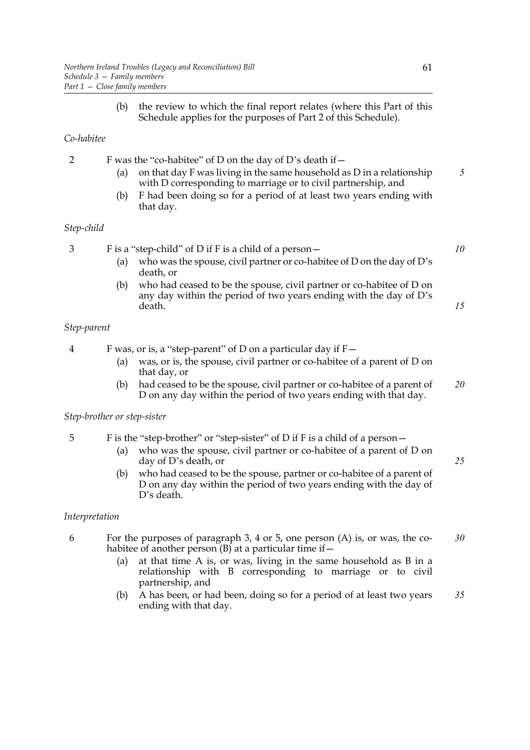(b) the review to which the final report relates (where this Part of this Schedule applies for the purposes of Part 2 of this Schedule).

*Co-habitee*

2 F was the "co-habitee" of D on the day of D's death if—

(a) on that day F was living in the same household as D in a relationship with D corresponding to marriage or to civil partnership, and

(b) F had been doing so for a period of at least two years ending with that day.

*Step-child*

3 F is a "step-child" of D if F is a child of a person—

(a) who was the spouse, civil partner or co-habitee of D on the day of D's death, or

(b) who had ceased to be the spouse, civil partner or co-habitee of D on any day within the period of two years ending with the day of D's death.

*Step-parent*

4 F was, or is, a "step-parent" of D on a particular day if F—

(a) was, or is, the spouse, civil partner or co-habitee of a parent of D on that day, or

(b) had ceased to be the spouse, civil partner or co-habitee of a parent of D on any day within the period of two years ending with that day.

*Step-brother or step-sister*

5 F is the "step-brother" or "step-sister" of D if F is a child of a person—

(a) who was the spouse, civil partner or co-habitee of a parent of D on day of D's death, or

(b) who had ceased to be the spouse, partner or co-habitee of a parent of D on any day within the period of two years ending with the day of D's death.

*Interpretation*

6 For the purposes of paragraph 3, 4 or 5, one person (A) is, or was, the co-habitee of another person (B) at a particular time if—

(a) at that time A is, or was, living in the same household as B in a relationship with B corresponding to marriage or to civil partnership, and

(b) A has been, or had been, doing so for a period of at least two years ending with that day.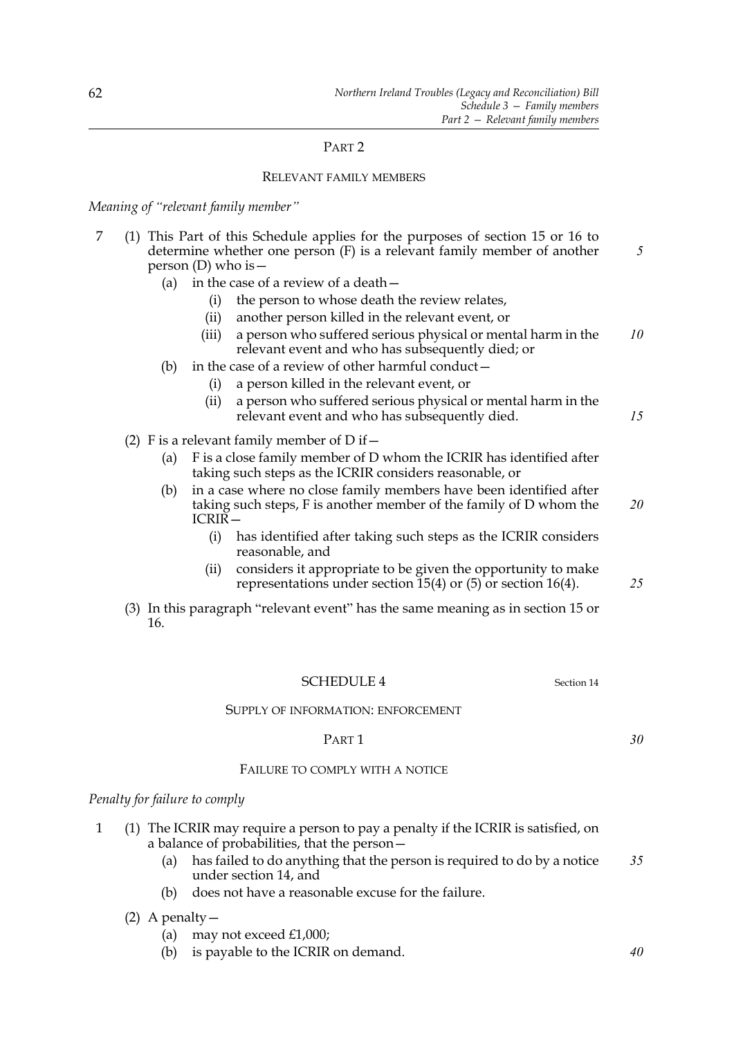## PART 2

### RELEVANT FAMILY MEMBERS

*Meaning of "relevant family member"*

7 (1) This Part of this Schedule applies for the purposes of section 15 or 16 to determine whether one person (F) is a relevant family member of another person (D) who is—

(a) in the case of a review of a death—

(i) the person to whose death the review relates,

(ii) another person killed in the relevant event, or

(iii) a person who suffered serious physical or mental harm in the relevant event and who has subsequently died; or

(b) in the case of a review of other harmful conduct—

(i) a person killed in the relevant event, or

(ii) a person who suffered serious physical or mental harm in the relevant event and who has subsequently died.

(2) F is a relevant family member of D if—

(a) F is a close family member of D whom the ICRIR has identified after taking such steps as the ICRIR considers reasonable, or

(b) in a case where no close family members have been identified after taking such steps, F is another member of the family of D whom the ICRIR—

(i) has identified after taking such steps as the ICRIR considers reasonable, and

(ii) considers it appropriate to be given the opportunity to make representations under section 15(4) or (5) or section 16(4).

(3) In this paragraph "relevant event" has the same meaning as in section 15 or 16.

## SCHEDULE 4

Section 14

### SUPPLY OF INFORMATION: ENFORCEMENT

## PART 1

### FAILURE TO COMPLY WITH A NOTICE

*Penalty for failure to comply*

1 (1) The ICRIR may require a person to pay a penalty if the ICRIR is satisfied, on a balance of probabilities, that the person—

(a) has failed to do anything that the person is required to do by a notice under section 14, and

(b) does not have a reasonable excuse for the failure.

(2) A penalty—

(a) may not exceed £1,000;

(b) is payable to the ICRIR on demand.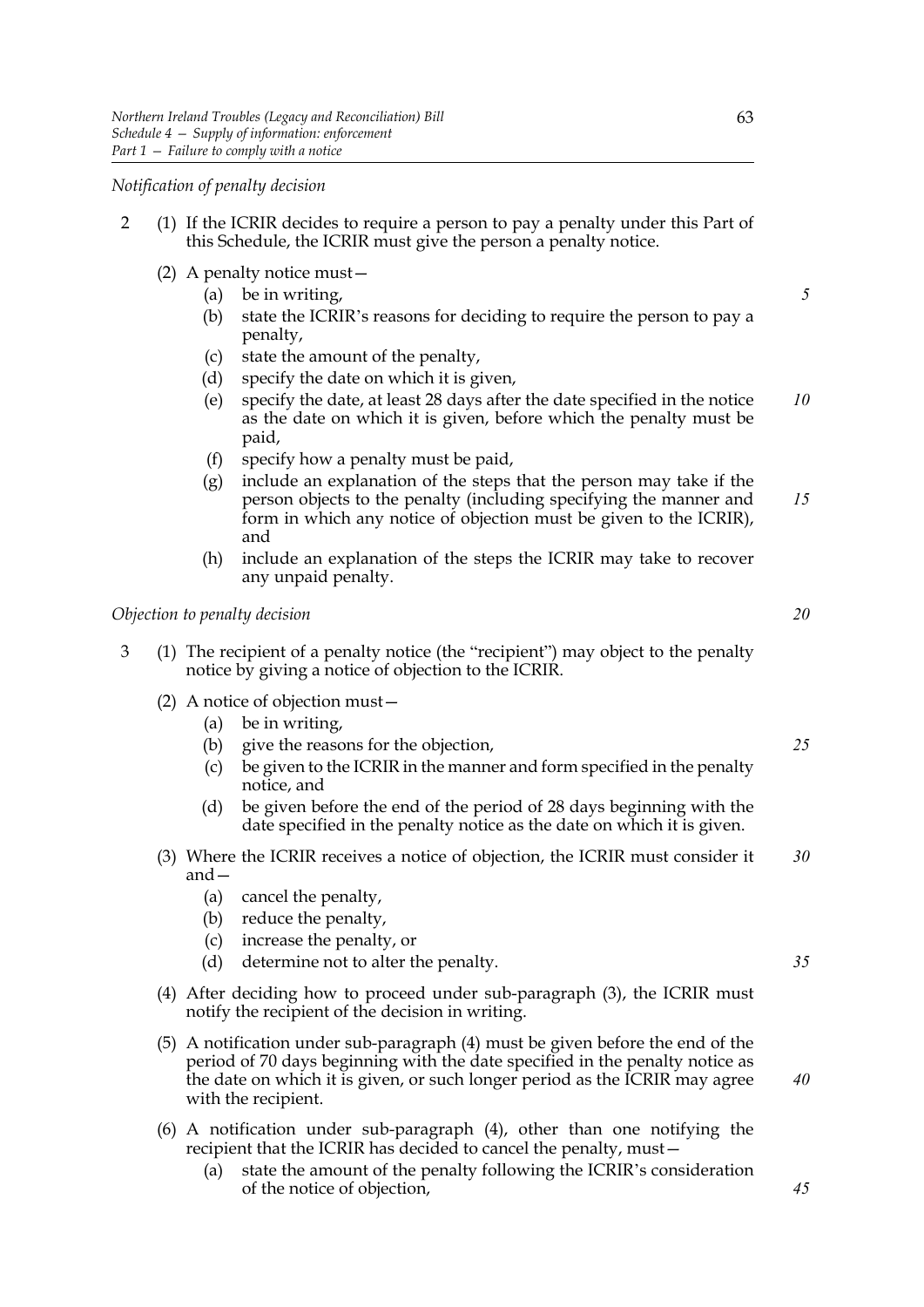*Notification of penalty decision*

2 (1) If the ICRIR decides to require a person to pay a penalty under this Part of this Schedule, the ICRIR must give the person a penalty notice.

(2) A penalty notice must—

(a) be in writing,

(b) state the ICRIR's reasons for deciding to require the person to pay a penalty,

(c) state the amount of the penalty,

(d) specify the date on which it is given,

(e) specify the date, at least 28 days after the date specified in the notice as the date on which it is given, before which the penalty must be paid,

(f) specify how a penalty must be paid,

(g) include an explanation of the steps that the person may take if the person objects to the penalty (including specifying the manner and form in which any notice of objection must be given to the ICRIR), and

(h) include an explanation of the steps the ICRIR may take to recover any unpaid penalty.

*Objection to penalty decision*

3 (1) The recipient of a penalty notice (the "recipient") may object to the penalty notice by giving a notice of objection to the ICRIR.

(2) A notice of objection must—

(a) be in writing,

(b) give the reasons for the objection,

(c) be given to the ICRIR in the manner and form specified in the penalty notice, and

(d) be given before the end of the period of 28 days beginning with the date specified in the penalty notice as the date on which it is given.

(3) Where the ICRIR receives a notice of objection, the ICRIR must consider it and—

(a) cancel the penalty,

(b) reduce the penalty,

(c) increase the penalty, or

(d) determine not to alter the penalty.

(4) After deciding how to proceed under sub-paragraph (3), the ICRIR must notify the recipient of the decision in writing.

(5) A notification under sub-paragraph (4) must be given before the end of the period of 70 days beginning with the date specified in the penalty notice as the date on which it is given, or such longer period as the ICRIR may agree with the recipient.

(6) A notification under sub-paragraph (4), other than one notifying the recipient that the ICRIR has decided to cancel the penalty, must—

(a) state the amount of the penalty following the ICRIR's consideration of the notice of objection,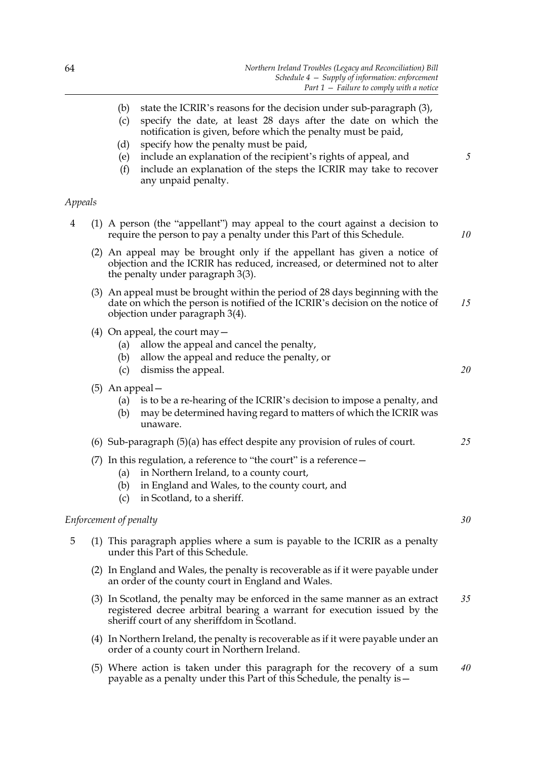(b) state the ICRIR's reasons for the decision under sub-paragraph (3),

(c) specify the date, at least 28 days after the date on which the notification is given, before which the penalty must be paid,

(d) specify how the penalty must be paid,

(e) include an explanation of the recipient's rights of appeal, and

(f) include an explanation of the steps the ICRIR may take to recover any unpaid penalty.

*Appeals*

4 (1) A person (the "appellant") may appeal to the court against a decision to require the person to pay a penalty under this Part of this Schedule.

(2) An appeal may be brought only if the appellant has given a notice of objection and the ICRIR has reduced, increased, or determined not to alter the penalty under paragraph 3(3).

(3) An appeal must be brought within the period of 28 days beginning with the date on which the person is notified of the ICRIR's decision on the notice of objection under paragraph 3(4).

(4) On appeal, the court may—

(a) allow the appeal and cancel the penalty,

(b) allow the appeal and reduce the penalty, or

(c) dismiss the appeal.

(5) An appeal—

(a) is to be a re-hearing of the ICRIR's decision to impose a penalty, and

(b) may be determined having regard to matters of which the ICRIR was unaware.

(6) Sub-paragraph (5)(a) has effect despite any provision of rules of court.

(7) In this regulation, a reference to "the court" is a reference—

(a) in Northern Ireland, to a county court,

(b) in England and Wales, to the county court, and

(c) in Scotland, to a sheriff.

*Enforcement of penalty*

5 (1) This paragraph applies where a sum is payable to the ICRIR as a penalty under this Part of this Schedule.

(2) In England and Wales, the penalty is recoverable as if it were payable under an order of the county court in England and Wales.

(3) In Scotland, the penalty may be enforced in the same manner as an extract registered decree arbitral bearing a warrant for execution issued by the sheriff court of any sheriffdom in Scotland.

(4) In Northern Ireland, the penalty is recoverable as if it were payable under an order of a county court in Northern Ireland.

(5) Where action is taken under this paragraph for the recovery of a sum payable as a penalty under this Part of this Schedule, the penalty is—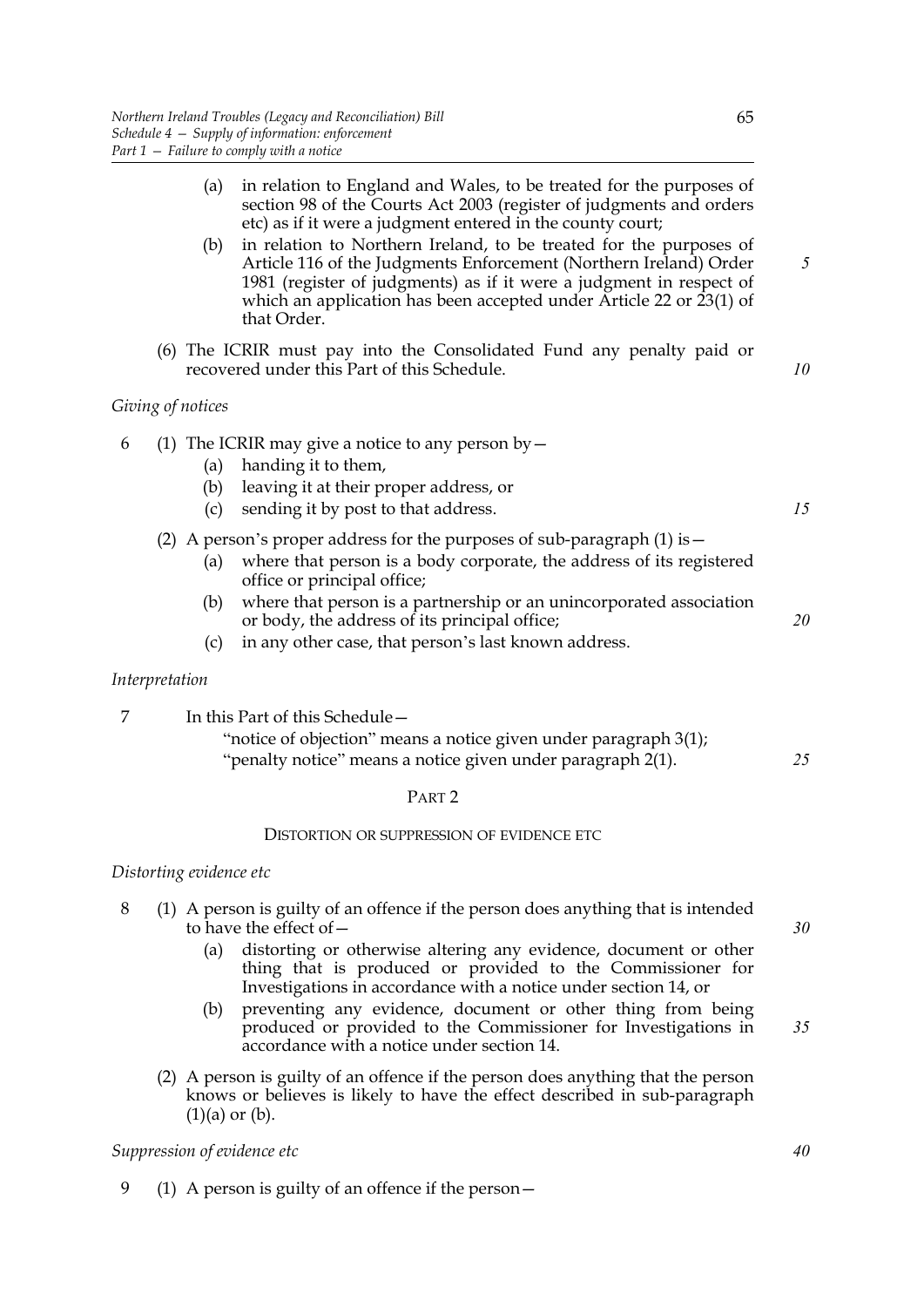(a) in relation to England and Wales, to be treated for the purposes of section 98 of the Courts Act 2003 (register of judgments and orders etc) as if it were a judgment entered in the county court;

(b) in relation to Northern Ireland, to be treated for the purposes of Article 116 of the Judgments Enforcement (Northern Ireland) Order 1981 (register of judgments) as if it were a judgment in respect of which an application has been accepted under Article 22 or 23(1) of that Order.

(6) The ICRIR must pay into the Consolidated Fund any penalty paid or recovered under this Part of this Schedule.

*Giving of notices*

6 (1) The ICRIR may give a notice to any person by—

(a) handing it to them,

(b) leaving it at their proper address, or

(c) sending it by post to that address.

(2) A person's proper address for the purposes of sub-paragraph (1) is—

(a) where that person is a body corporate, the address of its registered office or principal office;

(b) where that person is a partnership or an unincorporated association or body, the address of its principal office;

(c) in any other case, that person's last known address.

*Interpretation*

7 In this Part of this Schedule—

"notice of objection" means a notice given under paragraph 3(1);

"penalty notice" means a notice given under paragraph 2(1).

## PART 2

### DISTORTION OR SUPPRESSION OF EVIDENCE ETC

*Distorting evidence etc*

8 (1) A person is guilty of an offence if the person does anything that is intended to have the effect of—

(a) distorting or otherwise altering any evidence, document or other thing that is produced or provided to the Commissioner for Investigations in accordance with a notice under section 14, or

(b) preventing any evidence, document or other thing from being produced or provided to the Commissioner for Investigations in accordance with a notice under section 14.

(2) A person is guilty of an offence if the person does anything that the person knows or believes is likely to have the effect described in sub-paragraph (1)(a) or (b).

*Suppression of evidence etc*

9 (1) A person is guilty of an offence if the person—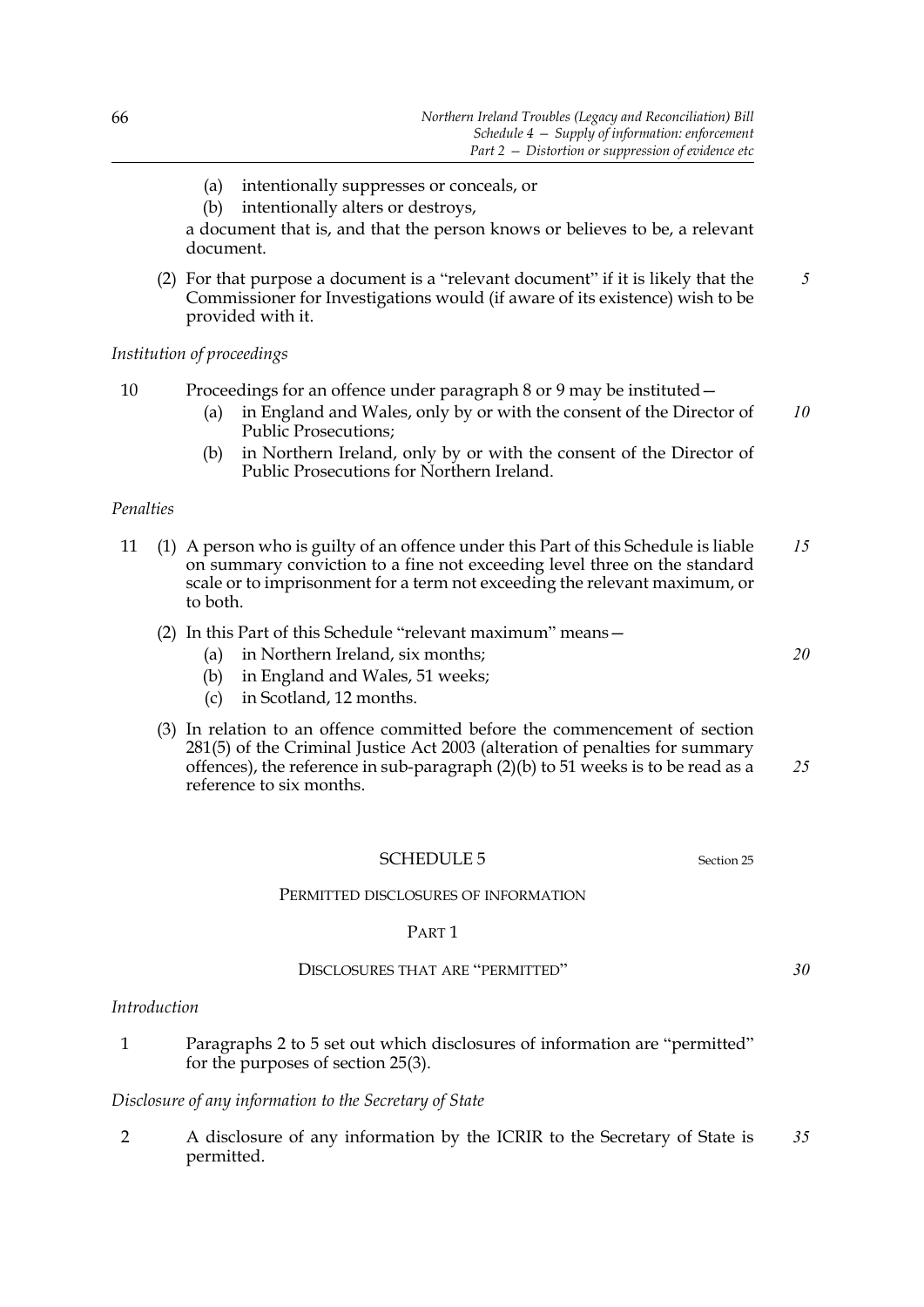(a) intentionally suppresses or conceals, or

(b) intentionally alters or destroys,

a document that is, and that the person knows or believes to be, a relevant document.

(2) For that purpose a document is a "relevant document" if it is likely that the Commissioner for Investigations would (if aware of its existence) wish to be provided with it.

*Institution of proceedings*

10 Proceedings for an offence under paragraph 8 or 9 may be instituted—

(a) in England and Wales, only by or with the consent of the Director of Public Prosecutions;

(b) in Northern Ireland, only by or with the consent of the Director of Public Prosecutions for Northern Ireland.

*Penalties*

11 (1) A person who is guilty of an offence under this Part of this Schedule is liable on summary conviction to a fine not exceeding level three on the standard scale or to imprisonment for a term not exceeding the relevant maximum, or to both.

(2) In this Part of this Schedule "relevant maximum" means—

(a) in Northern Ireland, six months;

(b) in England and Wales, 51 weeks;

(c) in Scotland, 12 months.

(3) In relation to an offence committed before the commencement of section 281(5) of the Criminal Justice Act 2003 (alteration of penalties for summary offences), the reference in sub-paragraph (2)(b) to 51 weeks is to be read as a reference to six months.

## SCHEDULE 5

Section 25

### PERMITTED DISCLOSURES OF INFORMATION

### PART 1

### DISCLOSURES THAT ARE "PERMITTED"

*Introduction*

1 Paragraphs 2 to 5 set out which disclosures of information are "permitted" for the purposes of section 25(3).

*Disclosure of any information to the Secretary of State*

2 A disclosure of any information by the ICRIR to the Secretary of State is permitted.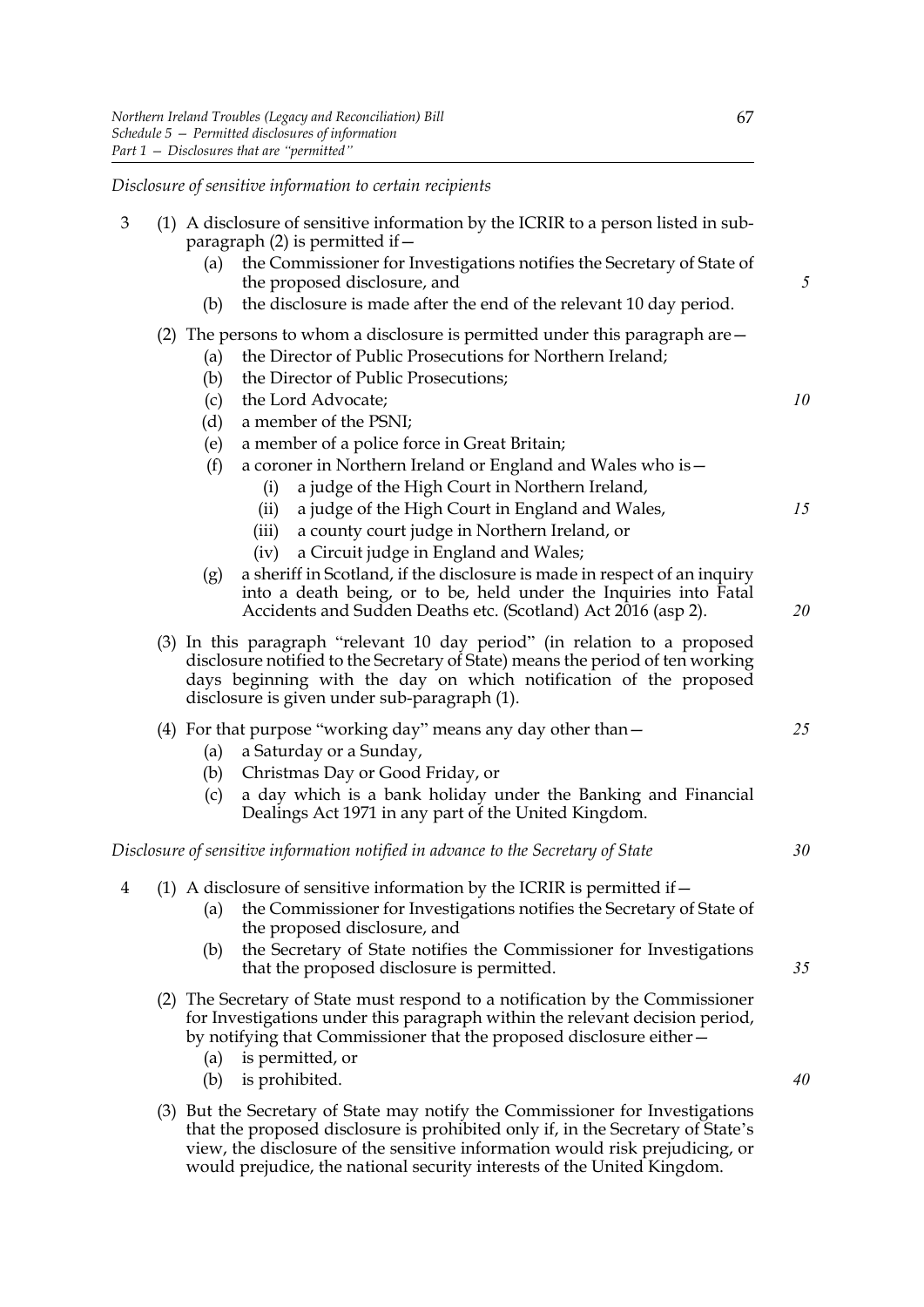*Disclosure of sensitive information to certain recipients*

3 (1) A disclosure of sensitive information by the ICRIR to a person listed in sub-paragraph (2) is permitted if—

- (a) the Commissioner for Investigations notifies the Secretary of State of the proposed disclosure, and
- (b) the disclosure is made after the end of the relevant 10 day period.

(2) The persons to whom a disclosure is permitted under this paragraph are—

- (a) the Director of Public Prosecutions for Northern Ireland;
- (b) the Director of Public Prosecutions;
- (c) the Lord Advocate;
- (d) a member of the PSNI;
- (e) a member of a police force in Great Britain;
- (f) a coroner in Northern Ireland or England and Wales who is—
  - (i) a judge of the High Court in Northern Ireland,
  - (ii) a judge of the High Court in England and Wales,
  - (iii) a county court judge in Northern Ireland, or
  - (iv) a Circuit judge in England and Wales;
- (g) a sheriff in Scotland, if the disclosure is made in respect of an inquiry into a death being, or to be, held under the Inquiries into Fatal Accidents and Sudden Deaths etc. (Scotland) Act 2016 (asp 2).

(3) In this paragraph "relevant 10 day period" (in relation to a proposed disclosure notified to the Secretary of State) means the period of ten working days beginning with the day on which notification of the proposed disclosure is given under sub-paragraph (1).

(4) For that purpose "working day" means any day other than—

- (a) a Saturday or a Sunday,
- (b) Christmas Day or Good Friday, or
- (c) a day which is a bank holiday under the Banking and Financial Dealings Act 1971 in any part of the United Kingdom.

*Disclosure of sensitive information notified in advance to the Secretary of State*

4 (1) A disclosure of sensitive information by the ICRIR is permitted if—

- (a) the Commissioner for Investigations notifies the Secretary of State of the proposed disclosure, and
- (b) the Secretary of State notifies the Commissioner for Investigations that the proposed disclosure is permitted.

(2) The Secretary of State must respond to a notification by the Commissioner for Investigations under this paragraph within the relevant decision period, by notifying that Commissioner that the proposed disclosure either—

- (a) is permitted, or
- (b) is prohibited.

(3) But the Secretary of State may notify the Commissioner for Investigations that the proposed disclosure is prohibited only if, in the Secretary of State's view, the disclosure of the sensitive information would risk prejudicing, or would prejudice, the national security interests of the United Kingdom.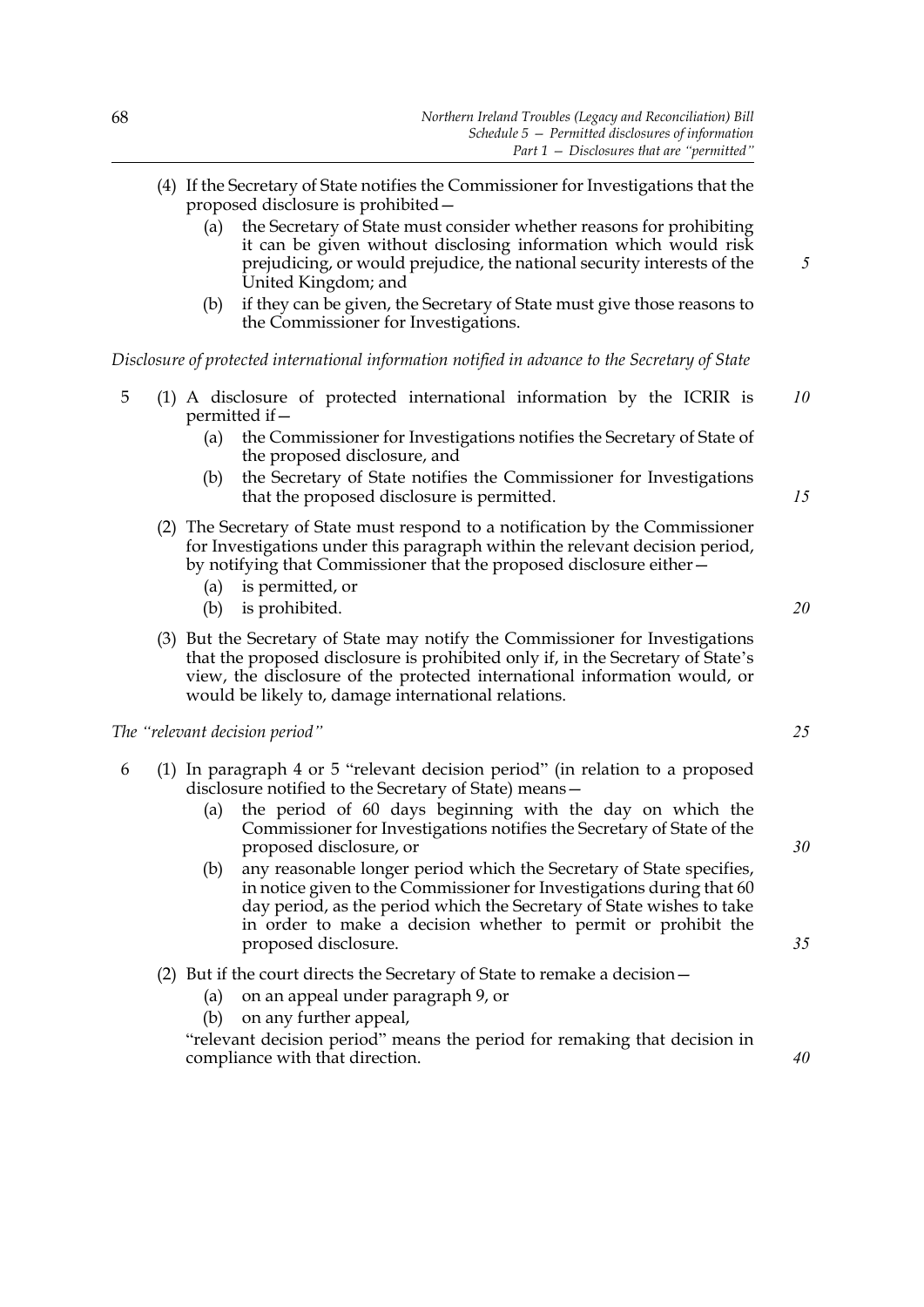(4) If the Secretary of State notifies the Commissioner for Investigations that the proposed disclosure is prohibited—

(a) the Secretary of State must consider whether reasons for prohibiting it can be given without disclosing information which would risk prejudicing, or would prejudice, the national security interests of the United Kingdom; and

(b) if they can be given, the Secretary of State must give those reasons to the Commissioner for Investigations.

*Disclosure of protected international information notified in advance to the Secretary of State*

5 (1) A disclosure of protected international information by the ICRIR is permitted if—

(a) the Commissioner for Investigations notifies the Secretary of State of the proposed disclosure, and

(b) the Secretary of State notifies the Commissioner for Investigations that the proposed disclosure is permitted.

(2) The Secretary of State must respond to a notification by the Commissioner for Investigations under this paragraph within the relevant decision period, by notifying that Commissioner that the proposed disclosure either—

(a) is permitted, or

(b) is prohibited.

(3) But the Secretary of State may notify the Commissioner for Investigations that the proposed disclosure is prohibited only if, in the Secretary of State's view, the disclosure of the protected international information would, or would be likely to, damage international relations.

*The "relevant decision period"*

6 (1) In paragraph 4 or 5 "relevant decision period" (in relation to a proposed disclosure notified to the Secretary of State) means—

(a) the period of 60 days beginning with the day on which the Commissioner for Investigations notifies the Secretary of State of the proposed disclosure, or

(b) any reasonable longer period which the Secretary of State specifies, in notice given to the Commissioner for Investigations during that 60 day period, as the period which the Secretary of State wishes to take in order to make a decision whether to permit or prohibit the proposed disclosure.

(2) But if the court directs the Secretary of State to remake a decision—

(a) on an appeal under paragraph 9, or

(b) on any further appeal,

"relevant decision period" means the period for remaking that decision in compliance with that direction.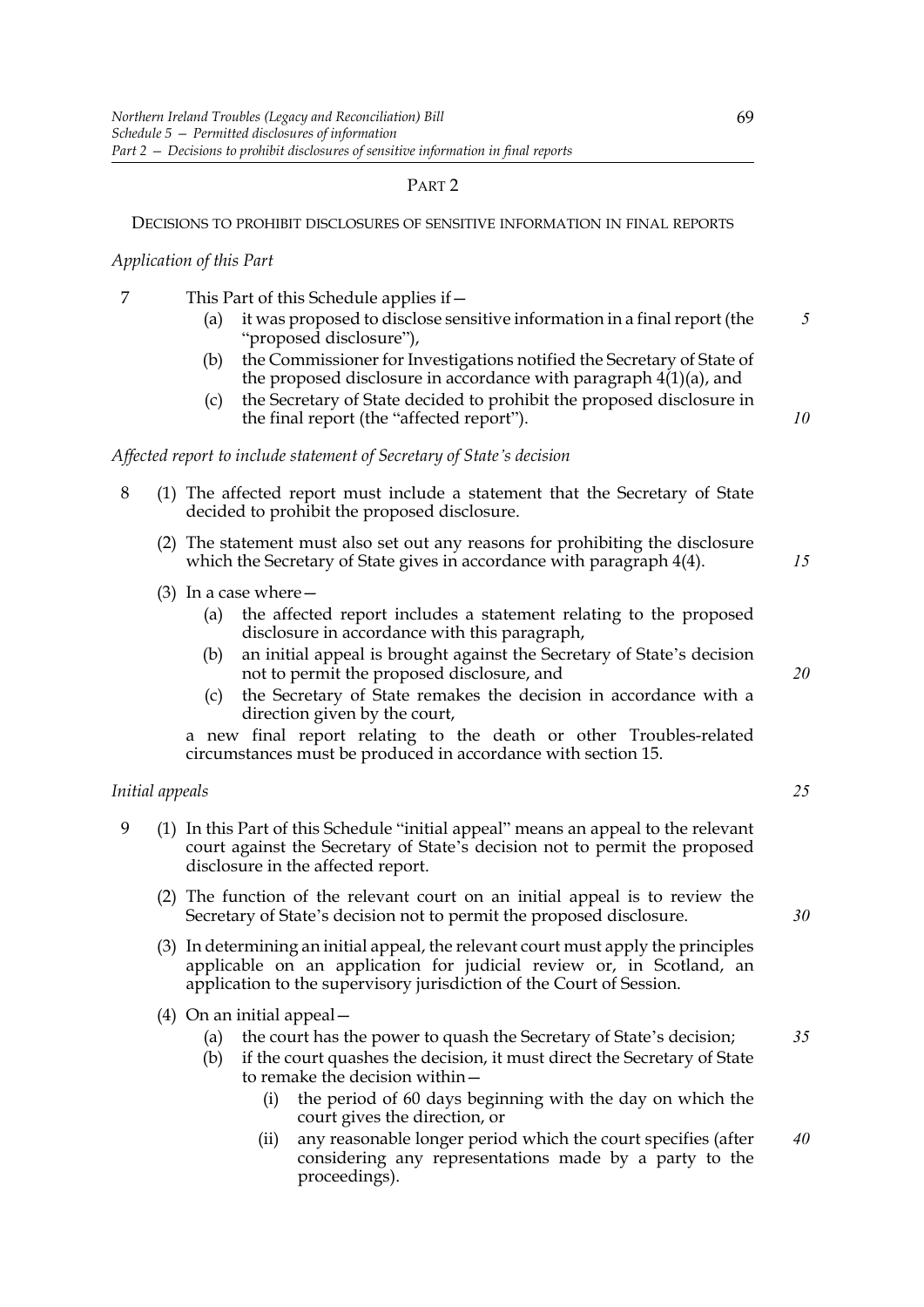## PART 2

### DECISIONS TO PROHIBIT DISCLOSURES OF SENSITIVE INFORMATION IN FINAL REPORTS

*Application of this Part*

7 This Part of this Schedule applies if—

- (a) it was proposed to disclose sensitive information in a final report (the "proposed disclosure"),
- (b) the Commissioner for Investigations notified the Secretary of State of the proposed disclosure in accordance with paragraph 4(1)(a), and
- (c) the Secretary of State decided to prohibit the proposed disclosure in the final report (the "affected report").

*Affected report to include statement of Secretary of State's decision*

8 (1) The affected report must include a statement that the Secretary of State decided to prohibit the proposed disclosure.

(2) The statement must also set out any reasons for prohibiting the disclosure which the Secretary of State gives in accordance with paragraph 4(4).

(3) In a case where—

- (a) the affected report includes a statement relating to the proposed disclosure in accordance with this paragraph,
- (b) an initial appeal is brought against the Secretary of State's decision not to permit the proposed disclosure, and
- (c) the Secretary of State remakes the decision in accordance with a direction given by the court,

a new final report relating to the death or other Troubles-related circumstances must be produced in accordance with section 15.

*Initial appeals*

9 (1) In this Part of this Schedule "initial appeal" means an appeal to the relevant court against the Secretary of State's decision not to permit the proposed disclosure in the affected report.

(2) The function of the relevant court on an initial appeal is to review the Secretary of State's decision not to permit the proposed disclosure.

(3) In determining an initial appeal, the relevant court must apply the principles applicable on an application for judicial review or, in Scotland, an application to the supervisory jurisdiction of the Court of Session.

(4) On an initial appeal—

- (a) the court has the power to quash the Secretary of State's decision;
- (b) if the court quashes the decision, it must direct the Secretary of State to remake the decision within—
  - (i) the period of 60 days beginning with the day on which the court gives the direction, or
  - (ii) any reasonable longer period which the court specifies (after considering any representations made by a party to the proceedings).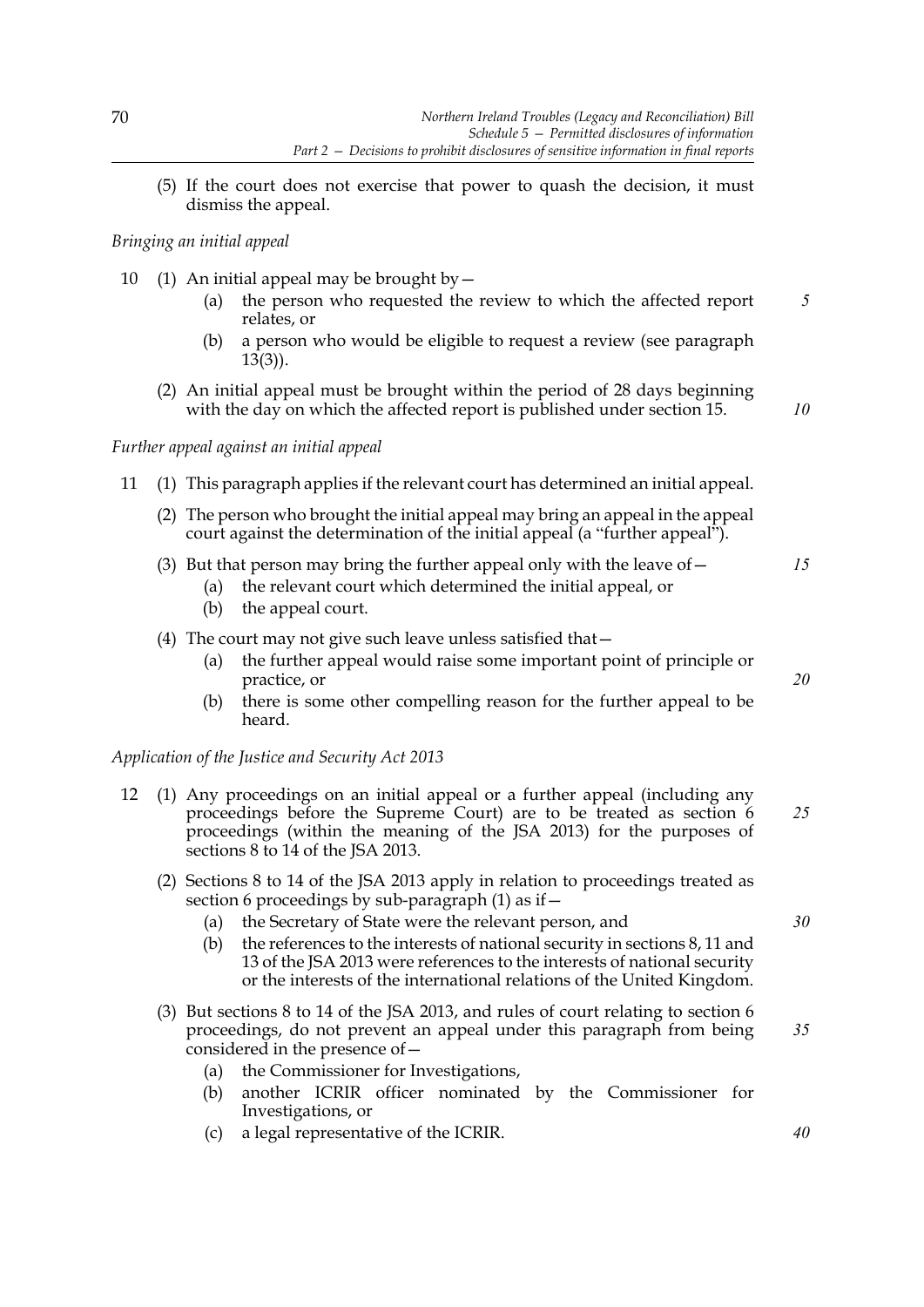(5) If the court does not exercise that power to quash the decision, it must dismiss the appeal.

*Bringing an initial appeal*

10 (1) An initial appeal may be brought by—

(a) the person who requested the review to which the affected report relates, or

(b) a person who would be eligible to request a review (see paragraph 13(3)).

(2) An initial appeal must be brought within the period of 28 days beginning with the day on which the affected report is published under section 15.

*Further appeal against an initial appeal*

11 (1) This paragraph applies if the relevant court has determined an initial appeal.

(2) The person who brought the initial appeal may bring an appeal in the appeal court against the determination of the initial appeal (a "further appeal").

(3) But that person may bring the further appeal only with the leave of—

(a) the relevant court which determined the initial appeal, or

(b) the appeal court.

(4) The court may not give such leave unless satisfied that—

(a) the further appeal would raise some important point of principle or practice, or

(b) there is some other compelling reason for the further appeal to be heard.

*Application of the Justice and Security Act 2013*

12 (1) Any proceedings on an initial appeal or a further appeal (including any proceedings before the Supreme Court) are to be treated as section 6 proceedings (within the meaning of the JSA 2013) for the purposes of sections 8 to 14 of the JSA 2013.

(2) Sections 8 to 14 of the JSA 2013 apply in relation to proceedings treated as section 6 proceedings by sub-paragraph (1) as if—

(a) the Secretary of State were the relevant person, and

(b) the references to the interests of national security in sections 8, 11 and 13 of the JSA 2013 were references to the interests of national security or the interests of the international relations of the United Kingdom.

(3) But sections 8 to 14 of the JSA 2013, and rules of court relating to section 6 proceedings, do not prevent an appeal under this paragraph from being considered in the presence of—

(a) the Commissioner for Investigations,

(b) another ICRIR officer nominated by the Commissioner for Investigations, or

(c) a legal representative of the ICRIR.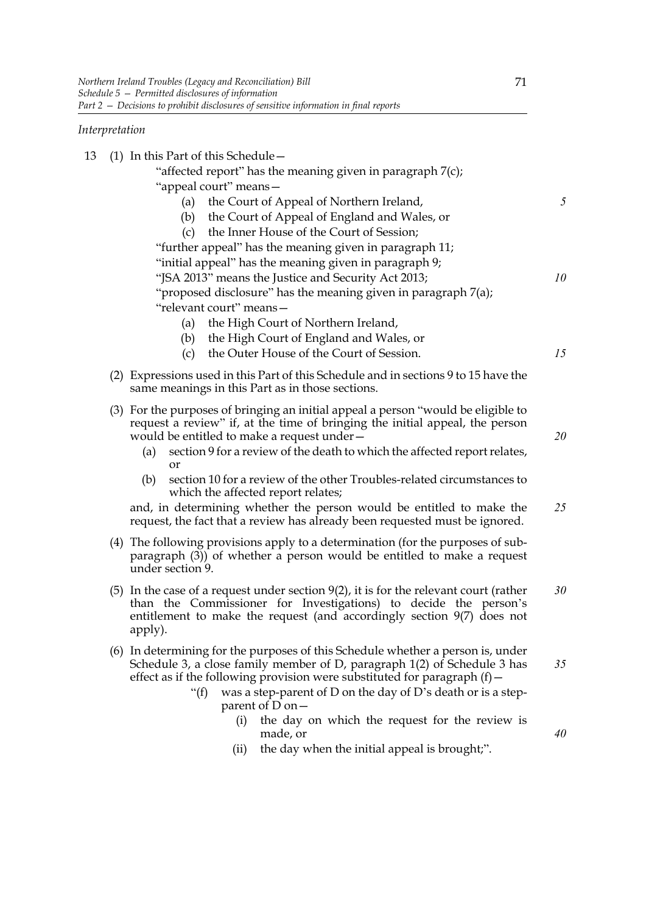*Interpretation*

13 (1) In this Part of this Schedule—

"affected report" has the meaning given in paragraph 7(c);

"appeal court" means—

(a) the Court of Appeal of Northern Ireland,

(b) the Court of Appeal of England and Wales, or

(c) the Inner House of the Court of Session;

"further appeal" has the meaning given in paragraph 11;

"initial appeal" has the meaning given in paragraph 9;

"JSA 2013" means the Justice and Security Act 2013;

"proposed disclosure" has the meaning given in paragraph 7(a);

"relevant court" means—

(a) the High Court of Northern Ireland,

(b) the High Court of England and Wales, or

(c) the Outer House of the Court of Session.

(2) Expressions used in this Part of this Schedule and in sections 9 to 15 have the same meanings in this Part as in those sections.

(3) For the purposes of bringing an initial appeal a person "would be eligible to request a review" if, at the time of bringing the initial appeal, the person would be entitled to make a request under—

(a) section 9 for a review of the death to which the affected report relates, or

(b) section 10 for a review of the other Troubles-related circumstances to which the affected report relates;

and, in determining whether the person would be entitled to make the request, the fact that a review has already been requested must be ignored.

(4) The following provisions apply to a determination (for the purposes of sub-paragraph (3)) of whether a person would be entitled to make a request under section 9.

(5) In the case of a request under section 9(2), it is for the relevant court (rather than the Commissioner for Investigations) to decide the person's entitlement to make the request (and accordingly section 9(7) does not apply).

(6) In determining for the purposes of this Schedule whether a person is, under Schedule 3, a close family member of D, paragraph 1(2) of Schedule 3 has effect as if the following provision were substituted for paragraph (f)—

"(f) was a step-parent of D on the day of D's death or is a step-parent of D on—

(i) the day on which the request for the review is made, or

(ii) the day when the initial appeal is brought;".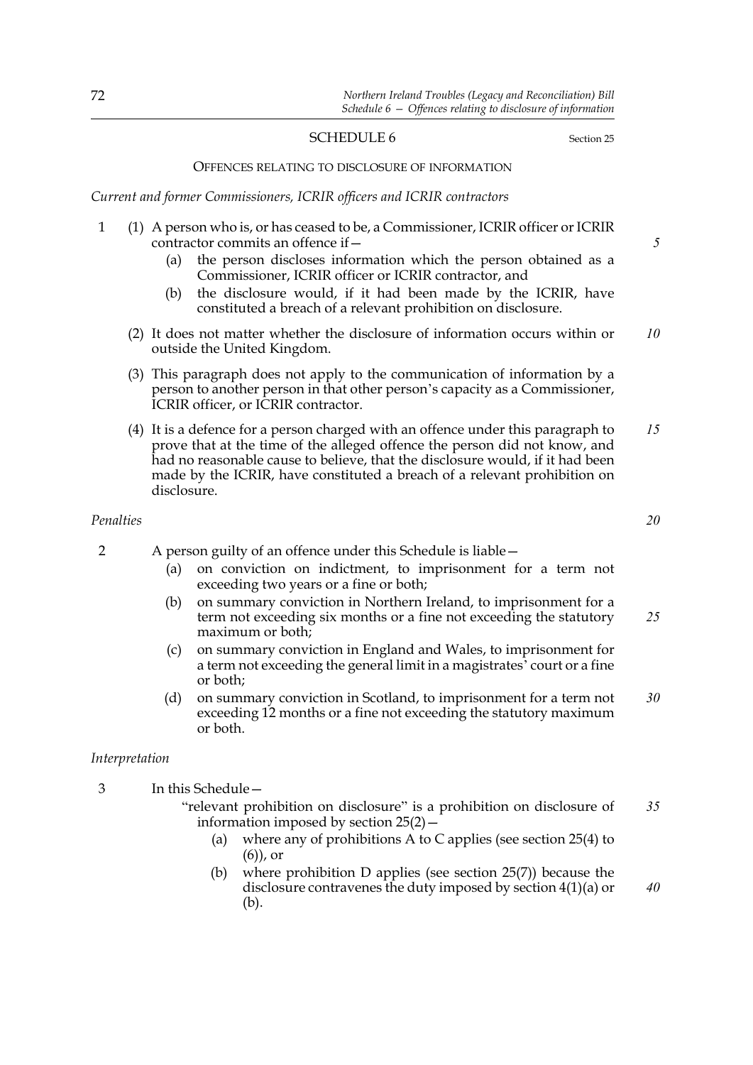## SCHEDULE 6

Section 25

### OFFENCES RELATING TO DISCLOSURE OF INFORMATION

*Current and former Commissioners, ICRIR officers and ICRIR contractors*

1 (1) A person who is, or has ceased to be, a Commissioner, ICRIR officer or ICRIR contractor commits an offence if—

(a) the person discloses information which the person obtained as a Commissioner, ICRIR officer or ICRIR contractor, and

(b) the disclosure would, if it had been made by the ICRIR, have constituted a breach of a relevant prohibition on disclosure.

(2) It does not matter whether the disclosure of information occurs within or outside the United Kingdom.

(3) This paragraph does not apply to the communication of information by a person to another person in that other person's capacity as a Commissioner, ICRIR officer, or ICRIR contractor.

(4) It is a defence for a person charged with an offence under this paragraph to prove that at the time of the alleged offence the person did not know, and had no reasonable cause to believe, that the disclosure would, if it had been made by the ICRIR, have constituted a breach of a relevant prohibition on disclosure.

*Penalties*

2 A person guilty of an offence under this Schedule is liable—

(a) on conviction on indictment, to imprisonment for a term not exceeding two years or a fine or both;

(b) on summary conviction in Northern Ireland, to imprisonment for a term not exceeding six months or a fine not exceeding the statutory maximum or both;

(c) on summary conviction in England and Wales, to imprisonment for a term not exceeding the general limit in a magistrates' court or a fine or both;

(d) on summary conviction in Scotland, to imprisonment for a term not exceeding 12 months or a fine not exceeding the statutory maximum or both.

*Interpretation*

3 In this Schedule—

"relevant prohibition on disclosure" is a prohibition on disclosure of information imposed by section 25(2)—

(a) where any of prohibitions A to C applies (see section 25(4) to (6)), or

(b) where prohibition D applies (see section 25(7)) because the disclosure contravenes the duty imposed by section 4(1)(a) or (b).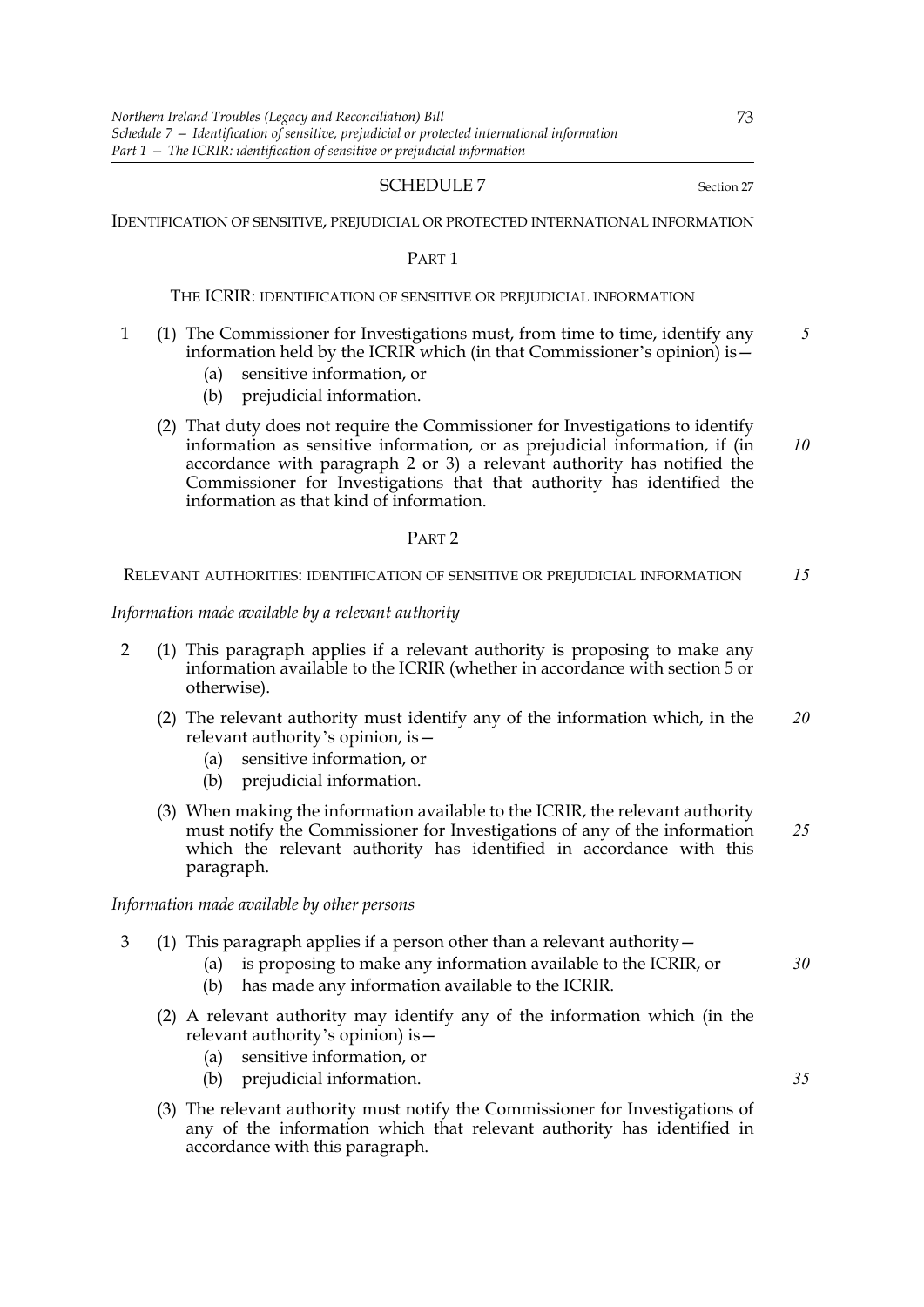## SCHEDULE 7

Section 27

IDENTIFICATION OF SENSITIVE, PREJUDICIAL OR PROTECTED INTERNATIONAL INFORMATION

### PART 1

THE ICRIR: IDENTIFICATION OF SENSITIVE OR PREJUDICIAL INFORMATION

1 (1) The Commissioner for Investigations must, from time to time, identify any information held by the ICRIR which (in that Commissioner's opinion) is—

(a) sensitive information, or

(b) prejudicial information.

(2) That duty does not require the Commissioner for Investigations to identify information as sensitive information, or as prejudicial information, if (in accordance with paragraph 2 or 3) a relevant authority has notified the Commissioner for Investigations that that authority has identified the information as that kind of information.

### PART 2

RELEVANT AUTHORITIES: IDENTIFICATION OF SENSITIVE OR PREJUDICIAL INFORMATION

*Information made available by a relevant authority*

2 (1) This paragraph applies if a relevant authority is proposing to make any information available to the ICRIR (whether in accordance with section 5 or otherwise).

(2) The relevant authority must identify any of the information which, in the relevant authority's opinion, is—

(a) sensitive information, or

(b) prejudicial information.

(3) When making the information available to the ICRIR, the relevant authority must notify the Commissioner for Investigations of any of the information which the relevant authority has identified in accordance with this paragraph.

*Information made available by other persons*

3 (1) This paragraph applies if a person other than a relevant authority—

(a) is proposing to make any information available to the ICRIR, or

(b) has made any information available to the ICRIR.

(2) A relevant authority may identify any of the information which (in the relevant authority's opinion) is—

(a) sensitive information, or

(b) prejudicial information.

(3) The relevant authority must notify the Commissioner for Investigations of any of the information which that relevant authority has identified in accordance with this paragraph.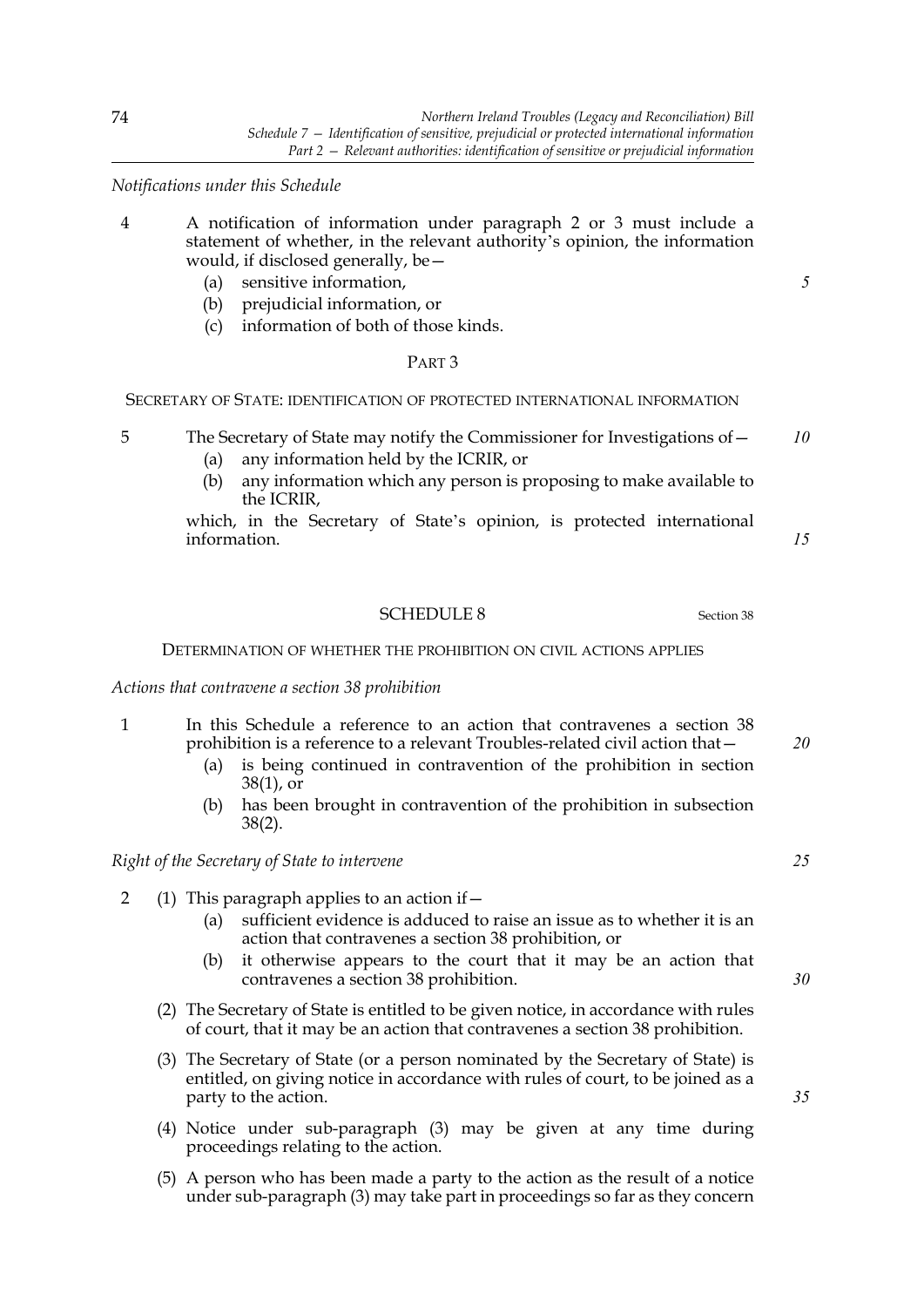*Notifications under this Schedule*

4 A notification of information under paragraph 2 or 3 must include a statement of whether, in the relevant authority's opinion, the information would, if disclosed generally, be—

(a) sensitive information,

(b) prejudicial information, or

(c) information of both of those kinds.

PART 3

SECRETARY OF STATE: IDENTIFICATION OF PROTECTED INTERNATIONAL INFORMATION

5 The Secretary of State may notify the Commissioner for Investigations of—

(a) any information held by the ICRIR, or

(b) any information which any person is proposing to make available to the ICRIR,

which, in the Secretary of State's opinion, is protected international information.

## SCHEDULE 8

Section 38

DETERMINATION OF WHETHER THE PROHIBITION ON CIVIL ACTIONS APPLIES

*Actions that contravene a section 38 prohibition*

1 In this Schedule a reference to an action that contravenes a section 38 prohibition is a reference to a relevant Troubles-related civil action that—

(a) is being continued in contravention of the prohibition in section 38(1), or

(b) has been brought in contravention of the prohibition in subsection 38(2).

*Right of the Secretary of State to intervene*

2 (1) This paragraph applies to an action if—

(a) sufficient evidence is adduced to raise an issue as to whether it is an action that contravenes a section 38 prohibition, or

(b) it otherwise appears to the court that it may be an action that contravenes a section 38 prohibition.

(2) The Secretary of State is entitled to be given notice, in accordance with rules of court, that it may be an action that contravenes a section 38 prohibition.

(3) The Secretary of State (or a person nominated by the Secretary of State) is entitled, on giving notice in accordance with rules of court, to be joined as a party to the action.

(4) Notice under sub-paragraph (3) may be given at any time during proceedings relating to the action.

(5) A person who has been made a party to the action as the result of a notice under sub-paragraph (3) may take part in proceedings so far as they concern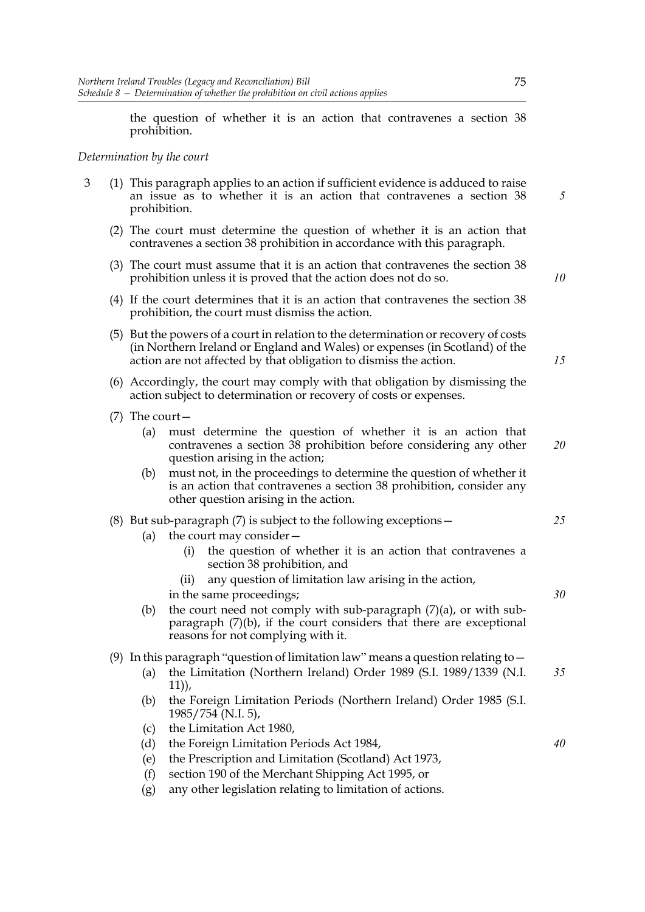the question of whether it is an action that contravenes a section 38 prohibition.

*Determination by the court*

3 (1) This paragraph applies to an action if sufficient evidence is adduced to raise an issue as to whether it is an action that contravenes a section 38 prohibition.

(2) The court must determine the question of whether it is an action that contravenes a section 38 prohibition in accordance with this paragraph.

(3) The court must assume that it is an action that contravenes the section 38 prohibition unless it is proved that the action does not do so.

(4) If the court determines that it is an action that contravenes the section 38 prohibition, the court must dismiss the action.

(5) But the powers of a court in relation to the determination or recovery of costs (in Northern Ireland or England and Wales) or expenses (in Scotland) of the action are not affected by that obligation to dismiss the action.

(6) Accordingly, the court may comply with that obligation by dismissing the action subject to determination or recovery of costs or expenses.

(7) The court—

- (a) must determine the question of whether it is an action that contravenes a section 38 prohibition before considering any other question arising in the action;
- (b) must not, in the proceedings to determine the question of whether it is an action that contravenes a section 38 prohibition, consider any other question arising in the action.

(8) But sub-paragraph (7) is subject to the following exceptions—

- (a) the court may consider—
  - (i) the question of whether it is an action that contravenes a section 38 prohibition, and
  - (ii) any question of limitation law arising in the action,

  in the same proceedings;
- (b) the court need not comply with sub-paragraph (7)(a), or with sub-paragraph (7)(b), if the court considers that there are exceptional reasons for not complying with it.

(9) In this paragraph "question of limitation law" means a question relating to—

- (a) the Limitation (Northern Ireland) Order 1989 (S.I. 1989/1339 (N.I. 11)),
- (b) the Foreign Limitation Periods (Northern Ireland) Order 1985 (S.I. 1985/754 (N.I. 5),
- (c) the Limitation Act 1980,
- (d) the Foreign Limitation Periods Act 1984,
- (e) the Prescription and Limitation (Scotland) Act 1973,
- (f) section 190 of the Merchant Shipping Act 1995, or
- (g) any other legislation relating to limitation of actions.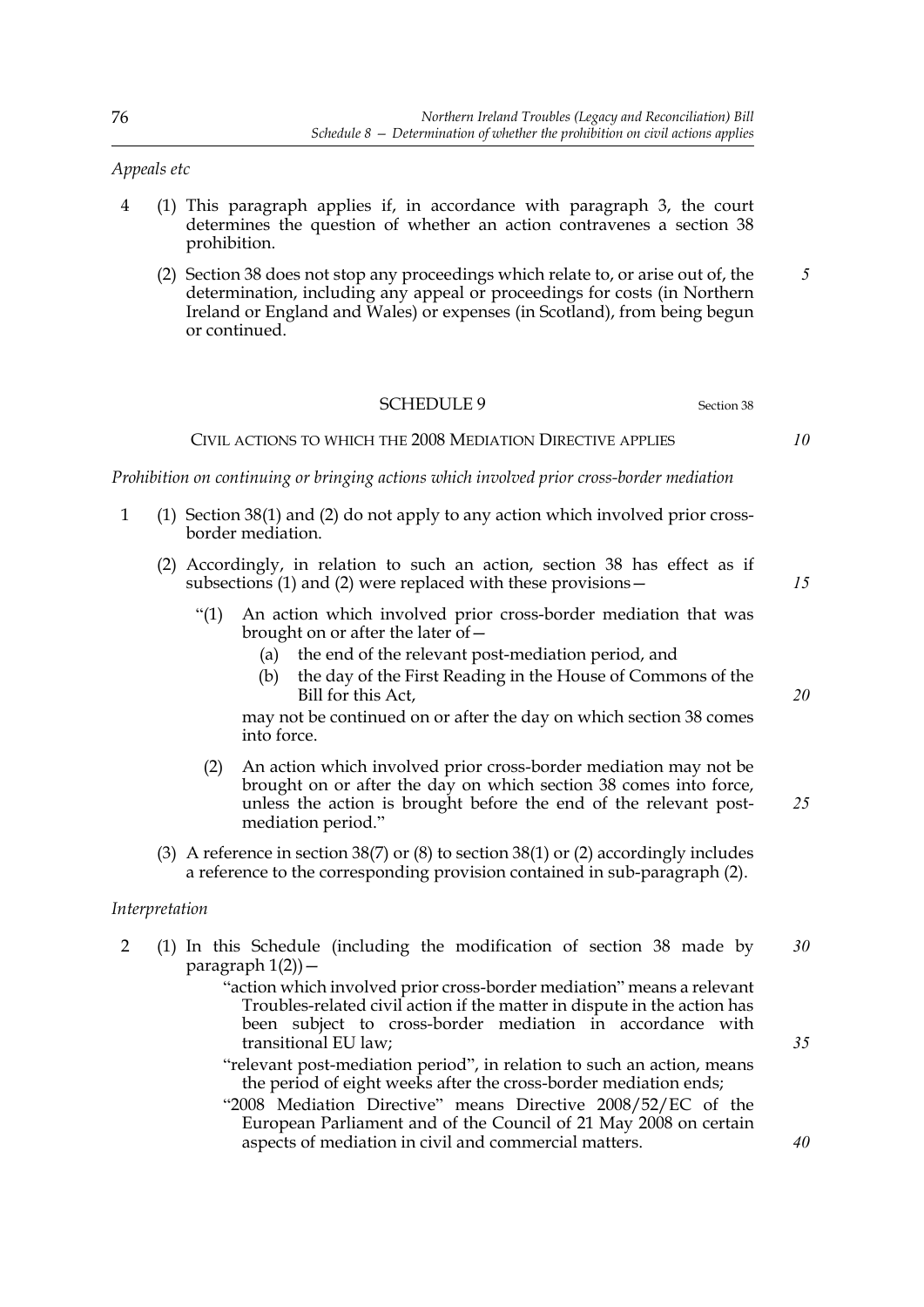*Appeals etc*

4 (1) This paragraph applies if, in accordance with paragraph 3, the court determines the question of whether an action contravenes a section 38 prohibition.

(2) Section 38 does not stop any proceedings which relate to, or arise out of, the determination, including any appeal or proceedings for costs (in Northern Ireland or England and Wales) or expenses (in Scotland), from being begun or continued.

## SCHEDULE 9

Section 38

### CIVIL ACTIONS TO WHICH THE 2008 MEDIATION DIRECTIVE APPLIES

*Prohibition on continuing or bringing actions which involved prior cross-border mediation*

1 (1) Section 38(1) and (2) do not apply to any action which involved prior cross-border mediation.

(2) Accordingly, in relation to such an action, section 38 has effect as if subsections (1) and (2) were replaced with these provisions—

"(1) An action which involved prior cross-border mediation that was brought on or after the later of—

(a) the end of the relevant post-mediation period, and

(b) the day of the First Reading in the House of Commons of the Bill for this Act,

may not be continued on or after the day on which section 38 comes into force.

(2) An action which involved prior cross-border mediation may not be brought on or after the day on which section 38 comes into force, unless the action is brought before the end of the relevant post-mediation period."

(3) A reference in section 38(7) or (8) to section 38(1) or (2) accordingly includes a reference to the corresponding provision contained in sub-paragraph (2).

*Interpretation*

2 (1) In this Schedule (including the modification of section 38 made by paragraph 1(2))—

"action which involved prior cross-border mediation" means a relevant Troubles-related civil action if the matter in dispute in the action has been subject to cross-border mediation in accordance with transitional EU law;

"relevant post-mediation period", in relation to such an action, means the period of eight weeks after the cross-border mediation ends;

"2008 Mediation Directive" means Directive 2008/52/EC of the European Parliament and of the Council of 21 May 2008 on certain aspects of mediation in civil and commercial matters.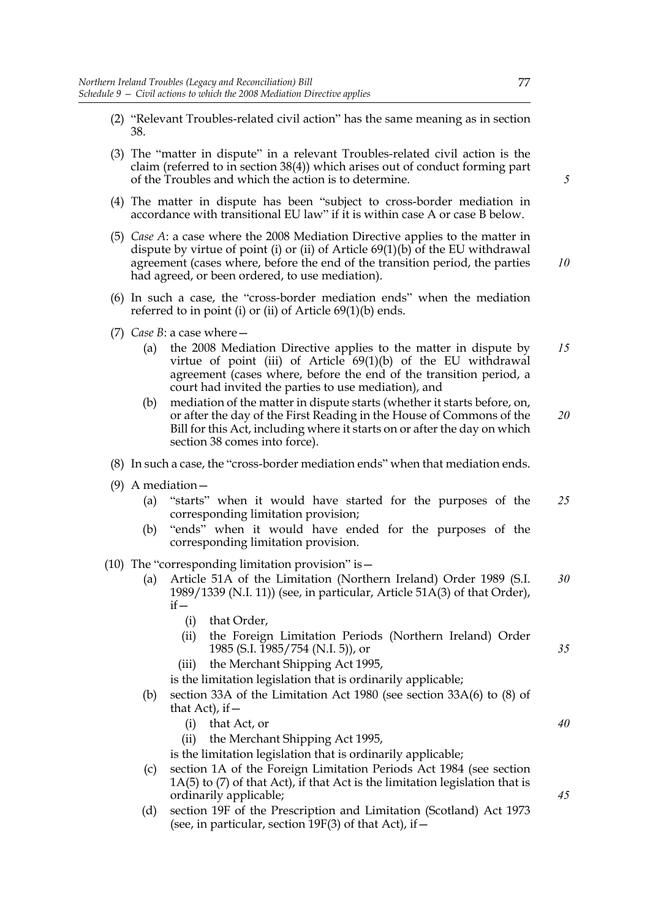(2) "Relevant Troubles-related civil action" has the same meaning as in section 38.

(3) The "matter in dispute" in a relevant Troubles-related civil action is the claim (referred to in section 38(4)) which arises out of conduct forming part of the Troubles and which the action is to determine.

(4) The matter in dispute has been "subject to cross-border mediation in accordance with transitional EU law" if it is within case A or case B below.

(5) *Case A*: a case where the 2008 Mediation Directive applies to the matter in dispute by virtue of point (i) or (ii) of Article 69(1)(b) of the EU withdrawal agreement (cases where, before the end of the transition period, the parties had agreed, or been ordered, to use mediation).

(6) In such a case, the "cross-border mediation ends" when the mediation referred to in point (i) or (ii) of Article 69(1)(b) ends.

(7) *Case B*: a case where—

- (a) the 2008 Mediation Directive applies to the matter in dispute by virtue of point (iii) of Article 69(1)(b) of the EU withdrawal agreement (cases where, before the end of the transition period, a court had invited the parties to use mediation), and
- (b) mediation of the matter in dispute starts (whether it starts before, on, or after the day of the First Reading in the House of Commons of the Bill for this Act, including where it starts on or after the day on which section 38 comes into force).

(8) In such a case, the "cross-border mediation ends" when that mediation ends.

(9) A mediation—

- (a) "starts" when it would have started for the purposes of the corresponding limitation provision;
- (b) "ends" when it would have ended for the purposes of the corresponding limitation provision.

(10) The "corresponding limitation provision" is—

- (a) Article 51A of the Limitation (Northern Ireland) Order 1989 (S.I. 1989/1339 (N.I. 11)) (see, in particular, Article 51A(3) of that Order), if—
  - (i) that Order,
  - (ii) the Foreign Limitation Periods (Northern Ireland) Order 1985 (S.I. 1985/754 (N.I. 5)), or
  - (iii) the Merchant Shipping Act 1995,

  is the limitation legislation that is ordinarily applicable;
- (b) section 33A of the Limitation Act 1980 (see section 33A(6) to (8) of that Act), if—
  - (i) that Act, or
  - (ii) the Merchant Shipping Act 1995,

  is the limitation legislation that is ordinarily applicable;
- (c) section 1A of the Foreign Limitation Periods Act 1984 (see section 1A(5) to (7) of that Act), if that Act is the limitation legislation that is ordinarily applicable;
- (d) section 19F of the Prescription and Limitation (Scotland) Act 1973 (see, in particular, section 19F(3) of that Act), if—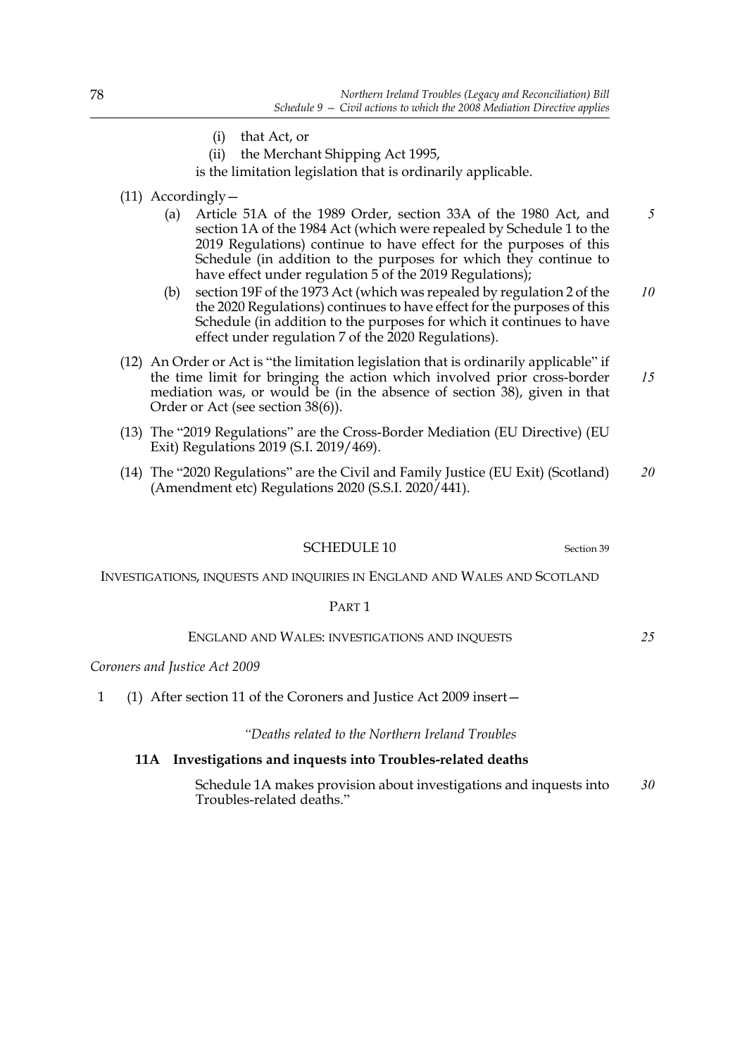(i) that Act, or

(ii) the Merchant Shipping Act 1995,

is the limitation legislation that is ordinarily applicable.

(11) Accordingly—

(a) Article 51A of the 1989 Order, section 33A of the 1980 Act, and section 1A of the 1984 Act (which were repealed by Schedule 1 to the 2019 Regulations) continue to have effect for the purposes of this Schedule (in addition to the purposes for which they continue to have effect under regulation 5 of the 2019 Regulations);

(b) section 19F of the 1973 Act (which was repealed by regulation 2 of the the 2020 Regulations) continues to have effect for the purposes of this Schedule (in addition to the purposes for which it continues to have effect under regulation 7 of the 2020 Regulations).

(12) An Order or Act is "the limitation legislation that is ordinarily applicable" if the time limit for bringing the action which involved prior cross-border mediation was, or would be (in the absence of section 38), given in that Order or Act (see section 38(6)).

(13) The "2019 Regulations" are the Cross-Border Mediation (EU Directive) (EU Exit) Regulations 2019 (S.I. 2019/469).

(14) The "2020 Regulations" are the Civil and Family Justice (EU Exit) (Scotland) (Amendment etc) Regulations 2020 (S.S.I. 2020/441).

## SCHEDULE 10

Section 39

INVESTIGATIONS, INQUESTS AND INQUIRIES IN ENGLAND AND WALES AND SCOTLAND

### PART 1

ENGLAND AND WALES: INVESTIGATIONS AND INQUESTS

*Coroners and Justice Act 2009*

1 (1) After section 11 of the Coroners and Justice Act 2009 insert—

*"Deaths related to the Northern Ireland Troubles*

**11A Investigations and inquests into Troubles-related deaths**

Schedule 1A makes provision about investigations and inquests into Troubles-related deaths."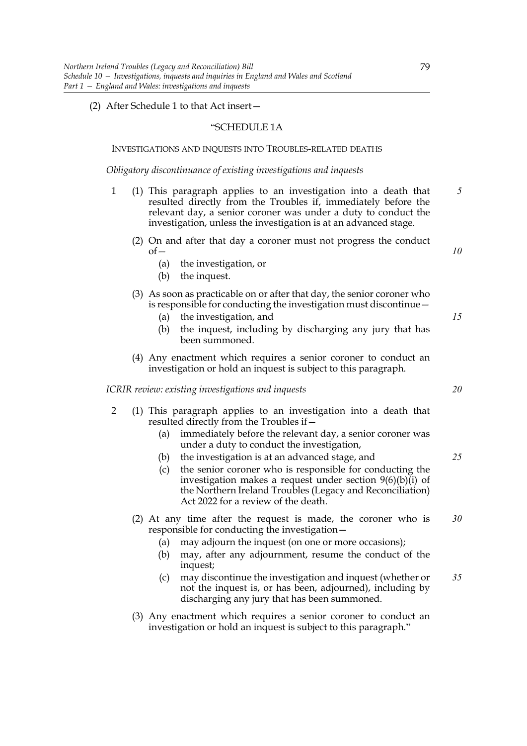(2) After Schedule 1 to that Act insert—

"SCHEDULE 1A

INVESTIGATIONS AND INQUESTS INTO TROUBLES-RELATED DEATHS

*Obligatory discontinuance of existing investigations and inquests*

1 (1) This paragraph applies to an investigation into a death that resulted directly from the Troubles if, immediately before the relevant day, a senior coroner was under a duty to conduct the investigation, unless the investigation is at an advanced stage.

(2) On and after that day a coroner must not progress the conduct of—

(a) the investigation, or

(b) the inquest.

(3) As soon as practicable on or after that day, the senior coroner who is responsible for conducting the investigation must discontinue—

(a) the investigation, and

(b) the inquest, including by discharging any jury that has been summoned.

(4) Any enactment which requires a senior coroner to conduct an investigation or hold an inquest is subject to this paragraph.

*ICRIR review: existing investigations and inquests*

2 (1) This paragraph applies to an investigation into a death that resulted directly from the Troubles if—

(a) immediately before the relevant day, a senior coroner was under a duty to conduct the investigation,

(b) the investigation is at an advanced stage, and

(c) the senior coroner who is responsible for conducting the investigation makes a request under section 9(6)(b)(i) of the Northern Ireland Troubles (Legacy and Reconciliation) Act 2022 for a review of the death.

(2) At any time after the request is made, the coroner who is responsible for conducting the investigation—

(a) may adjourn the inquest (on one or more occasions);

(b) may, after any adjournment, resume the conduct of the inquest;

(c) may discontinue the investigation and inquest (whether or not the inquest is, or has been, adjourned), including by discharging any jury that has been summoned.

(3) Any enactment which requires a senior coroner to conduct an investigation or hold an inquest is subject to this paragraph."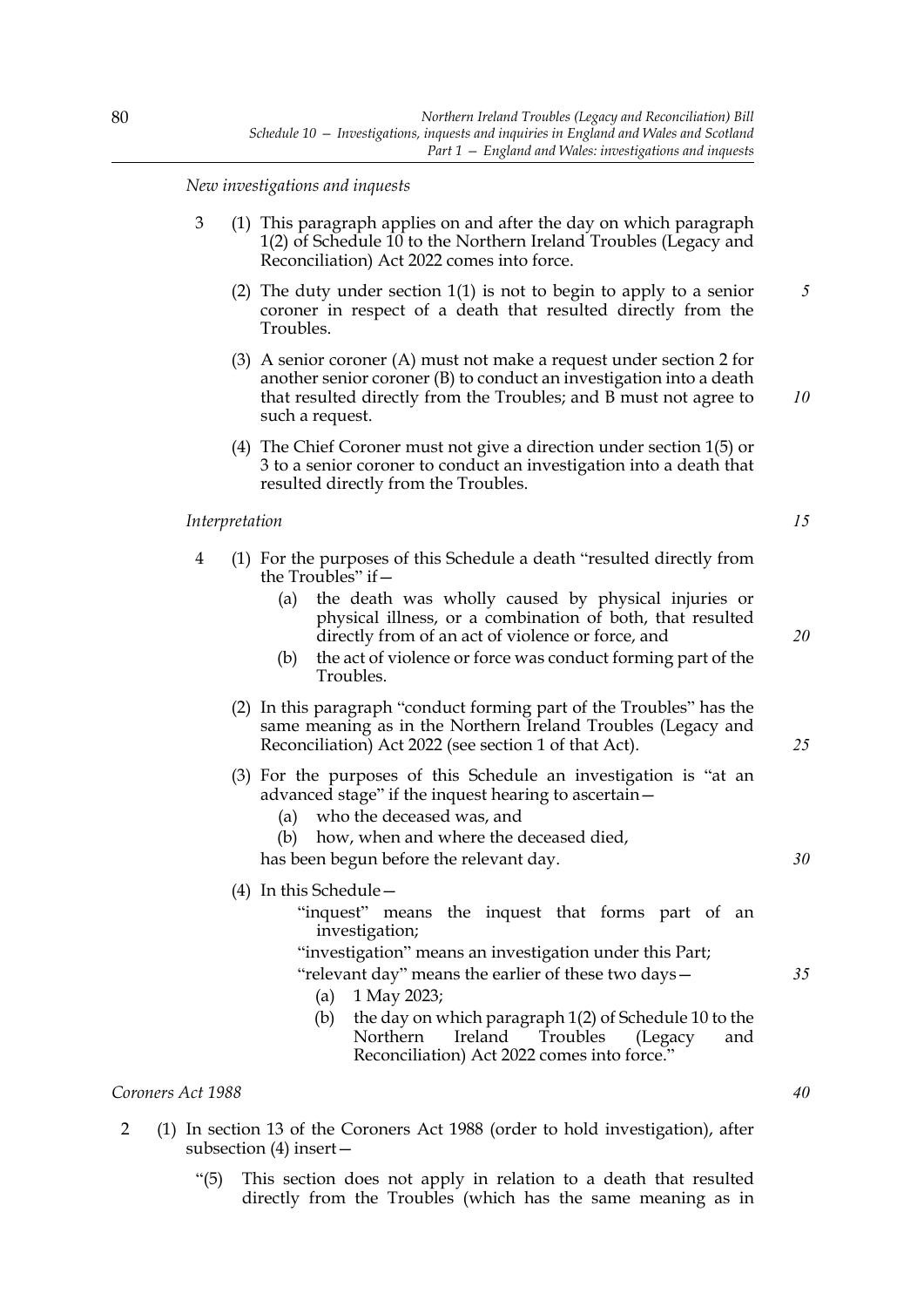*New investigations and inquests*

3 (1) This paragraph applies on and after the day on which paragraph 1(2) of Schedule 10 to the Northern Ireland Troubles (Legacy and Reconciliation) Act 2022 comes into force.

(2) The duty under section 1(1) is not to begin to apply to a senior coroner in respect of a death that resulted directly from the Troubles.

(3) A senior coroner (A) must not make a request under section 2 for another senior coroner (B) to conduct an investigation into a death that resulted directly from the Troubles; and B must not agree to such a request.

(4) The Chief Coroner must not give a direction under section 1(5) or 3 to a senior coroner to conduct an investigation into a death that resulted directly from the Troubles.

*Interpretation*

4 (1) For the purposes of this Schedule a death "resulted directly from the Troubles" if—

(a) the death was wholly caused by physical injuries or physical illness, or a combination of both, that resulted directly from of an act of violence or force, and

(b) the act of violence or force was conduct forming part of the Troubles.

(2) In this paragraph "conduct forming part of the Troubles" has the same meaning as in the Northern Ireland Troubles (Legacy and Reconciliation) Act 2022 (see section 1 of that Act).

(3) For the purposes of this Schedule an investigation is "at an advanced stage" if the inquest hearing to ascertain—

(a) who the deceased was, and

(b) how, when and where the deceased died,

has been begun before the relevant day.

(4) In this Schedule—

"inquest" means the inquest that forms part of an investigation;

"investigation" means an investigation under this Part;

"relevant day" means the earlier of these two days—

(a) 1 May 2023;

(b) the day on which paragraph 1(2) of Schedule 10 to the Northern Ireland Troubles (Legacy and Reconciliation) Act 2022 comes into force."

*Coroners Act 1988*

2 (1) In section 13 of the Coroners Act 1988 (order to hold investigation), after subsection (4) insert—

"(5) This section does not apply in relation to a death that resulted directly from the Troubles (which has the same meaning as in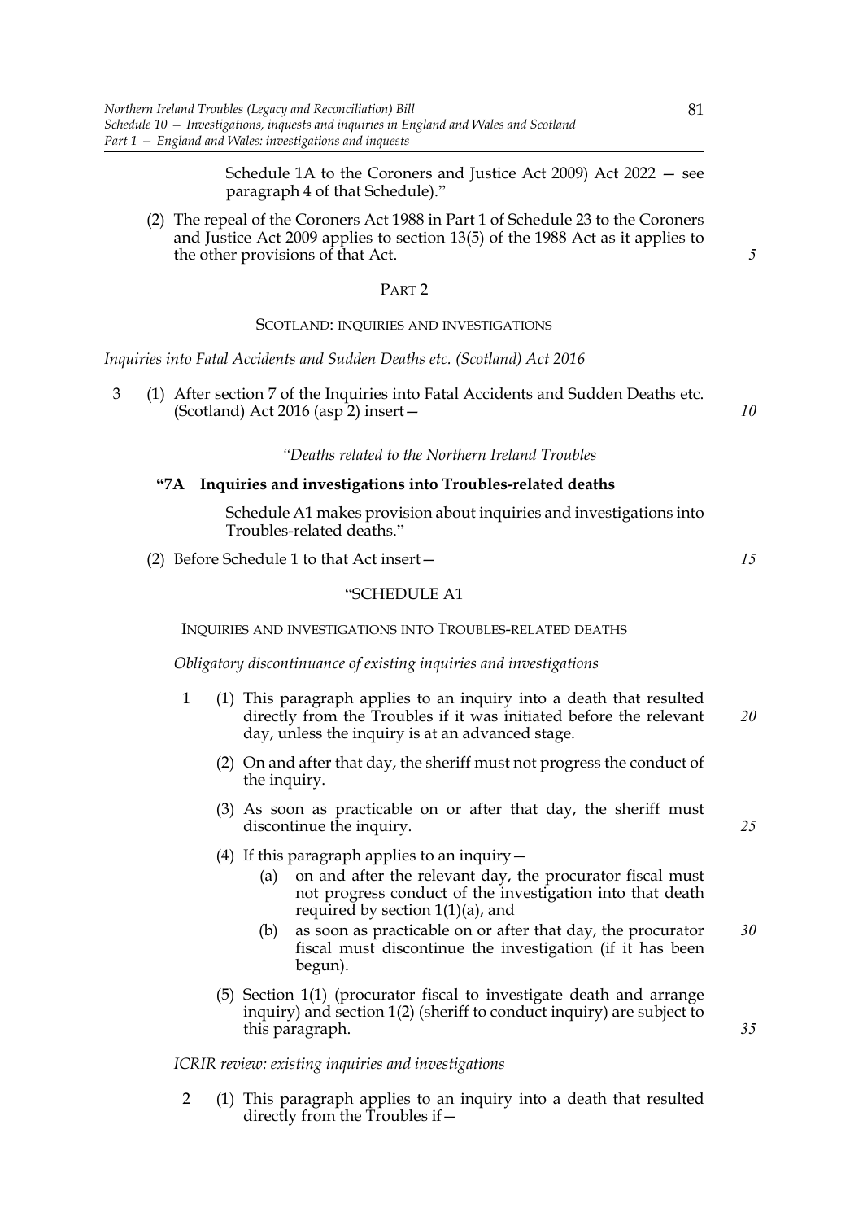Schedule 1A to the Coroners and Justice Act 2009) Act 2022 — see paragraph 4 of that Schedule)."

(2) The repeal of the Coroners Act 1988 in Part 1 of Schedule 23 to the Coroners and Justice Act 2009 applies to section 13(5) of the 1988 Act as it applies to the other provisions of that Act.

## PART 2

### SCOTLAND: INQUIRIES AND INVESTIGATIONS

*Inquiries into Fatal Accidents and Sudden Deaths etc. (Scotland) Act 2016*

3 (1) After section 7 of the Inquiries into Fatal Accidents and Sudden Deaths etc. (Scotland) Act 2016 (asp 2) insert—

*"Deaths related to the Northern Ireland Troubles*

**"7A Inquiries and investigations into Troubles-related deaths**

Schedule A1 makes provision about inquiries and investigations into Troubles-related deaths."

(2) Before Schedule 1 to that Act insert—

"SCHEDULE A1

INQUIRIES AND INVESTIGATIONS INTO TROUBLES-RELATED DEATHS

*Obligatory discontinuance of existing inquiries and investigations*

1 (1) This paragraph applies to an inquiry into a death that resulted directly from the Troubles if it was initiated before the relevant day, unless the inquiry is at an advanced stage.

(2) On and after that day, the sheriff must not progress the conduct of the inquiry.

(3) As soon as practicable on or after that day, the sheriff must discontinue the inquiry.

(4) If this paragraph applies to an inquiry—

(a) on and after the relevant day, the procurator fiscal must not progress conduct of the investigation into that death required by section 1(1)(a), and

(b) as soon as practicable on or after that day, the procurator fiscal must discontinue the investigation (if it has been begun).

(5) Section 1(1) (procurator fiscal to investigate death and arrange inquiry) and section 1(2) (sheriff to conduct inquiry) are subject to this paragraph.

*ICRIR review: existing inquiries and investigations*

2 (1) This paragraph applies to an inquiry into a death that resulted directly from the Troubles if—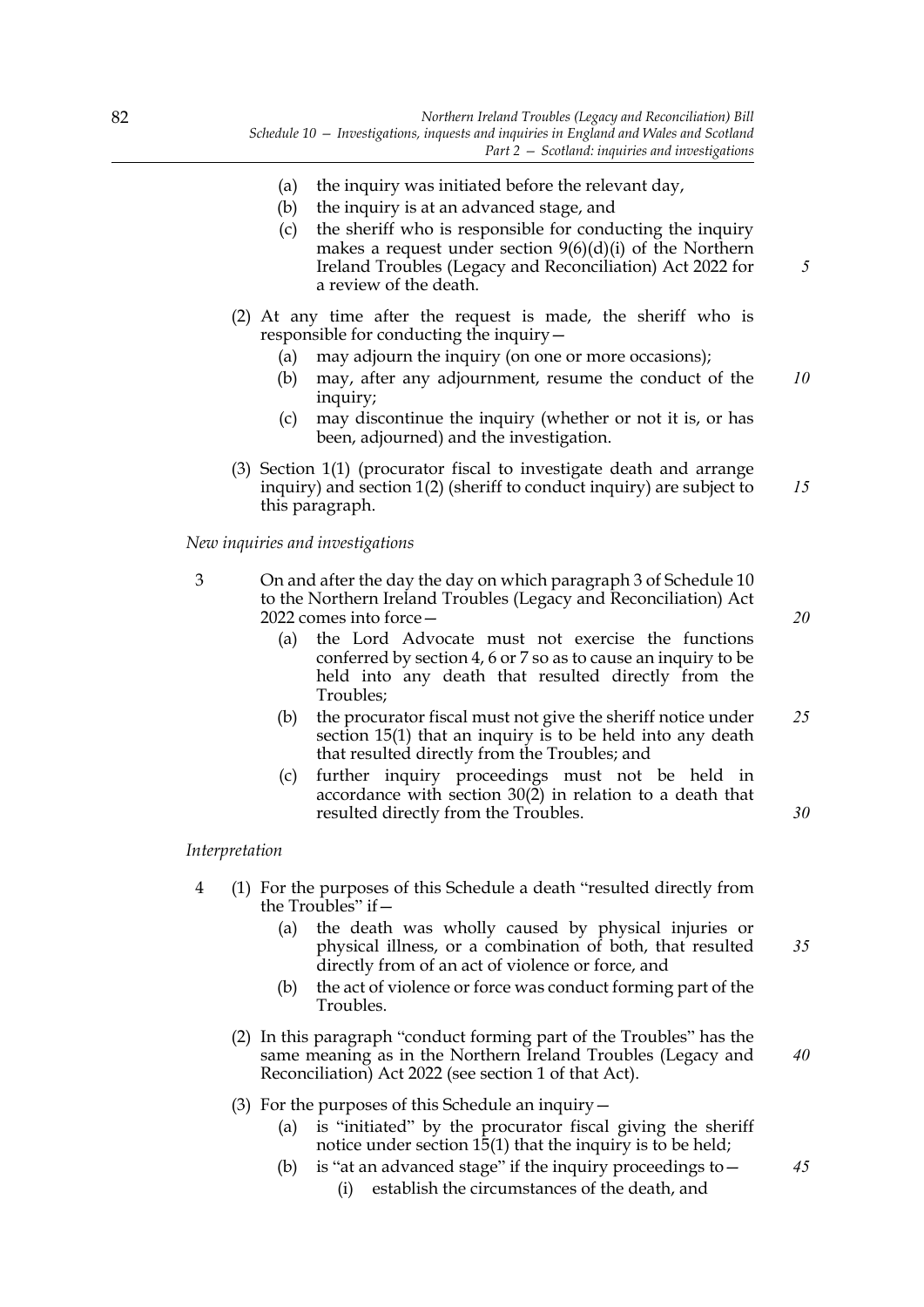(a) the inquiry was initiated before the relevant day,

(b) the inquiry is at an advanced stage, and

(c) the sheriff who is responsible for conducting the inquiry makes a request under section 9(6)(d)(i) of the Northern Ireland Troubles (Legacy and Reconciliation) Act 2022 for a review of the death.

(2) At any time after the request is made, the sheriff who is responsible for conducting the inquiry—

(a) may adjourn the inquiry (on one or more occasions);

(b) may, after any adjournment, resume the conduct of the inquiry;

(c) may discontinue the inquiry (whether or not it is, or has been, adjourned) and the investigation.

(3) Section 1(1) (procurator fiscal to investigate death and arrange inquiry) and section 1(2) (sheriff to conduct inquiry) are subject to this paragraph.

*New inquiries and investigations*

3 On and after the day the day on which paragraph 3 of Schedule 10 to the Northern Ireland Troubles (Legacy and Reconciliation) Act 2022 comes into force—

(a) the Lord Advocate must not exercise the functions conferred by section 4, 6 or 7 so as to cause an inquiry to be held into any death that resulted directly from the Troubles;

(b) the procurator fiscal must not give the sheriff notice under section 15(1) that an inquiry is to be held into any death that resulted directly from the Troubles; and

(c) further inquiry proceedings must not be held in accordance with section 30(2) in relation to a death that resulted directly from the Troubles.

*Interpretation*

4 (1) For the purposes of this Schedule a death "resulted directly from the Troubles" if—

(a) the death was wholly caused by physical injuries or physical illness, or a combination of both, that resulted directly from of an act of violence or force, and

(b) the act of violence or force was conduct forming part of the Troubles.

(2) In this paragraph "conduct forming part of the Troubles" has the same meaning as in the Northern Ireland Troubles (Legacy and Reconciliation) Act 2022 (see section 1 of that Act).

(3) For the purposes of this Schedule an inquiry—

(a) is "initiated" by the procurator fiscal giving the sheriff notice under section 15(1) that the inquiry is to be held;

(b) is "at an advanced stage" if the inquiry proceedings to—

(i) establish the circumstances of the death, and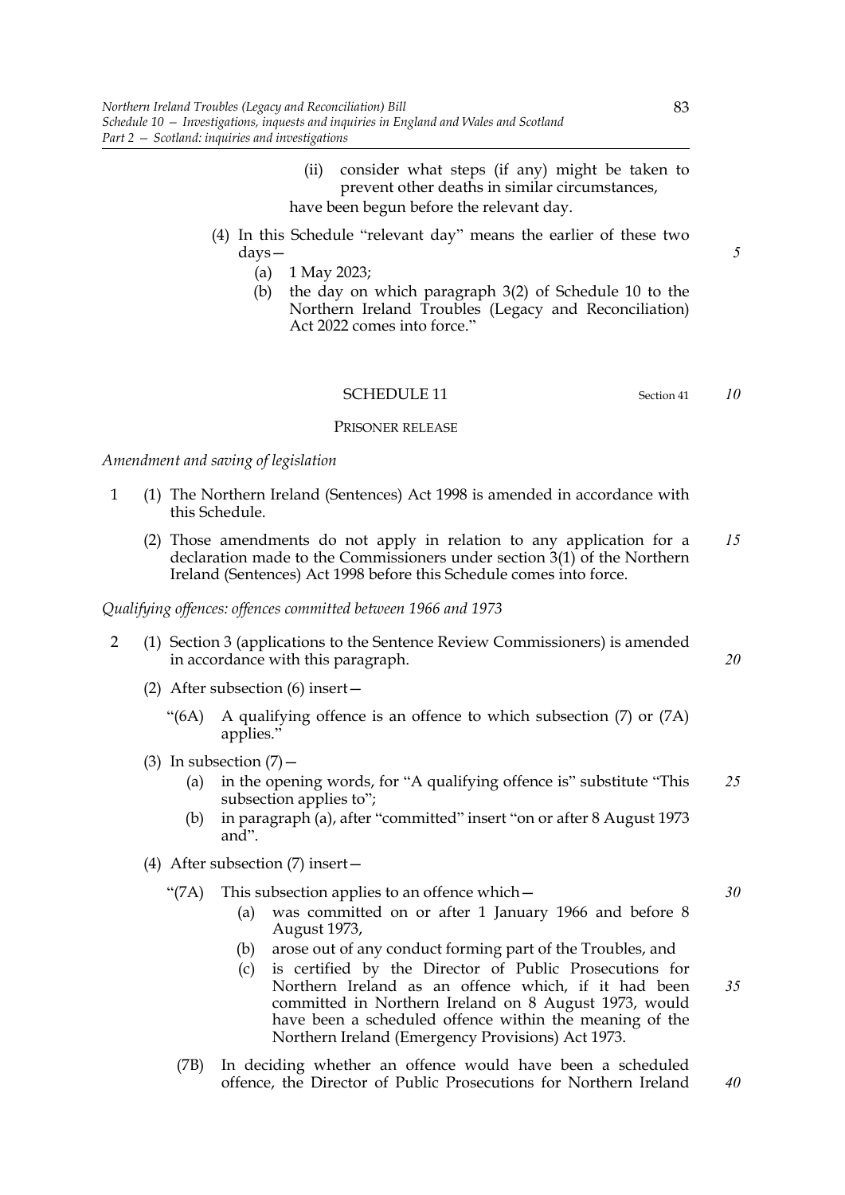(ii) consider what steps (if any) might be taken to prevent other deaths in similar circumstances,

have been begun before the relevant day.

(4) In this Schedule "relevant day" means the earlier of these two days—

(a) 1 May 2023;

(b) the day on which paragraph 3(2) of Schedule 10 to the Northern Ireland Troubles (Legacy and Reconciliation) Act 2022 comes into force."

## SCHEDULE 11

Section 41

PRISONER RELEASE

*Amendment and saving of legislation*

1 (1) The Northern Ireland (Sentences) Act 1998 is amended in accordance with this Schedule.

(2) Those amendments do not apply in relation to any application for a declaration made to the Commissioners under section 3(1) of the Northern Ireland (Sentences) Act 1998 before this Schedule comes into force.

*Qualifying offences: offences committed between 1966 and 1973*

2 (1) Section 3 (applications to the Sentence Review Commissioners) is amended in accordance with this paragraph.

(2) After subsection (6) insert—

"(6A) A qualifying offence is an offence to which subsection (7) or (7A) applies."

(3) In subsection (7)—

(a) in the opening words, for "A qualifying offence is" substitute "This subsection applies to";

(b) in paragraph (a), after "committed" insert "on or after 8 August 1973 and".

(4) After subsection (7) insert—

"(7A) This subsection applies to an offence which—

(a) was committed on or after 1 January 1966 and before 8 August 1973,

(b) arose out of any conduct forming part of the Troubles, and

(c) is certified by the Director of Public Prosecutions for Northern Ireland as an offence which, if it had been committed in Northern Ireland on 8 August 1973, would have been a scheduled offence within the meaning of the Northern Ireland (Emergency Provisions) Act 1973.

(7B) In deciding whether an offence would have been a scheduled offence, the Director of Public Prosecutions for Northern Ireland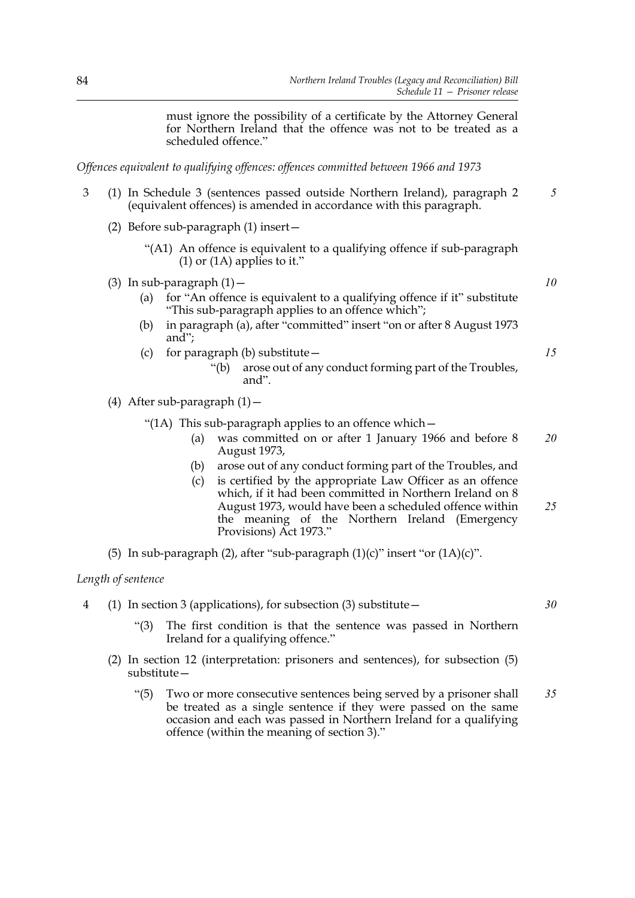must ignore the possibility of a certificate by the Attorney General for Northern Ireland that the offence was not to be treated as a scheduled offence."

*Offences equivalent to qualifying offences: offences committed between 1966 and 1973*

3 (1) In Schedule 3 (sentences passed outside Northern Ireland), paragraph 2 (equivalent offences) is amended in accordance with this paragraph.

(2) Before sub-paragraph (1) insert—

"(A1) An offence is equivalent to a qualifying offence if sub-paragraph (1) or (1A) applies to it."

(3) In sub-paragraph (1)—

(a) for "An offence is equivalent to a qualifying offence if it" substitute "This sub-paragraph applies to an offence which";

(b) in paragraph (a), after "committed" insert "on or after 8 August 1973 and";

(c) for paragraph (b) substitute—

"(b) arose out of any conduct forming part of the Troubles, and".

(4) After sub-paragraph (1)—

"(1A) This sub-paragraph applies to an offence which—

(a) was committed on or after 1 January 1966 and before 8 August 1973,

(b) arose out of any conduct forming part of the Troubles, and

(c) is certified by the appropriate Law Officer as an offence which, if it had been committed in Northern Ireland on 8 August 1973, would have been a scheduled offence within the meaning of the Northern Ireland (Emergency Provisions) Act 1973."

(5) In sub-paragraph (2), after "sub-paragraph (1)(c)" insert "or (1A)(c)".

*Length of sentence*

4 (1) In section 3 (applications), for subsection (3) substitute—

"(3) The first condition is that the sentence was passed in Northern Ireland for a qualifying offence."

(2) In section 12 (interpretation: prisoners and sentences), for subsection (5) substitute—

"(5) Two or more consecutive sentences being served by a prisoner shall be treated as a single sentence if they were passed on the same occasion and each was passed in Northern Ireland for a qualifying offence (within the meaning of section 3)."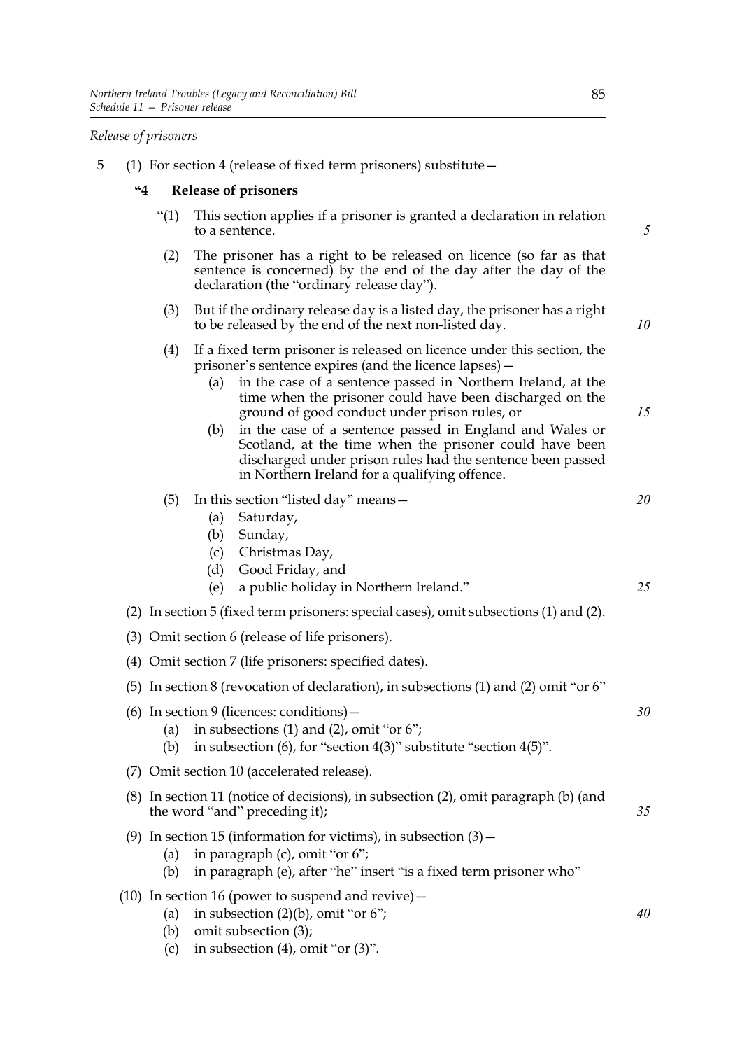*Release of prisoners*

5 (1) For section 4 (release of fixed term prisoners) substitute—

**"4 Release of prisoners**

"(1) This section applies if a prisoner is granted a declaration in relation to a sentence.

(2) The prisoner has a right to be released on licence (so far as that sentence is concerned) by the end of the day after the day of the declaration (the "ordinary release day").

(3) But if the ordinary release day is a listed day, the prisoner has a right to be released by the end of the next non-listed day.

(4) If a fixed term prisoner is released on licence under this section, the prisoner's sentence expires (and the licence lapses)—

(a) in the case of a sentence passed in Northern Ireland, at the time when the prisoner could have been discharged on the ground of good conduct under prison rules, or

(b) in the case of a sentence passed in England and Wales or Scotland, at the time when the prisoner could have been discharged under prison rules had the sentence been passed in Northern Ireland for a qualifying offence.

(5) In this section "listed day" means—

(a) Saturday,

(b) Sunday,

(c) Christmas Day,

(d) Good Friday, and

(e) a public holiday in Northern Ireland."

(2) In section 5 (fixed term prisoners: special cases), omit subsections (1) and (2).

(3) Omit section 6 (release of life prisoners).

(4) Omit section 7 (life prisoners: specified dates).

(5) In section 8 (revocation of declaration), in subsections (1) and (2) omit "or 6"

(6) In section 9 (licences: conditions)—

(a) in subsections (1) and (2), omit "or 6";

(b) in subsection (6), for "section 4(3)" substitute "section 4(5)".

(7) Omit section 10 (accelerated release).

(8) In section 11 (notice of decisions), in subsection (2), omit paragraph (b) (and the word "and" preceding it);

(9) In section 15 (information for victims), in subsection (3)—

(a) in paragraph (c), omit "or 6";

(b) in paragraph (e), after "he" insert "is a fixed term prisoner who"

(10) In section 16 (power to suspend and revive)—

(a) in subsection (2)(b), omit "or 6";

(b) omit subsection (3);

(c) in subsection (4), omit "or (3)".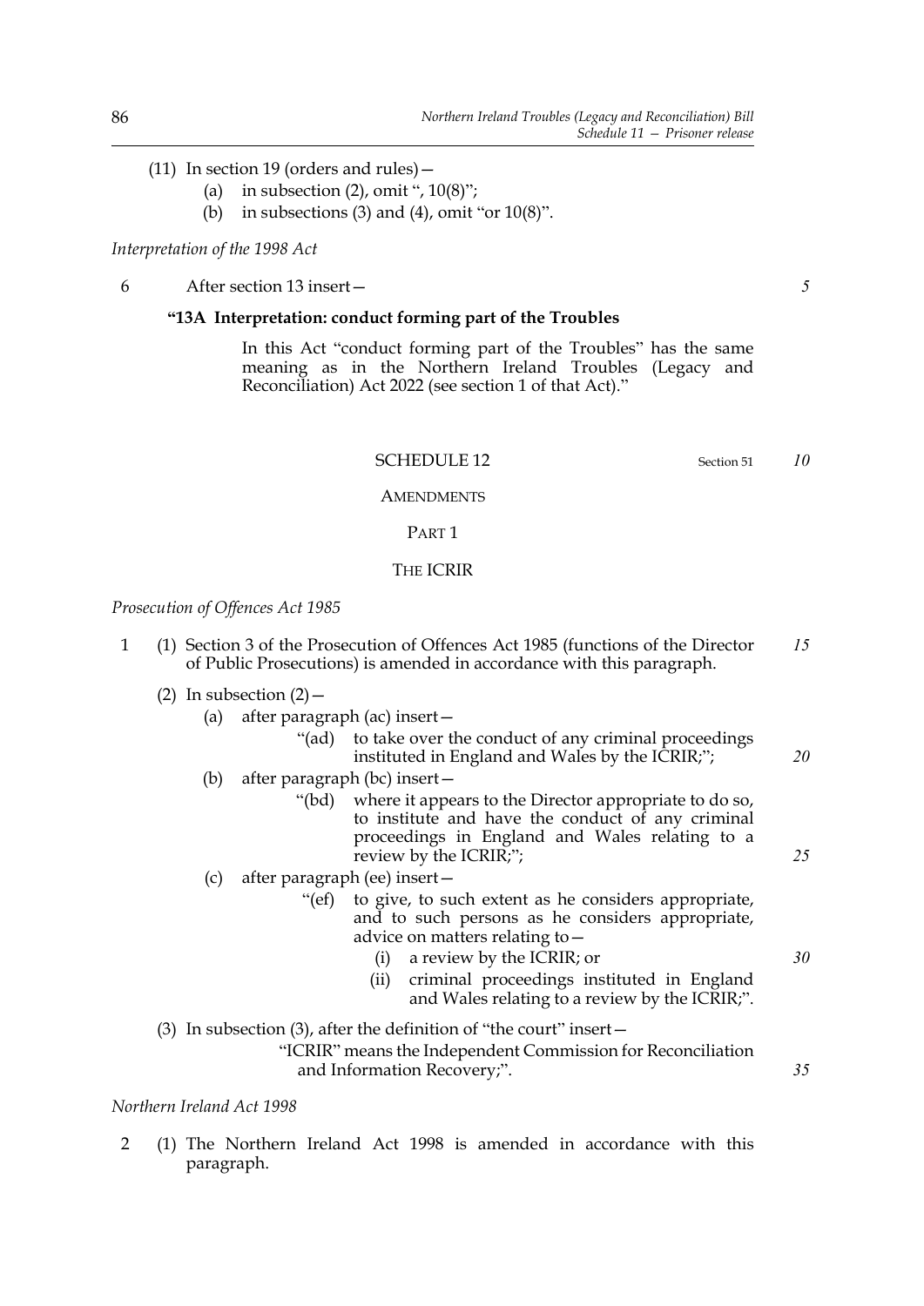(11) In section 19 (orders and rules)—

  (a) in subsection (2), omit ", 10(8)";

  (b) in subsections (3) and (4), omit "or 10(8)".

*Interpretation of the 1998 Act*

6 After section 13 insert—

**"13A Interpretation: conduct forming part of the Troubles**

In this Act "conduct forming part of the Troubles" has the same meaning as in the Northern Ireland Troubles (Legacy and Reconciliation) Act 2022 (see section 1 of that Act)."

SCHEDULE 12 — Section 51

AMENDMENTS

PART 1

THE ICRIR

*Prosecution of Offences Act 1985*

1 (1) Section 3 of the Prosecution of Offences Act 1985 (functions of the Director of Public Prosecutions) is amended in accordance with this paragraph.

(2) In subsection (2)—

  (a) after paragraph (ac) insert—

    "(ad) to take over the conduct of any criminal proceedings instituted in England and Wales by the ICRIR;";

  (b) after paragraph (bc) insert—

    "(bd) where it appears to the Director appropriate to do so, to institute and have the conduct of any criminal proceedings in England and Wales relating to a review by the ICRIR;";

  (c) after paragraph (ee) insert—

    "(ef) to give, to such extent as he considers appropriate, and to such persons as he considers appropriate, advice on matters relating to—

      (i) a review by the ICRIR; or

      (ii) criminal proceedings instituted in England and Wales relating to a review by the ICRIR;".

(3) In subsection (3), after the definition of "the court" insert—

  "ICRIR" means the Independent Commission for Reconciliation and Information Recovery;".

*Northern Ireland Act 1998*

2 (1) The Northern Ireland Act 1998 is amended in accordance with this paragraph.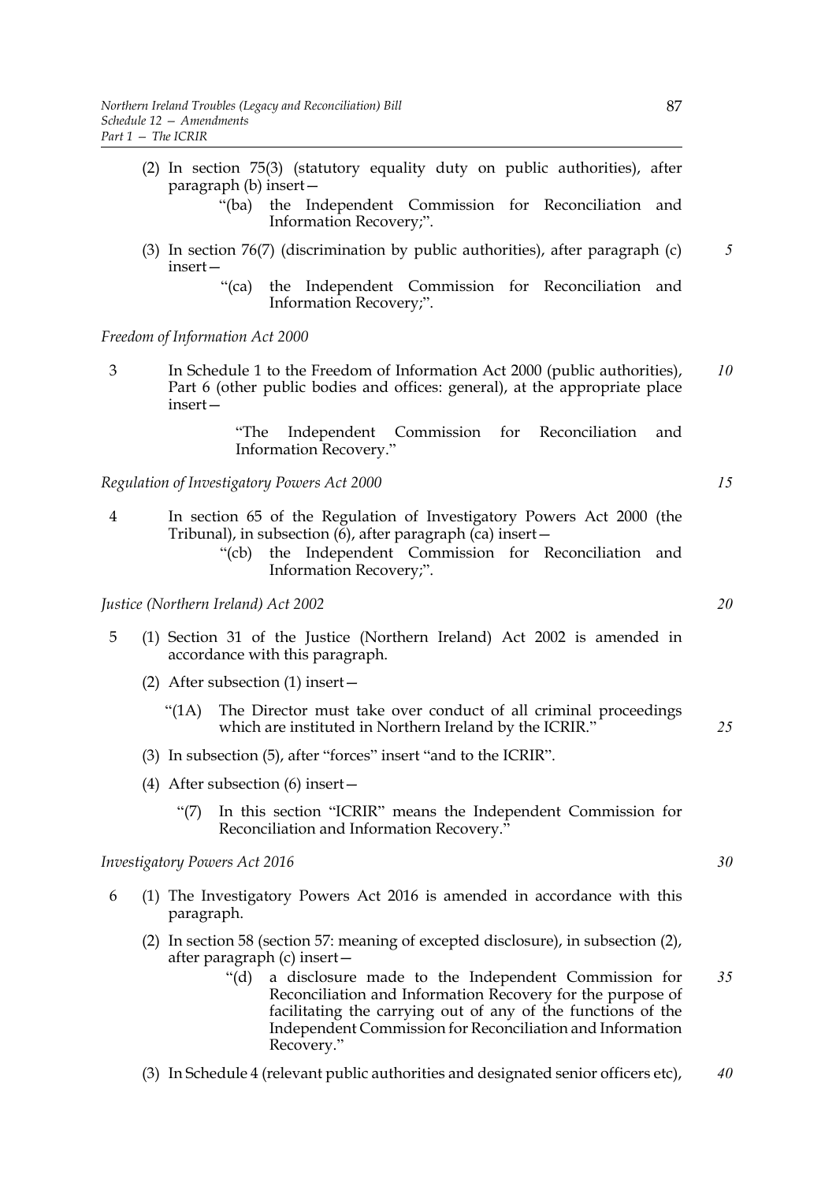(2) In section 75(3) (statutory equality duty on public authorities), after paragraph (b) insert—

> "(ba) the Independent Commission for Reconciliation and Information Recovery;".

(3) In section 76(7) (discrimination by public authorities), after paragraph (c) insert—

> "(ca) the Independent Commission for Reconciliation and Information Recovery;".

*Freedom of Information Act 2000*

3 In Schedule 1 to the Freedom of Information Act 2000 (public authorities), Part 6 (other public bodies and offices: general), at the appropriate place insert—

> "The Independent Commission for Reconciliation and Information Recovery."

*Regulation of Investigatory Powers Act 2000*

4 In section 65 of the Regulation of Investigatory Powers Act 2000 (the Tribunal), in subsection (6), after paragraph (ca) insert—

> "(cb) the Independent Commission for Reconciliation and Information Recovery;".

*Justice (Northern Ireland) Act 2002*

5 (1) Section 31 of the Justice (Northern Ireland) Act 2002 is amended in accordance with this paragraph.

(2) After subsection (1) insert—

> "(1A) The Director must take over conduct of all criminal proceedings which are instituted in Northern Ireland by the ICRIR."

(3) In subsection (5), after "forces" insert "and to the ICRIR".

(4) After subsection (6) insert—

> "(7) In this section "ICRIR" means the Independent Commission for Reconciliation and Information Recovery."

*Investigatory Powers Act 2016*

6 (1) The Investigatory Powers Act 2016 is amended in accordance with this paragraph.

(2) In section 58 (section 57: meaning of excepted disclosure), in subsection (2), after paragraph (c) insert—

> "(d) a disclosure made to the Independent Commission for Reconciliation and Information Recovery for the purpose of facilitating the carrying out of any of the functions of the Independent Commission for Reconciliation and Information Recovery."

(3) In Schedule 4 (relevant public authorities and designated senior officers etc),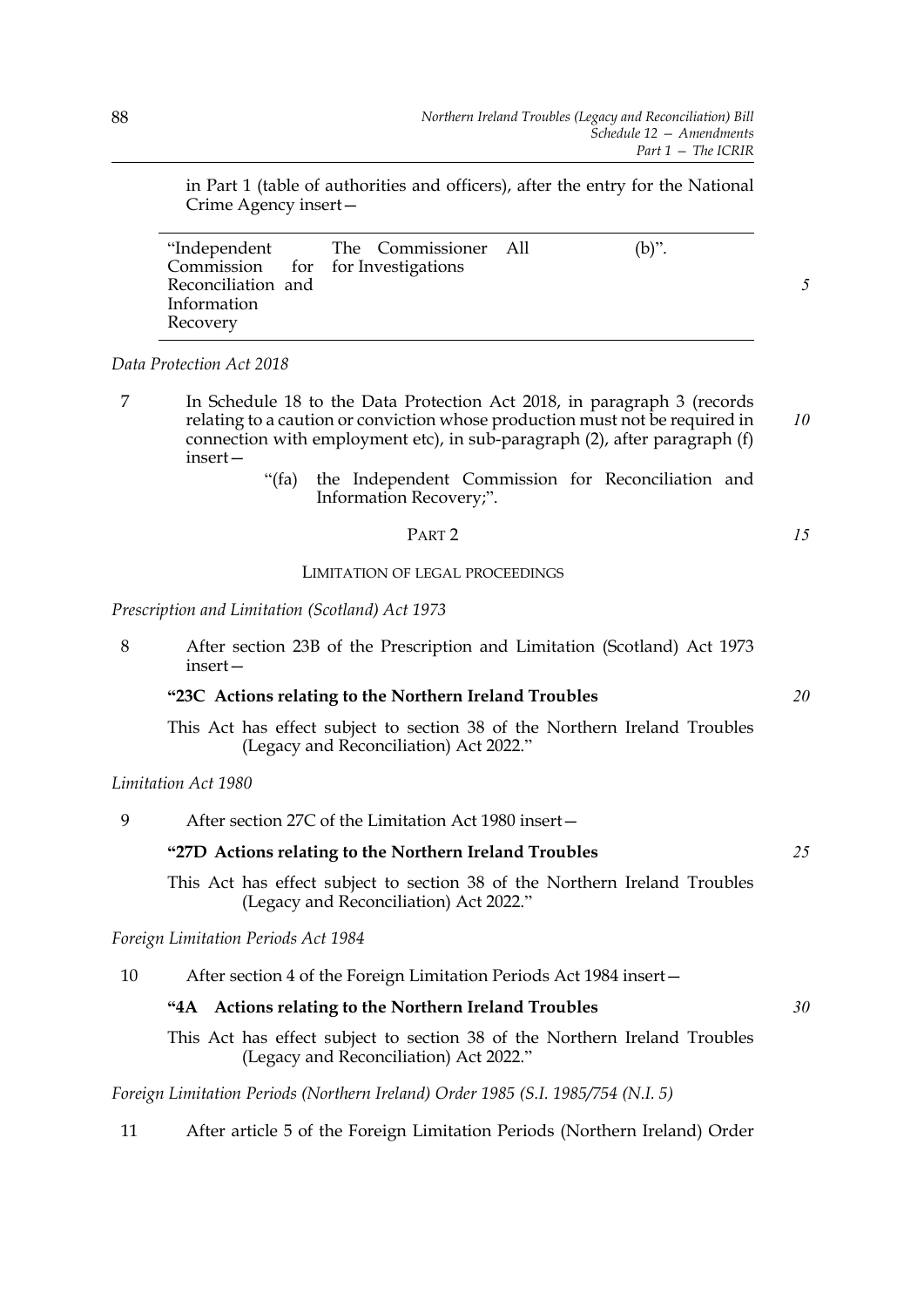in Part 1 (table of authorities and officers), after the entry for the National Crime Agency insert—

| "Independent Commission for Reconciliation and Information Recovery | The Commissioner for Investigations | All | (b)". |
|---|---|---|---|

*Data Protection Act 2018*

7 In Schedule 18 to the Data Protection Act 2018, in paragraph 3 (records relating to a caution or conviction whose production must not be required in connection with employment etc), in sub-paragraph (2), after paragraph (f) insert—

> "(fa) the Independent Commission for Reconciliation and Information Recovery;".

## PART 2

### LIMITATION OF LEGAL PROCEEDINGS

*Prescription and Limitation (Scotland) Act 1973*

8 After section 23B of the Prescription and Limitation (Scotland) Act 1973 insert—

> **"23C Actions relating to the Northern Ireland Troubles**
>
> This Act has effect subject to section 38 of the Northern Ireland Troubles (Legacy and Reconciliation) Act 2022."

*Limitation Act 1980*

9 After section 27C of the Limitation Act 1980 insert—

> **"27D Actions relating to the Northern Ireland Troubles**
>
> This Act has effect subject to section 38 of the Northern Ireland Troubles (Legacy and Reconciliation) Act 2022."

*Foreign Limitation Periods Act 1984*

10 After section 4 of the Foreign Limitation Periods Act 1984 insert—

> **"4A Actions relating to the Northern Ireland Troubles**
>
> This Act has effect subject to section 38 of the Northern Ireland Troubles (Legacy and Reconciliation) Act 2022."

*Foreign Limitation Periods (Northern Ireland) Order 1985 (S.I. 1985/754 (N.I. 5)*

11 After article 5 of the Foreign Limitation Periods (Northern Ireland) Order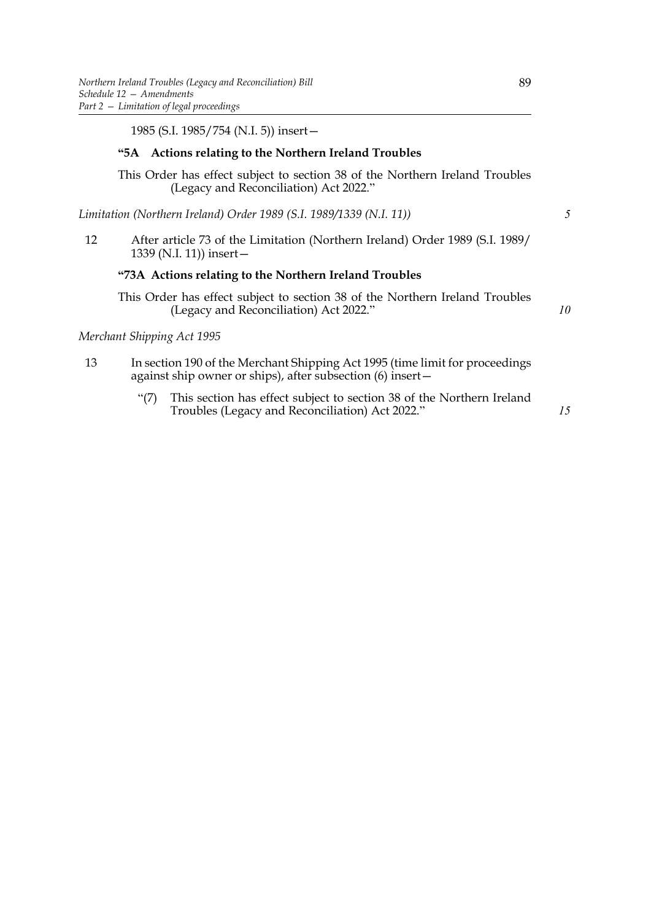1985 (S.I. 1985/754 (N.I. 5)) insert—

**"5A Actions relating to the Northern Ireland Troubles**

This Order has effect subject to section 38 of the Northern Ireland Troubles (Legacy and Reconciliation) Act 2022."

*Limitation (Northern Ireland) Order 1989 (S.I. 1989/1339 (N.I. 11))*

12 After article 73 of the Limitation (Northern Ireland) Order 1989 (S.I. 1989/1339 (N.I. 11)) insert—

**"73A Actions relating to the Northern Ireland Troubles**

This Order has effect subject to section 38 of the Northern Ireland Troubles (Legacy and Reconciliation) Act 2022."

*Merchant Shipping Act 1995*

13 In section 190 of the Merchant Shipping Act 1995 (time limit for proceedings against ship owner or ships), after subsection (6) insert—

"(7) This section has effect subject to section 38 of the Northern Ireland Troubles (Legacy and Reconciliation) Act 2022."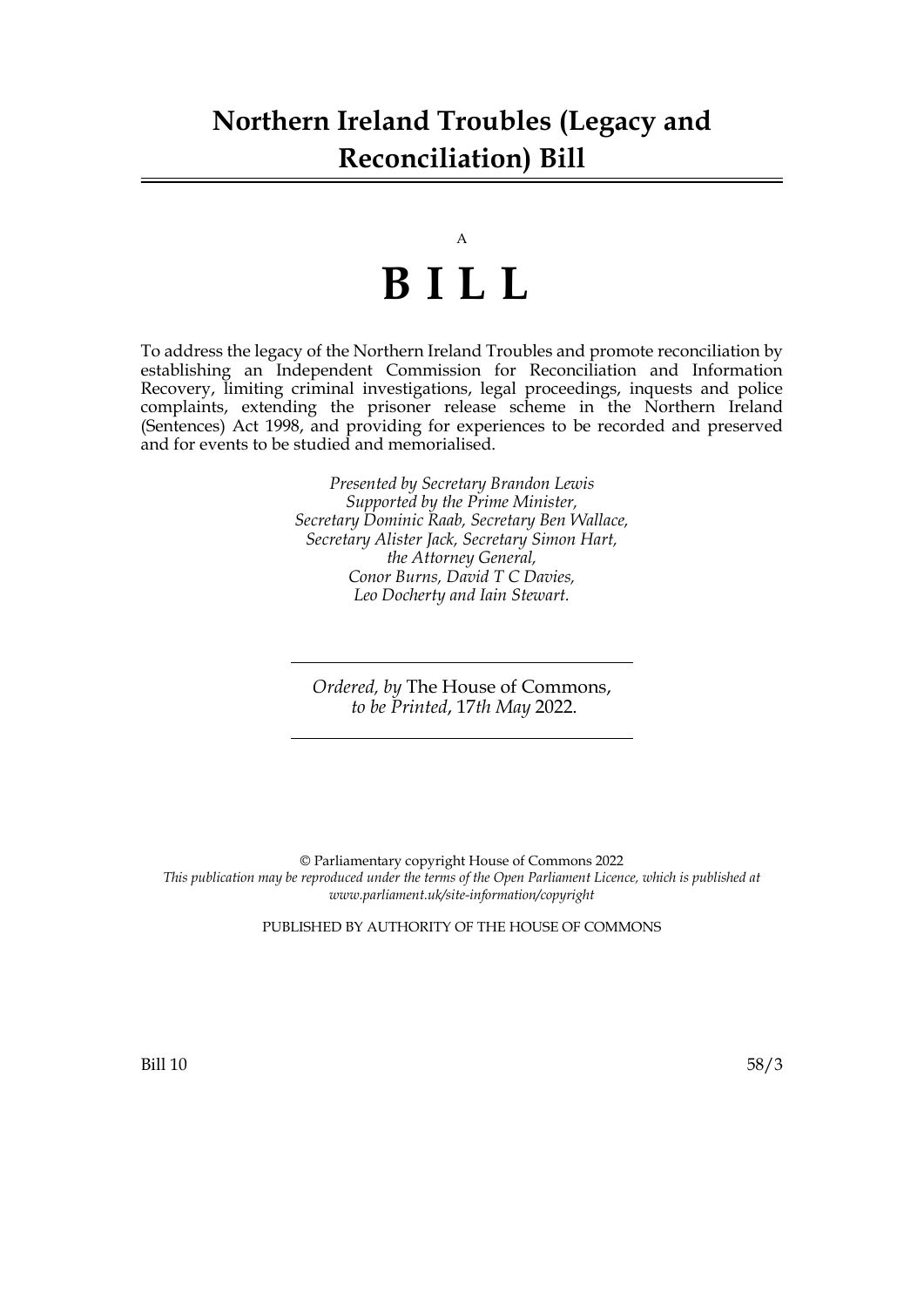# Northern Ireland Troubles (Legacy and Reconciliation) Bill

A

# B I L L

To address the legacy of the Northern Ireland Troubles and promote reconciliation by establishing an Independent Commission for Reconciliation and Information Recovery, limiting criminal investigations, legal proceedings, inquests and police complaints, extending the prisoner release scheme in the Northern Ireland (Sentences) Act 1998, and providing for experiences to be recorded and preserved and for events to be studied and memorialised.

*Presented by Secretary Brandon Lewis*
*Supported by the Prime Minister,*
*Secretary Dominic Raab, Secretary Ben Wallace,*
*Secretary Alister Jack, Secretary Simon Hart,*
*the Attorney General,*
*Conor Burns, David T C Davies,*
*Leo Docherty and Iain Stewart.*

---

*Ordered, by* The House of Commons, *to be Printed*, 17*th May* 2022.

---

© Parliamentary copyright House of Commons 2022
*This publication may be reproduced under the terms of the Open Parliament Licence, which is published at www.parliament.uk/site-information/copyright*

PUBLISHED BY AUTHORITY OF THE HOUSE OF COMMONS

Bill 10 58/3